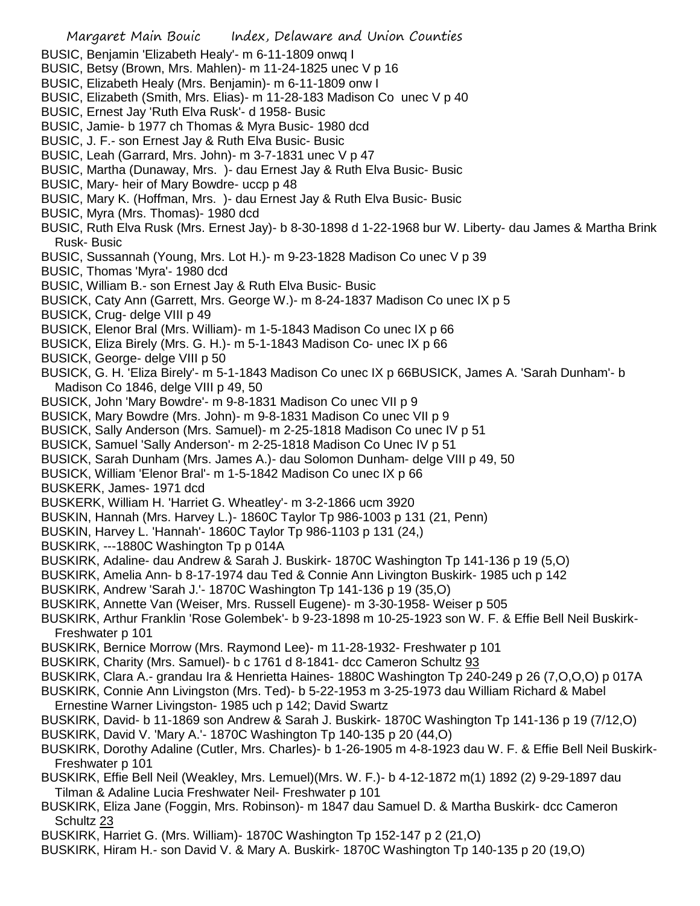BUSIC, Benjamin 'Elizabeth Healy'- m 6-11-1809 onwq I

BUSIC, Betsy (Brown, Mrs. Mahlen)- m 11-24-1825 unec V p 16

BUSIC, Elizabeth Healy (Mrs. Benjamin)- m 6-11-1809 onw I

BUSIC, Elizabeth (Smith, Mrs. Elias)- m 11-28-183 Madison Co unec V p 40

BUSIC, Ernest Jay 'Ruth Elva Rusk'- d 1958- Busic

BUSIC, Jamie- b 1977 ch Thomas & Myra Busic- 1980 dcd

BUSIC, J. F.- son Ernest Jay & Ruth Elva Busic- Busic

BUSIC, Leah (Garrard, Mrs. John)- m 3-7-1831 unec V p 47

BUSIC, Martha (Dunaway, Mrs. )- dau Ernest Jay & Ruth Elva Busic- Busic

BUSIC, Mary- heir of Mary Bowdre- uccp p 48

BUSIC, Mary K. (Hoffman, Mrs. )- dau Ernest Jay & Ruth Elva Busic- Busic

BUSIC, Myra (Mrs. Thomas)- 1980 dcd

BUSIC, Ruth Elva Rusk (Mrs. Ernest Jay)- b 8-30-1898 d 1-22-1968 bur W. Liberty- dau James & Martha Brink Rusk- Busic

BUSIC, Sussannah (Young, Mrs. Lot H.)- m 9-23-1828 Madison Co unec V p 39

BUSIC, Thomas 'Myra'- 1980 dcd

BUSIC, William B.- son Ernest Jay & Ruth Elva Busic- Busic

BUSICK, Caty Ann (Garrett, Mrs. George W.)- m 8-24-1837 Madison Co unec IX p 5

BUSICK, Crug- delge VIII p 49

BUSICK, Elenor Bral (Mrs. William)- m 1-5-1843 Madison Co unec IX p 66

BUSICK, Eliza Birely (Mrs. G. H.)- m 5-1-1843 Madison Co- unec IX p 66

BUSICK, George- delge VIII p 50

BUSICK, G. H. 'Eliza Birely'- m 5-1-1843 Madison Co unec IX p 66BUSICK, James A. 'Sarah Dunham'- b Madison Co 1846, delge VIII p 49, 50

BUSICK, John 'Mary Bowdre'- m 9-8-1831 Madison Co unec VII p 9

BUSICK, Mary Bowdre (Mrs. John)- m 9-8-1831 Madison Co unec VII p 9

BUSICK, Sally Anderson (Mrs. Samuel)- m 2-25-1818 Madison Co unec IV p 51

BUSICK, Samuel 'Sally Anderson'- m 2-25-1818 Madison Co Unec IV p 51

BUSICK, Sarah Dunham (Mrs. James A.)- dau Solomon Dunham- delge VIII p 49, 50

BUSICK, William 'Elenor Bral'- m 1-5-1842 Madison Co unec IX p 66

BUSKERK, James- 1971 dcd

BUSKERK, William H. 'Harriet G. Wheatley'- m 3-2-1866 ucm 3920

BUSKIN, Hannah (Mrs. Harvey L.)- 1860C Taylor Tp 986-1003 p 131 (21, Penn)

BUSKIN, Harvey L. 'Hannah'- 1860C Taylor Tp 986-1103 p 131 (24,)

BUSKIRK, ---1880C Washington Tp p 014A

BUSKIRK, Adaline- dau Andrew & Sarah J. Buskirk- 1870C Washington Tp 141-136 p 19 (5,O)

BUSKIRK, Amelia Ann- b 8-17-1974 dau Ted & Connie Ann Livington Buskirk- 1985 uch p 142

BUSKIRK, Andrew 'Sarah J.'- 1870C Washington Tp 141-136 p 19 (35,O)

BUSKIRK, Annette Van (Weiser, Mrs. Russell Eugene)- m 3-30-1958- Weiser p 505

BUSKIRK, Arthur Franklin 'Rose Golembek'- b 9-23-1898 m 10-25-1923 son W. F. & Effie Bell Neil Buskirk- Freshwater p 101

BUSKIRK, Bernice Morrow (Mrs. Raymond Lee)- m 11-28-1932- Freshwater p 101

BUSKIRK, Charity (Mrs. Samuel)- b c 1761 d 8-1841- dcc Cameron Schultz 93

BUSKIRK, Clara A.- grandau Ira & Henrietta Haines- 1880C Washington Tp 240-249 p 26 (7,O,O,O) p 017A

BUSKIRK, Connie Ann Livingston (Mrs. Ted)- b 5-22-1953 m 3-25-1973 dau William Richard & Mabel Ernestine Warner Livingston- 1985 uch p 142; David Swartz

BUSKIRK, David- b 11-1869 son Andrew & Sarah J. Buskirk- 1870C Washington Tp 141-136 p 19 (7/12,O)

BUSKIRK, David V. 'Mary A.'- 1870C Washington Tp 140-135 p 20 (44,O)

BUSKIRK, Dorothy Adaline (Cutler, Mrs. Charles)- b 1-26-1905 m 4-8-1923 dau W. F. & Effie Bell Neil Buskirk- Freshwater p 101

BUSKIRK, Effie Bell Neil (Weakley, Mrs. Lemuel)(Mrs. W. F.)- b 4-12-1872 m(1) 1892 (2) 9-29-1897 dau Tilman & Adaline Lucia Freshwater Neil- Freshwater p 101

BUSKIRK, Eliza Jane (Foggin, Mrs. Robinson)- m 1847 dau Samuel D. & Martha Buskirk- dcc Cameron Schultz 23

BUSKIRK, Harriet G. (Mrs. William)- 1870C Washington Tp 152-147 p 2 (21,O)

BUSKIRK, Hiram H.- son David V. & Mary A. Buskirk- 1870C Washington Tp 140-135 p 20 (19,O)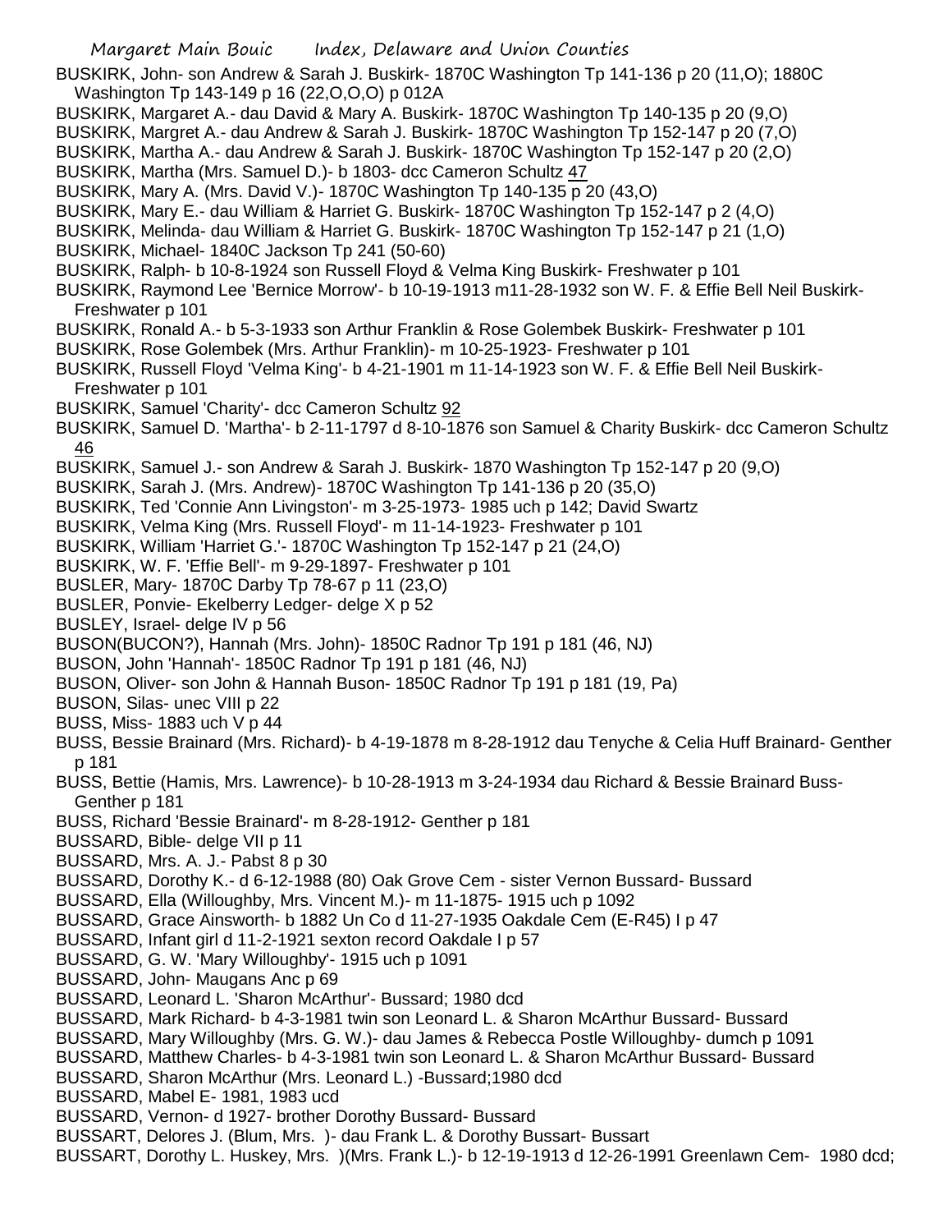BUSKIRK, John- son Andrew & Sarah J. Buskirk- 1870C Washington Tp 141-136 p 20 (11,O); 1880C Washington Tp 143-149 p 16 (22,O,O,O) p 012A

BUSKIRK, Margaret A.- dau David & Mary A. Buskirk- 1870C Washington Tp 140-135 p 20 (9,O)

BUSKIRK, Margret A.- dau Andrew & Sarah J. Buskirk- 1870C Washington Tp 152-147 p 20 (7,O)

BUSKIRK, Martha A.- dau Andrew & Sarah J. Buskirk- 1870C Washington Tp 152-147 p 20 (2,O)

BUSKIRK, Martha (Mrs. Samuel D.)- b 1803- dcc Cameron Schultz 47

BUSKIRK, Mary A. (Mrs. David V.)- 1870C Washington Tp 140-135 p 20 (43,O)

BUSKIRK, Mary E.- dau William & Harriet G. Buskirk- 1870C Washington Tp 152-147 p 2 (4,O)

BUSKIRK, Melinda- dau William & Harriet G. Buskirk- 1870C Washington Tp 152-147 p 21 (1,O)

BUSKIRK, Michael- 1840C Jackson Tp 241 (50-60)

BUSKIRK, Ralph- b 10-8-1924 son Russell Floyd & Velma King Buskirk- Freshwater p 101

BUSKIRK, Raymond Lee 'Bernice Morrow'- b 10-19-1913 m11-28-1932 son W. F. & Effie Bell Neil Buskirk- Freshwater p 101

BUSKIRK, Ronald A.- b 5-3-1933 son Arthur Franklin & Rose Golembek Buskirk- Freshwater p 101

BUSKIRK, Rose Golembek (Mrs. Arthur Franklin)- m 10-25-1923- Freshwater p 101

BUSKIRK, Russell Floyd 'Velma King'- b 4-21-1901 m 11-14-1923 son W. F. & Effie Bell Neil Buskirk- Freshwater p 101

BUSKIRK, Samuel 'Charity'- dcc Cameron Schultz 92

BUSKIRK, Samuel D. 'Martha'- b 2-11-1797 d 8-10-1876 son Samuel & Charity Buskirk- dcc Cameron Schultz 46

BUSKIRK, Samuel J.- son Andrew & Sarah J. Buskirk- 1870 Washington Tp 152-147 p 20 (9,O)

BUSKIRK, Sarah J. (Mrs. Andrew)- 1870C Washington Tp 141-136 p 20 (35,O)

BUSKIRK, Ted 'Connie Ann Livingston'- m 3-25-1973- 1985 uch p 142; David Swartz

BUSKIRK, Velma King (Mrs. Russell Floyd'- m 11-14-1923- Freshwater p 101

BUSKIRK, William 'Harriet G.'- 1870C Washington Tp 152-147 p 21 (24,O)

BUSKIRK, W. F. 'Effie Bell'- m 9-29-1897- Freshwater p 101

BUSLER, Mary- 1870C Darby Tp 78-67 p 11 (23,O)

BUSLER, Ponvie- Ekelberry Ledger- delge X p 52

BUSLEY, Israel- delge IV p 56

BUSON(BUCON?), Hannah (Mrs. John)- 1850C Radnor Tp 191 p 181 (46, NJ)

BUSON, John 'Hannah'- 1850C Radnor Tp 191 p 181 (46, NJ)

BUSON, Oliver- son John & Hannah Buson- 1850C Radnor Tp 191 p 181 (19, Pa)

BUSON, Silas- unec VIII p 22

BUSS, Miss- 1883 uch V p 44

BUSS, Bessie Brainard (Mrs. Richard)- b 4-19-1878 m 8-28-1912 dau Tenyche & Celia Huff Brainard- Genther p 181

BUSS, Bettie (Hamis, Mrs. Lawrence)- b 10-28-1913 m 3-24-1934 dau Richard & Bessie Brainard Buss- Genther p 181

BUSS, Richard 'Bessie Brainard'- m 8-28-1912- Genther p 181

BUSSARD, Bible- delge VII p 11

BUSSARD, Mrs. A. J.- Pabst 8 p 30

BUSSARD, Dorothy K.- d 6-12-1988 (80) Oak Grove Cem - sister Vernon Bussard- Bussard

BUSSARD, Ella (Willoughby, Mrs. Vincent M.)- m 11-1875- 1915 uch p 1092

BUSSARD, Grace Ainsworth- b 1882 Un Co d 11-27-1935 Oakdale Cem (E-R45) I p 47

BUSSARD, Infant girl d 11-2-1921 sexton record Oakdale I p 57

BUSSARD, G. W. 'Mary Willoughby'- 1915 uch p 1091

BUSSARD, John- Maugans Anc p 69

BUSSARD, Leonard L. 'Sharon McArthur'- Bussard; 1980 dcd

BUSSARD, Mark Richard- b 4-3-1981 twin son Leonard L. & Sharon McArthur Bussard- Bussard

BUSSARD, Mary Willoughby (Mrs. G. W.)- dau James & Rebecca Postle Willoughby- dumch p 1091

BUSSARD, Matthew Charles- b 4-3-1981 twin son Leonard L. & Sharon McArthur Bussard- Bussard

BUSSARD, Sharon McArthur (Mrs. Leonard L.) -Bussard;1980 dcd

BUSSARD, Mabel E- 1981, 1983 ucd

BUSSARD, Vernon- d 1927- brother Dorothy Bussard- Bussard

BUSSART, Delores J. (Blum, Mrs. )- dau Frank L. & Dorothy Bussart- Bussart

BUSSART, Dorothy L. Huskey, Mrs. )(Mrs. Frank L.)- b 12-19-1913 d 12-26-1991 Greenlawn Cem- 1980 dcd;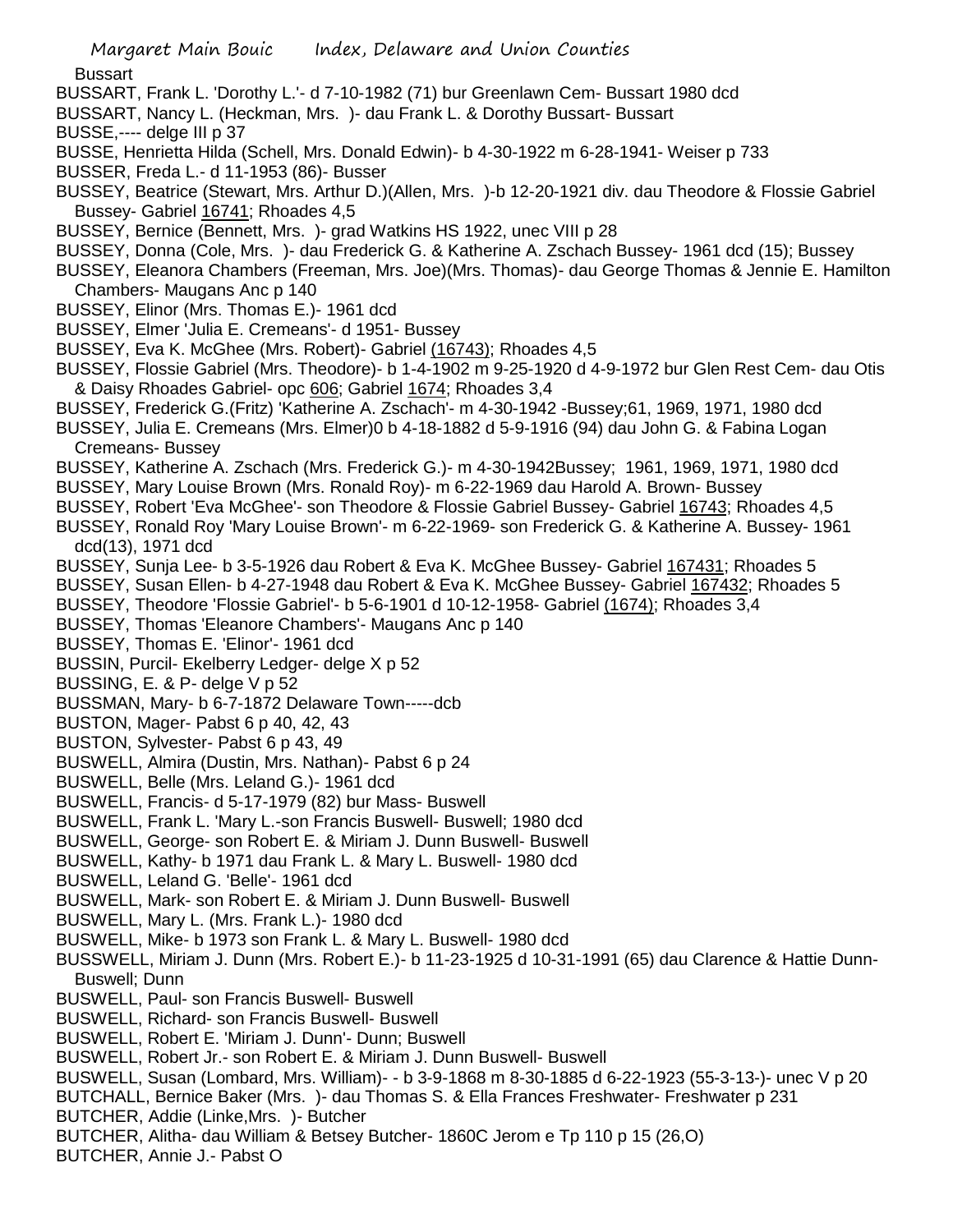Bussart

BUSSART, Frank L. 'Dorothy L.'- d 7-10-1982 (71) bur Greenlawn Cem- Bussart 1980 dcd

BUSSART, Nancy L. (Heckman, Mrs. )- dau Frank L. & Dorothy Bussart- Bussart

BUSSE,---- delge III p 37

BUSSE, Henrietta Hilda (Schell, Mrs. Donald Edwin)- b 4-30-1922 m 6-28-1941- Weiser p 733

BUSSER, Freda L.- d 11-1953 (86)- Busser

BUSSEY, Beatrice (Stewart, Mrs. Arthur D.)(Allen, Mrs. )-b 12-20-1921 div. dau Theodore & Flossie Gabriel Bussey- Gabriel 16741; Rhoades 4,5

BUSSEY, Bernice (Bennett, Mrs. )- grad Watkins HS 1922, unec VIII p 28

BUSSEY, Donna (Cole, Mrs. )- dau Frederick G. & Katherine A. Zschach Bussey- 1961 dcd (15); Bussey

BUSSEY, Eleanora Chambers (Freeman, Mrs. Joe)(Mrs. Thomas)- dau George Thomas & Jennie E. Hamilton Chambers- Maugans Anc p 140

BUSSEY, Elinor (Mrs. Thomas E.)- 1961 dcd

BUSSEY, Elmer 'Julia E. Cremeans'- d 1951- Bussey

BUSSEY, Eva K. McGhee (Mrs. Robert)- Gabriel (16743); Rhoades 4,5

BUSSEY, Flossie Gabriel (Mrs. Theodore)- b 1-4-1902 m 9-25-1920 d 4-9-1972 bur Glen Rest Cem- dau Otis & Daisy Rhoades Gabriel- opc 606; Gabriel 1674; Rhoades 3,4

BUSSEY, Frederick G.(Fritz) 'Katherine A. Zschach'- m 4-30-1942 -Bussey;61, 1969, 1971, 1980 dcd

BUSSEY, Julia E. Cremeans (Mrs. Elmer)0 b 4-18-1882 d 5-9-1916 (94) dau John G. & Fabina Logan Cremeans- Bussey

BUSSEY, Katherine A. Zschach (Mrs. Frederick G.)- m 4-30-1942Bussey; 1961, 1969, 1971, 1980 dcd

BUSSEY, Mary Louise Brown (Mrs. Ronald Roy)- m 6-22-1969 dau Harold A. Brown- Bussey

BUSSEY, Robert 'Eva McGhee'- son Theodore & Flossie Gabriel Bussey- Gabriel 16743; Rhoades 4,5

BUSSEY, Ronald Roy 'Mary Louise Brown'- m 6-22-1969- son Frederick G. & Katherine A. Bussey- 1961 dcd(13), 1971 dcd

BUSSEY, Sunja Lee- b 3-5-1926 dau Robert & Eva K. McGhee Bussey- Gabriel 167431; Rhoades 5

BUSSEY, Susan Ellen- b 4-27-1948 dau Robert & Eva K. McGhee Bussey- Gabriel 167432; Rhoades 5

BUSSEY, Theodore 'Flossie Gabriel'- b 5-6-1901 d 10-12-1958- Gabriel (1674); Rhoades 3,4

BUSSEY, Thomas 'Eleanore Chambers'- Maugans Anc p 140

BUSSEY, Thomas E. 'Elinor'- 1961 dcd

BUSSIN, Purcil- Ekelberry Ledger- delge X p 52

BUSSING, E. & P- delge V p 52

BUSSMAN, Mary- b 6-7-1872 Delaware Town-----dcb

BUSTON, Mager- Pabst 6 p 40, 42, 43

BUSTON, Sylvester- Pabst 6 p 43, 49

BUSWELL, Almira (Dustin, Mrs. Nathan)- Pabst 6 p 24

BUSWELL, Belle (Mrs. Leland G.)- 1961 dcd

BUSWELL, Francis- d 5-17-1979 (82) bur Mass- Buswell

BUSWELL, Frank L. 'Mary L.-son Francis Buswell- Buswell; 1980 dcd

BUSWELL, George- son Robert E. & Miriam J. Dunn Buswell- Buswell

BUSWELL, Kathy- b 1971 dau Frank L. & Mary L. Buswell- 1980 dcd

BUSWELL, Leland G. 'Belle'- 1961 dcd

BUSWELL, Mark- son Robert E. & Miriam J. Dunn Buswell- Buswell

BUSWELL, Mary L. (Mrs. Frank L.)- 1980 dcd

BUSWELL, Mike- b 1973 son Frank L. & Mary L. Buswell- 1980 dcd

BUSSWELL, Miriam J. Dunn (Mrs. Robert E.)- b 11-23-1925 d 10-31-1991 (65) dau Clarence & Hattie Dunn- Buswell; Dunn

BUSWELL, Paul- son Francis Buswell- Buswell

BUSWELL, Richard- son Francis Buswell- Buswell

BUSWELL, Robert E. 'Miriam J. Dunn'- Dunn; Buswell

BUSWELL, Robert Jr.- son Robert E. & Miriam J. Dunn Buswell- Buswell

BUSWELL, Susan (Lombard, Mrs. William)- - b 3-9-1868 m 8-30-1885 d 6-22-1923 (55-3-13-)- unec V p 20

BUTCHALL, Bernice Baker (Mrs. )- dau Thomas S. & Ella Frances Freshwater- Freshwater p 231

BUTCHER, Addie (Linke,Mrs. )- Butcher

BUTCHER, Alitha- dau William & Betsey Butcher- 1860C Jerom e Tp 110 p 15 (26,O)

BUTCHER, Annie J.- Pabst O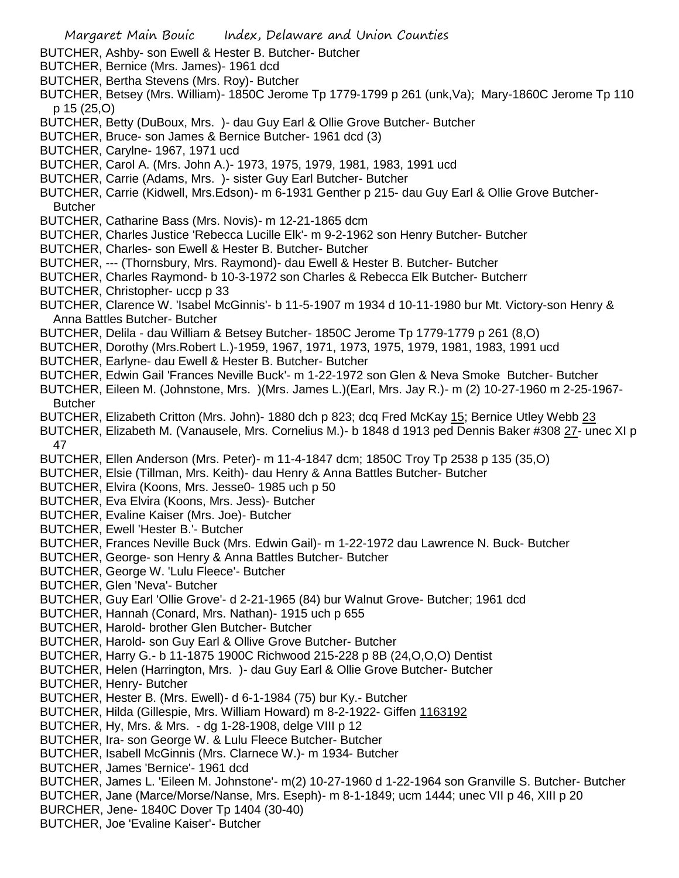BUTCHER, Ashby- son Ewell & Hester B. Butcher- Butcher
BUTCHER, Bernice (Mrs. James)- 1961 dcd
BUTCHER, Bertha Stevens (Mrs. Roy)- Butcher
BUTCHER, Betsey (Mrs. William)- 1850C Jerome Tp 1779-1799 p 261 (unk,Va); Mary-1860C Jerome Tp 110 p 15 (25,O)
BUTCHER, Betty (DuBoux, Mrs. )- dau Guy Earl & Ollie Grove Butcher- Butcher
BUTCHER, Bruce- son James & Bernice Butcher- 1961 dcd (3)
BUTCHER, Carylne- 1967, 1971 ucd
BUTCHER, Carol A. (Mrs. John A.)- 1973, 1975, 1979, 1981, 1983, 1991 ucd
BUTCHER, Carrie (Adams, Mrs. )- sister Guy Earl Butcher- Butcher
BUTCHER, Carrie (Kidwell, Mrs.Edson)- m 6-1931 Genther p 215- dau Guy Earl & Ollie Grove Butcher- Butcher
BUTCHER, Catharine Bass (Mrs. Novis)- m 12-21-1865 dcm
BUTCHER, Charles Justice 'Rebecca Lucille Elk'- m 9-2-1962 son Henry Butcher- Butcher
BUTCHER, Charles- son Ewell & Hester B. Butcher- Butcher
BUTCHER, --- (Thornsbury, Mrs. Raymond)- dau Ewell & Hester B. Butcher- Butcher
BUTCHER, Charles Raymond- b 10-3-1972 son Charles & Rebecca Elk Butcher- Butcherr
BUTCHER, Christopher- uccp p 33
BUTCHER, Clarence W. 'Isabel McGinnis'- b 11-5-1907 m 1934 d 10-11-1980 bur Mt. Victory-son Henry & Anna Battles Butcher- Butcher
BUTCHER, Delila - dau William & Betsey Butcher- 1850C Jerome Tp 1779-1779 p 261 (8,O)
BUTCHER, Dorothy (Mrs.Robert L.)-1959, 1967, 1971, 1973, 1975, 1979, 1981, 1983, 1991 ucd
BUTCHER, Earlyne- dau Ewell & Hester B. Butcher- Butcher
BUTCHER, Edwin Gail 'Frances Neville Buck'- m 1-22-1972 son Glen & Neva Smoke Butcher- Butcher
BUTCHER, Eileen M. (Johnstone, Mrs. )(Mrs. James L.)(Earl, Mrs. Jay R.)- m (2) 10-27-1960 m 2-25-1967- Butcher
BUTCHER, Elizabeth Critton (Mrs. John)- 1880 dch p 823; dcq Fred McKay 15; Bernice Utley Webb 23
BUTCHER, Elizabeth M. (Vanausele, Mrs. Cornelius M.)- b 1848 d 1913 ped Dennis Baker #308 27- unec XI p 47
BUTCHER, Ellen Anderson (Mrs. Peter)- m 11-4-1847 dcm; 1850C Troy Tp 2538 p 135 (35,O)
BUTCHER, Elsie (Tillman, Mrs. Keith)- dau Henry & Anna Battles Butcher- Butcher
BUTCHER, Elvira (Koons, Mrs. Jesse0- 1985 uch p 50
BUTCHER, Eva Elvira (Koons, Mrs. Jess)- Butcher
BUTCHER, Evaline Kaiser (Mrs. Joe)- Butcher
BUTCHER, Ewell 'Hester B.'- Butcher
BUTCHER, Frances Neville Buck (Mrs. Edwin Gail)- m 1-22-1972 dau Lawrence N. Buck- Butcher
BUTCHER, George- son Henry & Anna Battles Butcher- Butcher
BUTCHER, George W. 'Lulu Fleece'- Butcher
BUTCHER, Glen 'Neva'- Butcher
BUTCHER, Guy Earl 'Ollie Grove'- d 2-21-1965 (84) bur Walnut Grove- Butcher; 1961 dcd
BUTCHER, Hannah (Conard, Mrs. Nathan)- 1915 uch p 655
BUTCHER, Harold- brother Glen Butcher- Butcher
BUTCHER, Harold- son Guy Earl & Ollive Grove Butcher- Butcher
BUTCHER, Harry G.- b 11-1875 1900C Richwood 215-228 p 8B (24,O,O,O) Dentist
BUTCHER, Helen (Harrington, Mrs. )- dau Guy Earl & Ollie Grove Butcher- Butcher
BUTCHER, Henry- Butcher
BUTCHER, Hester B. (Mrs. Ewell)- d 6-1-1984 (75) bur Ky.- Butcher
BUTCHER, Hilda (Gillespie, Mrs. William Howard) m 8-2-1922- Giffen 1163192
BUTCHER, Hy, Mrs. & Mrs. - dg 1-28-1908, delge VIII p 12
BUTCHER, Ira- son George W. & Lulu Fleece Butcher- Butcher
BUTCHER, Isabell McGinnis (Mrs. Clarnece W.)- m 1934- Butcher
BUTCHER, James 'Bernice'- 1961 dcd
BUTCHER, James L. 'Eileen M. Johnstone'- m(2) 10-27-1960 d 1-22-1964 son Granville S. Butcher- Butcher
BUTCHER, Jane (Marce/Morse/Nanse, Mrs. Eseph)- m 8-1-1849; ucm 1444; unec VII p 46, XIII p 20
BURCHER, Jene- 1840C Dover Tp 1404 (30-40)
BUTCHER, Joe 'Evaline Kaiser'- Butcher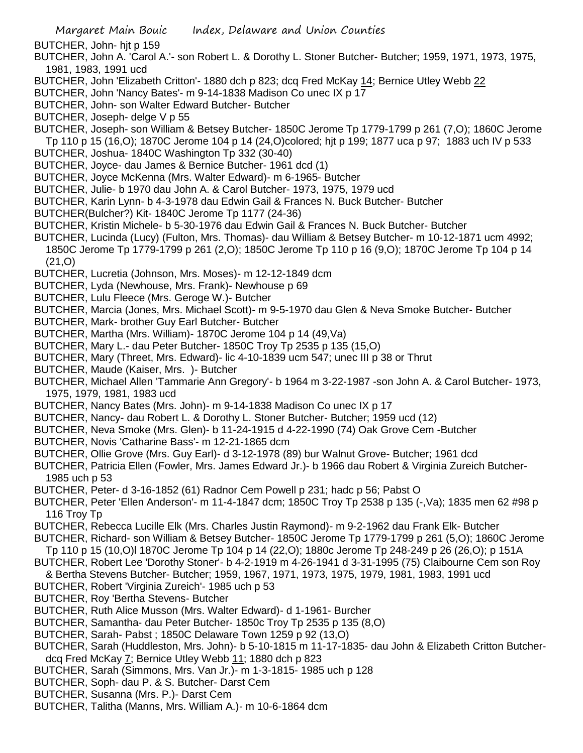BUTCHER, John- hjt p 159

BUTCHER, John A. 'Carol A.'- son Robert L. & Dorothy L. Stoner Butcher- Butcher; 1959, 1971, 1973, 1975, 1981, 1983, 1991 ucd

BUTCHER, John 'Elizabeth Critton'- 1880 dch p 823; dcq Fred McKay 14; Bernice Utley Webb 22

BUTCHER, John 'Nancy Bates'- m 9-14-1838 Madison Co unec IX p 17

BUTCHER, John- son Walter Edward Butcher- Butcher

BUTCHER, Joseph- delge V p 55

BUTCHER, Joseph- son William & Betsey Butcher- 1850C Jerome Tp 1779-1799 p 261 (7,O); 1860C Jerome Tp 110 p 15 (16,O); 1870C Jerome 104 p 14 (24,O)colored; hjt p 199; 1877 uca p 97; 1883 uch IV p 533

BUTCHER, Joshua- 1840C Washington Tp 332 (30-40)

BUTCHER, Joyce- dau James & Bernice Butcher- 1961 dcd (1)

BUTCHER, Joyce McKenna (Mrs. Walter Edward)- m 6-1965- Butcher

BUTCHER, Julie- b 1970 dau John A. & Carol Butcher- 1973, 1975, 1979 ucd

BUTCHER, Karin Lynn- b 4-3-1978 dau Edwin Gail & Frances N. Buck Butcher- Butcher

BUTCHER(Bulcher?) Kit- 1840C Jerome Tp 1177 (24-36)

BUTCHER, Kristin Michele- b 5-30-1976 dau Edwin Gail & Frances N. Buck Butcher- Butcher

BUTCHER, Lucinda (Lucy) (Fulton, Mrs. Thomas)- dau William & Betsey Butcher- m 10-12-1871 ucm 4992; 1850C Jerome Tp 1779-1799 p 261 (2,O); 1850C Jerome Tp 110 p 16 (9,O); 1870C Jerome Tp 104 p 14 (21,O)

BUTCHER, Lucretia (Johnson, Mrs. Moses)- m 12-12-1849 dcm

BUTCHER, Lyda (Newhouse, Mrs. Frank)- Newhouse p 69

BUTCHER, Lulu Fleece (Mrs. Geroge W.)- Butcher

BUTCHER, Marcia (Jones, Mrs. Michael Scott)- m 9-5-1970 dau Glen & Neva Smoke Butcher- Butcher

BUTCHER, Mark- brother Guy Earl Butcher- Butcher

BUTCHER, Martha (Mrs. William)- 1870C Jerome 104 p 14 (49,Va)

BUTCHER, Mary L.- dau Peter Butcher- 1850C Troy Tp 2535 p 135 (15,O)

BUTCHER, Mary (Threet, Mrs. Edward)- lic 4-10-1839 ucm 547; unec III p 38 or Thrut

BUTCHER, Maude (Kaiser, Mrs. )- Butcher

BUTCHER, Michael Allen 'Tammarie Ann Gregory'- b 1964 m 3-22-1987 -son John A. & Carol Butcher- 1973, 1975, 1979, 1981, 1983 ucd

BUTCHER, Nancy Bates (Mrs. John)- m 9-14-1838 Madison Co unec IX p 17

BUTCHER, Nancy- dau Robert L. & Dorothy L. Stoner Butcher- Butcher; 1959 ucd (12)

BUTCHER, Neva Smoke (Mrs. Glen)- b 11-24-1915 d 4-22-1990 (74) Oak Grove Cem -Butcher

BUTCHER, Novis 'Catharine Bass'- m 12-21-1865 dcm

BUTCHER, Ollie Grove (Mrs. Guy Earl)- d 3-12-1978 (89) bur Walnut Grove- Butcher; 1961 dcd

BUTCHER, Patricia Ellen (Fowler, Mrs. James Edward Jr.)- b 1966 dau Robert & Virginia Zureich Butcher- 1985 uch p 53

BUTCHER, Peter- d 3-16-1852 (61) Radnor Cem Powell p 231; hadc p 56; Pabst O

BUTCHER, Peter 'Ellen Anderson'- m 11-4-1847 dcm; 1850C Troy Tp 2538 p 135 (-,Va); 1835 men 62 #98 p 116 Troy Tp

BUTCHER, Rebecca Lucille Elk (Mrs. Charles Justin Raymond)- m 9-2-1962 dau Frank Elk- Butcher

BUTCHER, Richard- son William & Betsey Butcher- 1850C Jerome Tp 1779-1799 p 261 (5,O); 1860C Jerome Tp 110 p 15 (10,O)l 1870C Jerome Tp 104 p 14 (22,O); 1880c Jerome Tp 248-249 p 26 (26,O); p 151A

BUTCHER, Robert Lee 'Dorothy Stoner'- b 4-2-1919 m 4-26-1941 d 3-31-1995 (75) Claibourne Cem son Roy & Bertha Stevens Butcher- Butcher; 1959, 1967, 1971, 1973, 1975, 1979, 1981, 1983, 1991 ucd

BUTCHER, Robert 'Virginia Zureich'- 1985 uch p 53

BUTCHER, Roy 'Bertha Stevens- Butcher

BUTCHER, Ruth Alice Musson (Mrs. Walter Edward)- d 1-1961- Burcher

BUTCHER, Samantha- dau Peter Butcher- 1850c Troy Tp 2535 p 135 (8,O)

BUTCHER, Sarah- Pabst ; 1850C Delaware Town 1259 p 92 (13,O)

BUTCHER, Sarah (Huddleston, Mrs. John)- b 5-10-1815 m 11-17-1835- dau John & Elizabeth Critton Butcher- dcq Fred McKay 7; Bernice Utley Webb 11; 1880 dch p 823

BUTCHER, Sarah (Simmons, Mrs. Van Jr.)- m 1-3-1815- 1985 uch p 128

BUTCHER, Soph- dau P. & S. Butcher- Darst Cem

BUTCHER, Susanna (Mrs. P.)- Darst Cem

BUTCHER, Talitha (Manns, Mrs. William A.)- m 10-6-1864 dcm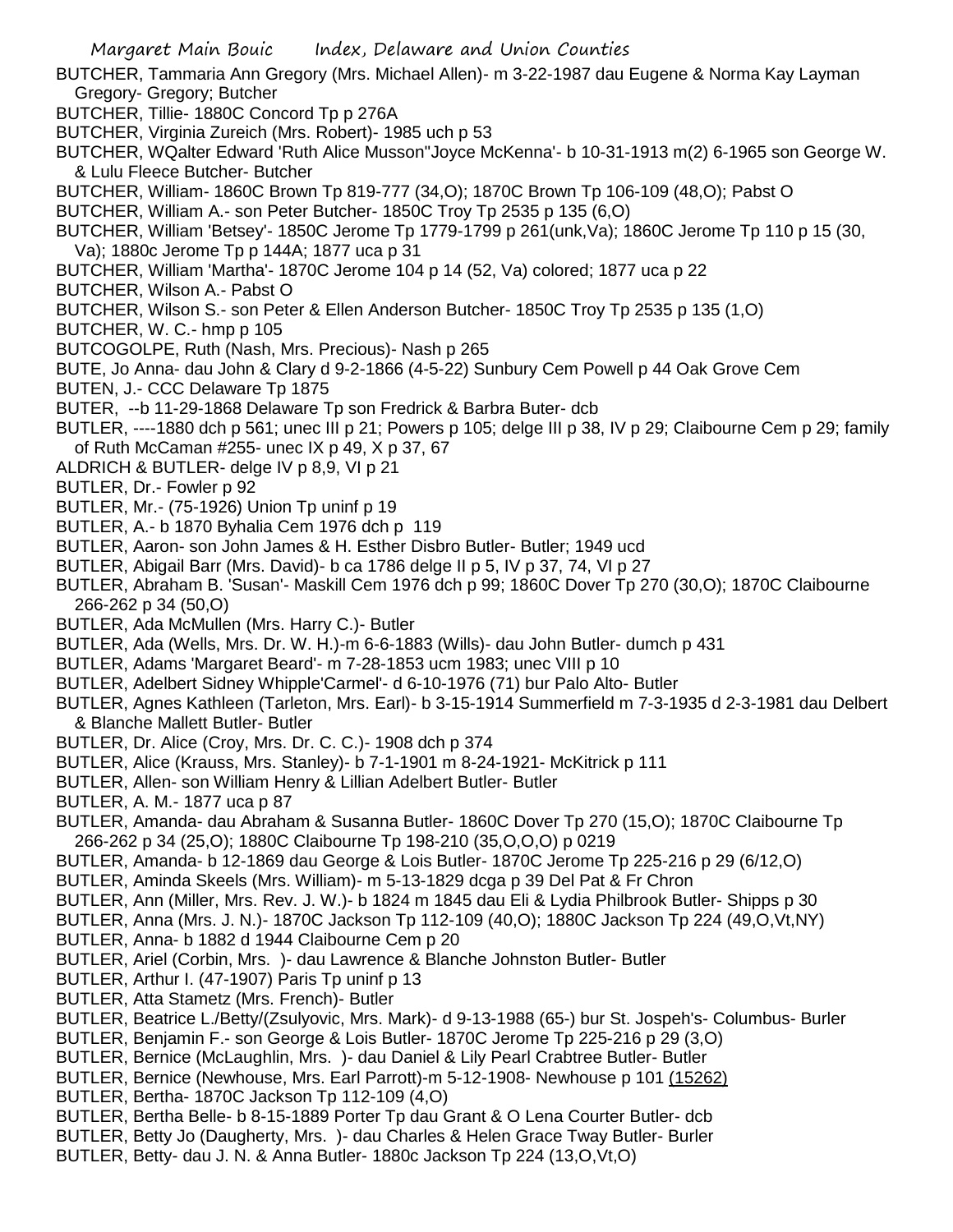BUTCHER, Tammaria Ann Gregory (Mrs. Michael Allen)- m 3-22-1987 dau Eugene & Norma Kay Layman Gregory- Gregory; Butcher

BUTCHER, Tillie- 1880C Concord Tp p 276A

BUTCHER, Virginia Zureich (Mrs. Robert)- 1985 uch p 53

BUTCHER, WQalter Edward 'Ruth Alice Musson"Joyce McKenna'- b 10-31-1913 m(2) 6-1965 son George W. & Lulu Fleece Butcher- Butcher

BUTCHER, William- 1860C Brown Tp 819-777 (34,O); 1870C Brown Tp 106-109 (48,O); Pabst O

BUTCHER, William A.- son Peter Butcher- 1850C Troy Tp 2535 p 135 (6,O)

BUTCHER, William 'Betsey'- 1850C Jerome Tp 1779-1799 p 261(unk,Va); 1860C Jerome Tp 110 p 15 (30, Va); 1880c Jerome Tp p 144A; 1877 uca p 31

BUTCHER, William 'Martha'- 1870C Jerome 104 p 14 (52, Va) colored; 1877 uca p 22

BUTCHER, Wilson A.- Pabst O

BUTCHER, Wilson S.- son Peter & Ellen Anderson Butcher- 1850C Troy Tp 2535 p 135 (1,O)

BUTCHER, W. C.- hmp p 105

BUTCOGOLPE, Ruth (Nash, Mrs. Precious)- Nash p 265

BUTE, Jo Anna- dau John & Clary d 9-2-1866 (4-5-22) Sunbury Cem Powell p 44 Oak Grove Cem

BUTEN, J.- CCC Delaware Tp 1875

BUTER, --b 11-29-1868 Delaware Tp son Fredrick & Barbra Buter- dcb

BUTLER, ----1880 dch p 561; unec III p 21; Powers p 105; delge III p 38, IV p 29; Claibourne Cem p 29; family of Ruth McCaman #255- unec IX p 49, X p 37, 67

ALDRICH & BUTLER- delge IV p 8,9, VI p 21

BUTLER, Dr.- Fowler p 92

BUTLER, Mr.- (75-1926) Union Tp uninf p 19

BUTLER, A.- b 1870 Byhalia Cem 1976 dch p 119

BUTLER, Aaron- son John James & H. Esther Disbro Butler- Butler; 1949 ucd

BUTLER, Abigail Barr (Mrs. David)- b ca 1786 delge II p 5, IV p 37, 74, VI p 27

BUTLER, Abraham B. 'Susan'- Maskill Cem 1976 dch p 99; 1860C Dover Tp 270 (30,O); 1870C Claibourne 266-262 p 34 (50,O)

BUTLER, Ada McMullen (Mrs. Harry C.)- Butler

BUTLER, Ada (Wells, Mrs. Dr. W. H.)-m 6-6-1883 (Wills)- dau John Butler- dumch p 431

BUTLER, Adams 'Margaret Beard'- m 7-28-1853 ucm 1983; unec VIII p 10

BUTLER, Adelbert Sidney Whipple'Carmel'- d 6-10-1976 (71) bur Palo Alto- Butler

BUTLER, Agnes Kathleen (Tarleton, Mrs. Earl)- b 3-15-1914 Summerfield m 7-3-1935 d 2-3-1981 dau Delbert & Blanche Mallett Butler- Butler

BUTLER, Dr. Alice (Croy, Mrs. Dr. C. C.)- 1908 dch p 374

BUTLER, Alice (Krauss, Mrs. Stanley)- b 7-1-1901 m 8-24-1921- McKitrick p 111

BUTLER, Allen- son William Henry & Lillian Adelbert Butler- Butler

BUTLER, A. M.- 1877 uca p 87

BUTLER, Amanda- dau Abraham & Susanna Butler- 1860C Dover Tp 270 (15,O); 1870C Claibourne Tp 266-262 p 34 (25,O); 1880C Claibourne Tp 198-210 (35,O,O,O) p 0219

BUTLER, Amanda- b 12-1869 dau George & Lois Butler- 1870C Jerome Tp 225-216 p 29 (6/12,O)

BUTLER, Aminda Skeels (Mrs. William)- m 5-13-1829 dcga p 39 Del Pat & Fr Chron

BUTLER, Ann (Miller, Mrs. Rev. J. W.)- b 1824 m 1845 dau Eli & Lydia Philbrook Butler- Shipps p 30

BUTLER, Anna (Mrs. J. N.)- 1870C Jackson Tp 112-109 (40,O); 1880C Jackson Tp 224 (49,O,Vt,NY)

BUTLER, Anna- b 1882 d 1944 Claibourne Cem p 20

BUTLER, Ariel (Corbin, Mrs. )- dau Lawrence & Blanche Johnston Butler- Butler

BUTLER, Arthur I. (47-1907) Paris Tp uninf p 13

BUTLER, Atta Stametz (Mrs. French)- Butler

BUTLER, Beatrice L./Betty/(Zsulyovic, Mrs. Mark)- d 9-13-1988 (65-) bur St. Jospeh's- Columbus- Burler

BUTLER, Benjamin F.- son George & Lois Butler- 1870C Jerome Tp 225-216 p 29 (3,O)

BUTLER, Bernice (McLaughlin, Mrs. )- dau Daniel & Lily Pearl Crabtree Butler- Butler

BUTLER, Bernice (Newhouse, Mrs. Earl Parrott)-m 5-12-1908- Newhouse p 101 (15262)

BUTLER, Bertha- 1870C Jackson Tp 112-109 (4,O)

BUTLER, Bertha Belle- b 8-15-1889 Porter Tp dau Grant & O Lena Courter Butler- dcb

BUTLER, Betty Jo (Daugherty, Mrs. )- dau Charles & Helen Grace Tway Butler- Burler

BUTLER, Betty- dau J. N. & Anna Butler- 1880c Jackson Tp 224 (13,O,Vt,O)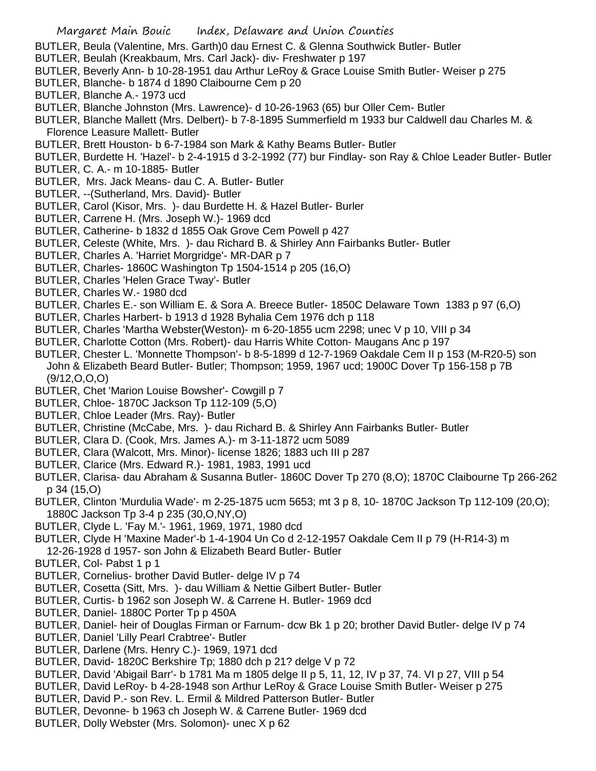BUTLER, Beula (Valentine, Mrs. Garth)0 dau Ernest C. & Glenna Southwick Butler- Butler
BUTLER, Beulah (Kreakbaum, Mrs. Carl Jack)- div- Freshwater p 197
BUTLER, Beverly Ann- b 10-28-1951 dau Arthur LeRoy & Grace Louise Smith Butler- Weiser p 275
BUTLER, Blanche- b 1874 d 1890 Claibourne Cem p 20
BUTLER, Blanche A.- 1973 ucd
BUTLER, Blanche Johnston (Mrs. Lawrence)- d 10-26-1963 (65) bur Oller Cem- Butler
BUTLER, Blanche Mallett (Mrs. Delbert)- b 7-8-1895 Summerfield m 1933 bur Caldwell dau Charles M. & Florence Leasure Mallett- Butler
BUTLER, Brett Houston- b 6-7-1984 son Mark & Kathy Beams Butler- Butler
BUTLER, Burdette H. 'Hazel'- b 2-4-1915 d 3-2-1992 (77) bur Findlay- son Ray & Chloe Leader Butler- Butler
BUTLER, C. A.- m 10-1885- Butler
BUTLER, Mrs. Jack Means- dau C. A. Butler- Butler
BUTLER, --(Sutherland, Mrs. David)- Butler
BUTLER, Carol (Kisor, Mrs. )- dau Burdette H. & Hazel Butler- Burler
BUTLER, Carrene H. (Mrs. Joseph W.)- 1969 dcd
BUTLER, Catherine- b 1832 d 1855 Oak Grove Cem Powell p 427
BUTLER, Celeste (White, Mrs. )- dau Richard B. & Shirley Ann Fairbanks Butler- Butler
BUTLER, Charles A. 'Harriet Morgridge'- MR-DAR p 7
BUTLER, Charles- 1860C Washington Tp 1504-1514 p 205 (16,O)
BUTLER, Charles 'Helen Grace Tway'- Butler
BUTLER, Charles W.- 1980 dcd
BUTLER, Charles E.- son William E. & Sora A. Breece Butler- 1850C Delaware Town 1383 p 97 (6,O)
BUTLER, Charles Harbert- b 1913 d 1928 Byhalia Cem 1976 dch p 118
BUTLER, Charles 'Martha Webster(Weston)- m 6-20-1855 ucm 2298; unec V p 10, VIII p 34
BUTLER, Charlotte Cotton (Mrs. Robert)- dau Harris White Cotton- Maugans Anc p 197
BUTLER, Chester L. 'Monnette Thompson'- b 8-5-1899 d 12-7-1969 Oakdale Cem II p 153 (M-R20-5) son John & Elizabeth Beard Butler- Butler; Thompson; 1959, 1967 ucd; 1900C Dover Tp 156-158 p 7B (9/12,O,O,O)
BUTLER, Chet 'Marion Louise Bowsher'- Cowgill p 7
BUTLER, Chloe- 1870C Jackson Tp 112-109 (5,O)
BUTLER, Chloe Leader (Mrs. Ray)- Butler
BUTLER, Christine (McCabe, Mrs. )- dau Richard B. & Shirley Ann Fairbanks Butler- Butler
BUTLER, Clara D. (Cook, Mrs. James A.)- m 3-11-1872 ucm 5089
BUTLER, Clara (Walcott, Mrs. Minor)- license 1826; 1883 uch III p 287
BUTLER, Clarice (Mrs. Edward R.)- 1981, 1983, 1991 ucd
BUTLER, Clarisa- dau Abraham & Susanna Butler- 1860C Dover Tp 270 (8,O); 1870C Claibourne Tp 266-262 p 34 (15,O)
BUTLER, Clinton 'Murdulia Wade'- m 2-25-1875 ucm 5653; mt 3 p 8, 10- 1870C Jackson Tp 112-109 (20,O); 1880C Jackson Tp 3-4 p 235 (30,O,NY,O)
BUTLER, Clyde L. 'Fay M.'- 1961, 1969, 1971, 1980 dcd
BUTLER, Clyde H 'Maxine Mader'-b 1-4-1904 Un Co d 2-12-1957 Oakdale Cem II p 79 (H-R14-3) m 12-26-1928 d 1957- son John & Elizabeth Beard Butler- Butler
BUTLER, Col- Pabst 1 p 1
BUTLER, Cornelius- brother David Butler- delge IV p 74
BUTLER, Cosetta (Sitt, Mrs. )- dau William & Nettie Gilbert Butler- Butler
BUTLER, Curtis- b 1962 son Joseph W. & Carrene H. Butler- 1969 dcd
BUTLER, Daniel- 1880C Porter Tp p 450A
BUTLER, Daniel- heir of Douglas Firman or Farnum- dcw Bk 1 p 20; brother David Butler- delge IV p 74
BUTLER, Daniel 'Lilly Pearl Crabtree'- Butler
BUTLER, Darlene (Mrs. Henry C.)- 1969, 1971 dcd
BUTLER, David- 1820C Berkshire Tp; 1880 dch p 21? delge V p 72
BUTLER, David 'Abigail Barr'- b 1781 Ma m 1805 delge II p 5, 11, 12, IV p 37, 74. VI p 27, VIII p 54
BUTLER, David LeRoy- b 4-28-1948 son Arthur LeRoy & Grace Louise Smith Butler- Weiser p 275
BUTLER, David P.- son Rev. L. Ermil & Mildred Patterson Butler- Butler
BUTLER, Devonne- b 1963 ch Joseph W. & Carrene Butler- 1969 dcd
BUTLER, Dolly Webster (Mrs. Solomon)- unec X p 62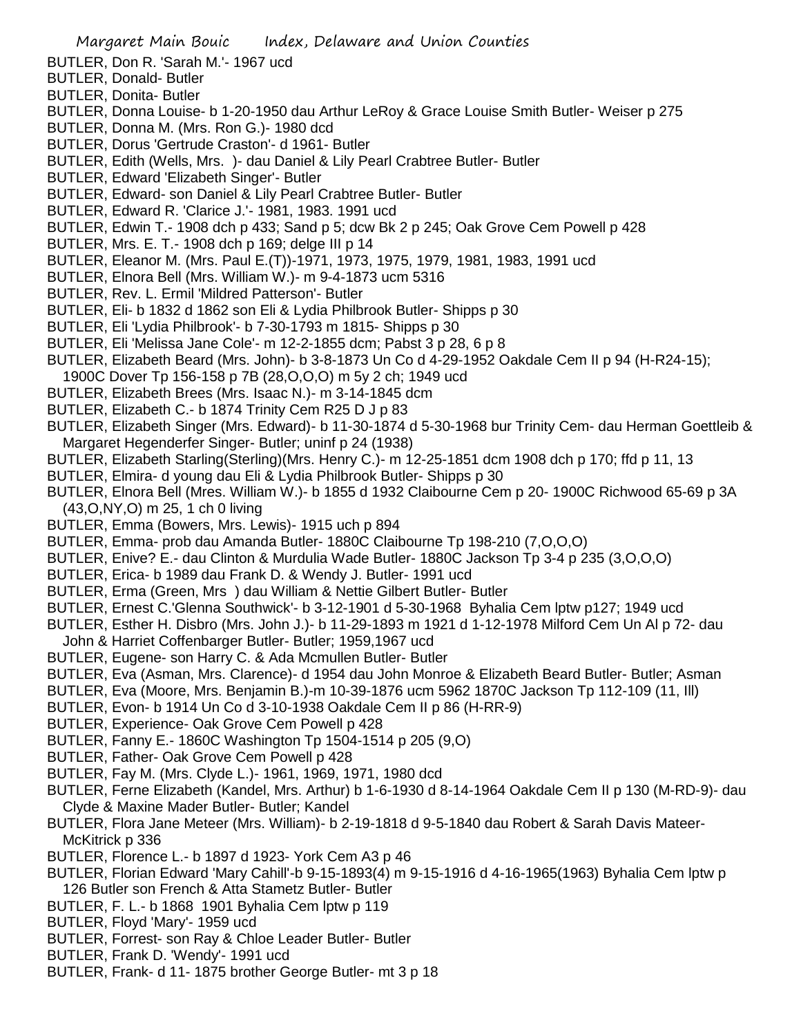BUTLER, Don R. 'Sarah M.'- 1967 ucd
BUTLER, Donald- Butler
BUTLER, Donita- Butler
BUTLER, Donna Louise- b 1-20-1950 dau Arthur LeRoy & Grace Louise Smith Butler- Weiser p 275
BUTLER, Donna M. (Mrs. Ron G.)- 1980 dcd
BUTLER, Dorus 'Gertrude Craston'- d 1961- Butler
BUTLER, Edith (Wells, Mrs. )- dau Daniel & Lily Pearl Crabtree Butler- Butler
BUTLER, Edward 'Elizabeth Singer'- Butler
BUTLER, Edward- son Daniel & Lily Pearl Crabtree Butler- Butler
BUTLER, Edward R. 'Clarice J.'- 1981, 1983. 1991 ucd
BUTLER, Edwin T.- 1908 dch p 433; Sand p 5; dcw Bk 2 p 245; Oak Grove Cem Powell p 428
BUTLER, Mrs. E. T.- 1908 dch p 169; delge III p 14
BUTLER, Eleanor M. (Mrs. Paul E.(T))-1971, 1973, 1975, 1979, 1981, 1983, 1991 ucd
BUTLER, Elnora Bell (Mrs. William W.)- m 9-4-1873 ucm 5316
BUTLER, Rev. L. Ermil 'Mildred Patterson'- Butler
BUTLER, Eli- b 1832 d 1862 son Eli & Lydia Philbrook Butler- Shipps p 30
BUTLER, Eli 'Lydia Philbrook'- b 7-30-1793 m 1815- Shipps p 30
BUTLER, Eli 'Melissa Jane Cole'- m 12-2-1855 dcm; Pabst 3 p 28, 6 p 8
BUTLER, Elizabeth Beard (Mrs. John)- b 3-8-1873 Un Co d 4-29-1952 Oakdale Cem II p 94 (H-R24-15); 1900C Dover Tp 156-158 p 7B (28,O,O,O) m 5y 2 ch; 1949 ucd
BUTLER, Elizabeth Brees (Mrs. Isaac N.)- m 3-14-1845 dcm
BUTLER, Elizabeth C.- b 1874 Trinity Cem R25 D J p 83
BUTLER, Elizabeth Singer (Mrs. Edward)- b 11-30-1874 d 5-30-1968 bur Trinity Cem- dau Herman Goettleib & Margaret Hegenderfer Singer- Butler; uninf p 24 (1938)
BUTLER, Elizabeth Starling(Sterling)(Mrs. Henry C.)- m 12-25-1851 dcm 1908 dch p 170; ffd p 11, 13
BUTLER, Elmira- d young dau Eli & Lydia Philbrook Butler- Shipps p 30
BUTLER, Elnora Bell (Mres. William W.)- b 1855 d 1932 Claibourne Cem p 20- 1900C Richwood 65-69 p 3A (43,O,NY,O) m 25, 1 ch 0 living
BUTLER, Emma (Bowers, Mrs. Lewis)- 1915 uch p 894
BUTLER, Emma- prob dau Amanda Butler- 1880C Claibourne Tp 198-210 (7,O,O,O)
BUTLER, Enive? E.- dau Clinton & Murdulia Wade Butler- 1880C Jackson Tp 3-4 p 235 (3,O,O,O)
BUTLER, Erica- b 1989 dau Frank D. & Wendy J. Butler- 1991 ucd
BUTLER, Erma (Green, Mrs ) dau William & Nettie Gilbert Butler- Butler
BUTLER, Ernest C.'Glenna Southwick'- b 3-12-1901 d 5-30-1968 Byhalia Cem lptw p127; 1949 ucd
BUTLER, Esther H. Disbro (Mrs. John J.)- b 11-29-1893 m 1921 d 1-12-1978 Milford Cem Un Al p 72- dau John & Harriet Coffenbarger Butler- Butler; 1959,1967 ucd
BUTLER, Eugene- son Harry C. & Ada Mcmullen Butler- Butler
BUTLER, Eva (Asman, Mrs. Clarence)- d 1954 dau John Monroe & Elizabeth Beard Butler- Butler; Asman
BUTLER, Eva (Moore, Mrs. Benjamin B.)-m 10-39-1876 ucm 5962 1870C Jackson Tp 112-109 (11, Ill)
BUTLER, Evon- b 1914 Un Co d 3-10-1938 Oakdale Cem II p 86 (H-RR-9)
BUTLER, Experience- Oak Grove Cem Powell p 428
BUTLER, Fanny E.- 1860C Washington Tp 1504-1514 p 205 (9,O)
BUTLER, Father- Oak Grove Cem Powell p 428
BUTLER, Fay M. (Mrs. Clyde L.)- 1961, 1969, 1971, 1980 dcd
BUTLER, Ferne Elizabeth (Kandel, Mrs. Arthur) b 1-6-1930 d 8-14-1964 Oakdale Cem II p 130 (M-RD-9)- dau Clyde & Maxine Mader Butler- Butler; Kandel
BUTLER, Flora Jane Meteer (Mrs. William)- b 2-19-1818 d 9-5-1840 dau Robert & Sarah Davis Mateer- McKitrick p 336
BUTLER, Florence L.- b 1897 d 1923- York Cem A3 p 46
BUTLER, Florian Edward 'Mary Cahill'-b 9-15-1893(4) m 9-15-1916 d 4-16-1965(1963) Byhalia Cem lptw p 126 Butler son French & Atta Stametz Butler- Butler
BUTLER, F. L.- b 1868 1901 Byhalia Cem lptw p 119
BUTLER, Floyd 'Mary'- 1959 ucd
BUTLER, Forrest- son Ray & Chloe Leader Butler- Butler
BUTLER, Frank D. 'Wendy'- 1991 ucd
BUTLER, Frank- d 11- 1875 brother George Butler- mt 3 p 18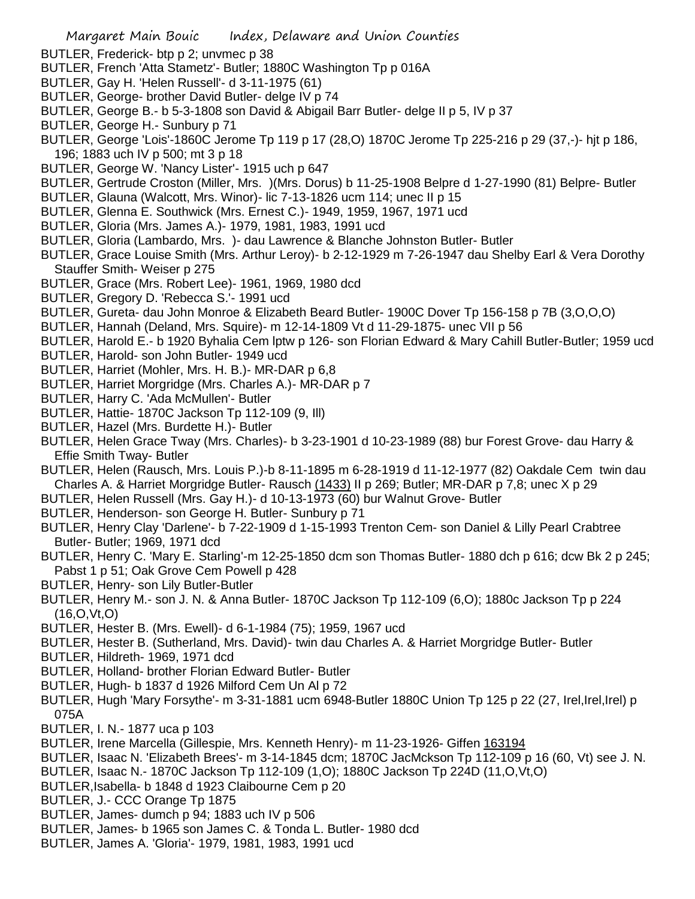BUTLER, Frederick- btp p 2; unvmec p 38

BUTLER, French 'Atta Stametz'- Butler; 1880C Washington Tp p 016A

BUTLER, Gay H. 'Helen Russell'- d 3-11-1975 (61)

BUTLER, George- brother David Butler- delge IV p 74

BUTLER, George B.- b 5-3-1808 son David & Abigail Barr Butler- delge II p 5, IV p 37

BUTLER, George H.- Sunbury p 71

BUTLER, George 'Lois'-1860C Jerome Tp 119 p 17 (28,O) 1870C Jerome Tp 225-216 p 29 (37,-)- hjt p 186, 196; 1883 uch IV p 500; mt 3 p 18

BUTLER, George W. 'Nancy Lister'- 1915 uch p 647

BUTLER, Gertrude Croston (Miller, Mrs. )(Mrs. Dorus) b 11-25-1908 Belpre d 1-27-1990 (81) Belpre- Butler

BUTLER, Glauna (Walcott, Mrs. Winor)- lic 7-13-1826 ucm 114; unec II p 15

BUTLER, Glenna E. Southwick (Mrs. Ernest C.)- 1949, 1959, 1967, 1971 ucd

BUTLER, Gloria (Mrs. James A.)- 1979, 1981, 1983, 1991 ucd

BUTLER, Gloria (Lambardo, Mrs. )- dau Lawrence & Blanche Johnston Butler- Butler

BUTLER, Grace Louise Smith (Mrs. Arthur Leroy)- b 2-12-1929 m 7-26-1947 dau Shelby Earl & Vera Dorothy Stauffer Smith- Weiser p 275

BUTLER, Grace (Mrs. Robert Lee)- 1961, 1969, 1980 dcd

BUTLER, Gregory D. 'Rebecca S.'- 1991 ucd

BUTLER, Gureta- dau John Monroe & Elizabeth Beard Butler- 1900C Dover Tp 156-158 p 7B (3,O,O,O)

BUTLER, Hannah (Deland, Mrs. Squire)- m 12-14-1809 Vt d 11-29-1875- unec VII p 56

BUTLER, Harold E.- b 1920 Byhalia Cem lptw p 126- son Florian Edward & Mary Cahill Butler-Butler; 1959 ucd

BUTLER, Harold- son John Butler- 1949 ucd

BUTLER, Harriet (Mohler, Mrs. H. B.)- MR-DAR p 6,8

BUTLER, Harriet Morgridge (Mrs. Charles A.)- MR-DAR p 7

BUTLER, Harry C. 'Ada McMullen'- Butler

BUTLER, Hattie- 1870C Jackson Tp 112-109 (9, Ill)

BUTLER, Hazel (Mrs. Burdette H.)- Butler

BUTLER, Helen Grace Tway (Mrs. Charles)- b 3-23-1901 d 10-23-1989 (88) bur Forest Grove- dau Harry & Effie Smith Tway- Butler

BUTLER, Helen (Rausch, Mrs. Louis P.)-b 8-11-1895 m 6-28-1919 d 11-12-1977 (82) Oakdale Cem twin dau Charles A. & Harriet Morgridge Butler- Rausch (1433) II p 269; Butler; MR-DAR p 7,8; unec X p 29

BUTLER, Helen Russell (Mrs. Gay H.)- d 10-13-1973 (60) bur Walnut Grove- Butler

BUTLER, Henderson- son George H. Butler- Sunbury p 71

BUTLER, Henry Clay 'Darlene'- b 7-22-1909 d 1-15-1993 Trenton Cem- son Daniel & Lilly Pearl Crabtree Butler- Butler; 1969, 1971 dcd

BUTLER, Henry C. 'Mary E. Starling'-m 12-25-1850 dcm son Thomas Butler- 1880 dch p 616; dcw Bk 2 p 245; Pabst 1 p 51; Oak Grove Cem Powell p 428

BUTLER, Henry- son Lily Butler-Butler

BUTLER, Henry M.- son J. N. & Anna Butler- 1870C Jackson Tp 112-109 (6,O); 1880c Jackson Tp p 224 (16,O,Vt,O)

BUTLER, Hester B. (Mrs. Ewell)- d 6-1-1984 (75); 1959, 1967 ucd

BUTLER, Hester B. (Sutherland, Mrs. David)- twin dau Charles A. & Harriet Morgridge Butler- Butler

BUTLER, Hildreth- 1969, 1971 dcd

BUTLER, Holland- brother Florian Edward Butler- Butler

BUTLER, Hugh- b 1837 d 1926 Milford Cem Un Al p 72

BUTLER, Hugh 'Mary Forsythe'- m 3-31-1881 ucm 6948-Butler 1880C Union Tp 125 p 22 (27, Irel,Irel,Irel) p 075A

BUTLER, I. N.- 1877 uca p 103

BUTLER, Irene Marcella (Gillespie, Mrs. Kenneth Henry)- m 11-23-1926- Giffen 163194

BUTLER, Isaac N. 'Elizabeth Brees'- m 3-14-1845 dcm; 1870C JacMckson Tp 112-109 p 16 (60, Vt) see J. N.

BUTLER, Isaac N.- 1870C Jackson Tp 112-109 (1,O); 1880C Jackson Tp 224D (11,O,Vt,O)

BUTLER,Isabella- b 1848 d 1923 Claibourne Cem p 20

BUTLER, J.- CCC Orange Tp 1875

BUTLER, James- dumch p 94; 1883 uch IV p 506

BUTLER, James- b 1965 son James C. & Tonda L. Butler- 1980 dcd

BUTLER, James A. 'Gloria'- 1979, 1981, 1983, 1991 ucd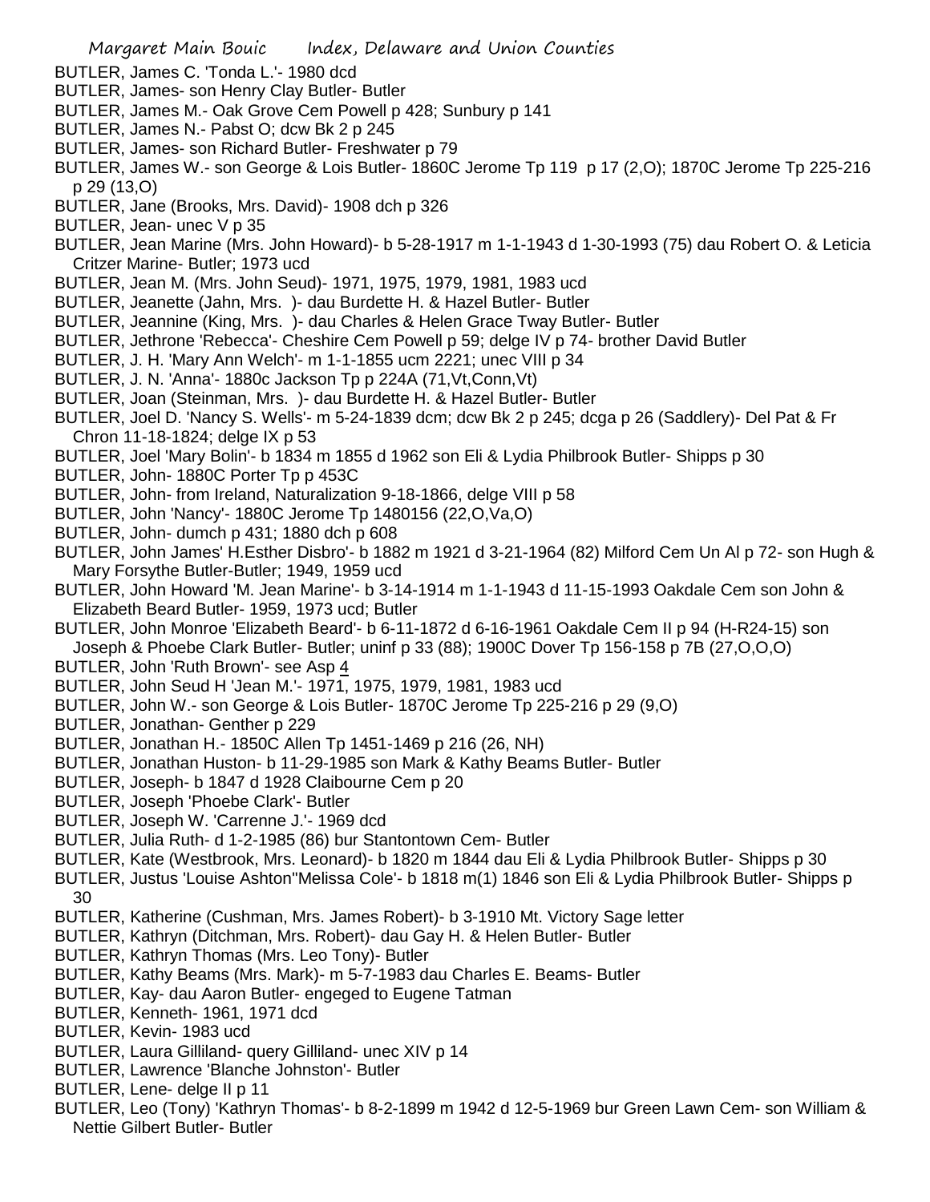BUTLER, James C. 'Tonda L.'- 1980 dcd

BUTLER, James- son Henry Clay Butler- Butler

BUTLER, James M.- Oak Grove Cem Powell p 428; Sunbury p 141

BUTLER, James N.- Pabst O; dcw Bk 2 p 245

BUTLER, James- son Richard Butler- Freshwater p 79

BUTLER, James W.- son George & Lois Butler- 1860C Jerome Tp 119 p 17 (2,O); 1870C Jerome Tp 225-216 p 29 (13,O)

BUTLER, Jane (Brooks, Mrs. David)- 1908 dch p 326

BUTLER, Jean- unec V p 35

BUTLER, Jean Marine (Mrs. John Howard)- b 5-28-1917 m 1-1-1943 d 1-30-1993 (75) dau Robert O. & Leticia Critzer Marine- Butler; 1973 ucd

BUTLER, Jean M. (Mrs. John Seud)- 1971, 1975, 1979, 1981, 1983 ucd

BUTLER, Jeanette (Jahn, Mrs. )- dau Burdette H. & Hazel Butler- Butler

BUTLER, Jeannine (King, Mrs. )- dau Charles & Helen Grace Tway Butler- Butler

BUTLER, Jethrone 'Rebecca'- Cheshire Cem Powell p 59; delge IV p 74- brother David Butler

BUTLER, J. H. 'Mary Ann Welch'- m 1-1-1855 ucm 2221; unec VIII p 34

BUTLER, J. N. 'Anna'- 1880c Jackson Tp p 224A (71,Vt,Conn,Vt)

BUTLER, Joan (Steinman, Mrs. )- dau Burdette H. & Hazel Butler- Butler

BUTLER, Joel D. 'Nancy S. Wells'- m 5-24-1839 dcm; dcw Bk 2 p 245; dcga p 26 (Saddlery)- Del Pat & Fr Chron 11-18-1824; delge IX p 53

BUTLER, Joel 'Mary Bolin'- b 1834 m 1855 d 1962 son Eli & Lydia Philbrook Butler- Shipps p 30

BUTLER, John- 1880C Porter Tp p 453C

BUTLER, John- from Ireland, Naturalization 9-18-1866, delge VIII p 58

BUTLER, John 'Nancy'- 1880C Jerome Tp 1480156 (22,O,Va,O)

BUTLER, John- dumch p 431; 1880 dch p 608

BUTLER, John James' H.Esther Disbro'- b 1882 m 1921 d 3-21-1964 (82) Milford Cem Un Al p 72- son Hugh & Mary Forsythe Butler-Butler; 1949, 1959 ucd

BUTLER, John Howard 'M. Jean Marine'- b 3-14-1914 m 1-1-1943 d 11-15-1993 Oakdale Cem son John & Elizabeth Beard Butler- 1959, 1973 ucd; Butler

BUTLER, John Monroe 'Elizabeth Beard'- b 6-11-1872 d 6-16-1961 Oakdale Cem II p 94 (H-R24-15) son Joseph & Phoebe Clark Butler- Butler; uninf p 33 (88); 1900C Dover Tp 156-158 p 7B (27,O,O,O)

BUTLER, John 'Ruth Brown'- see Asp 4

BUTLER, John Seud H 'Jean M.'- 1971, 1975, 1979, 1981, 1983 ucd

BUTLER, John W.- son George & Lois Butler- 1870C Jerome Tp 225-216 p 29 (9,O)

BUTLER, Jonathan- Genther p 229

BUTLER, Jonathan H.- 1850C Allen Tp 1451-1469 p 216 (26, NH)

BUTLER, Jonathan Huston- b 11-29-1985 son Mark & Kathy Beams Butler- Butler

BUTLER, Joseph- b 1847 d 1928 Claibourne Cem p 20

BUTLER, Joseph 'Phoebe Clark'- Butler

BUTLER, Joseph W. 'Carrenne J.'- 1969 dcd

BUTLER, Julia Ruth- d 1-2-1985 (86) bur Stantontown Cem- Butler

BUTLER, Kate (Westbrook, Mrs. Leonard)- b 1820 m 1844 dau Eli & Lydia Philbrook Butler- Shipps p 30

BUTLER, Justus 'Louise Ashton''Melissa Cole'- b 1818 m(1) 1846 son Eli & Lydia Philbrook Butler- Shipps p 30

BUTLER, Katherine (Cushman, Mrs. James Robert)- b 3-1910 Mt. Victory Sage letter

BUTLER, Kathryn (Ditchman, Mrs. Robert)- dau Gay H. & Helen Butler- Butler

BUTLER, Kathryn Thomas (Mrs. Leo Tony)- Butler

BUTLER, Kathy Beams (Mrs. Mark)- m 5-7-1983 dau Charles E. Beams- Butler

BUTLER, Kay- dau Aaron Butler- engeged to Eugene Tatman

BUTLER, Kenneth- 1961, 1971 dcd

BUTLER, Kevin- 1983 ucd

BUTLER, Laura Gilliland- query Gilliland- unec XIV p 14

BUTLER, Lawrence 'Blanche Johnston'- Butler

BUTLER, Lene- delge II p 11

BUTLER, Leo (Tony) 'Kathryn Thomas'- b 8-2-1899 m 1942 d 12-5-1969 bur Green Lawn Cem- son William & Nettie Gilbert Butler- Butler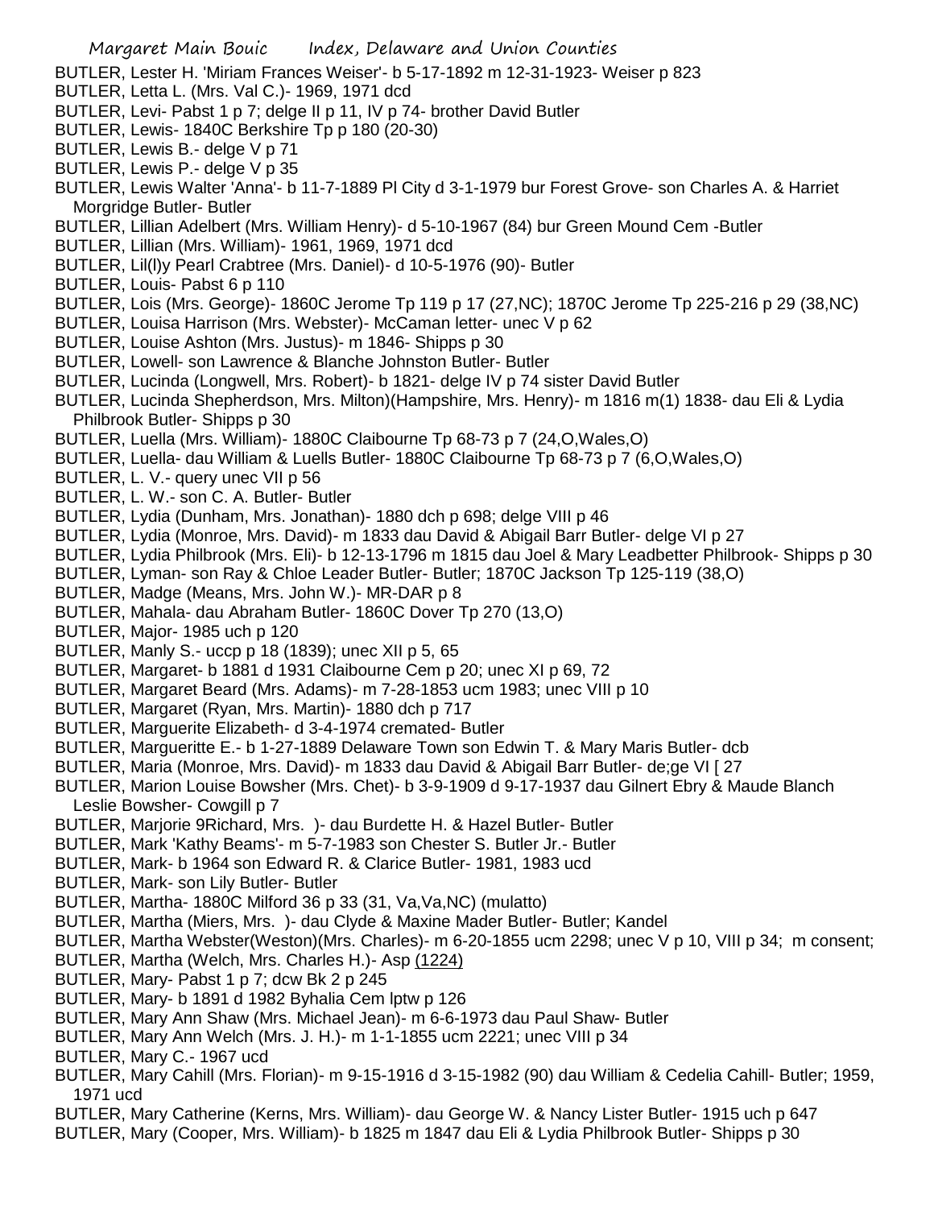BUTLER, Lester H. 'Miriam Frances Weiser'- b 5-17-1892 m 12-31-1923- Weiser p 823

BUTLER, Letta L. (Mrs. Val C.)- 1969, 1971 dcd

BUTLER, Levi- Pabst 1 p 7; delge II p 11, IV p 74- brother David Butler

BUTLER, Lewis- 1840C Berkshire Tp p 180 (20-30)

BUTLER, Lewis B.- delge V p 71

BUTLER, Lewis P.- delge V p 35

BUTLER, Lewis Walter 'Anna'- b 11-7-1889 Pl City d 3-1-1979 bur Forest Grove- son Charles A. & Harriet Morgridge Butler- Butler

BUTLER, Lillian Adelbert (Mrs. William Henry)- d 5-10-1967 (84) bur Green Mound Cem -Butler

BUTLER, Lillian (Mrs. William)- 1961, 1969, 1971 dcd

BUTLER, Lil(l)y Pearl Crabtree (Mrs. Daniel)- d 10-5-1976 (90)- Butler

BUTLER, Louis- Pabst 6 p 110

BUTLER, Lois (Mrs. George)- 1860C Jerome Tp 119 p 17 (27,NC); 1870C Jerome Tp 225-216 p 29 (38,NC)

BUTLER, Louisa Harrison (Mrs. Webster)- McCaman letter- unec V p 62

BUTLER, Louise Ashton (Mrs. Justus)- m 1846- Shipps p 30

BUTLER, Lowell- son Lawrence & Blanche Johnston Butler- Butler

BUTLER, Lucinda (Longwell, Mrs. Robert)- b 1821- delge IV p 74 sister David Butler

BUTLER, Lucinda Shepherdson, Mrs. Milton)(Hampshire, Mrs. Henry)- m 1816 m(1) 1838- dau Eli & Lydia Philbrook Butler- Shipps p 30

BUTLER, Luella (Mrs. William)- 1880C Claibourne Tp 68-73 p 7 (24,O,Wales,O)

BUTLER, Luella- dau William & Luells Butler- 1880C Claibourne Tp 68-73 p 7 (6,O,Wales,O)

BUTLER, L. V.- query unec VII p 56

BUTLER, L. W.- son C. A. Butler- Butler

BUTLER, Lydia (Dunham, Mrs. Jonathan)- 1880 dch p 698; delge VIII p 46

BUTLER, Lydia (Monroe, Mrs. David)- m 1833 dau David & Abigail Barr Butler- delge VI p 27

BUTLER, Lydia Philbrook (Mrs. Eli)- b 12-13-1796 m 1815 dau Joel & Mary Leadbetter Philbrook- Shipps p 30

BUTLER, Lyman- son Ray & Chloe Leader Butler- Butler; 1870C Jackson Tp 125-119 (38,O)

BUTLER, Madge (Means, Mrs. John W.)- MR-DAR p 8

BUTLER, Mahala- dau Abraham Butler- 1860C Dover Tp 270 (13,O)

BUTLER, Major- 1985 uch p 120

BUTLER, Manly S.- uccp p 18 (1839); unec XII p 5, 65

BUTLER, Margaret- b 1881 d 1931 Claibourne Cem p 20; unec XI p 69, 72

BUTLER, Margaret Beard (Mrs. Adams)- m 7-28-1853 ucm 1983; unec VIII p 10

BUTLER, Margaret (Ryan, Mrs. Martin)- 1880 dch p 717

BUTLER, Marguerite Elizabeth- d 3-4-1974 cremated- Butler

BUTLER, Margueritte E.- b 1-27-1889 Delaware Town son Edwin T. & Mary Maris Butler- dcb

BUTLER, Maria (Monroe, Mrs. David)- m 1833 dau David & Abigail Barr Butler- de;ge VI [ 27

BUTLER, Marion Louise Bowsher (Mrs. Chet)- b 3-9-1909 d 9-17-1937 dau Gilnert Ebry & Maude Blanch Leslie Bowsher- Cowgill p 7

BUTLER, Marjorie 9Richard, Mrs. )- dau Burdette H. & Hazel Butler- Butler

BUTLER, Mark 'Kathy Beams'- m 5-7-1983 son Chester S. Butler Jr.- Butler

BUTLER, Mark- b 1964 son Edward R. & Clarice Butler- 1981, 1983 ucd

BUTLER, Mark- son Lily Butler- Butler

BUTLER, Martha- 1880C Milford 36 p 33 (31, Va,Va,NC) (mulatto)

BUTLER, Martha (Miers, Mrs. )- dau Clyde & Maxine Mader Butler- Butler; Kandel

BUTLER, Martha Webster(Weston)(Mrs. Charles)- m 6-20-1855 ucm 2298; unec V p 10, VIII p 34; m consent;

BUTLER, Martha (Welch, Mrs. Charles H.)- Asp (1224)

BUTLER, Mary- Pabst 1 p 7; dcw Bk 2 p 245

BUTLER, Mary- b 1891 d 1982 Byhalia Cem lptw p 126

BUTLER, Mary Ann Shaw (Mrs. Michael Jean)- m 6-6-1973 dau Paul Shaw- Butler

BUTLER, Mary Ann Welch (Mrs. J. H.)- m 1-1-1855 ucm 2221; unec VIII p 34

BUTLER, Mary C.- 1967 ucd

BUTLER, Mary Cahill (Mrs. Florian)- m 9-15-1916 d 3-15-1982 (90) dau William & Cedelia Cahill- Butler; 1959, 1971 ucd

BUTLER, Mary Catherine (Kerns, Mrs. William)- dau George W. & Nancy Lister Butler- 1915 uch p 647

BUTLER, Mary (Cooper, Mrs. William)- b 1825 m 1847 dau Eli & Lydia Philbrook Butler- Shipps p 30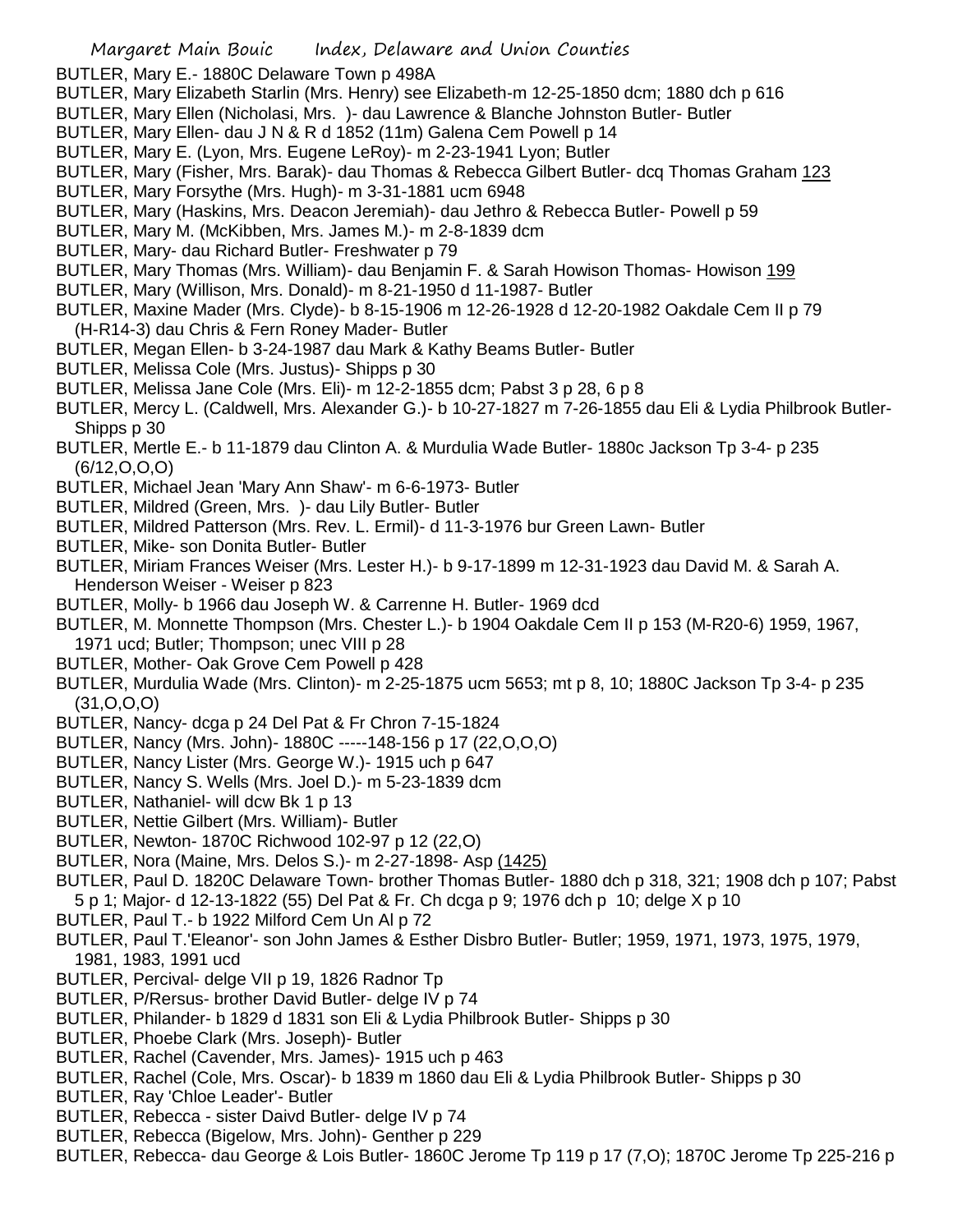BUTLER, Mary E.- 1880C Delaware Town p 498A
BUTLER, Mary Elizabeth Starlin (Mrs. Henry) see Elizabeth-m 12-25-1850 dcm; 1880 dch p 616
BUTLER, Mary Ellen (Nicholasi, Mrs. )- dau Lawrence & Blanche Johnston Butler- Butler
BUTLER, Mary Ellen- dau J N & R d 1852 (11m) Galena Cem Powell p 14
BUTLER, Mary E. (Lyon, Mrs. Eugene LeRoy)- m 2-23-1941 Lyon; Butler
BUTLER, Mary (Fisher, Mrs. Barak)- dau Thomas & Rebecca Gilbert Butler- dcq Thomas Graham 123
BUTLER, Mary Forsythe (Mrs. Hugh)- m 3-31-1881 ucm 6948
BUTLER, Mary (Haskins, Mrs. Deacon Jeremiah)- dau Jethro & Rebecca Butler- Powell p 59
BUTLER, Mary M. (McKibben, Mrs. James M.)- m 2-8-1839 dcm
BUTLER, Mary- dau Richard Butler- Freshwater p 79
BUTLER, Mary Thomas (Mrs. William)- dau Benjamin F. & Sarah Howison Thomas- Howison 199
BUTLER, Mary (Willison, Mrs. Donald)- m 8-21-1950 d 11-1987- Butler
BUTLER, Maxine Mader (Mrs. Clyde)- b 8-15-1906 m 12-26-1928 d 12-20-1982 Oakdale Cem II p 79 (H-R14-3) dau Chris & Fern Roney Mader- Butler
BUTLER, Megan Ellen- b 3-24-1987 dau Mark & Kathy Beams Butler- Butler
BUTLER, Melissa Cole (Mrs. Justus)- Shipps p 30
BUTLER, Melissa Jane Cole (Mrs. Eli)- m 12-2-1855 dcm; Pabst 3 p 28, 6 p 8
BUTLER, Mercy L. (Caldwell, Mrs. Alexander G.)- b 10-27-1827 m 7-26-1855 dau Eli & Lydia Philbrook Butler- Shipps p 30
BUTLER, Mertle E.- b 11-1879 dau Clinton A. & Murdulia Wade Butler- 1880c Jackson Tp 3-4- p 235 (6/12,O,O,O)
BUTLER, Michael Jean 'Mary Ann Shaw'- m 6-6-1973- Butler
BUTLER, Mildred (Green, Mrs. )- dau Lily Butler- Butler
BUTLER, Mildred Patterson (Mrs. Rev. L. Ermil)- d 11-3-1976 bur Green Lawn- Butler
BUTLER, Mike- son Donita Butler- Butler
BUTLER, Miriam Frances Weiser (Mrs. Lester H.)- b 9-17-1899 m 12-31-1923 dau David M. & Sarah A. Henderson Weiser - Weiser p 823
BUTLER, Molly- b 1966 dau Joseph W. & Carrenne H. Butler- 1969 dcd
BUTLER, M. Monnette Thompson (Mrs. Chester L.)- b 1904 Oakdale Cem II p 153 (M-R20-6) 1959, 1967, 1971 ucd; Butler; Thompson; unec VIII p 28
BUTLER, Mother- Oak Grove Cem Powell p 428
BUTLER, Murdulia Wade (Mrs. Clinton)- m 2-25-1875 ucm 5653; mt p 8, 10; 1880C Jackson Tp 3-4- p 235 (31,O,O,O)
BUTLER, Nancy- dcga p 24 Del Pat & Fr Chron 7-15-1824
BUTLER, Nancy (Mrs. John)- 1880C -----148-156 p 17 (22,O,O,O)
BUTLER, Nancy Lister (Mrs. George W.)- 1915 uch p 647
BUTLER, Nancy S. Wells (Mrs. Joel D.)- m 5-23-1839 dcm
BUTLER, Nathaniel- will dcw Bk 1 p 13
BUTLER, Nettie Gilbert (Mrs. William)- Butler
BUTLER, Newton- 1870C Richwood 102-97 p 12 (22,O)
BUTLER, Nora (Maine, Mrs. Delos S.)- m 2-27-1898- Asp (1425)
BUTLER, Paul D. 1820C Delaware Town- brother Thomas Butler- 1880 dch p 318, 321; 1908 dch p 107; Pabst 5 p 1; Major- d 12-13-1822 (55) Del Pat & Fr. Ch dcga p 9; 1976 dch p 10; delge X p 10
BUTLER, Paul T.- b 1922 Milford Cem Un Al p 72
BUTLER, Paul T.'Eleanor'- son John James & Esther Disbro Butler- Butler; 1959, 1971, 1973, 1975, 1979, 1981, 1983, 1991 ucd
BUTLER, Percival- delge VII p 19, 1826 Radnor Tp
BUTLER, P/Rersus- brother David Butler- delge IV p 74
BUTLER, Philander- b 1829 d 1831 son Eli & Lydia Philbrook Butler- Shipps p 30
BUTLER, Phoebe Clark (Mrs. Joseph)- Butler
BUTLER, Rachel (Cavender, Mrs. James)- 1915 uch p 463
BUTLER, Rachel (Cole, Mrs. Oscar)- b 1839 m 1860 dau Eli & Lydia Philbrook Butler- Shipps p 30
BUTLER, Ray 'Chloe Leader'- Butler
BUTLER, Rebecca - sister Daivd Butler- delge IV p 74
BUTLER, Rebecca (Bigelow, Mrs. John)- Genther p 229
BUTLER, Rebecca- dau George & Lois Butler- 1860C Jerome Tp 119 p 17 (7,O); 1870C Jerome Tp 225-216 p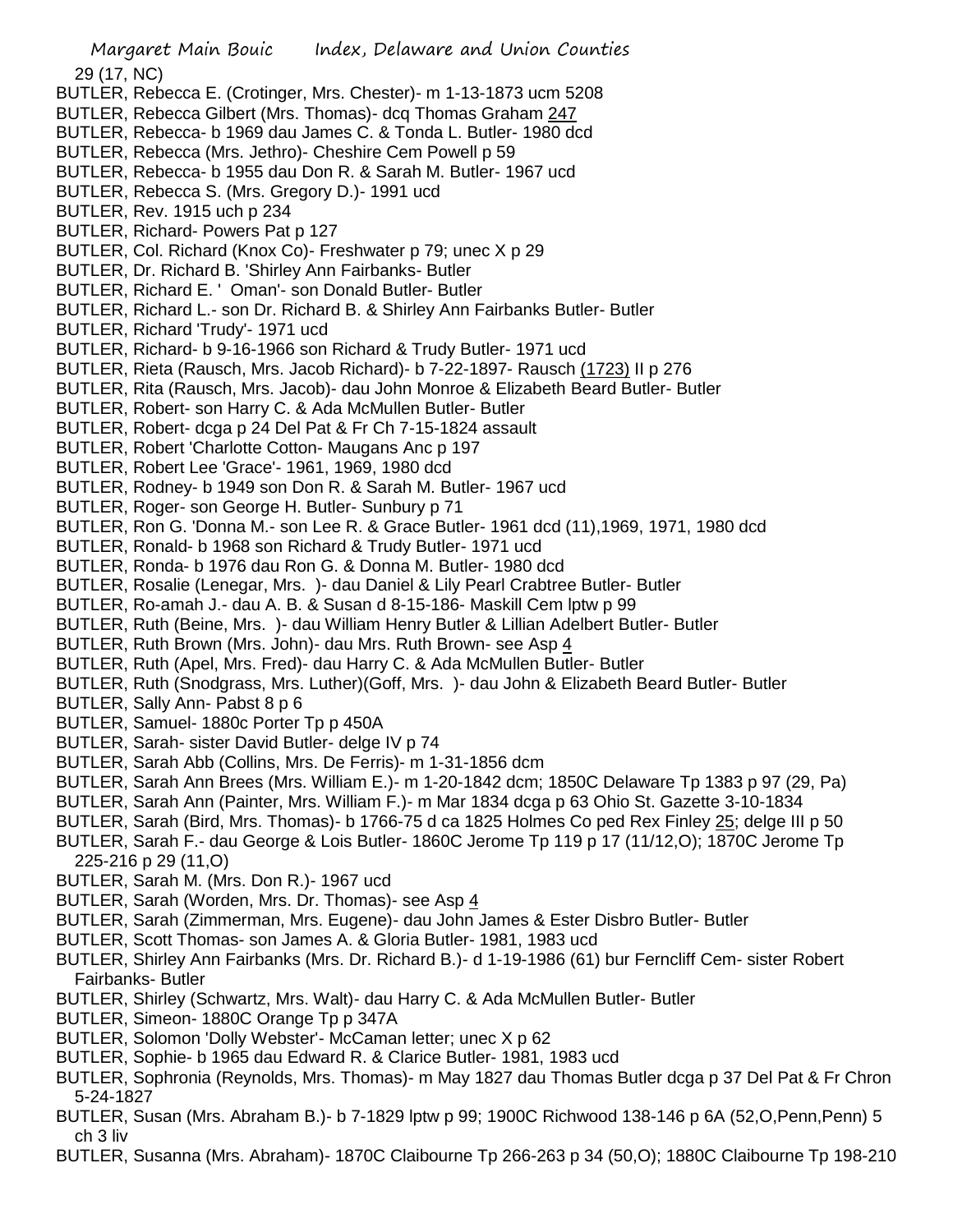29 (17, NC)

BUTLER, Rebecca E. (Crotinger, Mrs. Chester)- m 1-13-1873 ucm 5208

BUTLER, Rebecca Gilbert (Mrs. Thomas)- dcq Thomas Graham 247

BUTLER, Rebecca- b 1969 dau James C. & Tonda L. Butler- 1980 dcd

BUTLER, Rebecca (Mrs. Jethro)- Cheshire Cem Powell p 59

BUTLER, Rebecca- b 1955 dau Don R. & Sarah M. Butler- 1967 ucd

BUTLER, Rebecca S. (Mrs. Gregory D.)- 1991 ucd

BUTLER, Rev. 1915 uch p 234

BUTLER, Richard- Powers Pat p 127

BUTLER, Col. Richard (Knox Co)- Freshwater p 79; unec X p 29

BUTLER, Dr. Richard B. 'Shirley Ann Fairbanks- Butler

BUTLER, Richard E. ' Oman'- son Donald Butler- Butler

BUTLER, Richard L.- son Dr. Richard B. & Shirley Ann Fairbanks Butler- Butler

BUTLER, Richard 'Trudy'- 1971 ucd

BUTLER, Richard- b 9-16-1966 son Richard & Trudy Butler- 1971 ucd

BUTLER, Rieta (Rausch, Mrs. Jacob Richard)- b 7-22-1897- Rausch (1723) II p 276

BUTLER, Rita (Rausch, Mrs. Jacob)- dau John Monroe & Elizabeth Beard Butler- Butler

BUTLER, Robert- son Harry C. & Ada McMullen Butler- Butler

BUTLER, Robert- dcga p 24 Del Pat & Fr Ch 7-15-1824 assault

BUTLER, Robert 'Charlotte Cotton- Maugans Anc p 197

BUTLER, Robert Lee 'Grace'- 1961, 1969, 1980 dcd

BUTLER, Rodney- b 1949 son Don R. & Sarah M. Butler- 1967 ucd

BUTLER, Roger- son George H. Butler- Sunbury p 71

BUTLER, Ron G. 'Donna M.- son Lee R. & Grace Butler- 1961 dcd (11),1969, 1971, 1980 dcd

BUTLER, Ronald- b 1968 son Richard & Trudy Butler- 1971 ucd

BUTLER, Ronda- b 1976 dau Ron G. & Donna M. Butler- 1980 dcd

BUTLER, Rosalie (Lenegar, Mrs. )- dau Daniel & Lily Pearl Crabtree Butler- Butler

BUTLER, Ro-amah J.- dau A. B. & Susan d 8-15-186- Maskill Cem lptw p 99

BUTLER, Ruth (Beine, Mrs. )- dau William Henry Butler & Lillian Adelbert Butler- Butler

BUTLER, Ruth Brown (Mrs. John)- dau Mrs. Ruth Brown- see Asp 4

BUTLER, Ruth (Apel, Mrs. Fred)- dau Harry C. & Ada McMullen Butler- Butler

BUTLER, Ruth (Snodgrass, Mrs. Luther)(Goff, Mrs. )- dau John & Elizabeth Beard Butler- Butler

BUTLER, Sally Ann- Pabst 8 p 6

BUTLER, Samuel- 1880c Porter Tp p 450A

BUTLER, Sarah- sister David Butler- delge IV p 74

BUTLER, Sarah Abb (Collins, Mrs. De Ferris)- m 1-31-1856 dcm

BUTLER, Sarah Ann Brees (Mrs. William E.)- m 1-20-1842 dcm; 1850C Delaware Tp 1383 p 97 (29, Pa)

BUTLER, Sarah Ann (Painter, Mrs. William F.)- m Mar 1834 dcga p 63 Ohio St. Gazette 3-10-1834

BUTLER, Sarah (Bird, Mrs. Thomas)- b 1766-75 d ca 1825 Holmes Co ped Rex Finley 25; delge III p 50

BUTLER, Sarah F.- dau George & Lois Butler- 1860C Jerome Tp 119 p 17 (11/12,O); 1870C Jerome Tp 225-216 p 29 (11,O)

BUTLER, Sarah M. (Mrs. Don R.)- 1967 ucd

BUTLER, Sarah (Worden, Mrs. Dr. Thomas)- see Asp 4

BUTLER, Sarah (Zimmerman, Mrs. Eugene)- dau John James & Ester Disbro Butler- Butler

BUTLER, Scott Thomas- son James A. & Gloria Butler- 1981, 1983 ucd

BUTLER, Shirley Ann Fairbanks (Mrs. Dr. Richard B.)- d 1-19-1986 (61) bur Ferncliff Cem- sister Robert Fairbanks- Butler

BUTLER, Shirley (Schwartz, Mrs. Walt)- dau Harry C. & Ada McMullen Butler- Butler

BUTLER, Simeon- 1880C Orange Tp p 347A

BUTLER, Solomon 'Dolly Webster'- McCaman letter; unec X p 62

BUTLER, Sophie- b 1965 dau Edward R. & Clarice Butler- 1981, 1983 ucd

BUTLER, Sophronia (Reynolds, Mrs. Thomas)- m May 1827 dau Thomas Butler dcga p 37 Del Pat & Fr Chron 5-24-1827

BUTLER, Susan (Mrs. Abraham B.)- b 7-1829 lptw p 99; 1900C Richwood 138-146 p 6A (52,O,Penn,Penn) 5 ch 3 liv

BUTLER, Susanna (Mrs. Abraham)- 1870C Claibourne Tp 266-263 p 34 (50,O); 1880C Claibourne Tp 198-210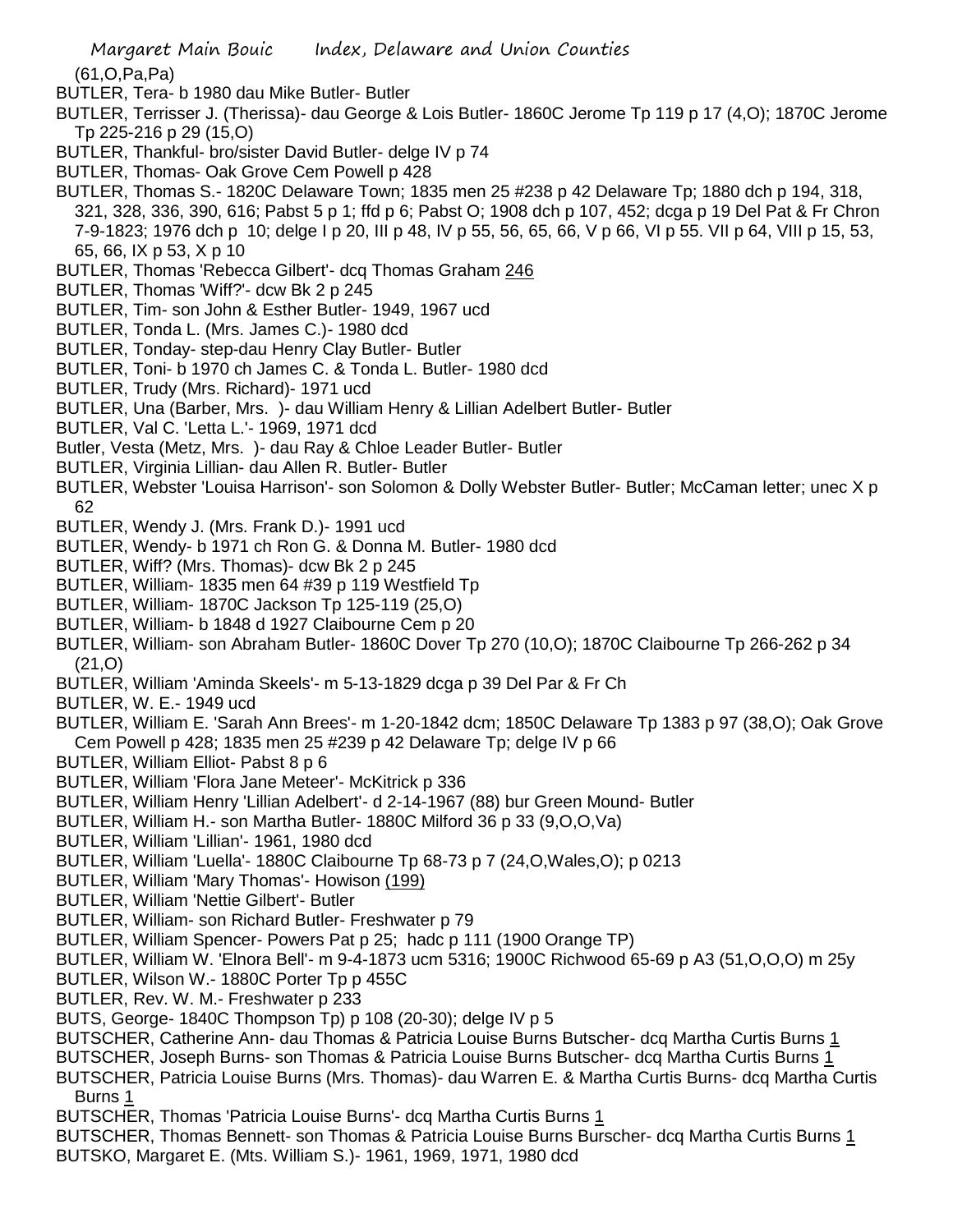(61,O,Pa,Pa)

BUTLER, Tera- b 1980 dau Mike Butler- Butler

BUTLER, Terrisser J. (Therissa)- dau George & Lois Butler- 1860C Jerome Tp 119 p 17 (4,O); 1870C Jerome Tp 225-216 p 29 (15,O)

BUTLER, Thankful- bro/sister David Butler- delge IV p 74

BUTLER, Thomas- Oak Grove Cem Powell p 428

BUTLER, Thomas S.- 1820C Delaware Town; 1835 men 25 #238 p 42 Delaware Tp; 1880 dch p 194, 318, 321, 328, 336, 390, 616; Pabst 5 p 1; ffd p 6; Pabst O; 1908 dch p 107, 452; dcga p 19 Del Pat & Fr Chron 7-9-1823; 1976 dch p 10; delge I p 20, III p 48, IV p 55, 56, 65, 66, V p 66, VI p 55. VII p 64, VIII p 15, 53, 65, 66, IX p 53, X p 10

BUTLER, Thomas 'Rebecca Gilbert'- dcq Thomas Graham 246

BUTLER, Thomas 'Wiff?'- dcw Bk 2 p 245

BUTLER, Tim- son John & Esther Butler- 1949, 1967 ucd

BUTLER, Tonda L. (Mrs. James C.)- 1980 dcd

BUTLER, Tonday- step-dau Henry Clay Butler- Butler

BUTLER, Toni- b 1970 ch James C. & Tonda L. Butler- 1980 dcd

BUTLER, Trudy (Mrs. Richard)- 1971 ucd

BUTLER, Una (Barber, Mrs. )- dau William Henry & Lillian Adelbert Butler- Butler

BUTLER, Val C. 'Letta L.'- 1969, 1971 dcd

Butler, Vesta (Metz, Mrs. )- dau Ray & Chloe Leader Butler- Butler

BUTLER, Virginia Lillian- dau Allen R. Butler- Butler

BUTLER, Webster 'Louisa Harrison'- son Solomon & Dolly Webster Butler- Butler; McCaman letter; unec X p 62

BUTLER, Wendy J. (Mrs. Frank D.)- 1991 ucd

BUTLER, Wendy- b 1971 ch Ron G. & Donna M. Butler- 1980 dcd

BUTLER, Wiff? (Mrs. Thomas)- dcw Bk 2 p 245

BUTLER, William- 1835 men 64 #39 p 119 Westfield Tp

BUTLER, William- 1870C Jackson Tp 125-119 (25,O)

BUTLER, William- b 1848 d 1927 Claibourne Cem p 20

BUTLER, William- son Abraham Butler- 1860C Dover Tp 270 (10,O); 1870C Claibourne Tp 266-262 p 34 (21,O)

BUTLER, William 'Aminda Skeels'- m 5-13-1829 dcga p 39 Del Par & Fr Ch

BUTLER, W. E.- 1949 ucd

BUTLER, William E. 'Sarah Ann Brees'- m 1-20-1842 dcm; 1850C Delaware Tp 1383 p 97 (38,O); Oak Grove Cem Powell p 428; 1835 men 25 #239 p 42 Delaware Tp; delge IV p 66

BUTLER, William Elliot- Pabst 8 p 6

BUTLER, William 'Flora Jane Meteer'- McKitrick p 336

BUTLER, William Henry 'Lillian Adelbert'- d 2-14-1967 (88) bur Green Mound- Butler

BUTLER, William H.- son Martha Butler- 1880C Milford 36 p 33 (9,O,O,Va)

BUTLER, William 'Lillian'- 1961, 1980 dcd

BUTLER, William 'Luella'- 1880C Claibourne Tp 68-73 p 7 (24,O,Wales,O); p 0213

BUTLER, William 'Mary Thomas'- Howison (199)

BUTLER, William 'Nettie Gilbert'- Butler

BUTLER, William- son Richard Butler- Freshwater p 79

BUTLER, William Spencer- Powers Pat p 25; hadc p 111 (1900 Orange TP)

BUTLER, William W. 'Elnora Bell'- m 9-4-1873 ucm 5316; 1900C Richwood 65-69 p A3 (51,O,O,O) m 25y

BUTLER, Wilson W.- 1880C Porter Tp p 455C

BUTLER, Rev. W. M.- Freshwater p 233

BUTS, George- 1840C Thompson Tp) p 108 (20-30); delge IV p 5

BUTSCHER, Catherine Ann- dau Thomas & Patricia Louise Burns Butscher- dcq Martha Curtis Burns 1

BUTSCHER, Joseph Burns- son Thomas & Patricia Louise Burns Butscher- dcq Martha Curtis Burns 1

BUTSCHER, Patricia Louise Burns (Mrs. Thomas)- dau Warren E. & Martha Curtis Burns- dcq Martha Curtis Burns 1

BUTSCHER, Thomas 'Patricia Louise Burns'- dcq Martha Curtis Burns 1

BUTSCHER, Thomas Bennett- son Thomas & Patricia Louise Burns Burscher- dcq Martha Curtis Burns 1

BUTSKO, Margaret E. (Mts. William S.)- 1961, 1969, 1971, 1980 dcd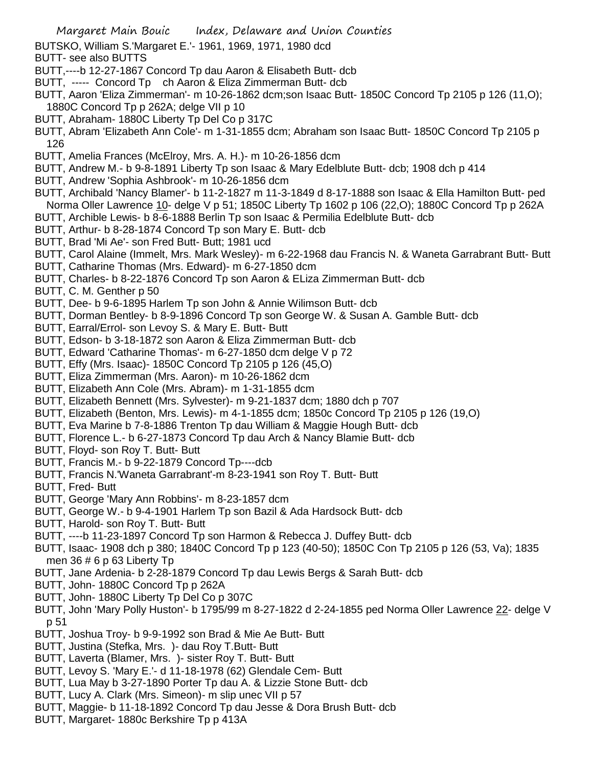BUTSKO, William S.'Margaret E.'- 1961, 1969, 1971, 1980 dcd

BUTT- see also BUTTS

BUTT,----b 12-27-1867 Concord Tp dau Aaron & Elisabeth Butt- dcb

BUTT, ----- Concord Tp ch Aaron & Eliza Zimmerman Butt- dcb

BUTT, Aaron 'Eliza Zimmerman'- m 10-26-1862 dcm;son Isaac Butt- 1850C Concord Tp 2105 p 126 (11,O); 1880C Concord Tp p 262A; delge VII p 10

BUTT, Abraham- 1880C Liberty Tp Del Co p 317C

BUTT, Abram 'Elizabeth Ann Cole'- m 1-31-1855 dcm; Abraham son Isaac Butt- 1850C Concord Tp 2105 p 126

BUTT, Amelia Frances (McElroy, Mrs. A. H.)- m 10-26-1856 dcm

BUTT, Andrew M.- b 9-8-1891 Liberty Tp son Isaac & Mary Edelblute Butt- dcb; 1908 dch p 414

BUTT, Andrew 'Sophia Ashbrook'- m 10-26-1856 dcm

BUTT, Archibald 'Nancy Blamer'- b 11-2-1827 m 11-3-1849 d 8-17-1888 son Isaac & Ella Hamilton Butt- ped Norma Oller Lawrence 10- delge V p 51; 1850C Liberty Tp 1602 p 106 (22,O); 1880C Concord Tp p 262A

BUTT, Archible Lewis- b 8-6-1888 Berlin Tp son Isaac & Permilia Edelblute Butt- dcb

BUTT, Arthur- b 8-28-1874 Concord Tp son Mary E. Butt- dcb

BUTT, Brad 'Mi Ae'- son Fred Butt- Butt; 1981 ucd

BUTT, Carol Alaine (Immelt, Mrs. Mark Wesley)- m 6-22-1968 dau Francis N. & Waneta Garrabrant Butt- Butt

BUTT, Catharine Thomas (Mrs. Edward)- m 6-27-1850 dcm

BUTT, Charles- b 8-22-1876 Concord Tp son Aaron & ELiza Zimmerman Butt- dcb

BUTT, C. M. Genther p 50

BUTT, Dee- b 9-6-1895 Harlem Tp son John & Annie Wilimson Butt- dcb

BUTT, Dorman Bentley- b 8-9-1896 Concord Tp son George W. & Susan A. Gamble Butt- dcb

BUTT, Earral/Errol- son Levoy S. & Mary E. Butt- Butt

BUTT, Edson- b 3-18-1872 son Aaron & Eliza Zimmerman Butt- dcb

BUTT, Edward 'Catharine Thomas'- m 6-27-1850 dcm delge V p 72

BUTT, Effy (Mrs. Isaac)- 1850C Concord Tp 2105 p 126 (45,O)

BUTT, Eliza Zimmerman (Mrs. Aaron)- m 10-26-1862 dcm

BUTT, Elizabeth Ann Cole (Mrs. Abram)- m 1-31-1855 dcm

BUTT, Elizabeth Bennett (Mrs. Sylvester)- m 9-21-1837 dcm; 1880 dch p 707

BUTT, Elizabeth (Benton, Mrs. Lewis)- m 4-1-1855 dcm; 1850c Concord Tp 2105 p 126 (19,O)

BUTT, Eva Marine b 7-8-1886 Trenton Tp dau William & Maggie Hough Butt- dcb

BUTT, Florence L.- b 6-27-1873 Concord Tp dau Arch & Nancy Blamie Butt- dcb

BUTT, Floyd- son Roy T. Butt- Butt

BUTT, Francis M.- b 9-22-1879 Concord Tp----dcb

BUTT, Francis N.'Waneta Garrabrant'-m 8-23-1941 son Roy T. Butt- Butt

BUTT, Fred- Butt

BUTT, George 'Mary Ann Robbins'- m 8-23-1857 dcm

BUTT, George W.- b 9-4-1901 Harlem Tp son Bazil & Ada Hardsock Butt- dcb

BUTT, Harold- son Roy T. Butt- Butt

BUTT, ----b 11-23-1897 Concord Tp son Harmon & Rebecca J. Duffey Butt- dcb

BUTT, Isaac- 1908 dch p 380; 1840C Concord Tp p 123 (40-50); 1850C Con Tp 2105 p 126 (53, Va); 1835 men 36 # 6 p 63 Liberty Tp

BUTT, Jane Ardenia- b 2-28-1879 Concord Tp dau Lewis Bergs & Sarah Butt- dcb

BUTT, John- 1880C Concord Tp p 262A

BUTT, John- 1880C Liberty Tp Del Co p 307C

BUTT, John 'Mary Polly Huston'- b 1795/99 m 8-27-1822 d 2-24-1855 ped Norma Oller Lawrence 22- delge V p 51

BUTT, Joshua Troy- b 9-9-1992 son Brad & Mie Ae Butt- Butt

BUTT, Justina (Stefka, Mrs. )- dau Roy T.Butt- Butt

BUTT, Laverta (Blamer, Mrs. )- sister Roy T. Butt- Butt

BUTT, Levoy S. 'Mary E.'- d 11-18-1978 (62) Glendale Cem- Butt

BUTT, Lua May b 3-27-1890 Porter Tp dau A. & Lizzie Stone Butt- dcb

BUTT, Lucy A. Clark (Mrs. Simeon)- m slip unec VII p 57

BUTT, Maggie- b 11-18-1892 Concord Tp dau Jesse & Dora Brush Butt- dcb

BUTT, Margaret- 1880c Berkshire Tp p 413A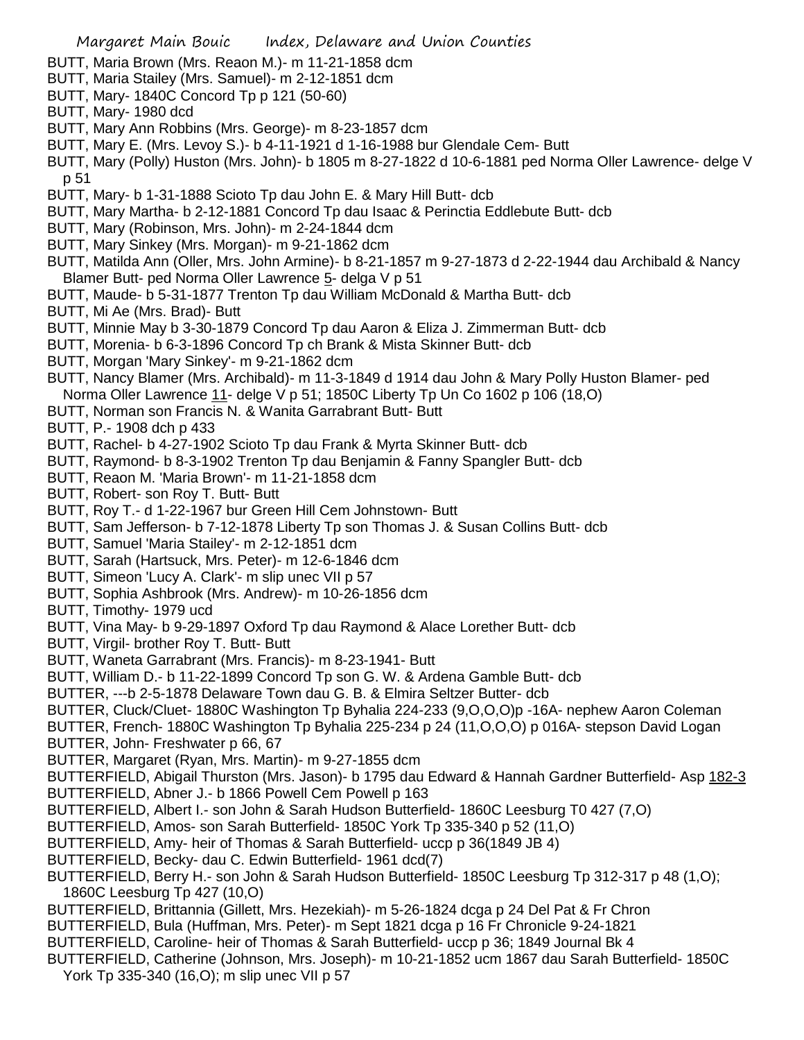BUTT, Maria Brown (Mrs. Reaon M.)- m 11-21-1858 dcm

BUTT, Maria Stailey (Mrs. Samuel)- m 2-12-1851 dcm

BUTT, Mary- 1840C Concord Tp p 121 (50-60)

BUTT, Mary- 1980 dcd

BUTT, Mary Ann Robbins (Mrs. George)- m 8-23-1857 dcm

BUTT, Mary E. (Mrs. Levoy S.)- b 4-11-1921 d 1-16-1988 bur Glendale Cem- Butt

BUTT, Mary (Polly) Huston (Mrs. John)- b 1805 m 8-27-1822 d 10-6-1881 ped Norma Oller Lawrence- delge V p 51

BUTT, Mary- b 1-31-1888 Scioto Tp dau John E. & Mary Hill Butt- dcb

BUTT, Mary Martha- b 2-12-1881 Concord Tp dau Isaac & Perinctia Eddlebute Butt- dcb

BUTT, Mary (Robinson, Mrs. John)- m 2-24-1844 dcm

BUTT, Mary Sinkey (Mrs. Morgan)- m 9-21-1862 dcm

BUTT, Matilda Ann (Oller, Mrs. John Armine)- b 8-21-1857 m 9-27-1873 d 2-22-1944 dau Archibald & Nancy Blamer Butt- ped Norma Oller Lawrence 5- delga V p 51

BUTT, Maude- b 5-31-1877 Trenton Tp dau William McDonald & Martha Butt- dcb

BUTT, Mi Ae (Mrs. Brad)- Butt

BUTT, Minnie May b 3-30-1879 Concord Tp dau Aaron & Eliza J. Zimmerman Butt- dcb

BUTT, Morenia- b 6-3-1896 Concord Tp ch Brank & Mista Skinner Butt- dcb

BUTT, Morgan 'Mary Sinkey'- m 9-21-1862 dcm

BUTT, Nancy Blamer (Mrs. Archibald)- m 11-3-1849 d 1914 dau John & Mary Polly Huston Blamer- ped Norma Oller Lawrence 11- delge V p 51; 1850C Liberty Tp Un Co 1602 p 106 (18,O)

BUTT, Norman son Francis N. & Wanita Garrabrant Butt- Butt

BUTT, P.- 1908 dch p 433

BUTT, Rachel- b 4-27-1902 Scioto Tp dau Frank & Myrta Skinner Butt- dcb

BUTT, Raymond- b 8-3-1902 Trenton Tp dau Benjamin & Fanny Spangler Butt- dcb

BUTT, Reaon M. 'Maria Brown'- m 11-21-1858 dcm

BUTT, Robert- son Roy T. Butt- Butt

BUTT, Roy T.- d 1-22-1967 bur Green Hill Cem Johnstown- Butt

BUTT, Sam Jefferson- b 7-12-1878 Liberty Tp son Thomas J. & Susan Collins Butt- dcb

BUTT, Samuel 'Maria Stailey'- m 2-12-1851 dcm

BUTT, Sarah (Hartsuck, Mrs. Peter)- m 12-6-1846 dcm

BUTT, Simeon 'Lucy A. Clark'- m slip unec VII p 57

BUTT, Sophia Ashbrook (Mrs. Andrew)- m 10-26-1856 dcm

BUTT, Timothy- 1979 ucd

BUTT, Vina May- b 9-29-1897 Oxford Tp dau Raymond & Alace Lorether Butt- dcb

BUTT, Virgil- brother Roy T. Butt- Butt

BUTT, Waneta Garrabrant (Mrs. Francis)- m 8-23-1941- Butt

BUTT, William D.- b 11-22-1899 Concord Tp son G. W. & Ardena Gamble Butt- dcb

BUTTER, ---b 2-5-1878 Delaware Town dau G. B. & Elmira Seltzer Butter- dcb

BUTTER, Cluck/Cluet- 1880C Washington Tp Byhalia 224-233 (9,O,O,O)p -16A- nephew Aaron Coleman

BUTTER, French- 1880C Washington Tp Byhalia 225-234 p 24 (11,O,O,O) p 016A- stepson David Logan

BUTTER, John- Freshwater p 66, 67

BUTTER, Margaret (Ryan, Mrs. Martin)- m 9-27-1855 dcm

BUTTERFIELD, Abigail Thurston (Mrs. Jason)- b 1795 dau Edward & Hannah Gardner Butterfield- Asp 182-3

BUTTERFIELD, Abner J.- b 1866 Powell Cem Powell p 163

BUTTERFIELD, Albert I.- son John & Sarah Hudson Butterfield- 1860C Leesburg T0 427 (7,O)

BUTTERFIELD, Amos- son Sarah Butterfield- 1850C York Tp 335-340 p 52 (11,O)

BUTTERFIELD, Amy- heir of Thomas & Sarah Butterfield- uccp p 36(1849 JB 4)

BUTTERFIELD, Becky- dau C. Edwin Butterfield- 1961 dcd(7)

BUTTERFIELD, Berry H.- son John & Sarah Hudson Butterfield- 1850C Leesburg Tp 312-317 p 48 (1,O); 1860C Leesburg Tp 427 (10,O)

BUTTERFIELD, Brittannia (Gillett, Mrs. Hezekiah)- m 5-26-1824 dcga p 24 Del Pat & Fr Chron

BUTTERFIELD, Bula (Huffman, Mrs. Peter)- m Sept 1821 dcga p 16 Fr Chronicle 9-24-1821

BUTTERFIELD, Caroline- heir of Thomas & Sarah Butterfield- uccp p 36; 1849 Journal Bk 4

BUTTERFIELD, Catherine (Johnson, Mrs. Joseph)- m 10-21-1852 ucm 1867 dau Sarah Butterfield- 1850C York Tp 335-340 (16,O); m slip unec VII p 57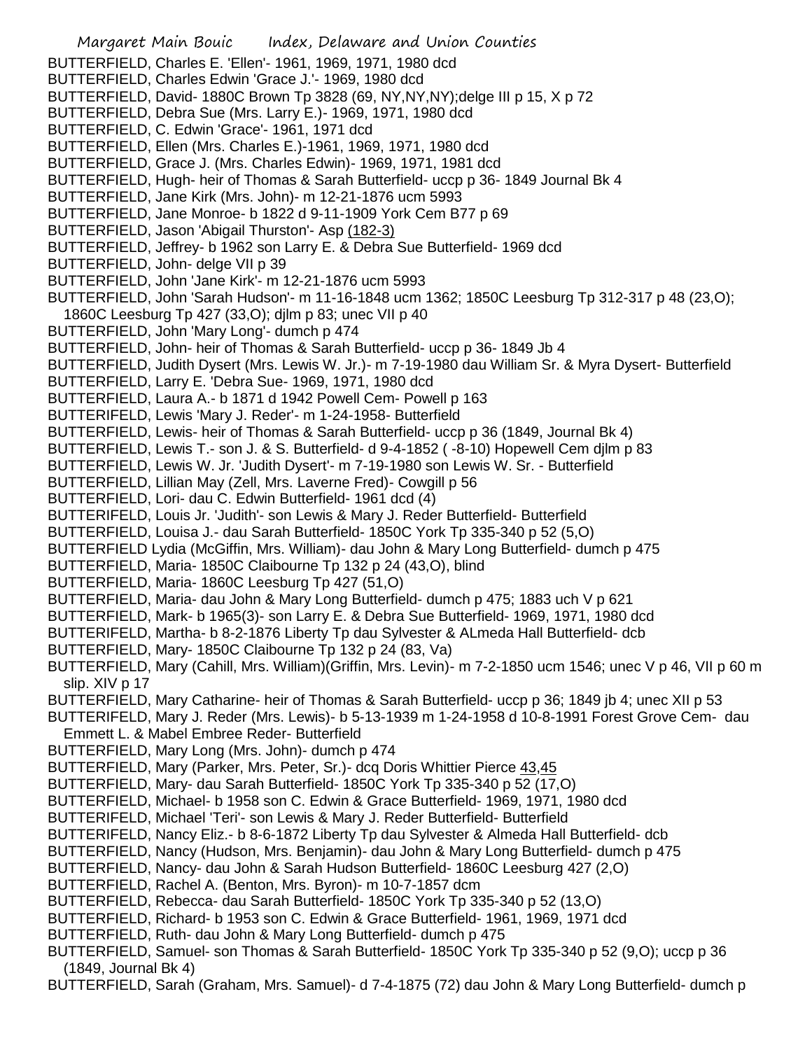BUTTERFIELD, Charles E. 'Ellen'- 1961, 1969, 1971, 1980 dcd
BUTTERFIELD, Charles Edwin 'Grace J.'- 1969, 1980 dcd
BUTTERFIELD, David- 1880C Brown Tp 3828 (69, NY,NY,NY);delge III p 15, X p 72
BUTTERFIELD, Debra Sue (Mrs. Larry E.)- 1969, 1971, 1980 dcd
BUTTERFIELD, C. Edwin 'Grace'- 1961, 1971 dcd
BUTTERFIELD, Ellen (Mrs. Charles E.)-1961, 1969, 1971, 1980 dcd
BUTTERFIELD, Grace J. (Mrs. Charles Edwin)- 1969, 1971, 1981 dcd
BUTTERFIELD, Hugh- heir of Thomas & Sarah Butterfield- uccp p 36- 1849 Journal Bk 4
BUTTERFIELD, Jane Kirk (Mrs. John)- m 12-21-1876 ucm 5993
BUTTERFIELD, Jane Monroe- b 1822 d 9-11-1909 York Cem B77 p 69
BUTTERFIELD, Jason 'Abigail Thurston'- Asp (182-3)
BUTTERFIELD, Jeffrey- b 1962 son Larry E. & Debra Sue Butterfield- 1969 dcd
BUTTERFIELD, John- delge VII p 39
BUTTERFIELD, John 'Jane Kirk'- m 12-21-1876 ucm 5993
BUTTERFIELD, John 'Sarah Hudson'- m 11-16-1848 ucm 1362; 1850C Leesburg Tp 312-317 p 48 (23,O); 1860C Leesburg Tp 427 (33,O); djlm p 83; unec VII p 40
BUTTERFIELD, John 'Mary Long'- dumch p 474
BUTTERFIELD, John- heir of Thomas & Sarah Butterfield- uccp p 36- 1849 Jb 4
BUTTERFIELD, Judith Dysert (Mrs. Lewis W. Jr.)- m 7-19-1980 dau William Sr. & Myra Dysert- Butterfield
BUTTERFIELD, Larry E. 'Debra Sue- 1969, 1971, 1980 dcd
BUTTERFIELD, Laura A.- b 1871 d 1942 Powell Cem- Powell p 163
BUTTERIFELD, Lewis 'Mary J. Reder'- m 1-24-1958- Butterfield
BUTTERFIELD, Lewis- heir of Thomas & Sarah Butterfield- uccp p 36 (1849, Journal Bk 4)
BUTTERFIELD, Lewis T.- son J. & S. Butterfield- d 9-4-1852 ( -8-10) Hopewell Cem djlm p 83
BUTTERFIELD, Lewis W. Jr. 'Judith Dysert'- m 7-19-1980 son Lewis W. Sr. - Butterfield
BUTTERFIELD, Lillian May (Zell, Mrs. Laverne Fred)- Cowgill p 56
BUTTERFIELD, Lori- dau C. Edwin Butterfield- 1961 dcd (4)
BUTTERIFELD, Louis Jr. 'Judith'- son Lewis & Mary J. Reder Butterfield- Butterfield
BUTTERFIELD, Louisa J.- dau Sarah Butterfield- 1850C York Tp 335-340 p 52 (5,O)
BUTTERFIELD Lydia (McGiffin, Mrs. William)- dau John & Mary Long Butterfield- dumch p 475
BUTTERFIELD, Maria- 1850C Claibourne Tp 132 p 24 (43,O), blind
BUTTERFIELD, Maria- 1860C Leesburg Tp 427 (51,O)
BUTTERFIELD, Maria- dau John & Mary Long Butterfield- dumch p 475; 1883 uch V p 621
BUTTERFIELD, Mark- b 1965(3)- son Larry E. & Debra Sue Butterfield- 1969, 1971, 1980 dcd
BUTTERIFELD, Martha- b 8-2-1876 Liberty Tp dau Sylvester & ALmeda Hall Butterfield- dcb
BUTTERFIELD, Mary- 1850C Claibourne Tp 132 p 24 (83, Va)
BUTTERFIELD, Mary (Cahill, Mrs. William)(Griffin, Mrs. Levin)- m 7-2-1850 ucm 1546; unec V p 46, VII p 60 m slip. XIV p 17
BUTTERFIELD, Mary Catharine- heir of Thomas & Sarah Butterfield- uccp p 36; 1849 jb 4; unec XII p 53
BUTTERIFELD, Mary J. Reder (Mrs. Lewis)- b 5-13-1939 m 1-24-1958 d 10-8-1991 Forest Grove Cem- dau Emmett L. & Mabel Embree Reder- Butterfield
BUTTERFIELD, Mary Long (Mrs. John)- dumch p 474
BUTTERFIELD, Mary (Parker, Mrs. Peter, Sr.)- dcq Doris Whittier Pierce 43,45
BUTTERFIELD, Mary- dau Sarah Butterfield- 1850C York Tp 335-340 p 52 (17,O)
BUTTERFIELD, Michael- b 1958 son C. Edwin & Grace Butterfield- 1969, 1971, 1980 dcd
BUTTERIFELD, Michael 'Teri'- son Lewis & Mary J. Reder Butterfield- Butterfield
BUTTERIFELD, Nancy Eliz.- b 8-6-1872 Liberty Tp dau Sylvester & Almeda Hall Butterfield- dcb
BUTTERFIELD, Nancy (Hudson, Mrs. Benjamin)- dau John & Mary Long Butterfield- dumch p 475
BUTTERFIELD, Nancy- dau John & Sarah Hudson Butterfield- 1860C Leesburg 427 (2,O)
BUTTERFIELD, Rachel A. (Benton, Mrs. Byron)- m 10-7-1857 dcm
BUTTERFIELD, Rebecca- dau Sarah Butterfield- 1850C York Tp 335-340 p 52 (13,O)
BUTTERFIELD, Richard- b 1953 son C. Edwin & Grace Butterfield- 1961, 1969, 1971 dcd
BUTTERFIELD, Ruth- dau John & Mary Long Butterfield- dumch p 475
BUTTERFIELD, Samuel- son Thomas & Sarah Butterfield- 1850C York Tp 335-340 p 52 (9,O); uccp p 36 (1849, Journal Bk 4)
BUTTERFIELD, Sarah (Graham, Mrs. Samuel)- d 7-4-1875 (72) dau John & Mary Long Butterfield- dumch p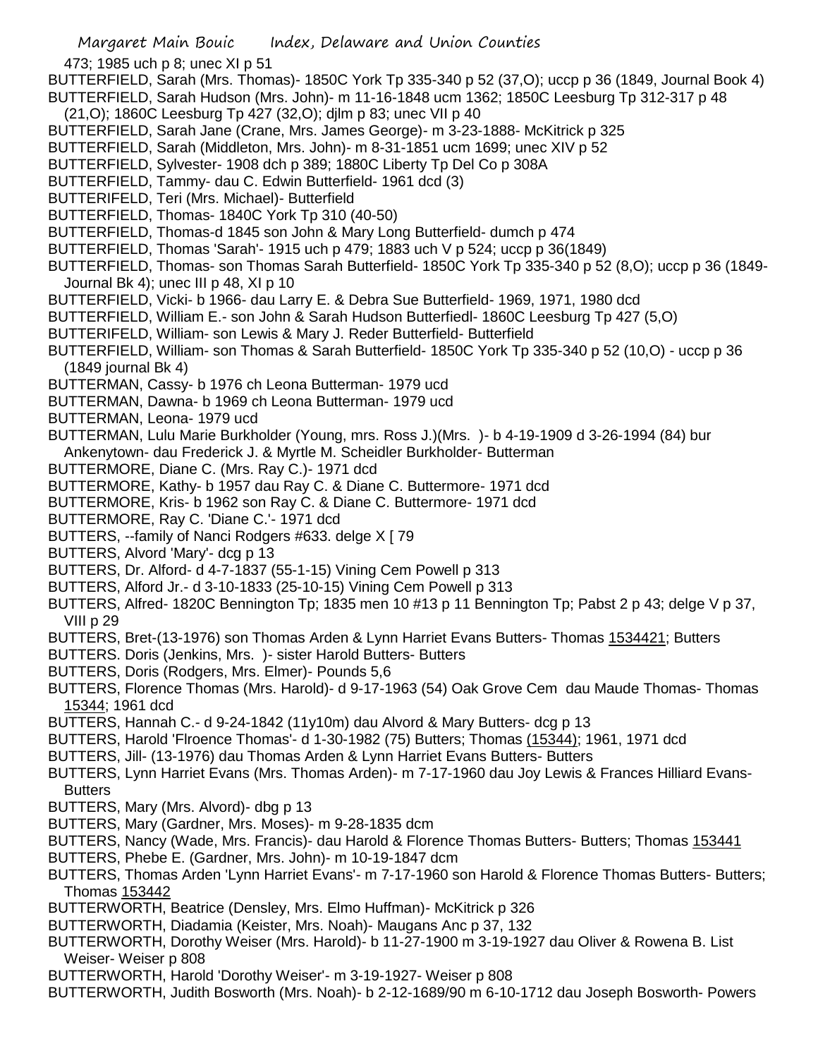473; 1985 uch p 8; unec XI p 51

BUTTERFIELD, Sarah (Mrs. Thomas)- 1850C York Tp 335-340 p 52 (37,O); uccp p 36 (1849, Journal Book 4)

BUTTERFIELD, Sarah Hudson (Mrs. John)- m 11-16-1848 ucm 1362; 1850C Leesburg Tp 312-317 p 48 (21,O); 1860C Leesburg Tp 427 (32,O); djlm p 83; unec VII p 40

BUTTERFIELD, Sarah Jane (Crane, Mrs. James George)- m 3-23-1888- McKitrick p 325

BUTTERFIELD, Sarah (Middleton, Mrs. John)- m 8-31-1851 ucm 1699; unec XIV p 52

BUTTERFIELD, Sylvester- 1908 dch p 389; 1880C Liberty Tp Del Co p 308A

BUTTERFIELD, Tammy- dau C. Edwin Butterfield- 1961 dcd (3)

BUTTERIFELD, Teri (Mrs. Michael)- Butterfield

BUTTERFIELD, Thomas- 1840C York Tp 310 (40-50)

BUTTERFIELD, Thomas-d 1845 son John & Mary Long Butterfield- dumch p 474

BUTTERFIELD, Thomas 'Sarah'- 1915 uch p 479; 1883 uch V p 524; uccp p 36(1849)

BUTTERFIELD, Thomas- son Thomas Sarah Butterfield- 1850C York Tp 335-340 p 52 (8,O); uccp p 36 (1849- Journal Bk 4); unec III p 48, XI p 10

BUTTERFIELD, Vicki- b 1966- dau Larry E. & Debra Sue Butterfield- 1969, 1971, 1980 dcd

BUTTERFIELD, William E.- son John & Sarah Hudson Butterfiedl- 1860C Leesburg Tp 427 (5,O)

BUTTERIFELD, William- son Lewis & Mary J. Reder Butterfield- Butterfield

BUTTERFIELD, William- son Thomas & Sarah Butterfield- 1850C York Tp 335-340 p 52 (10,O) - uccp p 36 (1849 journal Bk 4)

BUTTERMAN, Cassy- b 1976 ch Leona Butterman- 1979 ucd

BUTTERMAN, Dawna- b 1969 ch Leona Butterman- 1979 ucd

BUTTERMAN, Leona- 1979 ucd

BUTTERMAN, Lulu Marie Burkholder (Young, mrs. Ross J.)(Mrs. )- b 4-19-1909 d 3-26-1994 (84) bur Ankenytown- dau Frederick J. & Myrtle M. Scheidler Burkholder- Butterman

BUTTERMORE, Diane C. (Mrs. Ray C.)- 1971 dcd

BUTTERMORE, Kathy- b 1957 dau Ray C. & Diane C. Buttermore- 1971 dcd

BUTTERMORE, Kris- b 1962 son Ray C. & Diane C. Buttermore- 1971 dcd

BUTTERMORE, Ray C. 'Diane C.'- 1971 dcd

BUTTERS, --family of Nanci Rodgers #633. delge X [ 79

BUTTERS, Alvord 'Mary'- dcg p 13

BUTTERS, Dr. Alford- d 4-7-1837 (55-1-15) Vining Cem Powell p 313

BUTTERS, Alford Jr.- d 3-10-1833 (25-10-15) Vining Cem Powell p 313

BUTTERS, Alfred- 1820C Bennington Tp; 1835 men 10 #13 p 11 Bennington Tp; Pabst 2 p 43; delge V p 37, VIII p 29

BUTTERS, Bret-(13-1976) son Thomas Arden & Lynn Harriet Evans Butters- Thomas 1534421; Butters

BUTTERS. Doris (Jenkins, Mrs. )- sister Harold Butters- Butters

BUTTERS, Doris (Rodgers, Mrs. Elmer)- Pounds 5,6

BUTTERS, Florence Thomas (Mrs. Harold)- d 9-17-1963 (54) Oak Grove Cem dau Maude Thomas- Thomas 15344; 1961 dcd

BUTTERS, Hannah C.- d 9-24-1842 (11y10m) dau Alvord & Mary Butters- dcg p 13

BUTTERS, Harold 'Flroence Thomas'- d 1-30-1982 (75) Butters; Thomas (15344); 1961, 1971 dcd

BUTTERS, Jill- (13-1976) dau Thomas Arden & Lynn Harriet Evans Butters- Butters

BUTTERS, Lynn Harriet Evans (Mrs. Thomas Arden)- m 7-17-1960 dau Joy Lewis & Frances Hilliard Evans- Butters

BUTTERS, Mary (Mrs. Alvord)- dbg p 13

BUTTERS, Mary (Gardner, Mrs. Moses)- m 9-28-1835 dcm

BUTTERS, Nancy (Wade, Mrs. Francis)- dau Harold & Florence Thomas Butters- Butters; Thomas 153441

BUTTERS, Phebe E. (Gardner, Mrs. John)- m 10-19-1847 dcm

BUTTERS, Thomas Arden 'Lynn Harriet Evans'- m 7-17-1960 son Harold & Florence Thomas Butters- Butters; Thomas 153442

BUTTERWORTH, Beatrice (Densley, Mrs. Elmo Huffman)- McKitrick p 326

BUTTERWORTH, Diadamia (Keister, Mrs. Noah)- Maugans Anc p 37, 132

BUTTERWORTH, Dorothy Weiser (Mrs. Harold)- b 11-27-1900 m 3-19-1927 dau Oliver & Rowena B. List Weiser- Weiser p 808

BUTTERWORTH, Harold 'Dorothy Weiser'- m 3-19-1927- Weiser p 808

BUTTERWORTH, Judith Bosworth (Mrs. Noah)- b 2-12-1689/90 m 6-10-1712 dau Joseph Bosworth- Powers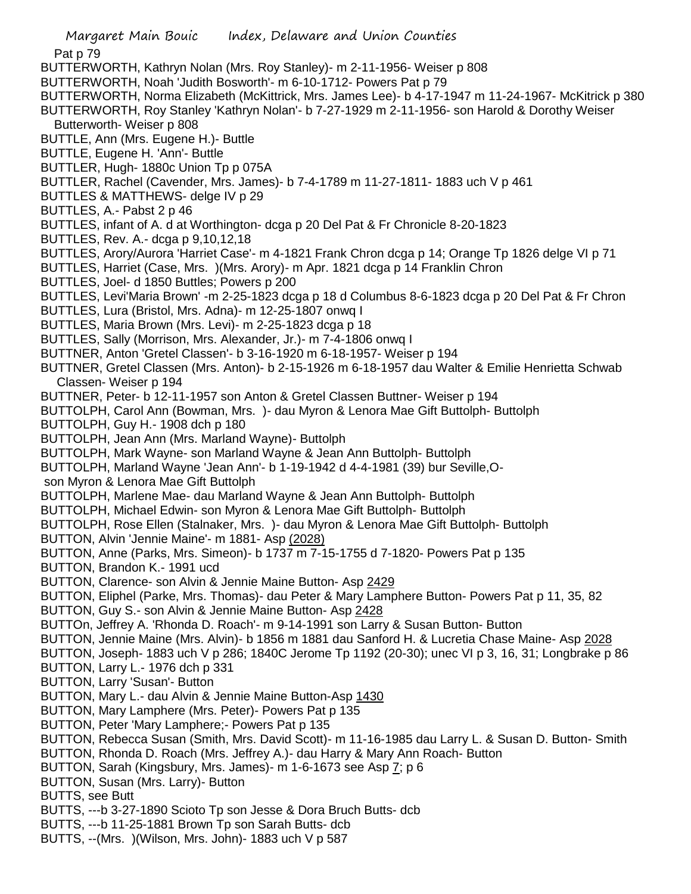Pat p 79

BUTTERWORTH, Kathryn Nolan (Mrs. Roy Stanley)- m 2-11-1956- Weiser p 808

BUTTERWORTH, Noah 'Judith Bosworth'- m 6-10-1712- Powers Pat p 79

BUTTERWORTH, Norma Elizabeth (McKittrick, Mrs. James Lee)- b 4-17-1947 m 11-24-1967- McKitrick p 380

BUTTERWORTH, Roy Stanley 'Kathryn Nolan'- b 7-27-1929 m 2-11-1956- son Harold & Dorothy Weiser Butterworth- Weiser p 808

BUTTLE, Ann (Mrs. Eugene H.)- Buttle

BUTTLE, Eugene H. 'Ann'- Buttle

BUTTLER, Hugh- 1880c Union Tp p 075A

BUTTLER, Rachel (Cavender, Mrs. James)- b 7-4-1789 m 11-27-1811- 1883 uch V p 461

BUTTLES & MATTHEWS- delge IV p 29

BUTTLES, A.- Pabst 2 p 46

BUTTLES, infant of A. d at Worthington- dcga p 20 Del Pat & Fr Chronicle 8-20-1823

BUTTLES, Rev. A.- dcga p 9,10,12,18

BUTTLES, Arory/Aurora 'Harriet Case'- m 4-1821 Frank Chron dcga p 14; Orange Tp 1826 delge VI p 71

BUTTLES, Harriet (Case, Mrs. )(Mrs. Arory)- m Apr. 1821 dcga p 14 Franklin Chron

BUTTLES, Joel- d 1850 Buttles; Powers p 200

BUTTLES, Levi'Maria Brown' -m 2-25-1823 dcga p 18 d Columbus 8-6-1823 dcga p 20 Del Pat & Fr Chron

BUTTLES, Lura (Bristol, Mrs. Adna)- m 12-25-1807 onwq I

BUTTLES, Maria Brown (Mrs. Levi)- m 2-25-1823 dcga p 18

BUTTLES, Sally (Morrison, Mrs. Alexander, Jr.)- m 7-4-1806 onwq I

BUTTNER, Anton 'Gretel Classen'- b 3-16-1920 m 6-18-1957- Weiser p 194

BUTTNER, Gretel Classen (Mrs. Anton)- b 2-15-1926 m 6-18-1957 dau Walter & Emilie Henrietta Schwab Classen- Weiser p 194

BUTTNER, Peter- b 12-11-1957 son Anton & Gretel Classen Buttner- Weiser p 194

BUTTOLPH, Carol Ann (Bowman, Mrs. )- dau Myron & Lenora Mae Gift Buttolph- Buttolph

BUTTOLPH, Guy H.- 1908 dch p 180

BUTTOLPH, Jean Ann (Mrs. Marland Wayne)- Buttolph

BUTTOLPH, Mark Wayne- son Marland Wayne & Jean Ann Buttolph- Buttolph

BUTTOLPH, Marland Wayne 'Jean Ann'- b 1-19-1942 d 4-4-1981 (39) bur Seville,O- son Myron & Lenora Mae Gift Buttolph

BUTTOLPH, Marlene Mae- dau Marland Wayne & Jean Ann Buttolph- Buttolph

BUTTOLPH, Michael Edwin- son Myron & Lenora Mae Gift Buttolph- Buttolph

BUTTOLPH, Rose Ellen (Stalnaker, Mrs. )- dau Myron & Lenora Mae Gift Buttolph- Buttolph

BUTTON, Alvin 'Jennie Maine'- m 1881- Asp (2028)

BUTTON, Anne (Parks, Mrs. Simeon)- b 1737 m 7-15-1755 d 7-1820- Powers Pat p 135

BUTTON, Brandon K.- 1991 ucd

BUTTON, Clarence- son Alvin & Jennie Maine Button- Asp 2429

BUTTON, Eliphel (Parke, Mrs. Thomas)- dau Peter & Mary Lamphere Button- Powers Pat p 11, 35, 82

BUTTON, Guy S.- son Alvin & Jennie Maine Button- Asp 2428

BUTTOn, Jeffrey A. 'Rhonda D. Roach'- m 9-14-1991 son Larry & Susan Button- Button

BUTTON, Jennie Maine (Mrs. Alvin)- b 1856 m 1881 dau Sanford H. & Lucretia Chase Maine- Asp 2028

BUTTON, Joseph- 1883 uch V p 286; 1840C Jerome Tp 1192 (20-30); unec VI p 3, 16, 31; Longbrake p 86

BUTTON, Larry L.- 1976 dch p 331

BUTTON, Larry 'Susan'- Button

BUTTON, Mary L.- dau Alvin & Jennie Maine Button-Asp 1430

BUTTON, Mary Lamphere (Mrs. Peter)- Powers Pat p 135

BUTTON, Peter 'Mary Lamphere;- Powers Pat p 135

BUTTON, Rebecca Susan (Smith, Mrs. David Scott)- m 11-16-1985 dau Larry L. & Susan D. Button- Smith

BUTTON, Rhonda D. Roach (Mrs. Jeffrey A.)- dau Harry & Mary Ann Roach- Button

BUTTON, Sarah (Kingsbury, Mrs. James)- m 1-6-1673 see Asp 7; p 6

BUTTON, Susan (Mrs. Larry)- Button

BUTTS, see Butt

BUTTS, ---b 3-27-1890 Scioto Tp son Jesse & Dora Bruch Butts- dcb

BUTTS, ---b 11-25-1881 Brown Tp son Sarah Butts- dcb

BUTTS, --(Mrs. )(Wilson, Mrs. John)- 1883 uch V p 587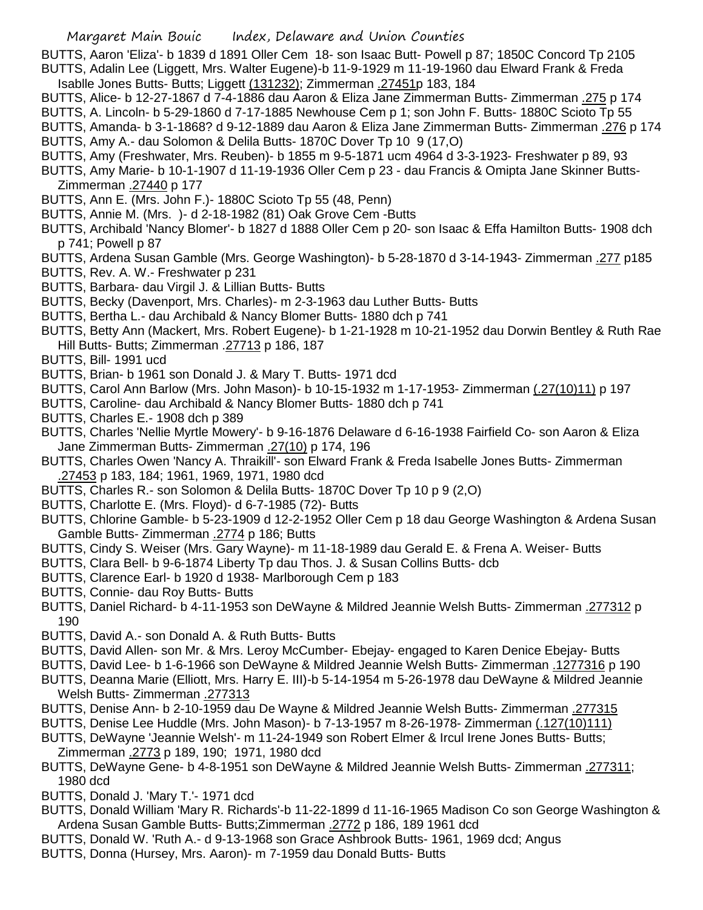BUTTS, Aaron 'Eliza'- b 1839 d 1891 Oller Cem 18- son Isaac Butt- Powell p 87; 1850C Concord Tp 2105

BUTTS, Adalin Lee (Liggett, Mrs. Walter Eugene)-b 11-9-1929 m 11-19-1960 dau Elward Frank & Freda Isablle Jones Butts- Butts; Liggett (131232); Zimmerman .27451p 183, 184

BUTTS, Alice- b 12-27-1867 d 7-4-1886 dau Aaron & Eliza Jane Zimmerman Butts- Zimmerman .275 p 174

BUTTS, A. Lincoln- b 5-29-1860 d 7-17-1885 Newhouse Cem p 1; son John F. Butts- 1880C Scioto Tp 55

BUTTS, Amanda- b 3-1-1868? d 9-12-1889 dau Aaron & Eliza Jane Zimmerman Butts- Zimmerman .276 p 174

BUTTS, Amy A.- dau Solomon & Delila Butts- 1870C Dover Tp 10 9 (17,O)

BUTTS, Amy (Freshwater, Mrs. Reuben)- b 1855 m 9-5-1871 ucm 4964 d 3-3-1923- Freshwater p 89, 93

BUTTS, Amy Marie- b 10-1-1907 d 11-19-1936 Oller Cem p 23 - dau Francis & Omipta Jane Skinner Butts- Zimmerman .27440 p 177

BUTTS, Ann E. (Mrs. John F.)- 1880C Scioto Tp 55 (48, Penn)

BUTTS, Annie M. (Mrs. )- d 2-18-1982 (81) Oak Grove Cem -Butts

BUTTS, Archibald 'Nancy Blomer'- b 1827 d 1888 Oller Cem p 20- son Isaac & Effa Hamilton Butts- 1908 dch p 741; Powell p 87

BUTTS, Ardena Susan Gamble (Mrs. George Washington)- b 5-28-1870 d 3-14-1943- Zimmerman .277 p185

BUTTS, Rev. A. W.- Freshwater p 231

BUTTS, Barbara- dau Virgil J. & Lillian Butts- Butts

BUTTS, Becky (Davenport, Mrs. Charles)- m 2-3-1963 dau Luther Butts- Butts

BUTTS, Bertha L.- dau Archibald & Nancy Blomer Butts- 1880 dch p 741

BUTTS, Betty Ann (Mackert, Mrs. Robert Eugene)- b 1-21-1928 m 10-21-1952 dau Dorwin Bentley & Ruth Rae Hill Butts- Butts; Zimmerman .27713 p 186, 187

BUTTS, Bill- 1991 ucd

BUTTS, Brian- b 1961 son Donald J. & Mary T. Butts- 1971 dcd

BUTTS, Carol Ann Barlow (Mrs. John Mason)- b 10-15-1932 m 1-17-1953- Zimmerman (.27(10)11) p 197

BUTTS, Caroline- dau Archibald & Nancy Blomer Butts- 1880 dch p 741

BUTTS, Charles E.- 1908 dch p 389

BUTTS, Charles 'Nellie Myrtle Mowery'- b 9-16-1876 Delaware d 6-16-1938 Fairfield Co- son Aaron & Eliza Jane Zimmerman Butts- Zimmerman .27(10) p 174, 196

BUTTS, Charles Owen 'Nancy A. Thraikill'- son Elward Frank & Freda Isabelle Jones Butts- Zimmerman .27453 p 183, 184; 1961, 1969, 1971, 1980 dcd

BUTTS, Charles R.- son Solomon & Delila Butts- 1870C Dover Tp 10 p 9 (2,O)

BUTTS, Charlotte E. (Mrs. Floyd)- d 6-7-1985 (72)- Butts

BUTTS, Chlorine Gamble- b 5-23-1909 d 12-2-1952 Oller Cem p 18 dau George Washington & Ardena Susan Gamble Butts- Zimmerman .2774 p 186; Butts

BUTTS, Cindy S. Weiser (Mrs. Gary Wayne)- m 11-18-1989 dau Gerald E. & Frena A. Weiser- Butts

BUTTS, Clara Bell- b 9-6-1874 Liberty Tp dau Thos. J. & Susan Collins Butts- dcb

BUTTS, Clarence Earl- b 1920 d 1938- Marlborough Cem p 183

BUTTS, Connie- dau Roy Butts- Butts

BUTTS, Daniel Richard- b 4-11-1953 son DeWayne & Mildred Jeannie Welsh Butts- Zimmerman .277312 p 190

BUTTS, David A.- son Donald A. & Ruth Butts- Butts

BUTTS, David Allen- son Mr. & Mrs. Leroy McCumber- Ebejay- engaged to Karen Denice Ebejay- Butts

BUTTS, David Lee- b 1-6-1966 son DeWayne & Mildred Jeannie Welsh Butts- Zimmerman .1277316 p 190

BUTTS, Deanna Marie (Elliott, Mrs. Harry E. III)-b 5-14-1954 m 5-26-1978 dau DeWayne & Mildred Jeannie Welsh Butts- Zimmerman .277313

BUTTS, Denise Ann- b 2-10-1959 dau De Wayne & Mildred Jeannie Welsh Butts- Zimmerman .277315

BUTTS, Denise Lee Huddle (Mrs. John Mason)- b 7-13-1957 m 8-26-1978- Zimmerman (.127(10)111)

BUTTS, DeWayne 'Jeannie Welsh'- m 11-24-1949 son Robert Elmer & Ircul Irene Jones Butts- Butts; Zimmerman .2773 p 189, 190; 1971, 1980 dcd

BUTTS, DeWayne Gene- b 4-8-1951 son DeWayne & Mildred Jeannie Welsh Butts- Zimmerman .277311; 1980 dcd

BUTTS, Donald J. 'Mary T.'- 1971 dcd

BUTTS, Donald William 'Mary R. Richards'-b 11-22-1899 d 11-16-1965 Madison Co son George Washington & Ardena Susan Gamble Butts- Butts;Zimmerman .2772 p 186, 189 1961 dcd

BUTTS, Donald W. 'Ruth A.- d 9-13-1968 son Grace Ashbrook Butts- 1961, 1969 dcd; Angus

BUTTS, Donna (Hursey, Mrs. Aaron)- m 7-1959 dau Donald Butts- Butts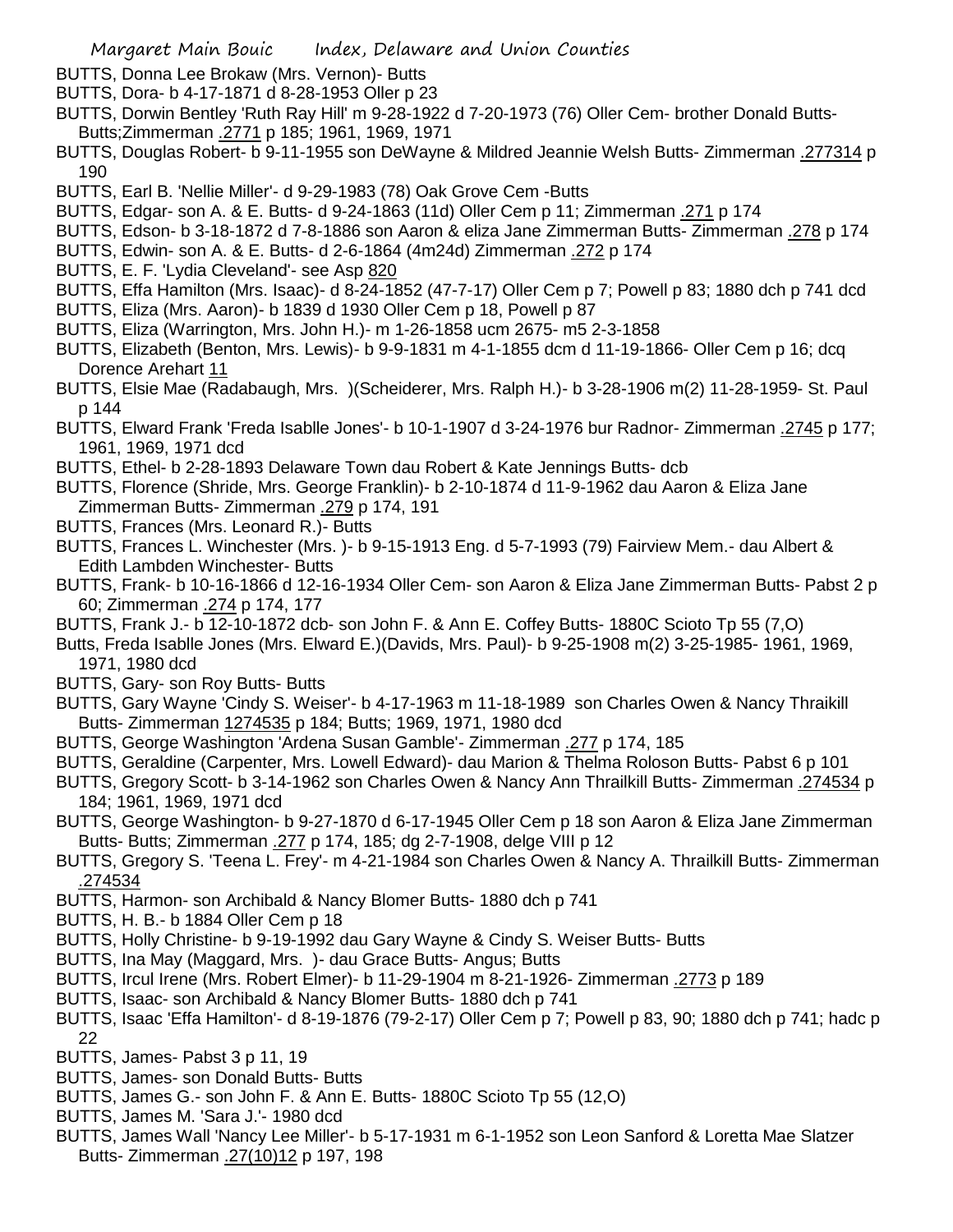BUTTS, Donna Lee Brokaw (Mrs. Vernon)- Butts

BUTTS, Dora- b 4-17-1871 d 8-28-1953 Oller p 23

BUTTS, Dorwin Bentley 'Ruth Ray Hill' m 9-28-1922 d 7-20-1973 (76) Oller Cem- brother Donald Butts- Butts;Zimmerman .2771 p 185; 1961, 1969, 1971

BUTTS, Douglas Robert- b 9-11-1955 son DeWayne & Mildred Jeannie Welsh Butts- Zimmerman .277314 p 190

BUTTS, Earl B. 'Nellie Miller'- d 9-29-1983 (78) Oak Grove Cem -Butts

BUTTS, Edgar- son A. & E. Butts- d 9-24-1863 (11d) Oller Cem p 11; Zimmerman .271 p 174

BUTTS, Edson- b 3-18-1872 d 7-8-1886 son Aaron & eliza Jane Zimmerman Butts- Zimmerman .278 p 174

BUTTS, Edwin- son A. & E. Butts- d 2-6-1864 (4m24d) Zimmerman .272 p 174

BUTTS, E. F. 'Lydia Cleveland'- see Asp 820

BUTTS, Effa Hamilton (Mrs. Isaac)- d 8-24-1852 (47-7-17) Oller Cem p 7; Powell p 83; 1880 dch p 741 dcd

BUTTS, Eliza (Mrs. Aaron)- b 1839 d 1930 Oller Cem p 18, Powell p 87

BUTTS, Eliza (Warrington, Mrs. John H.)- m 1-26-1858 ucm 2675- m5 2-3-1858

BUTTS, Elizabeth (Benton, Mrs. Lewis)- b 9-9-1831 m 4-1-1855 dcm d 11-19-1866- Oller Cem p 16; dcq Dorence Arehart 11

BUTTS, Elsie Mae (Radabaugh, Mrs. )(Scheiderer, Mrs. Ralph H.)- b 3-28-1906 m(2) 11-28-1959- St. Paul p 144

BUTTS, Elward Frank 'Freda Isablle Jones'- b 10-1-1907 d 3-24-1976 bur Radnor- Zimmerman .2745 p 177; 1961, 1969, 1971 dcd

BUTTS, Ethel- b 2-28-1893 Delaware Town dau Robert & Kate Jennings Butts- dcb

BUTTS, Florence (Shride, Mrs. George Franklin)- b 2-10-1874 d 11-9-1962 dau Aaron & Eliza Jane Zimmerman Butts- Zimmerman .279 p 174, 191

BUTTS, Frances (Mrs. Leonard R.)- Butts

BUTTS, Frances L. Winchester (Mrs. )- b 9-15-1913 Eng. d 5-7-1993 (79) Fairview Mem.- dau Albert & Edith Lambden Winchester- Butts

BUTTS, Frank- b 10-16-1866 d 12-16-1934 Oller Cem- son Aaron & Eliza Jane Zimmerman Butts- Pabst 2 p 60; Zimmerman .274 p 174, 177

BUTTS, Frank J.- b 12-10-1872 dcb- son John F. & Ann E. Coffey Butts- 1880C Scioto Tp 55 (7,O)

Butts, Freda Isablle Jones (Mrs. Elward E.)(Davids, Mrs. Paul)- b 9-25-1908 m(2) 3-25-1985- 1961, 1969, 1971, 1980 dcd

BUTTS, Gary- son Roy Butts- Butts

BUTTS, Gary Wayne 'Cindy S. Weiser'- b 4-17-1963 m 11-18-1989 son Charles Owen & Nancy Thraikill Butts- Zimmerman 1274535 p 184; Butts; 1969, 1971, 1980 dcd

BUTTS, George Washington 'Ardena Susan Gamble'- Zimmerman .277 p 174, 185

BUTTS, Geraldine (Carpenter, Mrs. Lowell Edward)- dau Marion & Thelma Roloson Butts- Pabst 6 p 101

BUTTS, Gregory Scott- b 3-14-1962 son Charles Owen & Nancy Ann Thrailkill Butts- Zimmerman .274534 p 184; 1961, 1969, 1971 dcd

BUTTS, George Washington- b 9-27-1870 d 6-17-1945 Oller Cem p 18 son Aaron & Eliza Jane Zimmerman Butts- Butts; Zimmerman .277 p 174, 185; dg 2-7-1908, delge VIII p 12

BUTTS, Gregory S. 'Teena L. Frey'- m 4-21-1984 son Charles Owen & Nancy A. Thrailkill Butts- Zimmerman .274534

BUTTS, Harmon- son Archibald & Nancy Blomer Butts- 1880 dch p 741

BUTTS, H. B.- b 1884 Oller Cem p 18

BUTTS, Holly Christine- b 9-19-1992 dau Gary Wayne & Cindy S. Weiser Butts- Butts

BUTTS, Ina May (Maggard, Mrs. )- dau Grace Butts- Angus; Butts

BUTTS, Ircul Irene (Mrs. Robert Elmer)- b 11-29-1904 m 8-21-1926- Zimmerman .2773 p 189

BUTTS, Isaac- son Archibald & Nancy Blomer Butts- 1880 dch p 741

BUTTS, Isaac 'Effa Hamilton'- d 8-19-1876 (79-2-17) Oller Cem p 7; Powell p 83, 90; 1880 dch p 741; hadc p 22

BUTTS, James- Pabst 3 p 11, 19

BUTTS, James- son Donald Butts- Butts

BUTTS, James G.- son John F. & Ann E. Butts- 1880C Scioto Tp 55 (12,O)

BUTTS, James M. 'Sara J.'- 1980 dcd

BUTTS, James Wall 'Nancy Lee Miller'- b 5-17-1931 m 6-1-1952 son Leon Sanford & Loretta Mae Slatzer Butts- Zimmerman .27(10)12 p 197, 198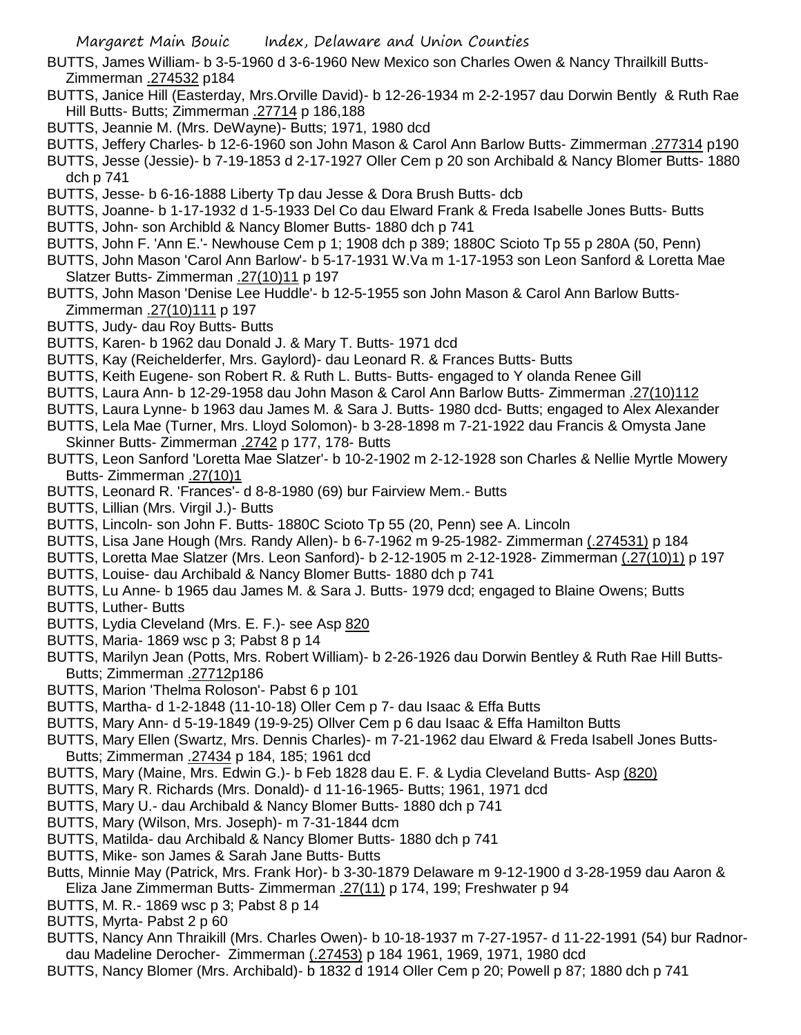BUTTS, James William- b 3-5-1960 d 3-6-1960 New Mexico son Charles Owen & Nancy Thrailkill Butts- Zimmerman .274532 p184

BUTTS, Janice Hill (Easterday, Mrs.Orville David)- b 12-26-1934 m 2-2-1957 dau Dorwin Bently & Ruth Rae Hill Butts- Butts; Zimmerman .27714 p 186,188

BUTTS, Jeannie M. (Mrs. DeWayne)- Butts; 1971, 1980 dcd

BUTTS, Jeffery Charles- b 12-6-1960 son John Mason & Carol Ann Barlow Butts- Zimmerman .277314 p190

BUTTS, Jesse (Jessie)- b 7-19-1853 d 2-17-1927 Oller Cem p 20 son Archibald & Nancy Blomer Butts- 1880 dch p 741

BUTTS, Jesse- b 6-16-1888 Liberty Tp dau Jesse & Dora Brush Butts- dcb

BUTTS, Joanne- b 1-17-1932 d 1-5-1933 Del Co dau Elward Frank & Freda Isabelle Jones Butts- Butts

BUTTS, John- son Archibld & Nancy Blomer Butts- 1880 dch p 741

BUTTS, John F. 'Ann E.'- Newhouse Cem p 1; 1908 dch p 389; 1880C Scioto Tp 55 p 280A (50, Penn)

BUTTS, John Mason 'Carol Ann Barlow'- b 5-17-1931 W.Va m 1-17-1953 son Leon Sanford & Loretta Mae Slatzer Butts- Zimmerman .27(10)11 p 197

BUTTS, John Mason 'Denise Lee Huddle'- b 12-5-1955 son John Mason & Carol Ann Barlow Butts- Zimmerman .27(10)111 p 197

BUTTS, Judy- dau Roy Butts- Butts

BUTTS, Karen- b 1962 dau Donald J. & Mary T. Butts- 1971 dcd

BUTTS, Kay (Reichelderfer, Mrs. Gaylord)- dau Leonard R. & Frances Butts- Butts

BUTTS, Keith Eugene- son Robert R. & Ruth L. Butts- Butts- engaged to Y olanda Renee Gill

BUTTS, Laura Ann- b 12-29-1958 dau John Mason & Carol Ann Barlow Butts- Zimmerman .27(10)112

BUTTS, Laura Lynne- b 1963 dau James M. & Sara J. Butts- 1980 dcd- Butts; engaged to Alex Alexander

BUTTS, Lela Mae (Turner, Mrs. Lloyd Solomon)- b 3-28-1898 m 7-21-1922 dau Francis & Omysta Jane Skinner Butts- Zimmerman .2742 p 177, 178- Butts

BUTTS, Leon Sanford 'Loretta Mae Slatzer'- b 10-2-1902 m 2-12-1928 son Charles & Nellie Myrtle Mowery Butts- Zimmerman .27(10)1

BUTTS, Leonard R. 'Frances'- d 8-8-1980 (69) bur Fairview Mem.- Butts

BUTTS, Lillian (Mrs. Virgil J.)- Butts

BUTTS, Lincoln- son John F. Butts- 1880C Scioto Tp 55 (20, Penn) see A. Lincoln

BUTTS, Lisa Jane Hough (Mrs. Randy Allen)- b 6-7-1962 m 9-25-1982- Zimmerman (.274531) p 184

BUTTS, Loretta Mae Slatzer (Mrs. Leon Sanford)- b 2-12-1905 m 2-12-1928- Zimmerman (.27(10)1) p 197

BUTTS, Louise- dau Archibald & Nancy Blomer Butts- 1880 dch p 741

BUTTS, Lu Anne- b 1965 dau James M. & Sara J. Butts- 1979 dcd; engaged to Blaine Owens; Butts

BUTTS, Luther- Butts

BUTTS, Lydia Cleveland (Mrs. E. F.)- see Asp 820

BUTTS, Maria- 1869 wsc p 3; Pabst 8 p 14

BUTTS, Marilyn Jean (Potts, Mrs. Robert William)- b 2-26-1926 dau Dorwin Bentley & Ruth Rae Hill Butts- Butts; Zimmerman .27712p186

BUTTS, Marion 'Thelma Roloson'- Pabst 6 p 101

BUTTS, Martha- d 1-2-1848 (11-10-18) Oller Cem p 7- dau Isaac & Effa Butts

BUTTS, Mary Ann- d 5-19-1849 (19-9-25) Ollver Cem p 6 dau Isaac & Effa Hamilton Butts

BUTTS, Mary Ellen (Swartz, Mrs. Dennis Charles)- m 7-21-1962 dau Elward & Freda Isabell Jones Butts- Butts; Zimmerman .27434 p 184, 185; 1961 dcd

BUTTS, Mary (Maine, Mrs. Edwin G.)- b Feb 1828 dau E. F. & Lydia Cleveland Butts- Asp (820)

BUTTS, Mary R. Richards (Mrs. Donald)- d 11-16-1965- Butts; 1961, 1971 dcd

BUTTS, Mary U.- dau Archibald & Nancy Blomer Butts- 1880 dch p 741

BUTTS, Mary (Wilson, Mrs. Joseph)- m 7-31-1844 dcm

BUTTS, Matilda- dau Archibald & Nancy Blomer Butts- Butts

BUTTS, Mike- son James & Sarah Jane Butts- Butts

Butts, Minnie May (Patrick, Mrs. Frank Hor)- b 3-30-1879 Delaware m 9-12-1900 d 3-28-1959 dau Aaron & Eliza Jane Zimmerman Butts- Zimmerman .27(11) p 174, 199; Freshwater p 94

BUTTS, M. R.- 1869 wsc p 3; Pabst 8 p 14

BUTTS, Myrta- Pabst 2 p 60

BUTTS, Nancy Ann Thraikill (Mrs. Charles Owen)- b 10-18-1937 m 7-27-1957- d 11-22-1991 (54) bur Radnor- dau Madeline Derocher- Zimmerman (.27453) p 184 1961, 1969, 1971, 1980 dcd

BUTTS, Nancy Blomer (Mrs. Archibald)- b 1832 d 1914 Oller Cem p 20; Powell p 87; 1880 dch p 741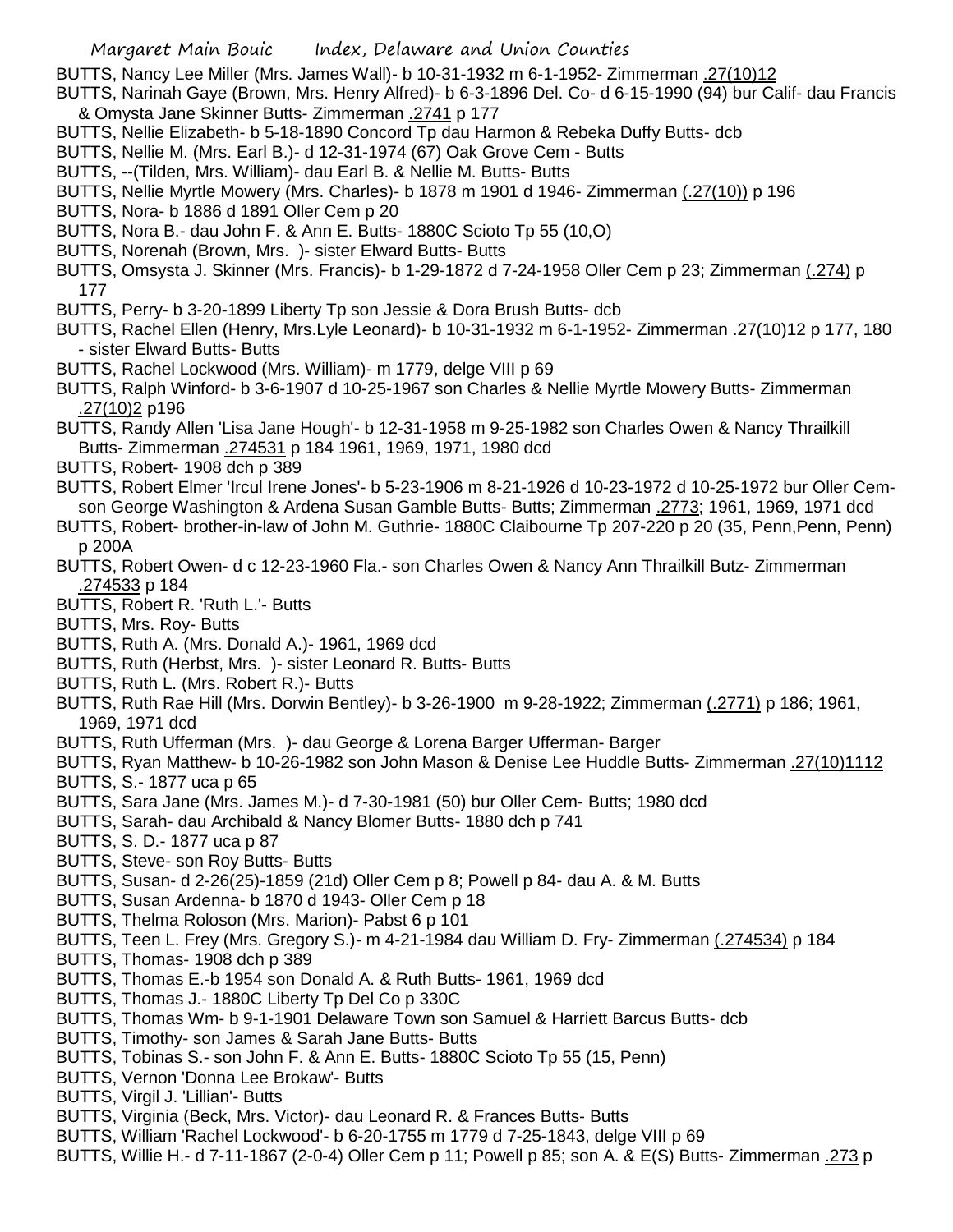BUTTS, Nancy Lee Miller (Mrs. James Wall)- b 10-31-1932 m 6-1-1952- Zimmerman .27(10)12

BUTTS, Narinah Gaye (Brown, Mrs. Henry Alfred)- b 6-3-1896 Del. Co- d 6-15-1990 (94) bur Calif- dau Francis & Omysta Jane Skinner Butts- Zimmerman .2741 p 177

BUTTS, Nellie Elizabeth- b 5-18-1890 Concord Tp dau Harmon & Rebeka Duffy Butts- dcb

BUTTS, Nellie M. (Mrs. Earl B.)- d 12-31-1974 (67) Oak Grove Cem - Butts

BUTTS, --(Tilden, Mrs. William)- dau Earl B. & Nellie M. Butts- Butts

BUTTS, Nellie Myrtle Mowery (Mrs. Charles)- b 1878 m 1901 d 1946- Zimmerman (.27(10)) p 196

BUTTS, Nora- b 1886 d 1891 Oller Cem p 20

BUTTS, Nora B.- dau John F. & Ann E. Butts- 1880C Scioto Tp 55 (10,O)

BUTTS, Norenah (Brown, Mrs. )- sister Elward Butts- Butts

BUTTS, Omsysta J. Skinner (Mrs. Francis)- b 1-29-1872 d 7-24-1958 Oller Cem p 23; Zimmerman (.274) p 177

BUTTS, Perry- b 3-20-1899 Liberty Tp son Jessie & Dora Brush Butts- dcb

BUTTS, Rachel Ellen (Henry, Mrs.Lyle Leonard)- b 10-31-1932 m 6-1-1952- Zimmerman .27(10)12 p 177, 180 - sister Elward Butts- Butts

BUTTS, Rachel Lockwood (Mrs. William)- m 1779, delge VIII p 69

BUTTS, Ralph Winford- b 3-6-1907 d 10-25-1967 son Charles & Nellie Myrtle Mowery Butts- Zimmerman .27(10)2 p196

BUTTS, Randy Allen 'Lisa Jane Hough'- b 12-31-1958 m 9-25-1982 son Charles Owen & Nancy Thrailkill Butts- Zimmerman .274531 p 184 1961, 1969, 1971, 1980 dcd

BUTTS, Robert- 1908 dch p 389

BUTTS, Robert Elmer 'Ircul Irene Jones'- b 5-23-1906 m 8-21-1926 d 10-23-1972 d 10-25-1972 bur Oller Cem- son George Washington & Ardena Susan Gamble Butts- Butts; Zimmerman .2773; 1961, 1969, 1971 dcd

BUTTS, Robert- brother-in-law of John M. Guthrie- 1880C Claibourne Tp 207-220 p 20 (35, Penn,Penn, Penn) p 200A

BUTTS, Robert Owen- d c 12-23-1960 Fla.- son Charles Owen & Nancy Ann Thrailkill Butz- Zimmerman .274533 p 184

BUTTS, Robert R. 'Ruth L.'- Butts

BUTTS, Mrs. Roy- Butts

BUTTS, Ruth A. (Mrs. Donald A.)- 1961, 1969 dcd

BUTTS, Ruth (Herbst, Mrs. )- sister Leonard R. Butts- Butts

BUTTS, Ruth L. (Mrs. Robert R.)- Butts

BUTTS, Ruth Rae Hill (Mrs. Dorwin Bentley)- b 3-26-1900 m 9-28-1922; Zimmerman (.2771) p 186; 1961, 1969, 1971 dcd

BUTTS, Ruth Ufferman (Mrs. )- dau George & Lorena Barger Ufferman- Barger

BUTTS, Ryan Matthew- b 10-26-1982 son John Mason & Denise Lee Huddle Butts- Zimmerman .27(10)1112

BUTTS, S.- 1877 uca p 65

BUTTS, Sara Jane (Mrs. James M.)- d 7-30-1981 (50) bur Oller Cem- Butts; 1980 dcd

BUTTS, Sarah- dau Archibald & Nancy Blomer Butts- 1880 dch p 741

BUTTS, S. D.- 1877 uca p 87

BUTTS, Steve- son Roy Butts- Butts

BUTTS, Susan- d 2-26(25)-1859 (21d) Oller Cem p 8; Powell p 84- dau A. & M. Butts

BUTTS, Susan Ardenna- b 1870 d 1943- Oller Cem p 18

BUTTS, Thelma Roloson (Mrs. Marion)- Pabst 6 p 101

BUTTS, Teen L. Frey (Mrs. Gregory S.)- m 4-21-1984 dau William D. Fry- Zimmerman (.274534) p 184

BUTTS, Thomas- 1908 dch p 389

BUTTS, Thomas E.-b 1954 son Donald A. & Ruth Butts- 1961, 1969 dcd

BUTTS, Thomas J.- 1880C Liberty Tp Del Co p 330C

BUTTS, Thomas Wm- b 9-1-1901 Delaware Town son Samuel & Harriett Barcus Butts- dcb

BUTTS, Timothy- son James & Sarah Jane Butts- Butts

BUTTS, Tobinas S.- son John F. & Ann E. Butts- 1880C Scioto Tp 55 (15, Penn)

BUTTS, Vernon 'Donna Lee Brokaw'- Butts

BUTTS, Virgil J. 'Lillian'- Butts

BUTTS, Virginia (Beck, Mrs. Victor)- dau Leonard R. & Frances Butts- Butts

BUTTS, William 'Rachel Lockwood'- b 6-20-1755 m 1779 d 7-25-1843, delge VIII p 69

BUTTS, Willie H.- d 7-11-1867 (2-0-4) Oller Cem p 11; Powell p 85; son A. & E(S) Butts- Zimmerman .273 p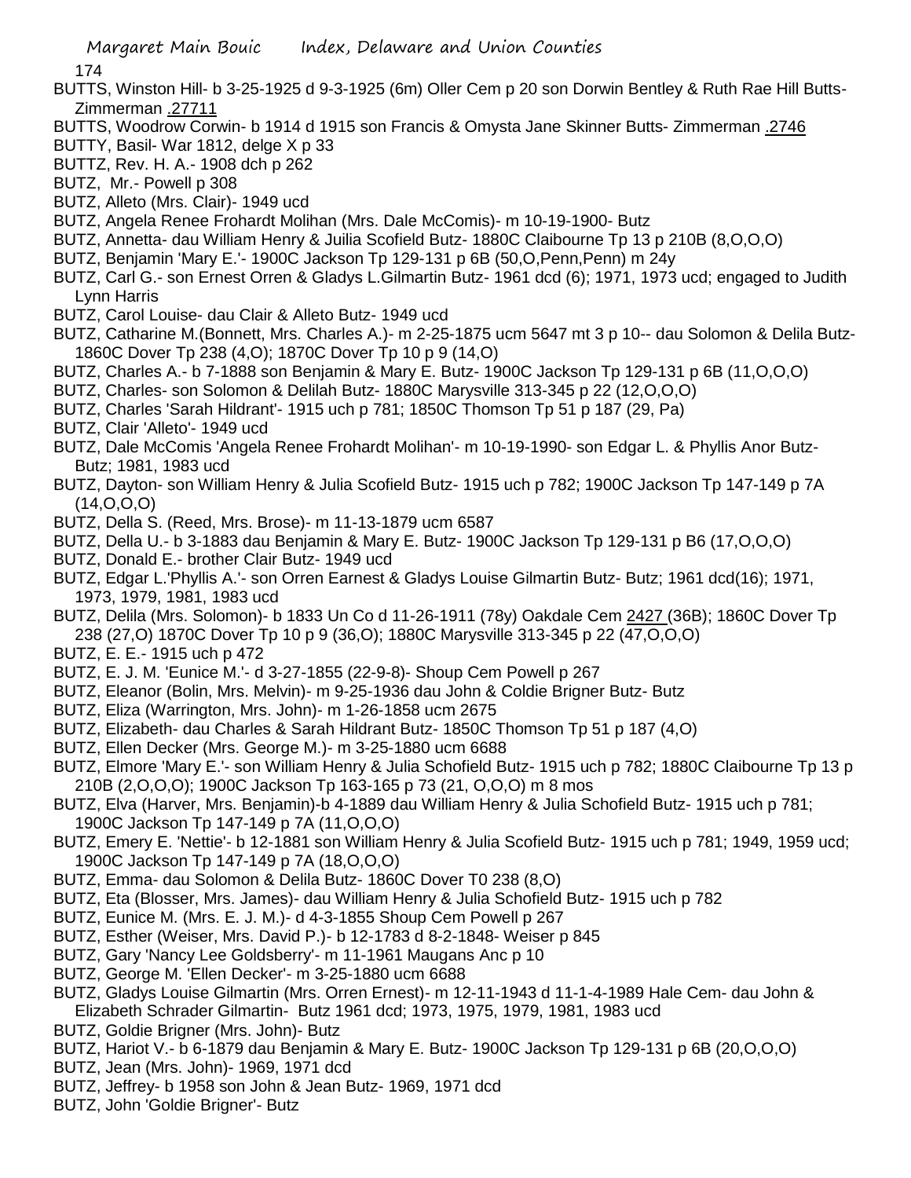BUTTS, Winston Hill- b 3-25-1925 d 9-3-1925 (6m) Oller Cem p 20 son Dorwin Bentley & Ruth Rae Hill Butts- Zimmerman .27711

BUTTS, Woodrow Corwin- b 1914 d 1915 son Francis & Omysta Jane Skinner Butts- Zimmerman .2746

BUTTY, Basil- War 1812, delge X p 33

BUTTZ, Rev. H. A.- 1908 dch p 262

BUTZ, Mr.- Powell p 308

BUTZ, Alleto (Mrs. Clair)- 1949 ucd

BUTZ, Angela Renee Frohardt Molihan (Mrs. Dale McComis)- m 10-19-1900- Butz

BUTZ, Annetta- dau William Henry & Juilia Scofield Butz- 1880C Claibourne Tp 13 p 210B (8,O,O,O)

BUTZ, Benjamin 'Mary E.'- 1900C Jackson Tp 129-131 p 6B (50,O,Penn,Penn) m 24y

BUTZ, Carl G.- son Ernest Orren & Gladys L.Gilmartin Butz- 1961 dcd (6); 1971, 1973 ucd; engaged to Judith Lynn Harris

BUTZ, Carol Louise- dau Clair & Alleto Butz- 1949 ucd

BUTZ, Catharine M.(Bonnett, Mrs. Charles A.)- m 2-25-1875 ucm 5647 mt 3 p 10-- dau Solomon & Delila Butz- 1860C Dover Tp 238 (4,O); 1870C Dover Tp 10 p 9 (14,O)

BUTZ, Charles A.- b 7-1888 son Benjamin & Mary E. Butz- 1900C Jackson Tp 129-131 p 6B (11,O,O,O)

BUTZ, Charles- son Solomon & Delilah Butz- 1880C Marysville 313-345 p 22 (12,O,O,O)

BUTZ, Charles 'Sarah Hildrant'- 1915 uch p 781; 1850C Thomson Tp 51 p 187 (29, Pa)

BUTZ, Clair 'Alleto'- 1949 ucd

BUTZ, Dale McComis 'Angela Renee Frohardt Molihan'- m 10-19-1990- son Edgar L. & Phyllis Anor Butz- Butz; 1981, 1983 ucd

BUTZ, Dayton- son William Henry & Julia Scofield Butz- 1915 uch p 782; 1900C Jackson Tp 147-149 p 7A (14,O,O,O)

BUTZ, Della S. (Reed, Mrs. Brose)- m 11-13-1879 ucm 6587

BUTZ, Della U.- b 3-1883 dau Benjamin & Mary E. Butz- 1900C Jackson Tp 129-131 p B6 (17,O,O,O)

BUTZ, Donald E.- brother Clair Butz- 1949 ucd

BUTZ, Edgar L.'Phyllis A.'- son Orren Earnest & Gladys Louise Gilmartin Butz- Butz; 1961 dcd(16); 1971, 1973, 1979, 1981, 1983 ucd

BUTZ, Delila (Mrs. Solomon)- b 1833 Un Co d 11-26-1911 (78y) Oakdale Cem 2427 (36B); 1860C Dover Tp 238 (27,O) 1870C Dover Tp 10 p 9 (36,O); 1880C Marysville 313-345 p 22 (47,O,O,O)

BUTZ, E. E.- 1915 uch p 472

BUTZ, E. J. M. 'Eunice M.'- d 3-27-1855 (22-9-8)- Shoup Cem Powell p 267

BUTZ, Eleanor (Bolin, Mrs. Melvin)- m 9-25-1936 dau John & Coldie Brigner Butz- Butz

BUTZ, Eliza (Warrington, Mrs. John)- m 1-26-1858 ucm 2675

BUTZ, Elizabeth- dau Charles & Sarah Hildrant Butz- 1850C Thomson Tp 51 p 187 (4,O)

BUTZ, Ellen Decker (Mrs. George M.)- m 3-25-1880 ucm 6688

BUTZ, Elmore 'Mary E.'- son William Henry & Julia Schofield Butz- 1915 uch p 782; 1880C Claibourne Tp 13 p 210B (2,O,O,O); 1900C Jackson Tp 163-165 p 73 (21, O,O,O) m 8 mos

BUTZ, Elva (Harver, Mrs. Benjamin)-b 4-1889 dau William Henry & Julia Schofield Butz- 1915 uch p 781; 1900C Jackson Tp 147-149 p 7A (11,O,O,O)

BUTZ, Emery E. 'Nettie'- b 12-1881 son William Henry & Julia Scofield Butz- 1915 uch p 781; 1949, 1959 ucd; 1900C Jackson Tp 147-149 p 7A (18,O,O,O)

BUTZ, Emma- dau Solomon & Delila Butz- 1860C Dover T0 238 (8,O)

BUTZ, Eta (Blosser, Mrs. James)- dau William Henry & Julia Schofield Butz- 1915 uch p 782

BUTZ, Eunice M. (Mrs. E. J. M.)- d 4-3-1855 Shoup Cem Powell p 267

BUTZ, Esther (Weiser, Mrs. David P.)- b 12-1783 d 8-2-1848- Weiser p 845

BUTZ, Gary 'Nancy Lee Goldsberry'- m 11-1961 Maugans Anc p 10

BUTZ, George M. 'Ellen Decker'- m 3-25-1880 ucm 6688

BUTZ, Gladys Louise Gilmartin (Mrs. Orren Ernest)- m 12-11-1943 d 11-1-4-1989 Hale Cem- dau John & Elizabeth Schrader Gilmartin- Butz 1961 dcd; 1973, 1975, 1979, 1981, 1983 ucd

BUTZ, Goldie Brigner (Mrs. John)- Butz

BUTZ, Hariot V.- b 6-1879 dau Benjamin & Mary E. Butz- 1900C Jackson Tp 129-131 p 6B (20,O,O,O)

BUTZ, Jean (Mrs. John)- 1969, 1971 dcd

BUTZ, Jeffrey- b 1958 son John & Jean Butz- 1969, 1971 dcd

BUTZ, John 'Goldie Brigner'- Butz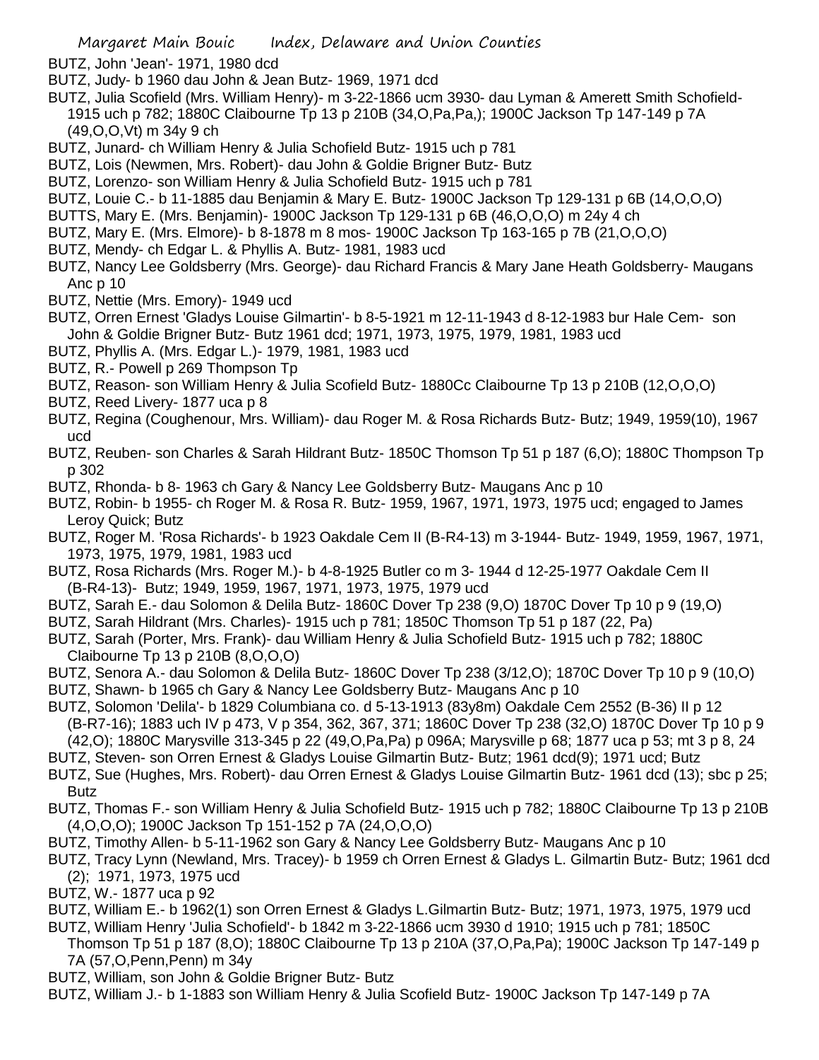BUTZ, John 'Jean'- 1971, 1980 dcd

BUTZ, Judy- b 1960 dau John & Jean Butz- 1969, 1971 dcd

BUTZ, Julia Scofield (Mrs. William Henry)- m 3-22-1866 ucm 3930- dau Lyman & Amerett Smith Schofield- 1915 uch p 782; 1880C Claibourne Tp 13 p 210B (34,O,Pa,Pa,); 1900C Jackson Tp 147-149 p 7A (49,O,O,Vt) m 34y 9 ch

BUTZ, Junard- ch William Henry & Julia Schofield Butz- 1915 uch p 781

BUTZ, Lois (Newmen, Mrs. Robert)- dau John & Goldie Brigner Butz- Butz

BUTZ, Lorenzo- son William Henry & Julia Schofield Butz- 1915 uch p 781

BUTZ, Louie C.- b 11-1885 dau Benjamin & Mary E. Butz- 1900C Jackson Tp 129-131 p 6B (14,O,O,O)

BUTTS, Mary E. (Mrs. Benjamin)- 1900C Jackson Tp 129-131 p 6B (46,O,O,O) m 24y 4 ch

BUTZ, Mary E. (Mrs. Elmore)- b 8-1878 m 8 mos- 1900C Jackson Tp 163-165 p 7B (21,O,O,O)

BUTZ, Mendy- ch Edgar L. & Phyllis A. Butz- 1981, 1983 ucd

BUTZ, Nancy Lee Goldsberry (Mrs. George)- dau Richard Francis & Mary Jane Heath Goldsberry- Maugans Anc p 10

BUTZ, Nettie (Mrs. Emory)- 1949 ucd

BUTZ, Orren Ernest 'Gladys Louise Gilmartin'- b 8-5-1921 m 12-11-1943 d 8-12-1983 bur Hale Cem- son John & Goldie Brigner Butz- Butz 1961 dcd; 1971, 1973, 1975, 1979, 1981, 1983 ucd

BUTZ, Phyllis A. (Mrs. Edgar L.)- 1979, 1981, 1983 ucd

BUTZ, R.- Powell p 269 Thompson Tp

BUTZ, Reason- son William Henry & Julia Scofield Butz- 1880Cc Claibourne Tp 13 p 210B (12,O,O,O)

BUTZ, Reed Livery- 1877 uca p 8

BUTZ, Regina (Coughenour, Mrs. William)- dau Roger M. & Rosa Richards Butz- Butz; 1949, 1959(10), 1967 ucd

BUTZ, Reuben- son Charles & Sarah Hildrant Butz- 1850C Thomson Tp 51 p 187 (6,O); 1880C Thompson Tp p 302

BUTZ, Rhonda- b 8- 1963 ch Gary & Nancy Lee Goldsberry Butz- Maugans Anc p 10

BUTZ, Robin- b 1955- ch Roger M. & Rosa R. Butz- 1959, 1967, 1971, 1973, 1975 ucd; engaged to James Leroy Quick; Butz

BUTZ, Roger M. 'Rosa Richards'- b 1923 Oakdale Cem II (B-R4-13) m 3-1944- Butz- 1949, 1959, 1967, 1971, 1973, 1975, 1979, 1981, 1983 ucd

BUTZ, Rosa Richards (Mrs. Roger M.)- b 4-8-1925 Butler co m 3- 1944 d 12-25-1977 Oakdale Cem II (B-R4-13)- Butz; 1949, 1959, 1967, 1971, 1973, 1975, 1979 ucd

BUTZ, Sarah E.- dau Solomon & Delila Butz- 1860C Dover Tp 238 (9,O) 1870C Dover Tp 10 p 9 (19,O)

BUTZ, Sarah Hildrant (Mrs. Charles)- 1915 uch p 781; 1850C Thomson Tp 51 p 187 (22, Pa)

BUTZ, Sarah (Porter, Mrs. Frank)- dau William Henry & Julia Schofield Butz- 1915 uch p 782; 1880C Claibourne Tp 13 p 210B (8,O,O,O)

BUTZ, Senora A.- dau Solomon & Delila Butz- 1860C Dover Tp 238 (3/12,O); 1870C Dover Tp 10 p 9 (10,O)

BUTZ, Shawn- b 1965 ch Gary & Nancy Lee Goldsberry Butz- Maugans Anc p 10

BUTZ, Solomon 'Delila'- b 1829 Columbiana co. d 5-13-1913 (83y8m) Oakdale Cem 2552 (B-36) II p 12 (B-R7-16); 1883 uch IV p 473, V p 354, 362, 367, 371; 1860C Dover Tp 238 (32,O) 1870C Dover Tp 10 p 9 (42,O); 1880C Marysville 313-345 p 22 (49,O,Pa,Pa) p 096A; Marysville p 68; 1877 uca p 53; mt 3 p 8, 24

BUTZ, Steven- son Orren Ernest & Gladys Louise Gilmartin Butz- Butz; 1961 dcd(9); 1971 ucd; Butz

BUTZ, Sue (Hughes, Mrs. Robert)- dau Orren Ernest & Gladys Louise Gilmartin Butz- 1961 dcd (13); sbc p 25; Butz

BUTZ, Thomas F.- son William Henry & Julia Schofield Butz- 1915 uch p 782; 1880C Claibourne Tp 13 p 210B (4,O,O,O); 1900C Jackson Tp 151-152 p 7A (24,O,O,O)

BUTZ, Timothy Allen- b 5-11-1962 son Gary & Nancy Lee Goldsberry Butz- Maugans Anc p 10

BUTZ, Tracy Lynn (Newland, Mrs. Tracey)- b 1959 ch Orren Ernest & Gladys L. Gilmartin Butz- Butz; 1961 dcd (2); 1971, 1973, 1975 ucd

BUTZ, W.- 1877 uca p 92

BUTZ, William E.- b 1962(1) son Orren Ernest & Gladys L.Gilmartin Butz- Butz; 1971, 1973, 1975, 1979 ucd

BUTZ, William Henry 'Julia Schofield'- b 1842 m 3-22-1866 ucm 3930 d 1910; 1915 uch p 781; 1850C Thomson Tp 51 p 187 (8,O); 1880C Claibourne Tp 13 p 210A (37,O,Pa,Pa); 1900C Jackson Tp 147-149 p 7A (57,O,Penn,Penn) m 34y

BUTZ, William, son John & Goldie Brigner Butz- Butz

BUTZ, William J.- b 1-1883 son William Henry & Julia Scofield Butz- 1900C Jackson Tp 147-149 p 7A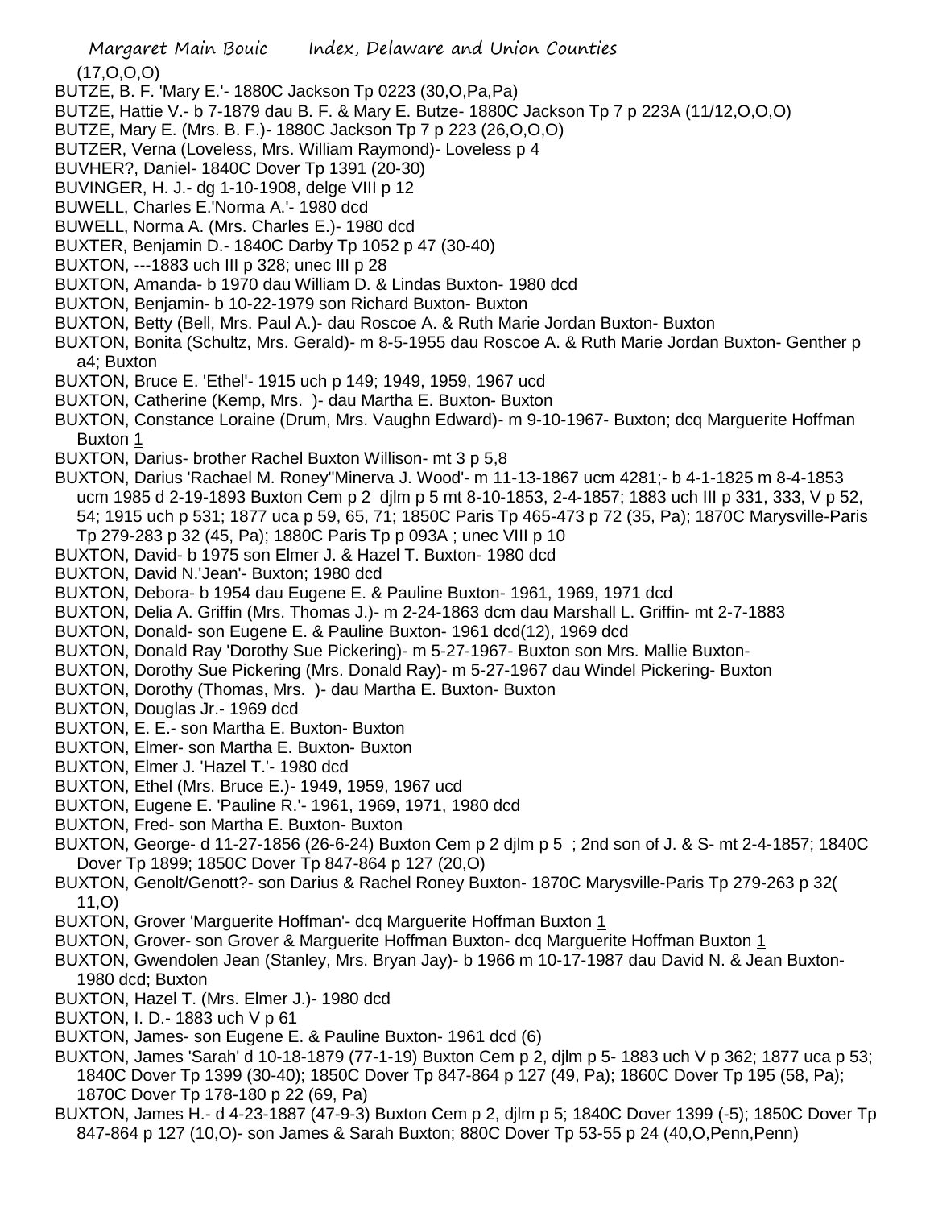(17,O,O,O)

BUTZE, B. F. 'Mary E.'- 1880C Jackson Tp 0223 (30,O,Pa,Pa)

BUTZE, Hattie V.- b 7-1879 dau B. F. & Mary E. Butze- 1880C Jackson Tp 7 p 223A (11/12,O,O,O)

BUTZE, Mary E. (Mrs. B. F.)- 1880C Jackson Tp 7 p 223 (26,O,O,O)

BUTZER, Verna (Loveless, Mrs. William Raymond)- Loveless p 4

BUVHER?, Daniel- 1840C Dover Tp 1391 (20-30)

BUVINGER, H. J.- dg 1-10-1908, delge VIII p 12

BUWELL, Charles E.'Norma A.'- 1980 dcd

BUWELL, Norma A. (Mrs. Charles E.)- 1980 dcd

BUXTER, Benjamin D.- 1840C Darby Tp 1052 p 47 (30-40)

BUXTON, ---1883 uch III p 328; unec III p 28

BUXTON, Amanda- b 1970 dau William D. & Lindas Buxton- 1980 dcd

BUXTON, Benjamin- b 10-22-1979 son Richard Buxton- Buxton

BUXTON, Betty (Bell, Mrs. Paul A.)- dau Roscoe A. & Ruth Marie Jordan Buxton- Buxton

BUXTON, Bonita (Schultz, Mrs. Gerald)- m 8-5-1955 dau Roscoe A. & Ruth Marie Jordan Buxton- Genther p a4; Buxton

BUXTON, Bruce E. 'Ethel'- 1915 uch p 149; 1949, 1959, 1967 ucd

BUXTON, Catherine (Kemp, Mrs. )- dau Martha E. Buxton- Buxton

BUXTON, Constance Loraine (Drum, Mrs. Vaughn Edward)- m 9-10-1967- Buxton; dcq Marguerite Hoffman Buxton 1

BUXTON, Darius- brother Rachel Buxton Willison- mt 3 p 5,8

BUXTON, Darius 'Rachael M. Roney''Minerva J. Wood'- m 11-13-1867 ucm 4281;- b 4-1-1825 m 8-4-1853 ucm 1985 d 2-19-1893 Buxton Cem p 2 djlm p 5 mt 8-10-1853, 2-4-1857; 1883 uch III p 331, 333, V p 52, 54; 1915 uch p 531; 1877 uca p 59, 65, 71; 1850C Paris Tp 465-473 p 72 (35, Pa); 1870C Marysville-Paris Tp 279-283 p 32 (45, Pa); 1880C Paris Tp p 093A ; unec VIII p 10

BUXTON, David- b 1975 son Elmer J. & Hazel T. Buxton- 1980 dcd

BUXTON, David N.'Jean'- Buxton; 1980 dcd

BUXTON, Debora- b 1954 dau Eugene E. & Pauline Buxton- 1961, 1969, 1971 dcd

BUXTON, Delia A. Griffin (Mrs. Thomas J.)- m 2-24-1863 dcm dau Marshall L. Griffin- mt 2-7-1883

BUXTON, Donald- son Eugene E. & Pauline Buxton- 1961 dcd(12), 1969 dcd

BUXTON, Donald Ray 'Dorothy Sue Pickering)- m 5-27-1967- Buxton son Mrs. Mallie Buxton-

BUXTON, Dorothy Sue Pickering (Mrs. Donald Ray)- m 5-27-1967 dau Windel Pickering- Buxton

BUXTON, Dorothy (Thomas, Mrs. )- dau Martha E. Buxton- Buxton

BUXTON, Douglas Jr.- 1969 dcd

BUXTON, E. E.- son Martha E. Buxton- Buxton

BUXTON, Elmer- son Martha E. Buxton- Buxton

BUXTON, Elmer J. 'Hazel T.'- 1980 dcd

BUXTON, Ethel (Mrs. Bruce E.)- 1949, 1959, 1967 ucd

BUXTON, Eugene E. 'Pauline R.'- 1961, 1969, 1971, 1980 dcd

BUXTON, Fred- son Martha E. Buxton- Buxton

BUXTON, George- d 11-27-1856 (26-6-24) Buxton Cem p 2 djlm p 5 ; 2nd son of J. & S- mt 2-4-1857; 1840C Dover Tp 1899; 1850C Dover Tp 847-864 p 127 (20,O)

BUXTON, Genolt/Genott?- son Darius & Rachel Roney Buxton- 1870C Marysville-Paris Tp 279-263 p 32( 11,O)

BUXTON, Grover 'Marguerite Hoffman'- dcq Marguerite Hoffman Buxton 1

BUXTON, Grover- son Grover & Marguerite Hoffman Buxton- dcq Marguerite Hoffman Buxton 1

BUXTON, Gwendolen Jean (Stanley, Mrs. Bryan Jay)- b 1966 m 10-17-1987 dau David N. & Jean Buxton- 1980 dcd; Buxton

BUXTON, Hazel T. (Mrs. Elmer J.)- 1980 dcd

BUXTON, I. D.- 1883 uch V p 61

BUXTON, James- son Eugene E. & Pauline Buxton- 1961 dcd (6)

BUXTON, James 'Sarah' d 10-18-1879 (77-1-19) Buxton Cem p 2, djlm p 5- 1883 uch V p 362; 1877 uca p 53; 1840C Dover Tp 1399 (30-40); 1850C Dover Tp 847-864 p 127 (49, Pa); 1860C Dover Tp 195 (58, Pa); 1870C Dover Tp 178-180 p 22 (69, Pa)

BUXTON, James H.- d 4-23-1887 (47-9-3) Buxton Cem p 2, djlm p 5; 1840C Dover 1399 (-5); 1850C Dover Tp 847-864 p 127 (10,O)- son James & Sarah Buxton; 880C Dover Tp 53-55 p 24 (40,O,Penn,Penn)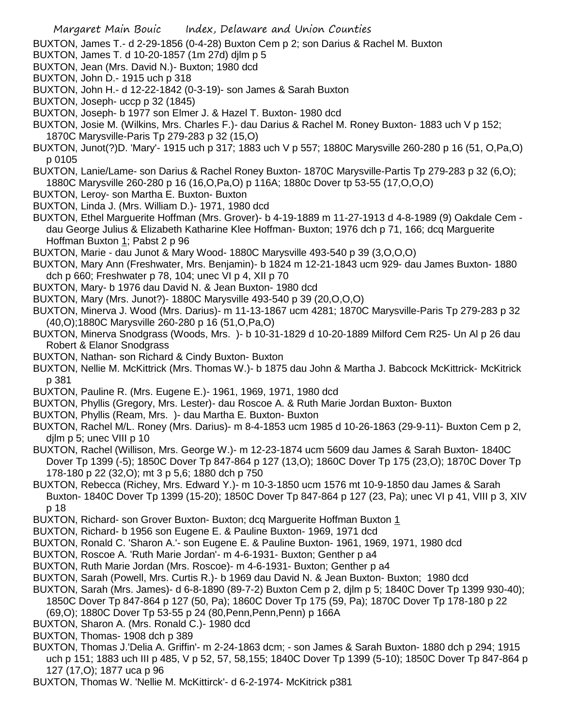BUXTON, James T.- d 2-29-1856 (0-4-28) Buxton Cem p 2; son Darius & Rachel M. Buxton

BUXTON, James T. d 10-20-1857 (1m 27d) djlm p 5

BUXTON, Jean (Mrs. David N.)- Buxton; 1980 dcd

BUXTON, John D.- 1915 uch p 318

BUXTON, John H.- d 12-22-1842 (0-3-19)- son James & Sarah Buxton

BUXTON, Joseph- uccp p 32 (1845)

BUXTON, Joseph- b 1977 son Elmer J. & Hazel T. Buxton- 1980 dcd

BUXTON, Josie M. (Wilkins, Mrs. Charles F.)- dau Darius & Rachel M. Roney Buxton- 1883 uch V p 152; 1870C Marysville-Paris Tp 279-283 p 32 (15,O)

BUXTON, Junot(?)D. 'Mary'- 1915 uch p 317; 1883 uch V p 557; 1880C Marysville 260-280 p 16 (51, O,Pa,O) p 0105

BUXTON, Lanie/Lame- son Darius & Rachel Roney Buxton- 1870C Marysville-Partis Tp 279-283 p 32 (6,O); 1880C Marysville 260-280 p 16 (16,O,Pa,O) p 116A; 1880c Dover tp 53-55 (17,O,O,O)

BUXTON, Leroy- son Martha E. Buxton- Buxton

BUXTON, Linda J. (Mrs. William D.)- 1971, 1980 dcd

BUXTON, Ethel Marguerite Hoffman (Mrs. Grover)- b 4-19-1889 m 11-27-1913 d 4-8-1989 (9) Oakdale Cem - dau George Julius & Elizabeth Katharine Klee Hoffman- Buxton; 1976 dch p 71, 166; dcq Marguerite Hoffman Buxton 1; Pabst 2 p 96

BUXTON, Marie - dau Junot & Mary Wood- 1880C Marysville 493-540 p 39 (3,O,O,O)

BUXTON, Mary Ann (Freshwater, Mrs. Benjamin)- b 1824 m 12-21-1843 ucm 929- dau James Buxton- 1880 dch p 660; Freshwater p 78, 104; unec VI p 4, XII p 70

BUXTON, Mary- b 1976 dau David N. & Jean Buxton- 1980 dcd

BUXTON, Mary (Mrs. Junot?)- 1880C Marysville 493-540 p 39 (20,O,O,O)

BUXTON, Minerva J. Wood (Mrs. Darius)- m 11-13-1867 ucm 4281; 1870C Marysville-Paris Tp 279-283 p 32 (40,O);1880C Marysville 260-280 p 16 (51,O,Pa,O)

BUXTON, Minerva Snodgrass (Woods, Mrs. )- b 10-31-1829 d 10-20-1889 Milford Cem R25- Un Al p 26 dau Robert & Elanor Snodgrass

BUXTON, Nathan- son Richard & Cindy Buxton- Buxton

BUXTON, Nellie M. McKittrick (Mrs. Thomas W.)- b 1875 dau John & Martha J. Babcock McKittrick- McKitrick p 381

BUXTON, Pauline R. (Mrs. Eugene E.)- 1961, 1969, 1971, 1980 dcd

BUXTON, Phyllis (Gregory, Mrs. Lester)- dau Roscoe A. & Ruth Marie Jordan Buxton- Buxton

BUXTON, Phyllis (Ream, Mrs. )- dau Martha E. Buxton- Buxton

BUXTON, Rachel M/L. Roney (Mrs. Darius)- m 8-4-1853 ucm 1985 d 10-26-1863 (29-9-11)- Buxton Cem p 2, djlm p 5; unec VIII p 10

BUXTON, Rachel (Willison, Mrs. George W.)- m 12-23-1874 ucm 5609 dau James & Sarah Buxton- 1840C Dover Tp 1399 (-5); 1850C Dover Tp 847-864 p 127 (13,O); 1860C Dover Tp 175 (23,O); 1870C Dover Tp 178-180 p 22 (32,O); mt 3 p 5,6; 1880 dch p 750

BUXTON, Rebecca (Richey, Mrs. Edward Y.)- m 10-3-1850 ucm 1576 mt 10-9-1850 dau James & Sarah Buxton- 1840C Dover Tp 1399 (15-20); 1850C Dover Tp 847-864 p 127 (23, Pa); unec VI p 41, VIII p 3, XIV p 18

BUXTON, Richard- son Grover Buxton- Buxton; dcq Marguerite Hoffman Buxton 1

BUXTON, Richard- b 1956 son Eugene E. & Pauline Buxton- 1969, 1971 dcd

BUXTON, Ronald C. 'Sharon A.'- son Eugene E. & Pauline Buxton- 1961, 1969, 1971, 1980 dcd

BUXTON, Roscoe A. 'Ruth Marie Jordan'- m 4-6-1931- Buxton; Genther p a4

BUXTON, Ruth Marie Jordan (Mrs. Roscoe)- m 4-6-1931- Buxton; Genther p a4

BUXTON, Sarah (Powell, Mrs. Curtis R.)- b 1969 dau David N. & Jean Buxton- Buxton; 1980 dcd

BUXTON, Sarah (Mrs. James)- d 6-8-1890 (89-7-2) Buxton Cem p 2, djlm p 5; 1840C Dover Tp 1399 930-40); 1850C Dover Tp 847-864 p 127 (50, Pa); 1860C Dover Tp 175 (59, Pa); 1870C Dover Tp 178-180 p 22 (69,O); 1880C Dover Tp 53-55 p 24 (80,Penn,Penn,Penn) p 166A

BUXTON, Sharon A. (Mrs. Ronald C.)- 1980 dcd

BUXTON, Thomas- 1908 dch p 389

BUXTON, Thomas J.'Delia A. Griffin'- m 2-24-1863 dcm; - son James & Sarah Buxton- 1880 dch p 294; 1915 uch p 151; 1883 uch III p 485, V p 52, 57, 58,155; 1840C Dover Tp 1399 (5-10); 1850C Dover Tp 847-864 p 127 (17,O); 1877 uca p 96

BUXTON, Thomas W. 'Nellie M. McKittirck'- d 6-2-1974- McKitrick p381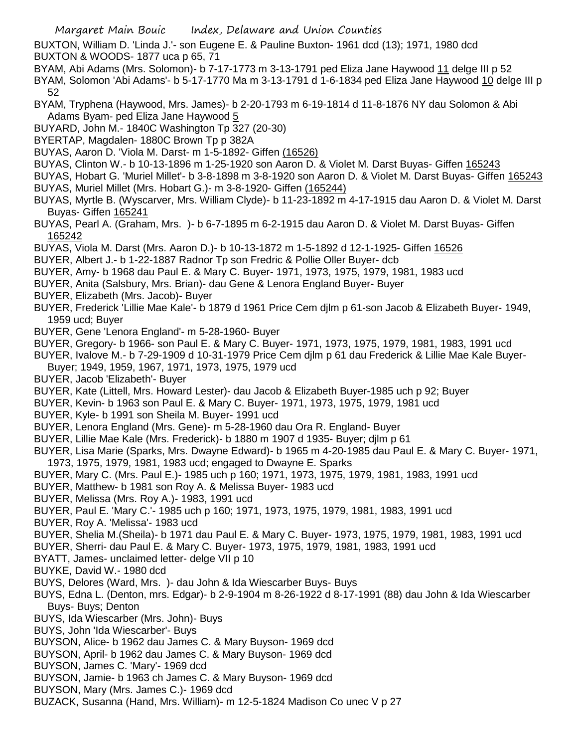BUXTON, William D. 'Linda J.'- son Eugene E. & Pauline Buxton- 1961 dcd (13); 1971, 1980 dcd

BUXTON & WOODS- 1877 uca p 65, 71

BYAM, Abi Adams (Mrs. Solomon)- b 7-17-1773 m 3-13-1791 ped Eliza Jane Haywood 11 delge III p 52

BYAM, Solomon 'Abi Adams'- b 5-17-1770 Ma m 3-13-1791 d 1-6-1834 ped Eliza Jane Haywood 10 delge III p 52

BYAM, Tryphena (Haywood, Mrs. James)- b 2-20-1793 m 6-19-1814 d 11-8-1876 NY dau Solomon & Abi Adams Byam- ped Eliza Jane Haywood 5

BUYARD, John M.- 1840C Washington Tp 327 (20-30)

BYERTAP, Magdalen- 1880C Brown Tp p 382A

BUYAS, Aaron D. 'Viola M. Darst- m 1-5-1892- Giffen (16526)

BUYAS, Clinton W.- b 10-13-1896 m 1-25-1920 son Aaron D. & Violet M. Darst Buyas- Giffen 165243

BUYAS, Hobart G. 'Muriel Millet'- b 3-8-1898 m 3-8-1920 son Aaron D. & Violet M. Darst Buyas- Giffen 165243

BUYAS, Muriel Millet (Mrs. Hobart G.)- m 3-8-1920- Giffen (165244)

BUYAS, Myrtle B. (Wyscarver, Mrs. William Clyde)- b 11-23-1892 m 4-17-1915 dau Aaron D. & Violet M. Darst Buyas- Giffen 165241

BUYAS, Pearl A. (Graham, Mrs. )- b 6-7-1895 m 6-2-1915 dau Aaron D. & Violet M. Darst Buyas- Giffen 165242

BUYAS, Viola M. Darst (Mrs. Aaron D.)- b 10-13-1872 m 1-5-1892 d 12-1-1925- Giffen 16526

BUYER, Albert J.- b 1-22-1887 Radnor Tp son Fredric & Pollie Oller Buyer- dcb

BUYER, Amy- b 1968 dau Paul E. & Mary C. Buyer- 1971, 1973, 1975, 1979, 1981, 1983 ucd

BUYER, Anita (Salsbury, Mrs. Brian)- dau Gene & Lenora England Buyer- Buyer

BUYER, Elizabeth (Mrs. Jacob)- Buyer

BUYER, Frederick 'Lillie Mae Kale'- b 1879 d 1961 Price Cem djlm p 61-son Jacob & Elizabeth Buyer- 1949, 1959 ucd; Buyer

BUYER, Gene 'Lenora England'- m 5-28-1960- Buyer

BUYER, Gregory- b 1966- son Paul E. & Mary C. Buyer- 1971, 1973, 1975, 1979, 1981, 1983, 1991 ucd

BUYER, Ivalove M.- b 7-29-1909 d 10-31-1979 Price Cem djlm p 61 dau Frederick & Lillie Mae Kale Buyer- Buyer; 1949, 1959, 1967, 1971, 1973, 1975, 1979 ucd

BUYER, Jacob 'Elizabeth'- Buyer

BUYER, Kate (Littell, Mrs. Howard Lester)- dau Jacob & Elizabeth Buyer-1985 uch p 92; Buyer

BUYER, Kevin- b 1963 son Paul E. & Mary C. Buyer- 1971, 1973, 1975, 1979, 1981 ucd

BUYER, Kyle- b 1991 son Sheila M. Buyer- 1991 ucd

BUYER, Lenora England (Mrs. Gene)- m 5-28-1960 dau Ora R. England- Buyer

BUYER, Lillie Mae Kale (Mrs. Frederick)- b 1880 m 1907 d 1935- Buyer; djlm p 61

BUYER, Lisa Marie (Sparks, Mrs. Dwayne Edward)- b 1965 m 4-20-1985 dau Paul E. & Mary C. Buyer- 1971, 1973, 1975, 1979, 1981, 1983 ucd; engaged to Dwayne E. Sparks

BUYER, Mary C. (Mrs. Paul E.)- 1985 uch p 160; 1971, 1973, 1975, 1979, 1981, 1983, 1991 ucd

BUYER, Matthew- b 1981 son Roy A. & Melissa Buyer- 1983 ucd

BUYER, Melissa (Mrs. Roy A.)- 1983, 1991 ucd

BUYER, Paul E. 'Mary C.'- 1985 uch p 160; 1971, 1973, 1975, 1979, 1981, 1983, 1991 ucd

BUYER, Roy A. 'Melissa'- 1983 ucd

BUYER, Shelia M.(Sheila)- b 1971 dau Paul E. & Mary C. Buyer- 1973, 1975, 1979, 1981, 1983, 1991 ucd

BUYER, Sherri- dau Paul E. & Mary C. Buyer- 1973, 1975, 1979, 1981, 1983, 1991 ucd

BYATT, James- unclaimed letter- delge VII p 10

BUYKE, David W.- 1980 dcd

BUYS, Delores (Ward, Mrs. )- dau John & Ida Wiescarber Buys- Buys

BUYS, Edna L. (Denton, mrs. Edgar)- b 2-9-1904 m 8-26-1922 d 8-17-1991 (88) dau John & Ida Wiescarber Buys- Buys; Denton

BUYS, Ida Wiescarber (Mrs. John)- Buys

BUYS, John 'Ida Wiescarber'- Buys

BUYSON, Alice- b 1962 dau James C. & Mary Buyson- 1969 dcd

BUYSON, April- b 1962 dau James C. & Mary Buyson- 1969 dcd

BUYSON, James C. 'Mary'- 1969 dcd

BUYSON, Jamie- b 1963 ch James C. & Mary Buyson- 1969 dcd

BUYSON, Mary (Mrs. James C.)- 1969 dcd

BUZACK, Susanna (Hand, Mrs. William)- m 12-5-1824 Madison Co unec V p 27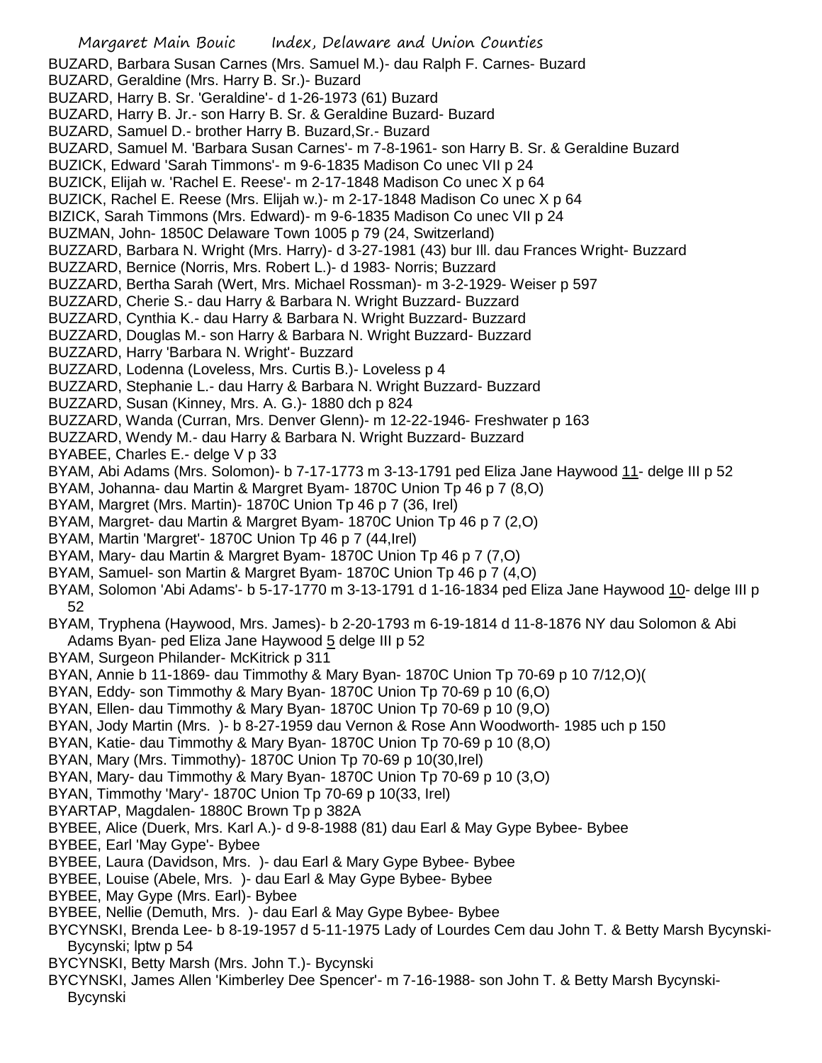BUZARD, Barbara Susan Carnes (Mrs. Samuel M.)- dau Ralph F. Carnes- Buzard
BUZARD, Geraldine (Mrs. Harry B. Sr.)- Buzard
BUZARD, Harry B. Sr. 'Geraldine'- d 1-26-1973 (61) Buzard
BUZARD, Harry B. Jr.- son Harry B. Sr. & Geraldine Buzard- Buzard
BUZARD, Samuel D.- brother Harry B. Buzard,Sr.- Buzard
BUZARD, Samuel M. 'Barbara Susan Carnes'- m 7-8-1961- son Harry B. Sr. & Geraldine Buzard
BUZICK, Edward 'Sarah Timmons'- m 9-6-1835 Madison Co unec VII p 24
BUZICK, Elijah w. 'Rachel E. Reese'- m 2-17-1848 Madison Co unec X p 64
BUZICK, Rachel E. Reese (Mrs. Elijah w.)- m 2-17-1848 Madison Co unec X p 64
BIZICK, Sarah Timmons (Mrs. Edward)- m 9-6-1835 Madison Co unec VII p 24
BUZMAN, John- 1850C Delaware Town 1005 p 79 (24, Switzerland)
BUZZARD, Barbara N. Wright (Mrs. Harry)- d 3-27-1981 (43) bur Ill. dau Frances Wright- Buzzard
BUZZARD, Bernice (Norris, Mrs. Robert L.)- d 1983- Norris; Buzzard
BUZZARD, Bertha Sarah (Wert, Mrs. Michael Rossman)- m 3-2-1929- Weiser p 597
BUZZARD, Cherie S.- dau Harry & Barbara N. Wright Buzzard- Buzzard
BUZZARD, Cynthia K.- dau Harry & Barbara N. Wright Buzzard- Buzzard
BUZZARD, Douglas M.- son Harry & Barbara N. Wright Buzzard- Buzzard
BUZZARD, Harry 'Barbara N. Wright'- Buzzard
BUZZARD, Lodenna (Loveless, Mrs. Curtis B.)- Loveless p 4
BUZZARD, Stephanie L.- dau Harry & Barbara N. Wright Buzzard- Buzzard
BUZZARD, Susan (Kinney, Mrs. A. G.)- 1880 dch p 824
BUZZARD, Wanda (Curran, Mrs. Denver Glenn)- m 12-22-1946- Freshwater p 163
BUZZARD, Wendy M.- dau Harry & Barbara N. Wright Buzzard- Buzzard
BYABEE, Charles E.- delge V p 33
BYAM, Abi Adams (Mrs. Solomon)- b 7-17-1773 m 3-13-1791 ped Eliza Jane Haywood 11- delge III p 52
BYAM, Johanna- dau Martin & Margret Byam- 1870C Union Tp 46 p 7 (8,O)
BYAM, Margret (Mrs. Martin)- 1870C Union Tp 46 p 7 (36, Irel)
BYAM, Margret- dau Martin & Margret Byam- 1870C Union Tp 46 p 7 (2,O)
BYAM, Martin 'Margret'- 1870C Union Tp 46 p 7 (44,Irel)
BYAM, Mary- dau Martin & Margret Byam- 1870C Union Tp 46 p 7 (7,O)
BYAM, Samuel- son Martin & Margret Byam- 1870C Union Tp 46 p 7 (4,O)
BYAM, Solomon 'Abi Adams'- b 5-17-1770 m 3-13-1791 d 1-16-1834 ped Eliza Jane Haywood 10- delge III p 52
BYAM, Tryphena (Haywood, Mrs. James)- b 2-20-1793 m 6-19-1814 d 11-8-1876 NY dau Solomon & Abi Adams Byan- ped Eliza Jane Haywood 5 delge III p 52
BYAM, Surgeon Philander- McKitrick p 311
BYAN, Annie b 11-1869- dau Timmothy & Mary Byan- 1870C Union Tp 70-69 p 10 7/12,O)(
BYAN, Eddy- son Timmothy & Mary Byan- 1870C Union Tp 70-69 p 10 (6,O)
BYAN, Ellen- dau Timmothy & Mary Byan- 1870C Union Tp 70-69 p 10 (9,O)
BYAN, Jody Martin (Mrs. )- b 8-27-1959 dau Vernon & Rose Ann Woodworth- 1985 uch p 150
BYAN, Katie- dau Timmothy & Mary Byan- 1870C Union Tp 70-69 p 10 (8,O)
BYAN, Mary (Mrs. Timmothy)- 1870C Union Tp 70-69 p 10(30,Irel)
BYAN, Mary- dau Timmothy & Mary Byan- 1870C Union Tp 70-69 p 10 (3,O)
BYAN, Timmothy 'Mary'- 1870C Union Tp 70-69 p 10(33, Irel)
BYARTAP, Magdalen- 1880C Brown Tp p 382A
BYBEE, Alice (Duerk, Mrs. Karl A.)- d 9-8-1988 (81) dau Earl & May Gype Bybee- Bybee
BYBEE, Earl 'May Gype'- Bybee
BYBEE, Laura (Davidson, Mrs. )- dau Earl & Mary Gype Bybee- Bybee
BYBEE, Louise (Abele, Mrs. )- dau Earl & May Gype Bybee- Bybee
BYBEE, May Gype (Mrs. Earl)- Bybee
BYBEE, Nellie (Demuth, Mrs. )- dau Earl & May Gype Bybee- Bybee
BYCYNSKI, Brenda Lee- b 8-19-1957 d 5-11-1975 Lady of Lourdes Cem dau John T. & Betty Marsh Bycynski- Bycynski; lptw p 54
BYCYNSKI, Betty Marsh (Mrs. John T.)- Bycynski
BYCYNSKI, James Allen 'Kimberley Dee Spencer'- m 7-16-1988- son John T. & Betty Marsh Bycynski- Bycynski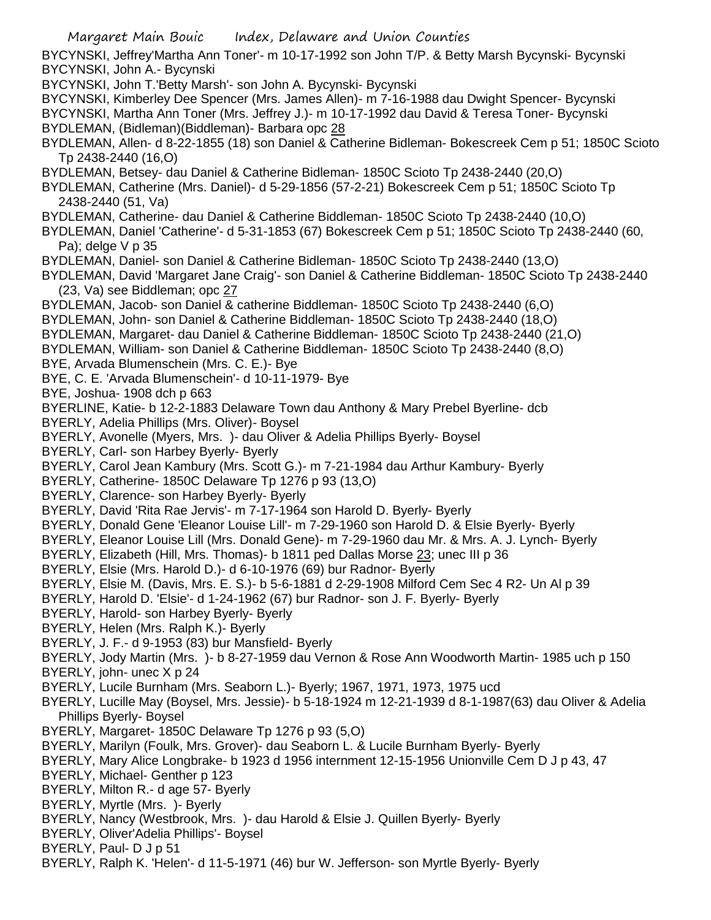BYCYNSKI, Jeffrey'Martha Ann Toner'- m 10-17-1992 son John T/P. & Betty Marsh Bycynski- Bycynski
BYCYNSKI, John A.- Bycynski
BYCYNSKI, John T.'Betty Marsh'- son John A. Bycynski- Bycynski
BYCYNSKI, Kimberley Dee Spencer (Mrs. James Allen)- m 7-16-1988 dau Dwight Spencer- Bycynski
BYCYNSKI, Martha Ann Toner (Mrs. Jeffrey J.)- m 10-17-1992 dau David & Teresa Toner- Bycynski
BYDLEMAN, (Bidleman)(Biddleman)- Barbara opc 28
BYDLEMAN, Allen- d 8-22-1855 (18) son Daniel & Catherine Bidleman- Bokescreek Cem p 51; 1850C Scioto Tp 2438-2440 (16,O)
BYDLEMAN, Betsey- dau Daniel & Catherine Bidleman- 1850C Scioto Tp 2438-2440 (20,O)
BYDLEMAN, Catherine (Mrs. Daniel)- d 5-29-1856 (57-2-21) Bokescreek Cem p 51; 1850C Scioto Tp 2438-2440 (51, Va)
BYDLEMAN, Catherine- dau Daniel & Catherine Biddleman- 1850C Scioto Tp 2438-2440 (10,O)
BYDLEMAN, Daniel 'Catherine'- d 5-31-1853 (67) Bokescreek Cem p 51; 1850C Scioto Tp 2438-2440 (60, Pa); delge V p 35
BYDLEMAN, Daniel- son Daniel & Catherine Bidleman- 1850C Scioto Tp 2438-2440 (13,O)
BYDLEMAN, David 'Margaret Jane Craig'- son Daniel & Catherine Biddleman- 1850C Scioto Tp 2438-2440 (23, Va) see Biddleman; opc 27
BYDLEMAN, Jacob- son Daniel & catherine Biddleman- 1850C Scioto Tp 2438-2440 (6,O)
BYDLEMAN, John- son Daniel & Catherine Biddleman- 1850C Scioto Tp 2438-2440 (18,O)
BYDLEMAN, Margaret- dau Daniel & Catherine Biddleman- 1850C Scioto Tp 2438-2440 (21,O)
BYDLEMAN, William- son Daniel & Catherine Biddleman- 1850C Scioto Tp 2438-2440 (8,O)
BYE, Arvada Blumenschein (Mrs. C. E.)- Bye
BYE, C. E. 'Arvada Blumenschein'- d 10-11-1979- Bye
BYE, Joshua- 1908 dch p 663
BYERLINE, Katie- b 12-2-1883 Delaware Town dau Anthony & Mary Prebel Byerline- dcb
BYERLY, Adelia Phillips (Mrs. Oliver)- Boysel
BYERLY, Avonelle (Myers, Mrs. )- dau Oliver & Adelia Phillips Byerly- Boysel
BYERLY, Carl- son Harbey Byerly- Byerly
BYERLY, Carol Jean Kambury (Mrs. Scott G.)- m 7-21-1984 dau Arthur Kambury- Byerly
BYERLY, Catherine- 1850C Delaware Tp 1276 p 93 (13,O)
BYERLY, Clarence- son Harbey Byerly- Byerly
BYERLY, David 'Rita Rae Jervis'- m 7-17-1964 son Harold D. Byerly- Byerly
BYERLY, Donald Gene 'Eleanor Louise Lill'- m 7-29-1960 son Harold D. & Elsie Byerly- Byerly
BYERLY, Eleanor Louise Lill (Mrs. Donald Gene)- m 7-29-1960 dau Mr. & Mrs. A. J. Lynch- Byerly
BYERLY, Elizabeth (Hill, Mrs. Thomas)- b 1811 ped Dallas Morse 23; unec III p 36
BYERLY, Elsie (Mrs. Harold D.)- d 6-10-1976 (69) bur Radnor- Byerly
BYERLY, Elsie M. (Davis, Mrs. E. S.)- b 5-6-1881 d 2-29-1908 Milford Cem Sec 4 R2- Un Al p 39
BYERLY, Harold D. 'Elsie'- d 1-24-1962 (67) bur Radnor- son J. F. Byerly- Byerly
BYERLY, Harold- son Harbey Byerly- Byerly
BYERLY, Helen (Mrs. Ralph K.)- Byerly
BYERLY, J. F.- d 9-1953 (83) bur Mansfield- Byerly
BYERLY, Jody Martin (Mrs. )- b 8-27-1959 dau Vernon & Rose Ann Woodworth Martin- 1985 uch p 150
BYERLY, john- unec X p 24
BYERLY, Lucile Burnham (Mrs. Seaborn L.)- Byerly; 1967, 1971, 1973, 1975 ucd
BYERLY, Lucille May (Boysel, Mrs. Jessie)- b 5-18-1924 m 12-21-1939 d 8-1-1987(63) dau Oliver & Adelia Phillips Byerly- Boysel
BYERLY, Margaret- 1850C Delaware Tp 1276 p 93 (5,O)
BYERLY, Marilyn (Foulk, Mrs. Grover)- dau Seaborn L. & Lucile Burnham Byerly- Byerly
BYERLY, Mary Alice Longbrake- b 1923 d 1956 internment 12-15-1956 Unionville Cem D J p 43, 47
BYERLY, Michael- Genther p 123
BYERLY, Milton R.- d age 57- Byerly
BYERLY, Myrtle (Mrs. )- Byerly
BYERLY, Nancy (Westbrook, Mrs. )- dau Harold & Elsie J. Quillen Byerly- Byerly
BYERLY, Oliver'Adelia Phillips'- Boysel
BYERLY, Paul- D J p 51
BYERLY, Ralph K. 'Helen'- d 11-5-1971 (46) bur W. Jefferson- son Myrtle Byerly- Byerly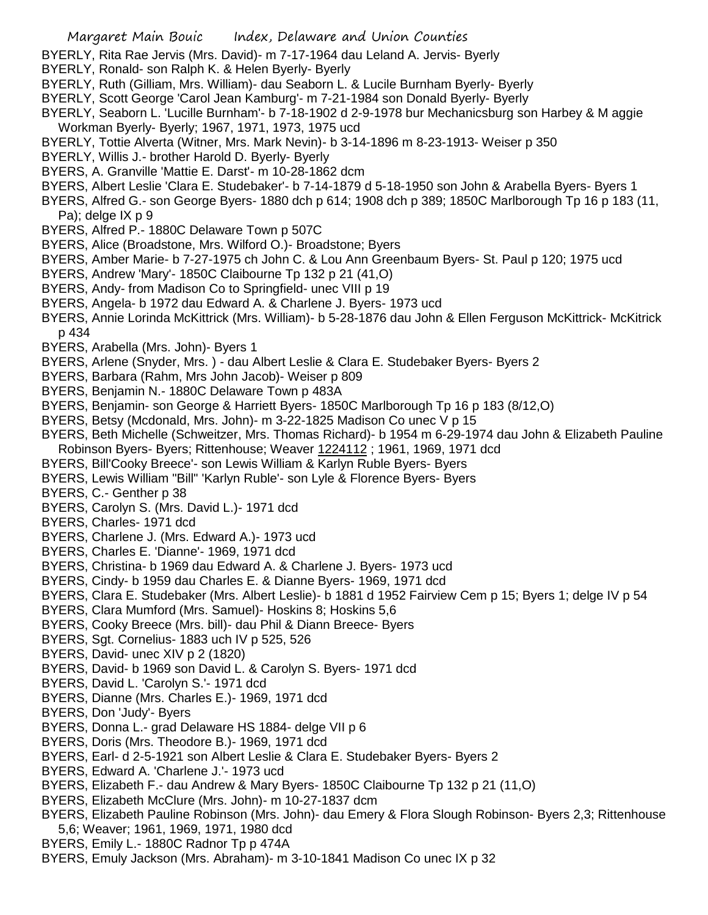BYERLY, Rita Rae Jervis (Mrs. David)- m 7-17-1964 dau Leland A. Jervis- Byerly
BYERLY, Ronald- son Ralph K. & Helen Byerly- Byerly
BYERLY, Ruth (Gilliam, Mrs. William)- dau Seaborn L. & Lucile Burnham Byerly- Byerly
BYERLY, Scott George 'Carol Jean Kamburg'- m 7-21-1984 son Donald Byerly- Byerly
BYERLY, Seaborn L. 'Lucille Burnham'- b 7-18-1902 d 2-9-1978 bur Mechanicsburg son Harbey & M aggie Workman Byerly- Byerly; 1967, 1971, 1973, 1975 ucd
BYERLY, Tottie Alverta (Witner, Mrs. Mark Nevin)- b 3-14-1896 m 8-23-1913- Weiser p 350
BYERLY, Willis J.- brother Harold D. Byerly- Byerly
BYERS, A. Granville 'Mattie E. Darst'- m 10-28-1862 dcm
BYERS, Albert Leslie 'Clara E. Studebaker'- b 7-14-1879 d 5-18-1950 son John & Arabella Byers- Byers 1
BYERS, Alfred G.- son George Byers- 1880 dch p 614; 1908 dch p 389; 1850C Marlborough Tp 16 p 183 (11, Pa); delge IX p 9
BYERS, Alfred P.- 1880C Delaware Town p 507C
BYERS, Alice (Broadstone, Mrs. Wilford O.)- Broadstone; Byers
BYERS, Amber Marie- b 7-27-1975 ch John C. & Lou Ann Greenbaum Byers- St. Paul p 120; 1975 ucd
BYERS, Andrew 'Mary'- 1850C Claibourne Tp 132 p 21 (41,O)
BYERS, Andy- from Madison Co to Springfield- unec VIII p 19
BYERS, Angela- b 1972 dau Edward A. & Charlene J. Byers- 1973 ucd
BYERS, Annie Lorinda McKittrick (Mrs. William)- b 5-28-1876 dau John & Ellen Ferguson McKittrick- McKitrick p 434
BYERS, Arabella (Mrs. John)- Byers 1
BYERS, Arlene (Snyder, Mrs. ) - dau Albert Leslie & Clara E. Studebaker Byers- Byers 2
BYERS, Barbara (Rahm, Mrs John Jacob)- Weiser p 809
BYERS, Benjamin N.- 1880C Delaware Town p 483A
BYERS, Benjamin- son George & Harriett Byers- 1850C Marlborough Tp 16 p 183 (8/12,O)
BYERS, Betsy (Mcdonald, Mrs. John)- m 3-22-1825 Madison Co unec V p 15
BYERS, Beth Michelle (Schweitzer, Mrs. Thomas Richard)- b 1954 m 6-29-1974 dau John & Elizabeth Pauline Robinson Byers- Byers; Rittenhouse; Weaver 1224112 ; 1961, 1969, 1971 dcd
BYERS, Bill'Cooky Breece'- son Lewis William & Karlyn Ruble Byers- Byers
BYERS, Lewis William "Bill" 'Karlyn Ruble'- son Lyle & Florence Byers- Byers
BYERS, C.- Genther p 38
BYERS, Carolyn S. (Mrs. David L.)- 1971 dcd
BYERS, Charles- 1971 dcd
BYERS, Charlene J. (Mrs. Edward A.)- 1973 ucd
BYERS, Charles E. 'Dianne'- 1969, 1971 dcd
BYERS, Christina- b 1969 dau Edward A. & Charlene J. Byers- 1973 ucd
BYERS, Cindy- b 1959 dau Charles E. & Dianne Byers- 1969, 1971 dcd
BYERS, Clara E. Studebaker (Mrs. Albert Leslie)- b 1881 d 1952 Fairview Cem p 15; Byers 1; delge IV p 54
BYERS, Clara Mumford (Mrs. Samuel)- Hoskins 8; Hoskins 5,6
BYERS, Cooky Breece (Mrs. bill)- dau Phil & Diann Breece- Byers
BYERS, Sgt. Cornelius- 1883 uch IV p 525, 526
BYERS, David- unec XIV p 2 (1820)
BYERS, David- b 1969 son David L. & Carolyn S. Byers- 1971 dcd
BYERS, David L. 'Carolyn S.'- 1971 dcd
BYERS, Dianne (Mrs. Charles E.)- 1969, 1971 dcd
BYERS, Don 'Judy'- Byers
BYERS, Donna L.- grad Delaware HS 1884- delge VII p 6
BYERS, Doris (Mrs. Theodore B.)- 1969, 1971 dcd
BYERS, Earl- d 2-5-1921 son Albert Leslie & Clara E. Studebaker Byers- Byers 2
BYERS, Edward A. 'Charlene J.'- 1973 ucd
BYERS, Elizabeth F.- dau Andrew & Mary Byers- 1850C Claibourne Tp 132 p 21 (11,O)
BYERS, Elizabeth McClure (Mrs. John)- m 10-27-1837 dcm
BYERS, Elizabeth Pauline Robinson (Mrs. John)- dau Emery & Flora Slough Robinson- Byers 2,3; Rittenhouse 5,6; Weaver; 1961, 1969, 1971, 1980 dcd
BYERS, Emily L.- 1880C Radnor Tp p 474A
BYERS, Emuly Jackson (Mrs. Abraham)- m 3-10-1841 Madison Co unec IX p 32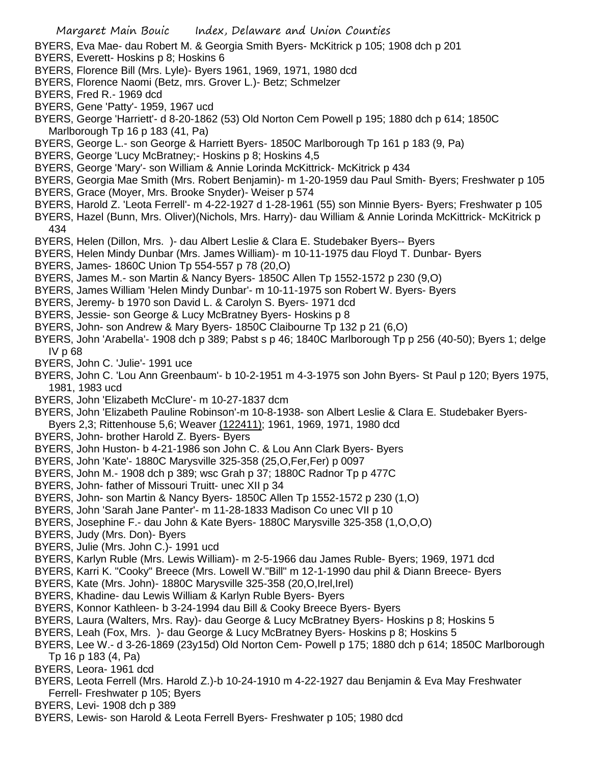BYERS, Eva Mae- dau Robert M. & Georgia Smith Byers- McKitrick p 105; 1908 dch p 201
BYERS, Everett- Hoskins p 8; Hoskins 6
BYERS, Florence Bill (Mrs. Lyle)- Byers 1961, 1969, 1971, 1980 dcd
BYERS, Florence Naomi (Betz, mrs. Grover L.)- Betz; Schmelzer
BYERS, Fred R.- 1969 dcd
BYERS, Gene 'Patty'- 1959, 1967 ucd
BYERS, George 'Harriett'- d 8-20-1862 (53) Old Norton Cem Powell p 195; 1880 dch p 614; 1850C Marlborough Tp 16 p 183 (41, Pa)
BYERS, George L.- son George & Harriett Byers- 1850C Marlborough Tp 161 p 183 (9, Pa)
BYERS, George 'Lucy McBratney;- Hoskins p 8; Hoskins 4,5
BYERS, George 'Mary'- son William & Annie Lorinda McKittrick- McKitrick p 434
BYERS, Georgia Mae Smith (Mrs. Robert Benjamin)- m 1-20-1959 dau Paul Smith- Byers; Freshwater p 105
BYERS, Grace (Moyer, Mrs. Brooke Snyder)- Weiser p 574
BYERS, Harold Z. 'Leota Ferrell'- m 4-22-1927 d 1-28-1961 (55) son Minnie Byers- Byers; Freshwater p 105
BYERS, Hazel (Bunn, Mrs. Oliver)(Nichols, Mrs. Harry)- dau William & Annie Lorinda McKittrick- McKitrick p 434
BYERS, Helen (Dillon, Mrs. )- dau Albert Leslie & Clara E. Studebaker Byers-- Byers
BYERS, Helen Mindy Dunbar (Mrs. James William)- m 10-11-1975 dau Floyd T. Dunbar- Byers
BYERS, James- 1860C Union Tp 554-557 p 78 (20,O)
BYERS, James M.- son Martin & Nancy Byers- 1850C Allen Tp 1552-1572 p 230 (9,O)
BYERS, James William 'Helen Mindy Dunbar'- m 10-11-1975 son Robert W. Byers- Byers
BYERS, Jeremy- b 1970 son David L. & Carolyn S. Byers- 1971 dcd
BYERS, Jessie- son George & Lucy McBratney Byers- Hoskins p 8
BYERS, John- son Andrew & Mary Byers- 1850C Claibourne Tp 132 p 21 (6,O)
BYERS, John 'Arabella'- 1908 dch p 389; Pabst s p 46; 1840C Marlborough Tp p 256 (40-50); Byers 1; delge IV p 68
BYERS, John C. 'Julie'- 1991 uce
BYERS, John C. 'Lou Ann Greenbaum'- b 10-2-1951 m 4-3-1975 son John Byers- St Paul p 120; Byers 1975, 1981, 1983 ucd
BYERS, John 'Elizabeth McClure'- m 10-27-1837 dcm
BYERS, John 'Elizabeth Pauline Robinson'-m 10-8-1938- son Albert Leslie & Clara E. Studebaker Byers- Byers 2,3; Rittenhouse 5,6; Weaver (122411); 1961, 1969, 1971, 1980 dcd
BYERS, John- brother Harold Z. Byers- Byers
BYERS, John Huston- b 4-21-1986 son John C. & Lou Ann Clark Byers- Byers
BYERS, John 'Kate'- 1880C Marysville 325-358 (25,O,Fer,Fer) p 0097
BYERS, John M.- 1908 dch p 389; wsc Grah p 37; 1880C Radnor Tp p 477C
BYERS, John- father of Missouri Truitt- unec XII p 34
BYERS, John- son Martin & Nancy Byers- 1850C Allen Tp 1552-1572 p 230 (1,O)
BYERS, John 'Sarah Jane Panter'- m 11-28-1833 Madison Co unec VII p 10
BYERS, Josephine F.- dau John & Kate Byers- 1880C Marysville 325-358 (1,O,O,O)
BYERS, Judy (Mrs. Don)- Byers
BYERS, Julie (Mrs. John C.)- 1991 ucd
BYERS, Karlyn Ruble (Mrs. Lewis William)- m 2-5-1966 dau James Ruble- Byers; 1969, 1971 dcd
BYERS, Karri K. "Cooky" Breece (Mrs. Lowell W."Bill" m 12-1-1990 dau phil & Diann Breece- Byers
BYERS, Kate (Mrs. John)- 1880C Marysville 325-358 (20,O,Irel,Irel)
BYERS, Khadine- dau Lewis William & Karlyn Ruble Byers- Byers
BYERS, Konnor Kathleen- b 3-24-1994 dau Bill & Cooky Breece Byers- Byers
BYERS, Laura (Walters, Mrs. Ray)- dau George & Lucy McBratney Byers- Hoskins p 8; Hoskins 5
BYERS, Leah (Fox, Mrs. )- dau George & Lucy McBratney Byers- Hoskins p 8; Hoskins 5
BYERS, Lee W.- d 3-26-1869 (23y15d) Old Norton Cem- Powell p 175; 1880 dch p 614; 1850C Marlborough Tp 16 p 183 (4, Pa)
BYERS, Leora- 1961 dcd
BYERS, Leota Ferrell (Mrs. Harold Z.)-b 10-24-1910 m 4-22-1927 dau Benjamin & Eva May Freshwater Ferrell- Freshwater p 105; Byers
BYERS, Levi- 1908 dch p 389
BYERS, Lewis- son Harold & Leota Ferrell Byers- Freshwater p 105; 1980 dcd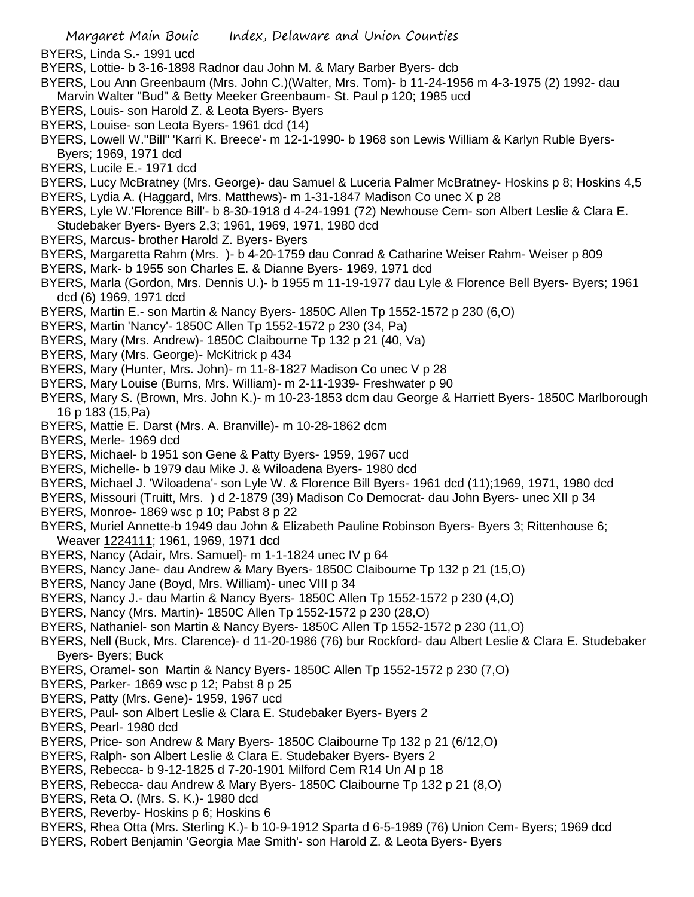BYERS, Linda S.- 1991 ucd

BYERS, Lottie- b 3-16-1898 Radnor dau John M. & Mary Barber Byers- dcb

BYERS, Lou Ann Greenbaum (Mrs. John C.)(Walter, Mrs. Tom)- b 11-24-1956 m 4-3-1975 (2) 1992- dau Marvin Walter "Bud" & Betty Meeker Greenbaum- St. Paul p 120; 1985 ucd

BYERS, Louis- son Harold Z. & Leota Byers- Byers

BYERS, Louise- son Leota Byers- 1961 dcd (14)

BYERS, Lowell W."Bill" 'Karri K. Breece'- m 12-1-1990- b 1968 son Lewis William & Karlyn Ruble Byers- Byers; 1969, 1971 dcd

BYERS, Lucile E.- 1971 dcd

BYERS, Lucy McBratney (Mrs. George)- dau Samuel & Luceria Palmer McBratney- Hoskins p 8; Hoskins 4,5

BYERS, Lydia A. (Haggard, Mrs. Matthews)- m 1-31-1847 Madison Co unec X p 28

BYERS, Lyle W.'Florence Bill'- b 8-30-1918 d 4-24-1991 (72) Newhouse Cem- son Albert Leslie & Clara E. Studebaker Byers- Byers 2,3; 1961, 1969, 1971, 1980 dcd

BYERS, Marcus- brother Harold Z. Byers- Byers

BYERS, Margaretta Rahm (Mrs. )- b 4-20-1759 dau Conrad & Catharine Weiser Rahm- Weiser p 809

BYERS, Mark- b 1955 son Charles E. & Dianne Byers- 1969, 1971 dcd

BYERS, Marla (Gordon, Mrs. Dennis U.)- b 1955 m 11-19-1977 dau Lyle & Florence Bell Byers- Byers; 1961 dcd (6) 1969, 1971 dcd

BYERS, Martin E.- son Martin & Nancy Byers- 1850C Allen Tp 1552-1572 p 230 (6,O)

BYERS, Martin 'Nancy'- 1850C Allen Tp 1552-1572 p 230 (34, Pa)

BYERS, Mary (Mrs. Andrew)- 1850C Claibourne Tp 132 p 21 (40, Va)

BYERS, Mary (Mrs. George)- McKitrick p 434

BYERS, Mary (Hunter, Mrs. John)- m 11-8-1827 Madison Co unec V p 28

BYERS, Mary Louise (Burns, Mrs. William)- m 2-11-1939- Freshwater p 90

BYERS, Mary S. (Brown, Mrs. John K.)- m 10-23-1853 dcm dau George & Harriett Byers- 1850C Marlborough 16 p 183 (15,Pa)

BYERS, Mattie E. Darst (Mrs. A. Branville)- m 10-28-1862 dcm

BYERS, Merle- 1969 dcd

BYERS, Michael- b 1951 son Gene & Patty Byers- 1959, 1967 ucd

BYERS, Michelle- b 1979 dau Mike J. & Wiloadena Byers- 1980 dcd

BYERS, Michael J. 'Wiloadena'- son Lyle W. & Florence Bill Byers- 1961 dcd (11);1969, 1971, 1980 dcd

BYERS, Missouri (Truitt, Mrs. ) d 2-1879 (39) Madison Co Democrat- dau John Byers- unec XII p 34

BYERS, Monroe- 1869 wsc p 10; Pabst 8 p 22

BYERS, Muriel Annette-b 1949 dau John & Elizabeth Pauline Robinson Byers- Byers 3; Rittenhouse 6; Weaver 1224111; 1961, 1969, 1971 dcd

BYERS, Nancy (Adair, Mrs. Samuel)- m 1-1-1824 unec IV p 64

BYERS, Nancy Jane- dau Andrew & Mary Byers- 1850C Claibourne Tp 132 p 21 (15,O)

BYERS, Nancy Jane (Boyd, Mrs. William)- unec VIII p 34

BYERS, Nancy J.- dau Martin & Nancy Byers- 1850C Allen Tp 1552-1572 p 230 (4,O)

BYERS, Nancy (Mrs. Martin)- 1850C Allen Tp 1552-1572 p 230 (28,O)

BYERS, Nathaniel- son Martin & Nancy Byers- 1850C Allen Tp 1552-1572 p 230 (11,O)

BYERS, Nell (Buck, Mrs. Clarence)- d 11-20-1986 (76) bur Rockford- dau Albert Leslie & Clara E. Studebaker Byers- Byers; Buck

BYERS, Oramel- son Martin & Nancy Byers- 1850C Allen Tp 1552-1572 p 230 (7,O)

BYERS, Parker- 1869 wsc p 12; Pabst 8 p 25

BYERS, Patty (Mrs. Gene)- 1959, 1967 ucd

BYERS, Paul- son Albert Leslie & Clara E. Studebaker Byers- Byers 2

BYERS, Pearl- 1980 dcd

BYERS, Price- son Andrew & Mary Byers- 1850C Claibourne Tp 132 p 21 (6/12,O)

BYERS, Ralph- son Albert Leslie & Clara E. Studebaker Byers- Byers 2

BYERS, Rebecca- b 9-12-1825 d 7-20-1901 Milford Cem R14 Un Al p 18

BYERS, Rebecca- dau Andrew & Mary Byers- 1850C Claibourne Tp 132 p 21 (8,O)

BYERS, Reta O. (Mrs. S. K.)- 1980 dcd

BYERS, Reverby- Hoskins p 6; Hoskins 6

BYERS, Rhea Otta (Mrs. Sterling K.)- b 10-9-1912 Sparta d 6-5-1989 (76) Union Cem- Byers; 1969 dcd

BYERS, Robert Benjamin 'Georgia Mae Smith'- son Harold Z. & Leota Byers- Byers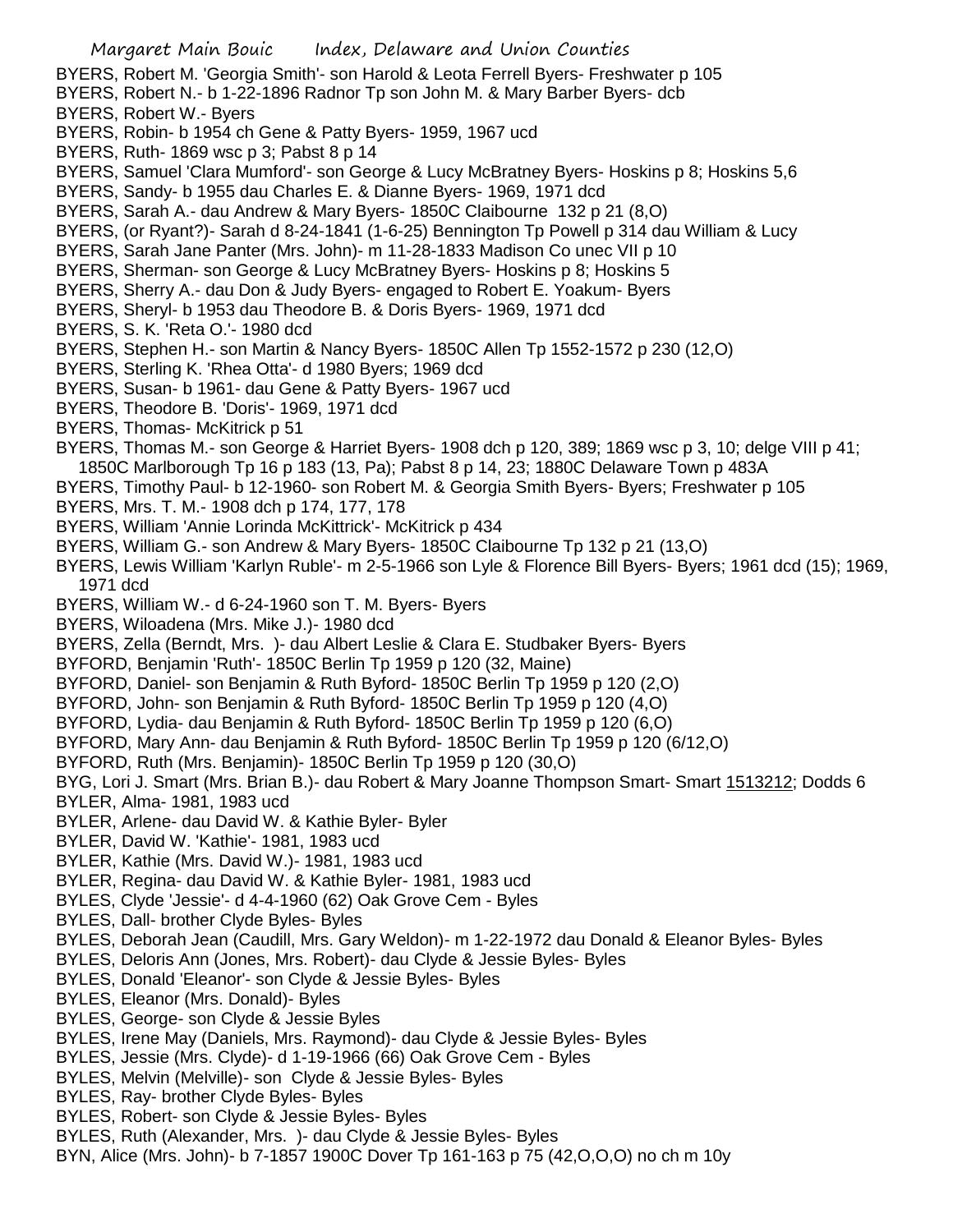BYERS, Robert M. 'Georgia Smith'- son Harold & Leota Ferrell Byers- Freshwater p 105
BYERS, Robert N.- b 1-22-1896 Radnor Tp son John M. & Mary Barber Byers- dcb
BYERS, Robert W.- Byers
BYERS, Robin- b 1954 ch Gene & Patty Byers- 1959, 1967 ucd
BYERS, Ruth- 1869 wsc p 3; Pabst 8 p 14
BYERS, Samuel 'Clara Mumford'- son George & Lucy McBratney Byers- Hoskins p 8; Hoskins 5,6
BYERS, Sandy- b 1955 dau Charles E. & Dianne Byers- 1969, 1971 dcd
BYERS, Sarah A.- dau Andrew & Mary Byers- 1850C Claibourne 132 p 21 (8,O)
BYERS, (or Ryant?)- Sarah d 8-24-1841 (1-6-25) Bennington Tp Powell p 314 dau William & Lucy
BYERS, Sarah Jane Panter (Mrs. John)- m 11-28-1833 Madison Co unec VII p 10
BYERS, Sherman- son George & Lucy McBratney Byers- Hoskins p 8; Hoskins 5
BYERS, Sherry A.- dau Don & Judy Byers- engaged to Robert E. Yoakum- Byers
BYERS, Sheryl- b 1953 dau Theodore B. & Doris Byers- 1969, 1971 dcd
BYERS, S. K. 'Reta O.'- 1980 dcd
BYERS, Stephen H.- son Martin & Nancy Byers- 1850C Allen Tp 1552-1572 p 230 (12,O)
BYERS, Sterling K. 'Rhea Otta'- d 1980 Byers; 1969 dcd
BYERS, Susan- b 1961- dau Gene & Patty Byers- 1967 ucd
BYERS, Theodore B. 'Doris'- 1969, 1971 dcd
BYERS, Thomas- McKitrick p 51
BYERS, Thomas M.- son George & Harriet Byers- 1908 dch p 120, 389; 1869 wsc p 3, 10; delge VIII p 41; 1850C Marlborough Tp 16 p 183 (13, Pa); Pabst 8 p 14, 23; 1880C Delaware Town p 483A
BYERS, Timothy Paul- b 12-1960- son Robert M. & Georgia Smith Byers- Byers; Freshwater p 105
BYERS, Mrs. T. M.- 1908 dch p 174, 177, 178
BYERS, William 'Annie Lorinda McKittrick'- McKitrick p 434
BYERS, William G.- son Andrew & Mary Byers- 1850C Claibourne Tp 132 p 21 (13,O)
BYERS, Lewis William 'Karlyn Ruble'- m 2-5-1966 son Lyle & Florence Bill Byers- Byers; 1961 dcd (15); 1969, 1971 dcd
BYERS, William W.- d 6-24-1960 son T. M. Byers- Byers
BYERS, Wiloadena (Mrs. Mike J.)- 1980 dcd
BYERS, Zella (Berndt, Mrs. )- dau Albert Leslie & Clara E. Studbaker Byers- Byers
BYFORD, Benjamin 'Ruth'- 1850C Berlin Tp 1959 p 120 (32, Maine)
BYFORD, Daniel- son Benjamin & Ruth Byford- 1850C Berlin Tp 1959 p 120 (2,O)
BYFORD, John- son Benjamin & Ruth Byford- 1850C Berlin Tp 1959 p 120 (4,O)
BYFORD, Lydia- dau Benjamin & Ruth Byford- 1850C Berlin Tp 1959 p 120 (6,O)
BYFORD, Mary Ann- dau Benjamin & Ruth Byford- 1850C Berlin Tp 1959 p 120 (6/12,O)
BYFORD, Ruth (Mrs. Benjamin)- 1850C Berlin Tp 1959 p 120 (30,O)
BYG, Lori J. Smart (Mrs. Brian B.)- dau Robert & Mary Joanne Thompson Smart- Smart 1513212; Dodds 6
BYLER, Alma- 1981, 1983 ucd
BYLER, Arlene- dau David W. & Kathie Byler- Byler
BYLER, David W. 'Kathie'- 1981, 1983 ucd
BYLER, Kathie (Mrs. David W.)- 1981, 1983 ucd
BYLER, Regina- dau David W. & Kathie Byler- 1981, 1983 ucd
BYLES, Clyde 'Jessie'- d 4-4-1960 (62) Oak Grove Cem - Byles
BYLES, Dall- brother Clyde Byles- Byles
BYLES, Deborah Jean (Caudill, Mrs. Gary Weldon)- m 1-22-1972 dau Donald & Eleanor Byles- Byles
BYLES, Deloris Ann (Jones, Mrs. Robert)- dau Clyde & Jessie Byles- Byles
BYLES, Donald 'Eleanor'- son Clyde & Jessie Byles- Byles
BYLES, Eleanor (Mrs. Donald)- Byles
BYLES, George- son Clyde & Jessie Byles
BYLES, Irene May (Daniels, Mrs. Raymond)- dau Clyde & Jessie Byles- Byles
BYLES, Jessie (Mrs. Clyde)- d 1-19-1966 (66) Oak Grove Cem - Byles
BYLES, Melvin (Melville)- son Clyde & Jessie Byles- Byles
BYLES, Ray- brother Clyde Byles- Byles
BYLES, Robert- son Clyde & Jessie Byles- Byles
BYLES, Ruth (Alexander, Mrs. )- dau Clyde & Jessie Byles- Byles
BYN, Alice (Mrs. John)- b 7-1857 1900C Dover Tp 161-163 p 75 (42,O,O,O) no ch m 10y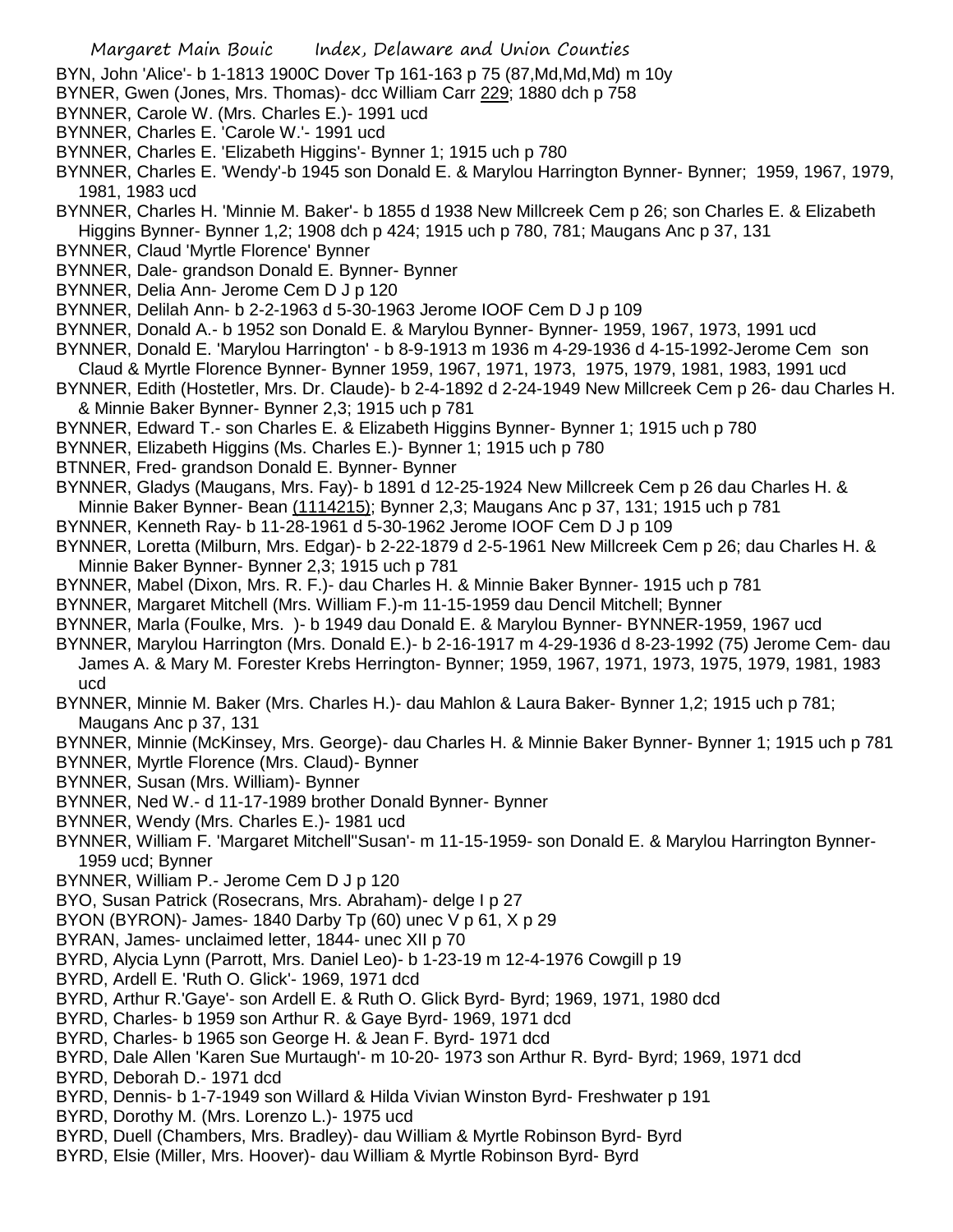BYN, John 'Alice'- b 1-1813 1900C Dover Tp 161-163 p 75 (87,Md,Md,Md) m 10y

BYNER, Gwen (Jones, Mrs. Thomas)- dcc William Carr 229; 1880 dch p 758

BYNNER, Carole W. (Mrs. Charles E.)- 1991 ucd

BYNNER, Charles E. 'Carole W.'- 1991 ucd

BYNNER, Charles E. 'Elizabeth Higgins'- Bynner 1; 1915 uch p 780

BYNNER, Charles E. 'Wendy'-b 1945 son Donald E. & Marylou Harrington Bynner- Bynner; 1959, 1967, 1979, 1981, 1983 ucd

BYNNER, Charles H. 'Minnie M. Baker'- b 1855 d 1938 New Millcreek Cem p 26; son Charles E. & Elizabeth Higgins Bynner- Bynner 1,2; 1908 dch p 424; 1915 uch p 780, 781; Maugans Anc p 37, 131

BYNNER, Claud 'Myrtle Florence' Bynner

BYNNER, Dale- grandson Donald E. Bynner- Bynner

BYNNER, Delia Ann- Jerome Cem D J p 120

BYNNER, Delilah Ann- b 2-2-1963 d 5-30-1963 Jerome IOOF Cem D J p 109

BYNNER, Donald A.- b 1952 son Donald E. & Marylou Bynner- Bynner- 1959, 1967, 1973, 1991 ucd

BYNNER, Donald E. 'Marylou Harrington' - b 8-9-1913 m 1936 m 4-29-1936 d 4-15-1992-Jerome Cem son Claud & Myrtle Florence Bynner- Bynner 1959, 1967, 1971, 1973, 1975, 1979, 1981, 1983, 1991 ucd

BYNNER, Edith (Hostetler, Mrs. Dr. Claude)- b 2-4-1892 d 2-24-1949 New Millcreek Cem p 26- dau Charles H. & Minnie Baker Bynner- Bynner 2,3; 1915 uch p 781

BYNNER, Edward T.- son Charles E. & Elizabeth Higgins Bynner- Bynner 1; 1915 uch p 780

BYNNER, Elizabeth Higgins (Ms. Charles E.)- Bynner 1; 1915 uch p 780

BTNNER, Fred- grandson Donald E. Bynner- Bynner

BYNNER, Gladys (Maugans, Mrs. Fay)- b 1891 d 12-25-1924 New Millcreek Cem p 26 dau Charles H. & Minnie Baker Bynner- Bean (1114215); Bynner 2,3; Maugans Anc p 37, 131; 1915 uch p 781

BYNNER, Kenneth Ray- b 11-28-1961 d 5-30-1962 Jerome IOOF Cem D J p 109

BYNNER, Loretta (Milburn, Mrs. Edgar)- b 2-22-1879 d 2-5-1961 New Millcreek Cem p 26; dau Charles H. & Minnie Baker Bynner- Bynner 2,3; 1915 uch p 781

BYNNER, Mabel (Dixon, Mrs. R. F.)- dau Charles H. & Minnie Baker Bynner- 1915 uch p 781

BYNNER, Margaret Mitchell (Mrs. William F.)-m 11-15-1959 dau Dencil Mitchell; Bynner

BYNNER, Marla (Foulke, Mrs. )- b 1949 dau Donald E. & Marylou Bynner- BYNNER-1959, 1967 ucd

BYNNER, Marylou Harrington (Mrs. Donald E.)- b 2-16-1917 m 4-29-1936 d 8-23-1992 (75) Jerome Cem- dau James A. & Mary M. Forester Krebs Herrington- Bynner; 1959, 1967, 1971, 1973, 1975, 1979, 1981, 1983 ucd

BYNNER, Minnie M. Baker (Mrs. Charles H.)- dau Mahlon & Laura Baker- Bynner 1,2; 1915 uch p 781; Maugans Anc p 37, 131

BYNNER, Minnie (McKinsey, Mrs. George)- dau Charles H. & Minnie Baker Bynner- Bynner 1; 1915 uch p 781

BYNNER, Myrtle Florence (Mrs. Claud)- Bynner

BYNNER, Susan (Mrs. William)- Bynner

BYNNER, Ned W.- d 11-17-1989 brother Donald Bynner- Bynner

BYNNER, Wendy (Mrs. Charles E.)- 1981 ucd

BYNNER, William F. 'Margaret Mitchell''Susan'- m 11-15-1959- son Donald E. & Marylou Harrington Bynner- 1959 ucd; Bynner

BYNNER, William P.- Jerome Cem D J p 120

BYO, Susan Patrick (Rosecrans, Mrs. Abraham)- delge I p 27

BYON (BYRON)- James- 1840 Darby Tp (60) unec V p 61, X p 29

BYRAN, James- unclaimed letter, 1844- unec XII p 70

BYRD, Alycia Lynn (Parrott, Mrs. Daniel Leo)- b 1-23-19 m 12-4-1976 Cowgill p 19

BYRD, Ardell E. 'Ruth O. Glick'- 1969, 1971 dcd

BYRD, Arthur R.'Gaye'- son Ardell E. & Ruth O. Glick Byrd- Byrd; 1969, 1971, 1980 dcd

BYRD, Charles- b 1959 son Arthur R. & Gaye Byrd- 1969, 1971 dcd

BYRD, Charles- b 1965 son George H. & Jean F. Byrd- 1971 dcd

BYRD, Dale Allen 'Karen Sue Murtaugh'- m 10-20- 1973 son Arthur R. Byrd- Byrd; 1969, 1971 dcd

BYRD, Deborah D.- 1971 dcd

BYRD, Dennis- b 1-7-1949 son Willard & Hilda Vivian Winston Byrd- Freshwater p 191

BYRD, Dorothy M. (Mrs. Lorenzo L.)- 1975 ucd

BYRD, Duell (Chambers, Mrs. Bradley)- dau William & Myrtle Robinson Byrd- Byrd

BYRD, Elsie (Miller, Mrs. Hoover)- dau William & Myrtle Robinson Byrd- Byrd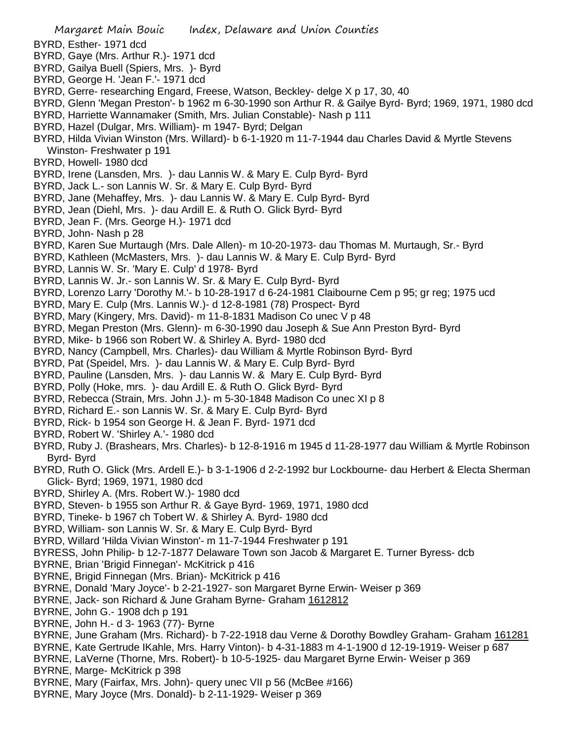BYRD, Esther- 1971 dcd
BYRD, Gaye (Mrs. Arthur R.)- 1971 dcd
BYRD, Gailya Buell (Spiers, Mrs. )- Byrd
BYRD, George H. 'Jean F.'- 1971 dcd
BYRD, Gerre- researching Engard, Freese, Watson, Beckley- delge X p 17, 30, 40
BYRD, Glenn 'Megan Preston'- b 1962 m 6-30-1990 son Arthur R. & Gailye Byrd- Byrd; 1969, 1971, 1980 dcd
BYRD, Harriette Wannamaker (Smith, Mrs. Julian Constable)- Nash p 111
BYRD, Hazel (Dulgar, Mrs. William)- m 1947- Byrd; Delgan
BYRD, Hilda Vivian Winston (Mrs. Willard)- b 6-1-1920 m 11-7-1944 dau Charles David & Myrtle Stevens Winston- Freshwater p 191
BYRD, Howell- 1980 dcd
BYRD, Irene (Lansden, Mrs. )- dau Lannis W. & Mary E. Culp Byrd- Byrd
BYRD, Jack L.- son Lannis W. Sr. & Mary E. Culp Byrd- Byrd
BYRD, Jane (Mehaffey, Mrs. )- dau Lannis W. & Mary E. Culp Byrd- Byrd
BYRD, Jean (Diehl, Mrs. )- dau Ardill E. & Ruth O. Glick Byrd- Byrd
BYRD, Jean F. (Mrs. George H.)- 1971 dcd
BYRD, John- Nash p 28
BYRD, Karen Sue Murtaugh (Mrs. Dale Allen)- m 10-20-1973- dau Thomas M. Murtaugh, Sr.- Byrd
BYRD, Kathleen (McMasters, Mrs. )- dau Lannis W. & Mary E. Culp Byrd- Byrd
BYRD, Lannis W. Sr. 'Mary E. Culp' d 1978- Byrd
BYRD, Lannis W. Jr.- son Lannis W. Sr. & Mary E. Culp Byrd- Byrd
BYRD, Lorenzo Larry 'Dorothy M.'- b 10-28-1917 d 6-24-1981 Claibourne Cem p 95; gr reg; 1975 ucd
BYRD, Mary E. Culp (Mrs. Lannis W.)- d 12-8-1981 (78) Prospect- Byrd
BYRD, Mary (Kingery, Mrs. David)- m 11-8-1831 Madison Co unec V p 48
BYRD, Megan Preston (Mrs. Glenn)- m 6-30-1990 dau Joseph & Sue Ann Preston Byrd- Byrd
BYRD, Mike- b 1966 son Robert W. & Shirley A. Byrd- 1980 dcd
BYRD, Nancy (Campbell, Mrs. Charles)- dau William & Myrtle Robinson Byrd- Byrd
BYRD, Pat (Speidel, Mrs. )- dau Lannis W. & Mary E. Culp Byrd- Byrd
BYRD, Pauline (Lansden, Mrs. )- dau Lannis W. & Mary E. Culp Byrd- Byrd
BYRD, Polly (Hoke, mrs. )- dau Ardill E. & Ruth O. Glick Byrd- Byrd
BYRD, Rebecca (Strain, Mrs. John J.)- m 5-30-1848 Madison Co unec XI p 8
BYRD, Richard E.- son Lannis W. Sr. & Mary E. Culp Byrd- Byrd
BYRD, Rick- b 1954 son George H. & Jean F. Byrd- 1971 dcd
BYRD, Robert W. 'Shirley A.'- 1980 dcd
BYRD, Ruby J. (Brashears, Mrs. Charles)- b 12-8-1916 m 1945 d 11-28-1977 dau William & Myrtle Robinson Byrd- Byrd
BYRD, Ruth O. Glick (Mrs. Ardell E.)- b 3-1-1906 d 2-2-1992 bur Lockbourne- dau Herbert & Electa Sherman Glick- Byrd; 1969, 1971, 1980 dcd
BYRD, Shirley A. (Mrs. Robert W.)- 1980 dcd
BYRD, Steven- b 1955 son Arthur R. & Gaye Byrd- 1969, 1971, 1980 dcd
BYRD, Tineke- b 1967 ch Tobert W. & Shirley A. Byrd- 1980 dcd
BYRD, William- son Lannis W. Sr. & Mary E. Culp Byrd- Byrd
BYRD, Willard 'Hilda Vivian Winston'- m 11-7-1944 Freshwater p 191
BYRESS, John Philip- b 12-7-1877 Delaware Town son Jacob & Margaret E. Turner Byress- dcb
BYRNE, Brian 'Brigid Finnegan'- McKitrick p 416
BYRNE, Brigid Finnegan (Mrs. Brian)- McKitrick p 416
BYRNE, Donald 'Mary Joyce'- b 2-21-1927- son Margaret Byrne Erwin- Weiser p 369
BYRNE, Jack- son Richard & June Graham Byrne- Graham 1612812
BYRNE, John G.- 1908 dch p 191
BYRNE, John H.- d 3- 1963 (77)- Byrne
BYRNE, June Graham (Mrs. Richard)- b 7-22-1918 dau Verne & Dorothy Bowdley Graham- Graham 161281
BYRNE, Kate Gertrude IKahle, Mrs. Harry Vinton)- b 4-31-1883 m 4-1-1900 d 12-19-1919- Weiser p 687
BYRNE, LaVerne (Thorne, Mrs. Robert)- b 10-5-1925- dau Margaret Byrne Erwin- Weiser p 369
BYRNE, Marge- McKitrick p 398
BYRNE, Mary (Fairfax, Mrs. John)- query unec VII p 56 (McBee #166)
BYRNE, Mary Joyce (Mrs. Donald)- b 2-11-1929- Weiser p 369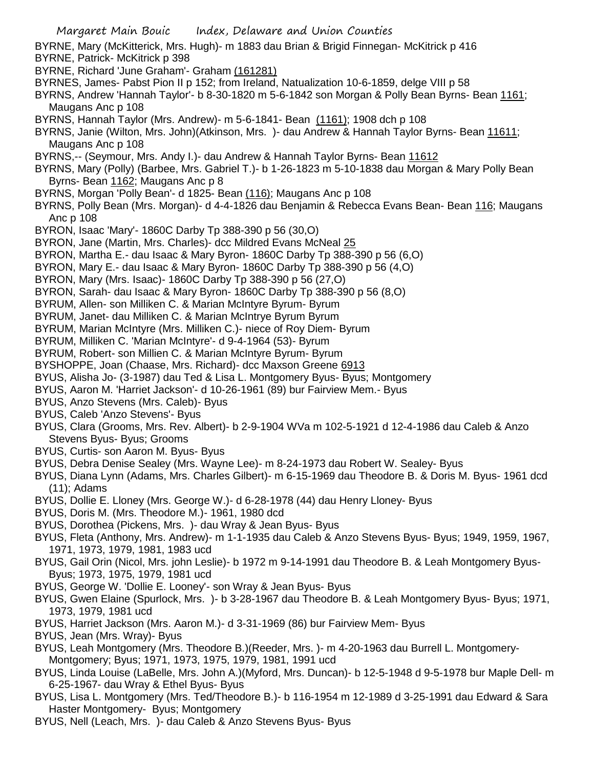BYRNE, Mary (McKitterick, Mrs. Hugh)- m 1883 dau Brian & Brigid Finnegan- McKitrick p 416

BYRNE, Patrick- McKitrick p 398

BYRNE, Richard 'June Graham'- Graham (161281)

BYRNES, James- Pabst Pion II p 152; from Ireland, Natualization 10-6-1859, delge VIII p 58

BYRNS, Andrew 'Hannah Taylor'- b 8-30-1820 m 5-6-1842 son Morgan & Polly Bean Byrns- Bean 1161; Maugans Anc p 108

BYRNS, Hannah Taylor (Mrs. Andrew)- m 5-6-1841- Bean (1161); 1908 dch p 108

BYRNS, Janie (Wilton, Mrs. John)(Atkinson, Mrs. )- dau Andrew & Hannah Taylor Byrns- Bean 11611; Maugans Anc p 108

BYRNS,-- (Seymour, Mrs. Andy I.)- dau Andrew & Hannah Taylor Byrns- Bean 11612

BYRNS, Mary (Polly) (Barbee, Mrs. Gabriel T.)- b 1-26-1823 m 5-10-1838 dau Morgan & Mary Polly Bean Byrns- Bean 1162; Maugans Anc p 8

BYRNS, Morgan 'Polly Bean'- d 1825- Bean (116); Maugans Anc p 108

BYRNS, Polly Bean (Mrs. Morgan)- d 4-4-1826 dau Benjamin & Rebecca Evans Bean- Bean 116; Maugans Anc p 108

BYRON, Isaac 'Mary'- 1860C Darby Tp 388-390 p 56 (30,O)

BYRON, Jane (Martin, Mrs. Charles)- dcc Mildred Evans McNeal 25

BYRON, Martha E.- dau Isaac & Mary Byron- 1860C Darby Tp 388-390 p 56 (6,O)

BYRON, Mary E.- dau Isaac & Mary Byron- 1860C Darby Tp 388-390 p 56 (4,O)

BYRON, Mary (Mrs. Isaac)- 1860C Darby Tp 388-390 p 56 (27,O)

BYRON, Sarah- dau Isaac & Mary Byron- 1860C Darby Tp 388-390 p 56 (8,O)

BYRUM, Allen- son Milliken C. & Marian McIntyre Byrum- Byrum

BYRUM, Janet- dau Milliken C. & Marian McIntrye Byrum Byrum

BYRUM, Marian McIntyre (Mrs. Milliken C.)- niece of Roy Diem- Byrum

BYRUM, Milliken C. 'Marian McIntyre'- d 9-4-1964 (53)- Byrum

BYRUM, Robert- son Millien C. & Marian McIntyre Byrum- Byrum

BYSHOPPE, Joan (Chaase, Mrs. Richard)- dcc Maxson Greene 6913

BYUS, Alisha Jo- (3-1987) dau Ted & Lisa L. Montgomery Byus- Byus; Montgomery

BYUS, Aaron M. 'Harriet Jackson'- d 10-26-1961 (89) bur Fairview Mem.- Byus

BYUS, Anzo Stevens (Mrs. Caleb)- Byus

BYUS, Caleb 'Anzo Stevens'- Byus

BYUS, Clara (Grooms, Mrs. Rev. Albert)- b 2-9-1904 WVa m 102-5-1921 d 12-4-1986 dau Caleb & Anzo Stevens Byus- Byus; Grooms

BYUS, Curtis- son Aaron M. Byus- Byus

BYUS, Debra Denise Sealey (Mrs. Wayne Lee)- m 8-24-1973 dau Robert W. Sealey- Byus

BYUS, Diana Lynn (Adams, Mrs. Charles Gilbert)- m 6-15-1969 dau Theodore B. & Doris M. Byus- 1961 dcd (11); Adams

BYUS, Dollie E. Lloney (Mrs. George W.)- d 6-28-1978 (44) dau Henry Lloney- Byus

BYUS, Doris M. (Mrs. Theodore M.)- 1961, 1980 dcd

BYUS, Dorothea (Pickens, Mrs. )- dau Wray & Jean Byus- Byus

BYUS, Fleta (Anthony, Mrs. Andrew)- m 1-1-1935 dau Caleb & Anzo Stevens Byus- Byus; 1949, 1959, 1967, 1971, 1973, 1979, 1981, 1983 ucd

BYUS, Gail Orin (Nicol, Mrs. john Leslie)- b 1972 m 9-14-1991 dau Theodore B. & Leah Montgomery Byus- Byus; 1973, 1975, 1979, 1981 ucd

BYUS, George W. 'Dollie E. Looney'- son Wray & Jean Byus- Byus

BYUS, Gwen Elaine (Spurlock, Mrs. )- b 3-28-1967 dau Theodore B. & Leah Montgomery Byus- Byus; 1971, 1973, 1979, 1981 ucd

BYUS, Harriet Jackson (Mrs. Aaron M.)- d 3-31-1969 (86) bur Fairview Mem- Byus

BYUS, Jean (Mrs. Wray)- Byus

BYUS, Leah Montgomery (Mrs. Theodore B.)(Reeder, Mrs. )- m 4-20-1963 dau Burrell L. Montgomery- Montgomery; Byus; 1971, 1973, 1975, 1979, 1981, 1991 ucd

BYUS, Linda Louise (LaBelle, Mrs. John A.)(Myford, Mrs. Duncan)- b 12-5-1948 d 9-5-1978 bur Maple Dell- m 6-25-1967- dau Wray & Ethel Byus- Byus

BYUS, Lisa L. Montgomery (Mrs. Ted/Theodore B.)- b 116-1954 m 12-1989 d 3-25-1991 dau Edward & Sara Haster Montgomery- Byus; Montgomery

BYUS, Nell (Leach, Mrs. )- dau Caleb & Anzo Stevens Byus- Byus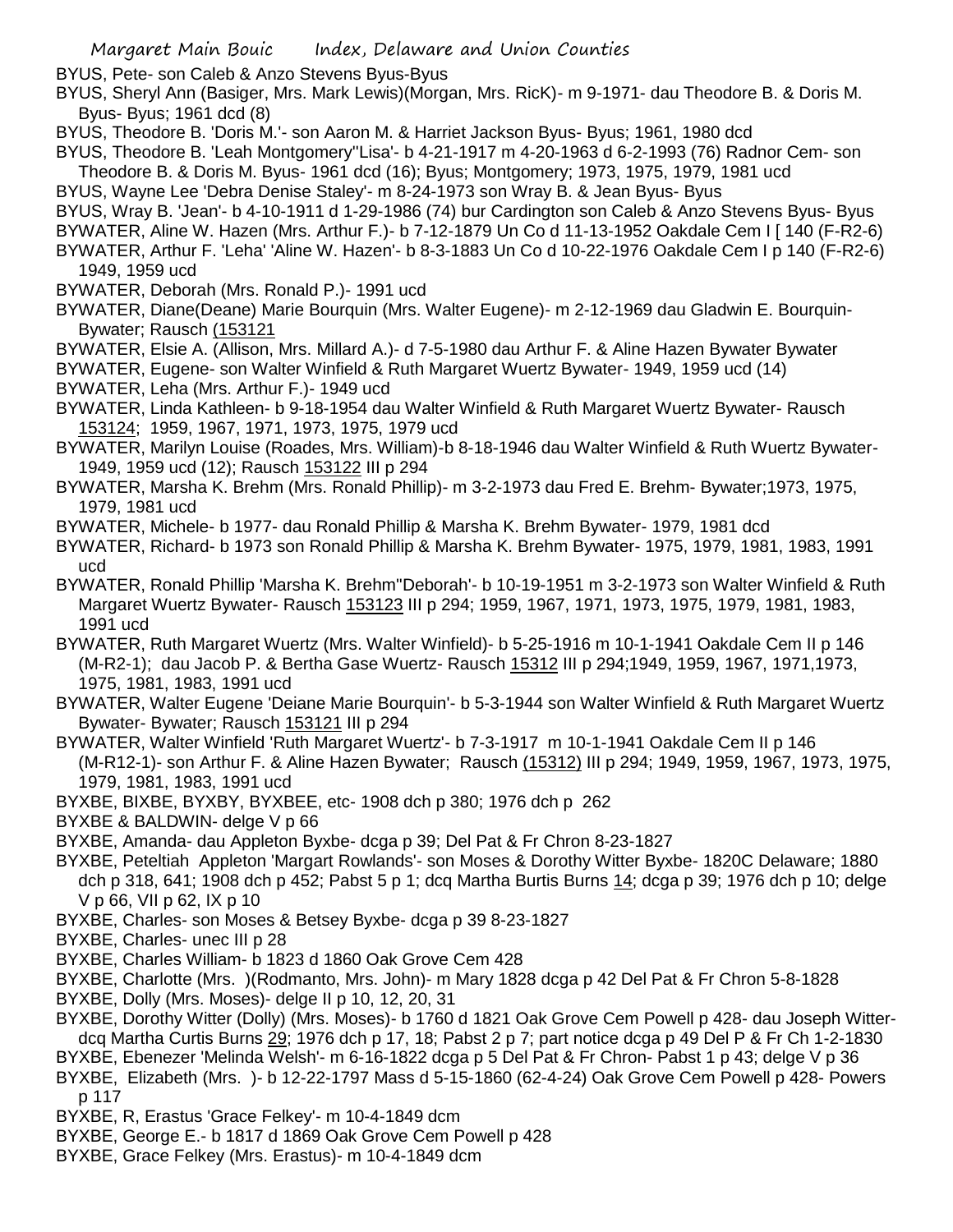BYUS, Pete- son Caleb & Anzo Stevens Byus-Byus

BYUS, Sheryl Ann (Basiger, Mrs. Mark Lewis)(Morgan, Mrs. RicK)- m 9-1971- dau Theodore B. & Doris M. Byus- Byus; 1961 dcd (8)

BYUS, Theodore B. 'Doris M.'- son Aaron M. & Harriet Jackson Byus- Byus; 1961, 1980 dcd

BYUS, Theodore B. 'Leah Montgomery''Lisa'- b 4-21-1917 m 4-20-1963 d 6-2-1993 (76) Radnor Cem- son Theodore B. & Doris M. Byus- 1961 dcd (16); Byus; Montgomery; 1973, 1975, 1979, 1981 ucd

BYUS, Wayne Lee 'Debra Denise Staley'- m 8-24-1973 son Wray B. & Jean Byus- Byus

BYUS, Wray B. 'Jean'- b 4-10-1911 d 1-29-1986 (74) bur Cardington son Caleb & Anzo Stevens Byus- Byus

BYWATER, Aline W. Hazen (Mrs. Arthur F.)- b 7-12-1879 Un Co d 11-13-1952 Oakdale Cem I [ 140 (F-R2-6)

BYWATER, Arthur F. 'Leha' 'Aline W. Hazen'- b 8-3-1883 Un Co d 10-22-1976 Oakdale Cem I p 140 (F-R2-6) 1949, 1959 ucd

BYWATER, Deborah (Mrs. Ronald P.)- 1991 ucd

BYWATER, Diane(Deane) Marie Bourquin (Mrs. Walter Eugene)- m 2-12-1969 dau Gladwin E. Bourquin- Bywater; Rausch (153121

BYWATER, Elsie A. (Allison, Mrs. Millard A.)- d 7-5-1980 dau Arthur F. & Aline Hazen Bywater Bywater

BYWATER, Eugene- son Walter Winfield & Ruth Margaret Wuertz Bywater- 1949, 1959 ucd (14)

BYWATER, Leha (Mrs. Arthur F.)- 1949 ucd

BYWATER, Linda Kathleen- b 9-18-1954 dau Walter Winfield & Ruth Margaret Wuertz Bywater- Rausch 153124; 1959, 1967, 1971, 1973, 1975, 1979 ucd

BYWATER, Marilyn Louise (Roades, Mrs. William)-b 8-18-1946 dau Walter Winfield & Ruth Wuertz Bywater- 1949, 1959 ucd (12); Rausch 153122 III p 294

BYWATER, Marsha K. Brehm (Mrs. Ronald Phillip)- m 3-2-1973 dau Fred E. Brehm- Bywater;1973, 1975, 1979, 1981 ucd

BYWATER, Michele- b 1977- dau Ronald Phillip & Marsha K. Brehm Bywater- 1979, 1981 dcd

BYWATER, Richard- b 1973 son Ronald Phillip & Marsha K. Brehm Bywater- 1975, 1979, 1981, 1983, 1991 ucd

BYWATER, Ronald Phillip 'Marsha K. Brehm''Deborah'- b 10-19-1951 m 3-2-1973 son Walter Winfield & Ruth Margaret Wuertz Bywater- Rausch 153123 III p 294; 1959, 1967, 1971, 1973, 1975, 1979, 1981, 1983, 1991 ucd

BYWATER, Ruth Margaret Wuertz (Mrs. Walter Winfield)- b 5-25-1916 m 10-1-1941 Oakdale Cem II p 146 (M-R2-1); dau Jacob P. & Bertha Gase Wuertz- Rausch 15312 III p 294;1949, 1959, 1967, 1971,1973, 1975, 1981, 1983, 1991 ucd

BYWATER, Walter Eugene 'Deiane Marie Bourquin'- b 5-3-1944 son Walter Winfield & Ruth Margaret Wuertz Bywater- Bywater; Rausch 153121 III p 294

BYWATER, Walter Winfield 'Ruth Margaret Wuertz'- b 7-3-1917 m 10-1-1941 Oakdale Cem II p 146 (M-R12-1)- son Arthur F. & Aline Hazen Bywater; Rausch (15312) III p 294; 1949, 1959, 1967, 1973, 1975, 1979, 1981, 1983, 1991 ucd

BYXBE, BIXBE, BYXBY, BYXBEE, etc- 1908 dch p 380; 1976 dch p 262

BYXBE & BALDWIN- delge V p 66

BYXBE, Amanda- dau Appleton Byxbe- dcga p 39; Del Pat & Fr Chron 8-23-1827

BYXBE, Peteltiah Appleton 'Margart Rowlands'- son Moses & Dorothy Witter Byxbe- 1820C Delaware; 1880 dch p 318, 641; 1908 dch p 452; Pabst 5 p 1; dcq Martha Burtis Burns 14; dcga p 39; 1976 dch p 10; delge V p 66, VII p 62, IX p 10

BYXBE, Charles- son Moses & Betsey Byxbe- dcga p 39 8-23-1827

BYXBE, Charles- unec III p 28

BYXBE, Charles William- b 1823 d 1860 Oak Grove Cem 428

BYXBE, Charlotte (Mrs. )(Rodmanto, Mrs. John)- m Mary 1828 dcga p 42 Del Pat & Fr Chron 5-8-1828

BYXBE, Dolly (Mrs. Moses)- delge II p 10, 12, 20, 31

BYXBE, Dorothy Witter (Dolly) (Mrs. Moses)- b 1760 d 1821 Oak Grove Cem Powell p 428- dau Joseph Witter- dcq Martha Curtis Burns 29; 1976 dch p 17, 18; Pabst 2 p 7; part notice dcga p 49 Del P & Fr Ch 1-2-1830

BYXBE, Ebenezer 'Melinda Welsh'- m 6-16-1822 dcga p 5 Del Pat & Fr Chron- Pabst 1 p 43; delge V p 36

BYXBE, Elizabeth (Mrs. )- b 12-22-1797 Mass d 5-15-1860 (62-4-24) Oak Grove Cem Powell p 428- Powers p 117

BYXBE, R, Erastus 'Grace Felkey'- m 10-4-1849 dcm

BYXBE, George E.- b 1817 d 1869 Oak Grove Cem Powell p 428

BYXBE, Grace Felkey (Mrs. Erastus)- m 10-4-1849 dcm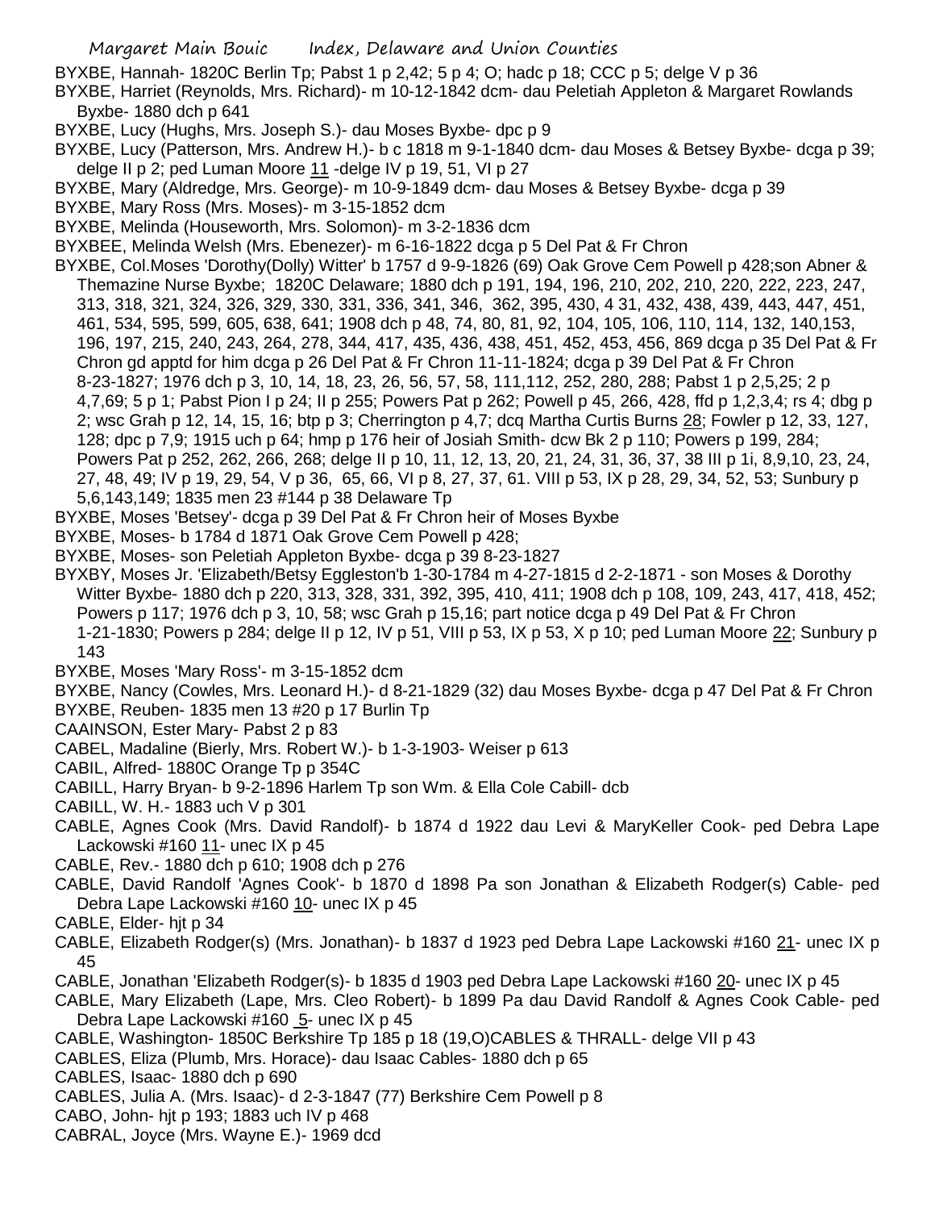BYXBE, Hannah- 1820C Berlin Tp; Pabst 1 p 2,42; 5 p 4; O; hadc p 18; CCC p 5; delge V p 36

BYXBE, Harriet (Reynolds, Mrs. Richard)- m 10-12-1842 dcm- dau Peletiah Appleton & Margaret Rowlands Byxbe- 1880 dch p 641

BYXBE, Lucy (Hughs, Mrs. Joseph S.)- dau Moses Byxbe- dpc p 9

BYXBE, Lucy (Patterson, Mrs. Andrew H.)- b c 1818 m 9-1-1840 dcm- dau Moses & Betsey Byxbe- dcga p 39; delge II p 2; ped Luman Moore 11 -delge IV p 19, 51, VI p 27

BYXBE, Mary (Aldredge, Mrs. George)- m 10-9-1849 dcm- dau Moses & Betsey Byxbe- dcga p 39

BYXBE, Mary Ross (Mrs. Moses)- m 3-15-1852 dcm

BYXBE, Melinda (Houseworth, Mrs. Solomon)- m 3-2-1836 dcm

BYXBEE, Melinda Welsh (Mrs. Ebenezer)- m 6-16-1822 dcga p 5 Del Pat & Fr Chron

BYXBE, Col.Moses 'Dorothy(Dolly) Witter' b 1757 d 9-9-1826 (69) Oak Grove Cem Powell p 428;son Abner & Themazine Nurse Byxbe; 1820C Delaware; 1880 dch p 191, 194, 196, 210, 202, 210, 220, 222, 223, 247, 313, 318, 321, 324, 326, 329, 330, 331, 336, 341, 346, 362, 395, 430, 4 31, 432, 438, 439, 443, 447, 451, 461, 534, 595, 599, 605, 638, 641; 1908 dch p 48, 74, 80, 81, 92, 104, 105, 106, 110, 114, 132, 140,153, 196, 197, 215, 240, 243, 264, 278, 344, 417, 435, 436, 438, 451, 452, 453, 456, 869 dcga p 35 Del Pat & Fr Chron gd apptd for him dcga p 26 Del Pat & Fr Chron 11-11-1824; dcga p 39 Del Pat & Fr Chron 8-23-1827; 1976 dch p 3, 10, 14, 18, 23, 26, 56, 57, 58, 111,112, 252, 280, 288; Pabst 1 p 2,5,25; 2 p 4,7,69; 5 p 1; Pabst Pion I p 24; II p 255; Powers Pat p 262; Powell p 45, 266, 428, ffd p 1,2,3,4; rs 4; dbg p 2; wsc Grah p 12, 14, 15, 16; btp p 3; Cherrington p 4,7; dcq Martha Curtis Burns 28; Fowler p 12, 33, 127, 128; dpc p 7,9; 1915 uch p 64; hmp p 176 heir of Josiah Smith- dcw Bk 2 p 110; Powers p 199, 284; Powers Pat p 252, 262, 266, 268; delge II p 10, 11, 12, 13, 20, 21, 24, 31, 36, 37, 38 III p 1i, 8,9,10, 23, 24, 27, 48, 49; IV p 19, 29, 54, V p 36, 65, 66, VI p 8, 27, 37, 61. VIII p 53, IX p 28, 29, 34, 52, 53; Sunbury p 5,6,143,149; 1835 men 23 #144 p 38 Delaware Tp

BYXBE, Moses 'Betsey'- dcga p 39 Del Pat & Fr Chron heir of Moses Byxbe

BYXBE, Moses- b 1784 d 1871 Oak Grove Cem Powell p 428;

BYXBE, Moses- son Peletiah Appleton Byxbe- dcga p 39 8-23-1827

BYXBY, Moses Jr. 'Elizabeth/Betsy Eggleston'b 1-30-1784 m 4-27-1815 d 2-2-1871 - son Moses & Dorothy Witter Byxbe- 1880 dch p 220, 313, 328, 331, 392, 395, 410, 411; 1908 dch p 108, 109, 243, 417, 418, 452; Powers p 117; 1976 dch p 3, 10, 58; wsc Grah p 15,16; part notice dcga p 49 Del Pat & Fr Chron 1-21-1830; Powers p 284; delge II p 12, IV p 51, VIII p 53, IX p 53, X p 10; ped Luman Moore 22; Sunbury p 143

BYXBE, Moses 'Mary Ross'- m 3-15-1852 dcm

BYXBE, Nancy (Cowles, Mrs. Leonard H.)- d 8-21-1829 (32) dau Moses Byxbe- dcga p 47 Del Pat & Fr Chron

BYXBE, Reuben- 1835 men 13 #20 p 17 Burlin Tp

CAAINSON, Ester Mary- Pabst 2 p 83

CABEL, Madaline (Bierly, Mrs. Robert W.)- b 1-3-1903- Weiser p 613

CABIL, Alfred- 1880C Orange Tp p 354C

CABILL, Harry Bryan- b 9-2-1896 Harlem Tp son Wm. & Ella Cole Cabill- dcb

CABILL, W. H.- 1883 uch V p 301

CABLE, Agnes Cook (Mrs. David Randolf)- b 1874 d 1922 dau Levi & MaryKeller Cook- ped Debra Lape Lackowski #160 11- unec IX p 45

CABLE, Rev.- 1880 dch p 610; 1908 dch p 276

CABLE, David Randolf 'Agnes Cook'- b 1870 d 1898 Pa son Jonathan & Elizabeth Rodger(s) Cable- ped Debra Lape Lackowski #160 10- unec IX p 45

CABLE, Elder- hjt p 34

CABLE, Elizabeth Rodger(s) (Mrs. Jonathan)- b 1837 d 1923 ped Debra Lape Lackowski #160 21- unec IX p 45

CABLE, Jonathan 'Elizabeth Rodger(s)- b 1835 d 1903 ped Debra Lape Lackowski #160 20- unec IX p 45

CABLE, Mary Elizabeth (Lape, Mrs. Cleo Robert)- b 1899 Pa dau David Randolf & Agnes Cook Cable- ped Debra Lape Lackowski #160 5- unec IX p 45

CABLE, Washington- 1850C Berkshire Tp 185 p 18 (19,O)CABLES & THRALL- delge VII p 43

CABLES, Eliza (Plumb, Mrs. Horace)- dau Isaac Cables- 1880 dch p 65

CABLES, Isaac- 1880 dch p 690

CABLES, Julia A. (Mrs. Isaac)- d 2-3-1847 (77) Berkshire Cem Powell p 8

CABO, John- hjt p 193; 1883 uch IV p 468

CABRAL, Joyce (Mrs. Wayne E.)- 1969 dcd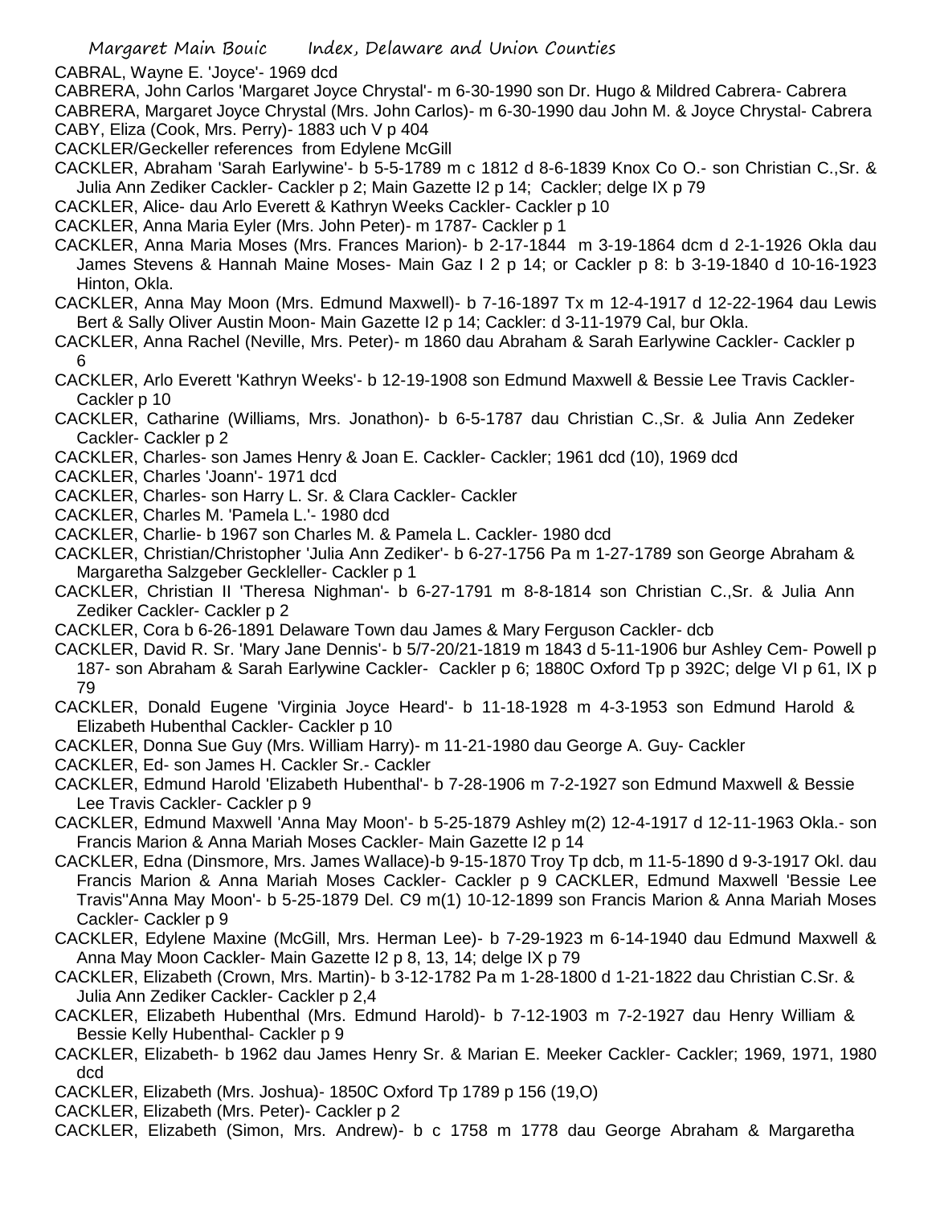CABRAL, Wayne E. 'Joyce'- 1969 dcd

CABRERA, John Carlos 'Margaret Joyce Chrystal'- m 6-30-1990 son Dr. Hugo & Mildred Cabrera- Cabrera

CABRERA, Margaret Joyce Chrystal (Mrs. John Carlos)- m 6-30-1990 dau John M. & Joyce Chrystal- Cabrera

CABY, Eliza (Cook, Mrs. Perry)- 1883 uch V p 404

CACKLER/Geckeller references from Edylene McGill

CACKLER, Abraham 'Sarah Earlywine'- b 5-5-1789 m c 1812 d 8-6-1839 Knox Co O.- son Christian C.,Sr. & Julia Ann Zediker Cackler- Cackler p 2; Main Gazette I2 p 14; Cackler; delge IX p 79

CACKLER, Alice- dau Arlo Everett & Kathryn Weeks Cackler- Cackler p 10

CACKLER, Anna Maria Eyler (Mrs. John Peter)- m 1787- Cackler p 1

CACKLER, Anna Maria Moses (Mrs. Frances Marion)- b 2-17-1844 m 3-19-1864 dcm d 2-1-1926 Okla dau James Stevens & Hannah Maine Moses- Main Gaz I 2 p 14; or Cackler p 8: b 3-19-1840 d 10-16-1923 Hinton, Okla.

CACKLER, Anna May Moon (Mrs. Edmund Maxwell)- b 7-16-1897 Tx m 12-4-1917 d 12-22-1964 dau Lewis Bert & Sally Oliver Austin Moon- Main Gazette I2 p 14; Cackler: d 3-11-1979 Cal, bur Okla.

CACKLER, Anna Rachel (Neville, Mrs. Peter)- m 1860 dau Abraham & Sarah Earlywine Cackler- Cackler p 6

CACKLER, Arlo Everett 'Kathryn Weeks'- b 12-19-1908 son Edmund Maxwell & Bessie Lee Travis Cackler- Cackler p 10

CACKLER, Catharine (Williams, Mrs. Jonathon)- b 6-5-1787 dau Christian C.,Sr. & Julia Ann Zedeker Cackler- Cackler p 2

CACKLER, Charles- son James Henry & Joan E. Cackler- Cackler; 1961 dcd (10), 1969 dcd

CACKLER, Charles 'Joann'- 1971 dcd

CACKLER, Charles- son Harry L. Sr. & Clara Cackler- Cackler

CACKLER, Charles M. 'Pamela L.'- 1980 dcd

CACKLER, Charlie- b 1967 son Charles M. & Pamela L. Cackler- 1980 dcd

CACKLER, Christian/Christopher 'Julia Ann Zediker'- b 6-27-1756 Pa m 1-27-1789 son George Abraham & Margaretha Salzgeber Geckleller- Cackler p 1

CACKLER, Christian II 'Theresa Nighman'- b 6-27-1791 m 8-8-1814 son Christian C.,Sr. & Julia Ann Zediker Cackler- Cackler p 2

CACKLER, Cora b 6-26-1891 Delaware Town dau James & Mary Ferguson Cackler- dcb

CACKLER, David R. Sr. 'Mary Jane Dennis'- b 5/7-20/21-1819 m 1843 d 5-11-1906 bur Ashley Cem- Powell p 187- son Abraham & Sarah Earlywine Cackler- Cackler p 6; 1880C Oxford Tp p 392C; delge VI p 61, IX p 79

CACKLER, Donald Eugene 'Virginia Joyce Heard'- b 11-18-1928 m 4-3-1953 son Edmund Harold & Elizabeth Hubenthal Cackler- Cackler p 10

CACKLER, Donna Sue Guy (Mrs. William Harry)- m 11-21-1980 dau George A. Guy- Cackler

CACKLER, Ed- son James H. Cackler Sr.- Cackler

CACKLER, Edmund Harold 'Elizabeth Hubenthal'- b 7-28-1906 m 7-2-1927 son Edmund Maxwell & Bessie Lee Travis Cackler- Cackler p 9

CACKLER, Edmund Maxwell 'Anna May Moon'- b 5-25-1879 Ashley m(2) 12-4-1917 d 12-11-1963 Okla.- son Francis Marion & Anna Mariah Moses Cackler- Main Gazette I2 p 14

CACKLER, Edna (Dinsmore, Mrs. James Wallace)-b 9-15-1870 Troy Tp dcb, m 11-5-1890 d 9-3-1917 Okl. dau Francis Marion & Anna Mariah Moses Cackler- Cackler p 9 CACKLER, Edmund Maxwell 'Bessie Lee Travis''Anna May Moon'- b 5-25-1879 Del. C9 m(1) 10-12-1899 son Francis Marion & Anna Mariah Moses Cackler- Cackler p 9

CACKLER, Edylene Maxine (McGill, Mrs. Herman Lee)- b 7-29-1923 m 6-14-1940 dau Edmund Maxwell & Anna May Moon Cackler- Main Gazette I2 p 8, 13, 14; delge IX p 79

CACKLER, Elizabeth (Crown, Mrs. Martin)- b 3-12-1782 Pa m 1-28-1800 d 1-21-1822 dau Christian C.Sr. & Julia Ann Zediker Cackler- Cackler p 2,4

CACKLER, Elizabeth Hubenthal (Mrs. Edmund Harold)- b 7-12-1903 m 7-2-1927 dau Henry William & Bessie Kelly Hubenthal- Cackler p 9

CACKLER, Elizabeth- b 1962 dau James Henry Sr. & Marian E. Meeker Cackler- Cackler; 1969, 1971, 1980 dcd

CACKLER, Elizabeth (Mrs. Joshua)- 1850C Oxford Tp 1789 p 156 (19,O)

CACKLER, Elizabeth (Mrs. Peter)- Cackler p 2

CACKLER, Elizabeth (Simon, Mrs. Andrew)- b c 1758 m 1778 dau George Abraham & Margaretha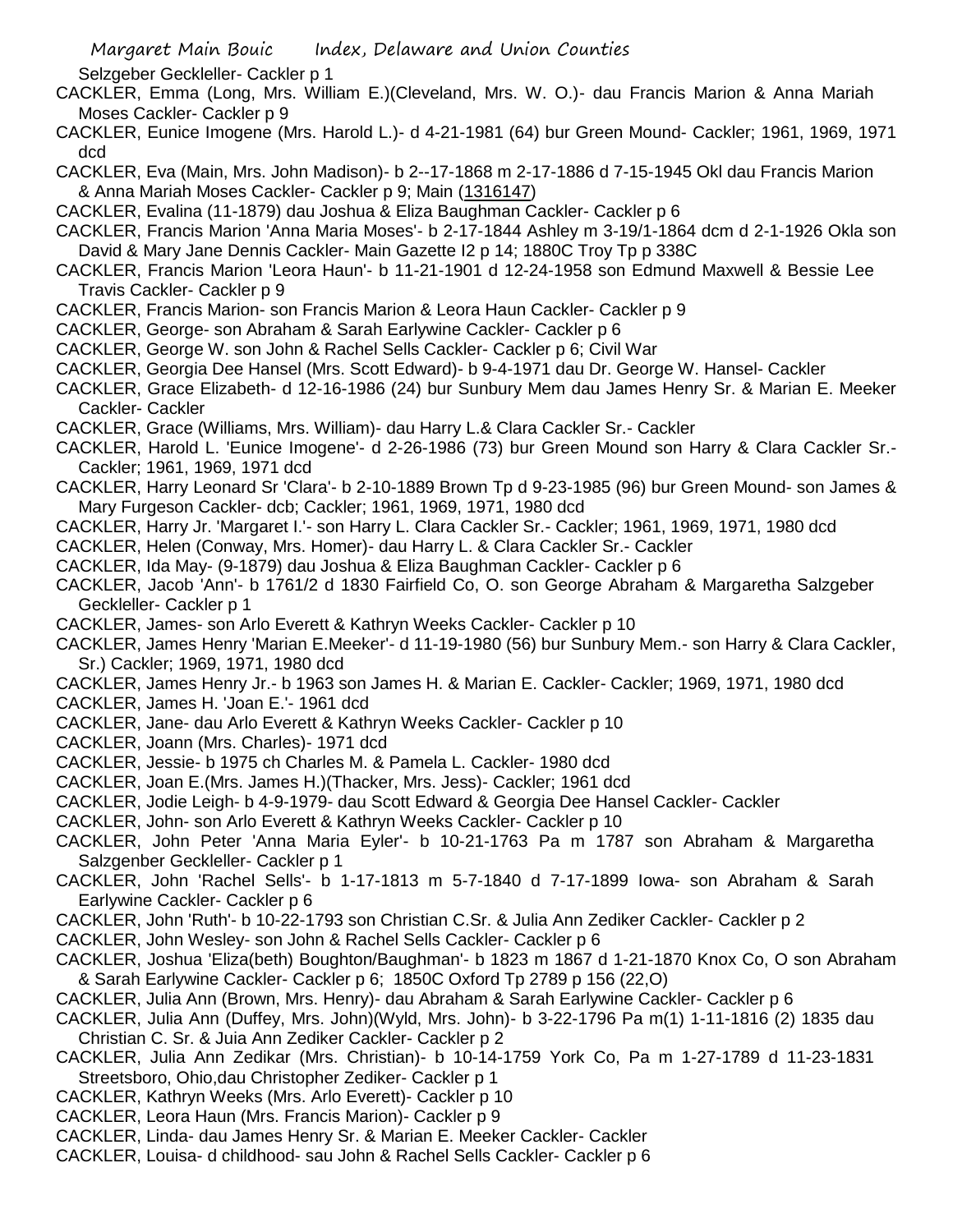Selzgeber Geckleller- Cackler p 1

CACKLER, Emma (Long, Mrs. William E.)(Cleveland, Mrs. W. O.)- dau Francis Marion & Anna Mariah Moses Cackler- Cackler p 9

CACKLER, Eunice Imogene (Mrs. Harold L.)- d 4-21-1981 (64) bur Green Mound- Cackler; 1961, 1969, 1971 dcd

CACKLER, Eva (Main, Mrs. John Madison)- b 2--17-1868 m 2-17-1886 d 7-15-1945 Okl dau Francis Marion & Anna Mariah Moses Cackler- Cackler p 9; Main (1316147)

CACKLER, Evalina (11-1879) dau Joshua & Eliza Baughman Cackler- Cackler p 6

CACKLER, Francis Marion 'Anna Maria Moses'- b 2-17-1844 Ashley m 3-19/1-1864 dcm d 2-1-1926 Okla son David & Mary Jane Dennis Cackler- Main Gazette I2 p 14; 1880C Troy Tp p 338C

CACKLER, Francis Marion 'Leora Haun'- b 11-21-1901 d 12-24-1958 son Edmund Maxwell & Bessie Lee Travis Cackler- Cackler p 9

CACKLER, Francis Marion- son Francis Marion & Leora Haun Cackler- Cackler p 9

CACKLER, George- son Abraham & Sarah Earlywine Cackler- Cackler p 6

CACKLER, George W. son John & Rachel Sells Cackler- Cackler p 6; Civil War

CACKLER, Georgia Dee Hansel (Mrs. Scott Edward)- b 9-4-1971 dau Dr. George W. Hansel- Cackler

CACKLER, Grace Elizabeth- d 12-16-1986 (24) bur Sunbury Mem dau James Henry Sr. & Marian E. Meeker Cackler- Cackler

CACKLER, Grace (Williams, Mrs. William)- dau Harry L.& Clara Cackler Sr.- Cackler

CACKLER, Harold L. 'Eunice Imogene'- d 2-26-1986 (73) bur Green Mound son Harry & Clara Cackler Sr.- Cackler; 1961, 1969, 1971 dcd

CACKLER, Harry Leonard Sr 'Clara'- b 2-10-1889 Brown Tp d 9-23-1985 (96) bur Green Mound- son James & Mary Furgeson Cackler- dcb; Cackler; 1961, 1969, 1971, 1980 dcd

CACKLER, Harry Jr. 'Margaret I.'- son Harry L. Clara Cackler Sr.- Cackler; 1961, 1969, 1971, 1980 dcd

CACKLER, Helen (Conway, Mrs. Homer)- dau Harry L. & Clara Cackler Sr.- Cackler

CACKLER, Ida May- (9-1879) dau Joshua & Eliza Baughman Cackler- Cackler p 6

CACKLER, Jacob 'Ann'- b 1761/2 d 1830 Fairfield Co, O. son George Abraham & Margaretha Salzgeber Geckleller- Cackler p 1

CACKLER, James- son Arlo Everett & Kathryn Weeks Cackler- Cackler p 10

CACKLER, James Henry 'Marian E.Meeker'- d 11-19-1980 (56) bur Sunbury Mem.- son Harry & Clara Cackler, Sr.) Cackler; 1969, 1971, 1980 dcd

CACKLER, James Henry Jr.- b 1963 son James H. & Marian E. Cackler- Cackler; 1969, 1971, 1980 dcd

CACKLER, James H. 'Joan E.'- 1961 dcd

CACKLER, Jane- dau Arlo Everett & Kathryn Weeks Cackler- Cackler p 10

CACKLER, Joann (Mrs. Charles)- 1971 dcd

CACKLER, Jessie- b 1975 ch Charles M. & Pamela L. Cackler- 1980 dcd

CACKLER, Joan E.(Mrs. James H.)(Thacker, Mrs. Jess)- Cackler; 1961 dcd

CACKLER, Jodie Leigh- b 4-9-1979- dau Scott Edward & Georgia Dee Hansel Cackler- Cackler

CACKLER, John- son Arlo Everett & Kathryn Weeks Cackler- Cackler p 10

CACKLER, John Peter 'Anna Maria Eyler'- b 10-21-1763 Pa m 1787 son Abraham & Margaretha Salzgenber Geckleller- Cackler p 1

CACKLER, John 'Rachel Sells'- b 1-17-1813 m 5-7-1840 d 7-17-1899 Iowa- son Abraham & Sarah Earlywine Cackler- Cackler p 6

CACKLER, John 'Ruth'- b 10-22-1793 son Christian C.Sr. & Julia Ann Zediker Cackler- Cackler p 2

CACKLER, John Wesley- son John & Rachel Sells Cackler- Cackler p 6

CACKLER, Joshua 'Eliza(beth) Boughton/Baughman'- b 1823 m 1867 d 1-21-1870 Knox Co, O son Abraham & Sarah Earlywine Cackler- Cackler p 6; 1850C Oxford Tp 2789 p 156 (22,O)

CACKLER, Julia Ann (Brown, Mrs. Henry)- dau Abraham & Sarah Earlywine Cackler- Cackler p 6

CACKLER, Julia Ann (Duffey, Mrs. John)(Wyld, Mrs. John)- b 3-22-1796 Pa m(1) 1-11-1816 (2) 1835 dau Christian C. Sr. & Juia Ann Zediker Cackler- Cackler p 2

CACKLER, Julia Ann Zedikar (Mrs. Christian)- b 10-14-1759 York Co, Pa m 1-27-1789 d 11-23-1831 Streetsboro, Ohio,dau Christopher Zediker- Cackler p 1

CACKLER, Kathryn Weeks (Mrs. Arlo Everett)- Cackler p 10

CACKLER, Leora Haun (Mrs. Francis Marion)- Cackler p 9

CACKLER, Linda- dau James Henry Sr. & Marian E. Meeker Cackler- Cackler

CACKLER, Louisa- d childhood- sau John & Rachel Sells Cackler- Cackler p 6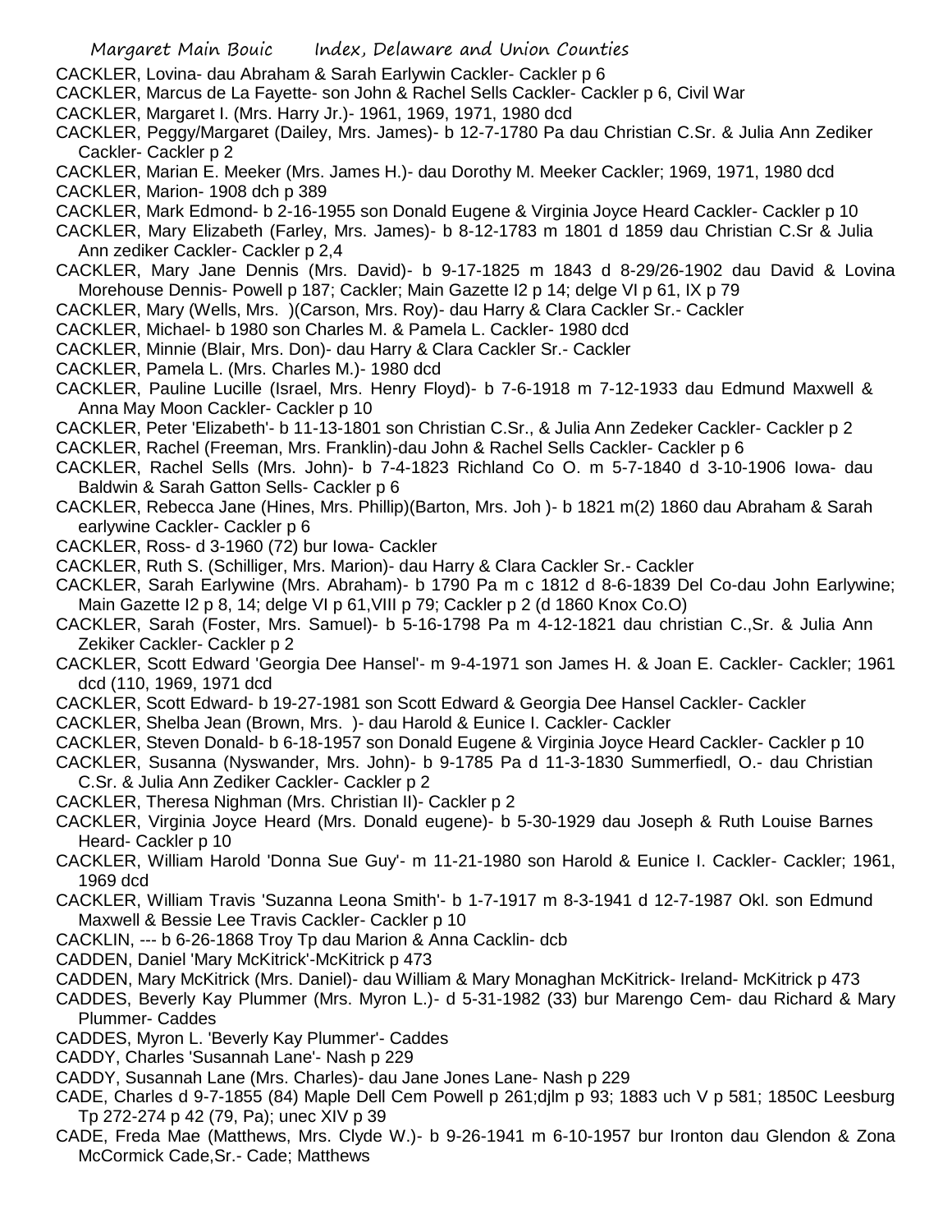CACKLER, Lovina- dau Abraham & Sarah Earlywin Cackler- Cackler p 6

CACKLER, Marcus de La Fayette- son John & Rachel Sells Cackler- Cackler p 6, Civil War

CACKLER, Margaret I. (Mrs. Harry Jr.)- 1961, 1969, 1971, 1980 dcd

CACKLER, Peggy/Margaret (Dailey, Mrs. James)- b 12-7-1780 Pa dau Christian C.Sr. & Julia Ann Zediker Cackler- Cackler p 2

CACKLER, Marian E. Meeker (Mrs. James H.)- dau Dorothy M. Meeker Cackler; 1969, 1971, 1980 dcd

CACKLER, Marion- 1908 dch p 389

CACKLER, Mark Edmond- b 2-16-1955 son Donald Eugene & Virginia Joyce Heard Cackler- Cackler p 10

CACKLER, Mary Elizabeth (Farley, Mrs. James)- b 8-12-1783 m 1801 d 1859 dau Christian C.Sr & Julia Ann zediker Cackler- Cackler p 2,4

CACKLER, Mary Jane Dennis (Mrs. David)- b 9-17-1825 m 1843 d 8-29/26-1902 dau David & Lovina Morehouse Dennis- Powell p 187; Cackler; Main Gazette I2 p 14; delge VI p 61, IX p 79

CACKLER, Mary (Wells, Mrs. )(Carson, Mrs. Roy)- dau Harry & Clara Cackler Sr.- Cackler

CACKLER, Michael- b 1980 son Charles M. & Pamela L. Cackler- 1980 dcd

CACKLER, Minnie (Blair, Mrs. Don)- dau Harry & Clara Cackler Sr.- Cackler

CACKLER, Pamela L. (Mrs. Charles M.)- 1980 dcd

CACKLER, Pauline Lucille (Israel, Mrs. Henry Floyd)- b 7-6-1918 m 7-12-1933 dau Edmund Maxwell & Anna May Moon Cackler- Cackler p 10

CACKLER, Peter 'Elizabeth'- b 11-13-1801 son Christian C.Sr., & Julia Ann Zedeker Cackler- Cackler p 2

CACKLER, Rachel (Freeman, Mrs. Franklin)-dau John & Rachel Sells Cackler- Cackler p 6

CACKLER, Rachel Sells (Mrs. John)- b 7-4-1823 Richland Co O. m 5-7-1840 d 3-10-1906 Iowa- dau Baldwin & Sarah Gatton Sells- Cackler p 6

CACKLER, Rebecca Jane (Hines, Mrs. Phillip)(Barton, Mrs. Joh )- b 1821 m(2) 1860 dau Abraham & Sarah earlywine Cackler- Cackler p 6

CACKLER, Ross- d 3-1960 (72) bur Iowa- Cackler

CACKLER, Ruth S. (Schilliger, Mrs. Marion)- dau Harry & Clara Cackler Sr.- Cackler

CACKLER, Sarah Earlywine (Mrs. Abraham)- b 1790 Pa m c 1812 d 8-6-1839 Del Co-dau John Earlywine; Main Gazette I2 p 8, 14; delge VI p 61,VIII p 79; Cackler p 2 (d 1860 Knox Co.O)

CACKLER, Sarah (Foster, Mrs. Samuel)- b 5-16-1798 Pa m 4-12-1821 dau christian C.,Sr. & Julia Ann Zekiker Cackler- Cackler p 2

CACKLER, Scott Edward 'Georgia Dee Hansel'- m 9-4-1971 son James H. & Joan E. Cackler- Cackler; 1961 dcd (110, 1969, 1971 dcd

CACKLER, Scott Edward- b 19-27-1981 son Scott Edward & Georgia Dee Hansel Cackler- Cackler

CACKLER, Shelba Jean (Brown, Mrs. )- dau Harold & Eunice I. Cackler- Cackler

CACKLER, Steven Donald- b 6-18-1957 son Donald Eugene & Virginia Joyce Heard Cackler- Cackler p 10

CACKLER, Susanna (Nyswander, Mrs. John)- b 9-1785 Pa d 11-3-1830 Summerfiedl, O.- dau Christian C.Sr. & Julia Ann Zediker Cackler- Cackler p 2

CACKLER, Theresa Nighman (Mrs. Christian II)- Cackler p 2

CACKLER, Virginia Joyce Heard (Mrs. Donald eugene)- b 5-30-1929 dau Joseph & Ruth Louise Barnes Heard- Cackler p 10

CACKLER, William Harold 'Donna Sue Guy'- m 11-21-1980 son Harold & Eunice I. Cackler- Cackler; 1961, 1969 dcd

CACKLER, William Travis 'Suzanna Leona Smith'- b 1-7-1917 m 8-3-1941 d 12-7-1987 Okl. son Edmund Maxwell & Bessie Lee Travis Cackler- Cackler p 10

CACKLIN, --- b 6-26-1868 Troy Tp dau Marion & Anna Cacklin- dcb

CADDEN, Daniel 'Mary McKitrick'-McKitrick p 473

CADDEN, Mary McKitrick (Mrs. Daniel)- dau William & Mary Monaghan McKitrick- Ireland- McKitrick p 473

CADDES, Beverly Kay Plummer (Mrs. Myron L.)- d 5-31-1982 (33) bur Marengo Cem- dau Richard & Mary Plummer- Caddes

CADDES, Myron L. 'Beverly Kay Plummer'- Caddes

CADDY, Charles 'Susannah Lane'- Nash p 229

CADDY, Susannah Lane (Mrs. Charles)- dau Jane Jones Lane- Nash p 229

CADE, Charles d 9-7-1855 (84) Maple Dell Cem Powell p 261;djlm p 93; 1883 uch V p 581; 1850C Leesburg Tp 272-274 p 42 (79, Pa); unec XIV p 39

CADE, Freda Mae (Matthews, Mrs. Clyde W.)- b 9-26-1941 m 6-10-1957 bur Ironton dau Glendon & Zona McCormick Cade,Sr.- Cade; Matthews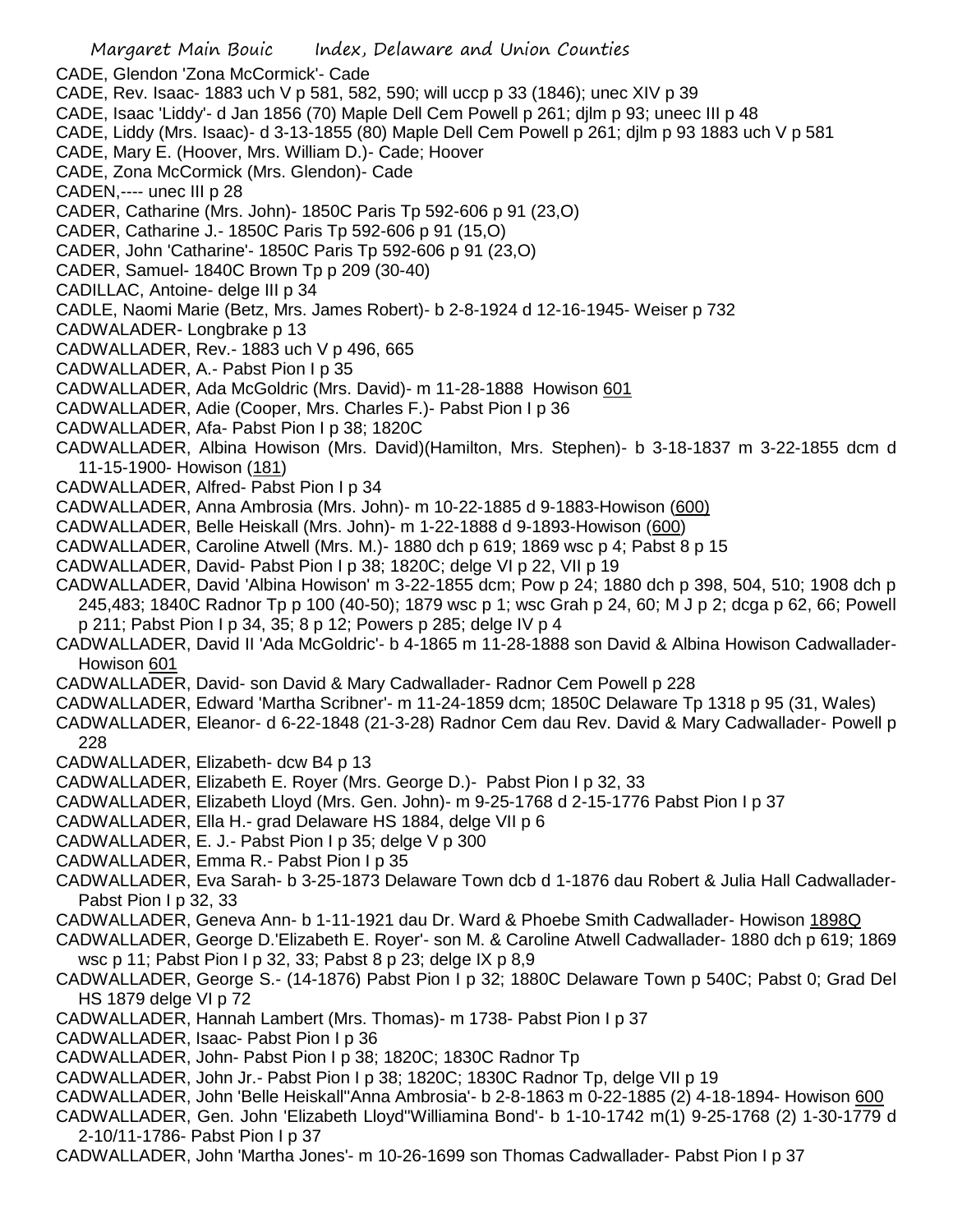CADE, Glendon 'Zona McCormick'- Cade
CADE, Rev. Isaac- 1883 uch V p 581, 582, 590; will uccp p 33 (1846); unec XIV p 39
CADE, Isaac 'Liddy'- d Jan 1856 (70) Maple Dell Cem Powell p 261; djlm p 93; uneec III p 48
CADE, Liddy (Mrs. Isaac)- d 3-13-1855 (80) Maple Dell Cem Powell p 261; djlm p 93 1883 uch V p 581
CADE, Mary E. (Hoover, Mrs. William D.)- Cade; Hoover
CADE, Zona McCormick (Mrs. Glendon)- Cade
CADEN,---- unec III p 28
CADER, Catharine (Mrs. John)- 1850C Paris Tp 592-606 p 91 (23,O)
CADER, Catharine J.- 1850C Paris Tp 592-606 p 91 (15,O)
CADER, John 'Catharine'- 1850C Paris Tp 592-606 p 91 (23,O)
CADER, Samuel- 1840C Brown Tp p 209 (30-40)
CADILLAC, Antoine- delge III p 34
CADLE, Naomi Marie (Betz, Mrs. James Robert)- b 2-8-1924 d 12-16-1945- Weiser p 732
CADWALADER- Longbrake p 13
CADWALLADER, Rev.- 1883 uch V p 496, 665
CADWALLADER, A.- Pabst Pion I p 35
CADWALLADER, Ada McGoldric (Mrs. David)- m 11-28-1888 Howison 601
CADWALLADER, Adie (Cooper, Mrs. Charles F.)- Pabst Pion I p 36
CADWALLADER, Afa- Pabst Pion I p 38; 1820C
CADWALLADER, Albina Howison (Mrs. David)(Hamilton, Mrs. Stephen)- b 3-18-1837 m 3-22-1855 dcm d 11-15-1900- Howison (181)
CADWALLADER, Alfred- Pabst Pion I p 34
CADWALLADER, Anna Ambrosia (Mrs. John)- m 10-22-1885 d 9-1883-Howison (600)
CADWALLADER, Belle Heiskall (Mrs. John)- m 1-22-1888 d 9-1893-Howison (600)
CADWALLADER, Caroline Atwell (Mrs. M.)- 1880 dch p 619; 1869 wsc p 4; Pabst 8 p 15
CADWALLADER, David- Pabst Pion I p 38; 1820C; delge VI p 22, VII p 19
CADWALLADER, David 'Albina Howison' m 3-22-1855 dcm; Pow p 24; 1880 dch p 398, 504, 510; 1908 dch p 245,483; 1840C Radnor Tp p 100 (40-50); 1879 wsc p 1; wsc Grah p 24, 60; M J p 2; dcga p 62, 66; Powell p 211; Pabst Pion I p 34, 35; 8 p 12; Powers p 285; delge IV p 4
CADWALLADER, David II 'Ada McGoldric'- b 4-1865 m 11-28-1888 son David & Albina Howison Cadwallader- Howison 601
CADWALLADER, David- son David & Mary Cadwallader- Radnor Cem Powell p 228
CADWALLADER, Edward 'Martha Scribner'- m 11-24-1859 dcm; 1850C Delaware Tp 1318 p 95 (31, Wales)
CADWALLADER, Eleanor- d 6-22-1848 (21-3-28) Radnor Cem dau Rev. David & Mary Cadwallader- Powell p 228
CADWALLADER, Elizabeth- dcw B4 p 13
CADWALLADER, Elizabeth E. Royer (Mrs. George D.)- Pabst Pion I p 32, 33
CADWALLADER, Elizabeth Lloyd (Mrs. Gen. John)- m 9-25-1768 d 2-15-1776 Pabst Pion I p 37
CADWALLADER, Ella H.- grad Delaware HS 1884, delge VII p 6
CADWALLADER, E. J.- Pabst Pion I p 35; delge V p 300
CADWALLADER, Emma R.- Pabst Pion I p 35
CADWALLADER, Eva Sarah- b 3-25-1873 Delaware Town dcb d 1-1876 dau Robert & Julia Hall Cadwallader- Pabst Pion I p 32, 33
CADWALLADER, Geneva Ann- b 1-11-1921 dau Dr. Ward & Phoebe Smith Cadwallader- Howison 1898Q
CADWALLADER, George D.'Elizabeth E. Royer'- son M. & Caroline Atwell Cadwallader- 1880 dch p 619; 1869 wsc p 11; Pabst Pion I p 32, 33; Pabst 8 p 23; delge IX p 8,9
CADWALLADER, George S.- (14-1876) Pabst Pion I p 32; 1880C Delaware Town p 540C; Pabst 0; Grad Del HS 1879 delge VI p 72
CADWALLADER, Hannah Lambert (Mrs. Thomas)- m 1738- Pabst Pion I p 37
CADWALLADER, Isaac- Pabst Pion I p 36
CADWALLADER, John- Pabst Pion I p 38; 1820C; 1830C Radnor Tp
CADWALLADER, John Jr.- Pabst Pion I p 38; 1820C; 1830C Radnor Tp, delge VII p 19
CADWALLADER, John 'Belle Heiskall''Anna Ambrosia'- b 2-8-1863 m 0-22-1885 (2) 4-18-1894- Howison 600
CADWALLADER, Gen. John 'Elizabeth Lloyd''Williamina Bond'- b 1-10-1742 m(1) 9-25-1768 (2) 1-30-1779 d 2-10/11-1786- Pabst Pion I p 37
CADWALLADER, John 'Martha Jones'- m 10-26-1699 son Thomas Cadwallader- Pabst Pion I p 37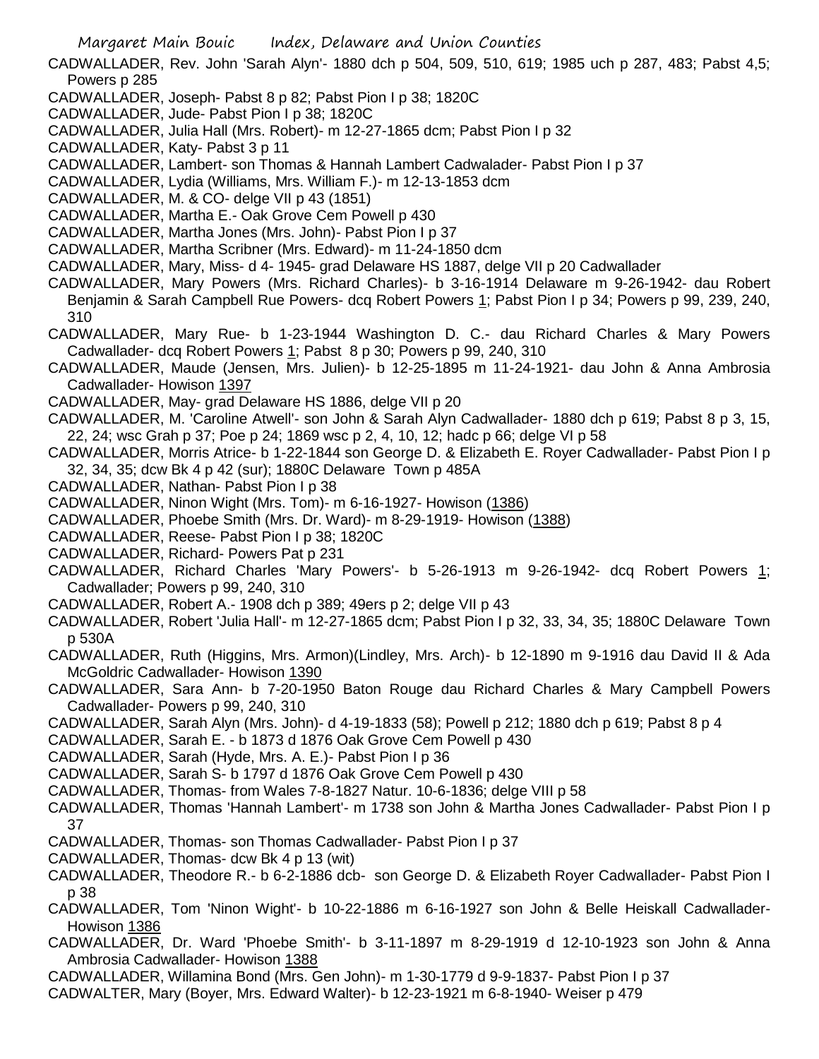CADWALLADER, Rev. John 'Sarah Alyn'- 1880 dch p 504, 509, 510, 619; 1985 uch p 287, 483; Pabst 4,5; Powers p 285

CADWALLADER, Joseph- Pabst 8 p 82; Pabst Pion I p 38; 1820C

CADWALLADER, Jude- Pabst Pion I p 38; 1820C

CADWALLADER, Julia Hall (Mrs. Robert)- m 12-27-1865 dcm; Pabst Pion I p 32

CADWALLADER, Katy- Pabst 3 p 11

CADWALLADER, Lambert- son Thomas & Hannah Lambert Cadwalader- Pabst Pion I p 37

CADWALLADER, Lydia (Williams, Mrs. William F.)- m 12-13-1853 dcm

CADWALLADER, M. & CO- delge VII p 43 (1851)

CADWALLADER, Martha E.- Oak Grove Cem Powell p 430

CADWALLADER, Martha Jones (Mrs. John)- Pabst Pion I p 37

CADWALLADER, Martha Scribner (Mrs. Edward)- m 11-24-1850 dcm

CADWALLADER, Mary, Miss- d 4- 1945- grad Delaware HS 1887, delge VII p 20 Cadwallader

CADWALLADER, Mary Powers (Mrs. Richard Charles)- b 3-16-1914 Delaware m 9-26-1942- dau Robert Benjamin & Sarah Campbell Rue Powers- dcq Robert Powers 1; Pabst Pion I p 34; Powers p 99, 239, 240, 310

CADWALLADER, Mary Rue- b 1-23-1944 Washington D. C.- dau Richard Charles & Mary Powers Cadwallader- dcq Robert Powers 1; Pabst 8 p 30; Powers p 99, 240, 310

CADWALLADER, Maude (Jensen, Mrs. Julien)- b 12-25-1895 m 11-24-1921- dau John & Anna Ambrosia Cadwallader- Howison 1397

CADWALLADER, May- grad Delaware HS 1886, delge VII p 20

CADWALLADER, M. 'Caroline Atwell'- son John & Sarah Alyn Cadwallader- 1880 dch p 619; Pabst 8 p 3, 15, 22, 24; wsc Grah p 37; Poe p 24; 1869 wsc p 2, 4, 10, 12; hadc p 66; delge VI p 58

CADWALLADER, Morris Atrice- b 1-22-1844 son George D. & Elizabeth E. Royer Cadwallader- Pabst Pion I p 32, 34, 35; dcw Bk 4 p 42 (sur); 1880C Delaware Town p 485A

CADWALLADER, Nathan- Pabst Pion I p 38

CADWALLADER, Ninon Wight (Mrs. Tom)- m 6-16-1927- Howison (1386)

CADWALLADER, Phoebe Smith (Mrs. Dr. Ward)- m 8-29-1919- Howison (1388)

CADWALLADER, Reese- Pabst Pion I p 38; 1820C

CADWALLADER, Richard- Powers Pat p 231

CADWALLADER, Richard Charles 'Mary Powers'- b 5-26-1913 m 9-26-1942- dcq Robert Powers 1; Cadwallader; Powers p 99, 240, 310

CADWALLADER, Robert A.- 1908 dch p 389; 49ers p 2; delge VII p 43

CADWALLADER, Robert 'Julia Hall'- m 12-27-1865 dcm; Pabst Pion I p 32, 33, 34, 35; 1880C Delaware Town p 530A

CADWALLADER, Ruth (Higgins, Mrs. Armon)(Lindley, Mrs. Arch)- b 12-1890 m 9-1916 dau David II & Ada McGoldric Cadwallader- Howison 1390

CADWALLADER, Sara Ann- b 7-20-1950 Baton Rouge dau Richard Charles & Mary Campbell Powers Cadwallader- Powers p 99, 240, 310

CADWALLADER, Sarah Alyn (Mrs. John)- d 4-19-1833 (58); Powell p 212; 1880 dch p 619; Pabst 8 p 4

CADWALLADER, Sarah E. - b 1873 d 1876 Oak Grove Cem Powell p 430

CADWALLADER, Sarah (Hyde, Mrs. A. E.)- Pabst Pion I p 36

CADWALLADER, Sarah S- b 1797 d 1876 Oak Grove Cem Powell p 430

CADWALLADER, Thomas- from Wales 7-8-1827 Natur. 10-6-1836; delge VIII p 58

CADWALLADER, Thomas 'Hannah Lambert'- m 1738 son John & Martha Jones Cadwallader- Pabst Pion I p 37

CADWALLADER, Thomas- son Thomas Cadwallader- Pabst Pion I p 37

CADWALLADER, Thomas- dcw Bk 4 p 13 (wit)

CADWALLADER, Theodore R.- b 6-2-1886 dcb- son George D. & Elizabeth Royer Cadwallader- Pabst Pion I p 38

CADWALLADER, Tom 'Ninon Wight'- b 10-22-1886 m 6-16-1927 son John & Belle Heiskall Cadwallader- Howison 1386

CADWALLADER, Dr. Ward 'Phoebe Smith'- b 3-11-1897 m 8-29-1919 d 12-10-1923 son John & Anna Ambrosia Cadwallader- Howison 1388

CADWALLADER, Willamina Bond (Mrs. Gen John)- m 1-30-1779 d 9-9-1837- Pabst Pion I p 37

CADWALTER, Mary (Boyer, Mrs. Edward Walter)- b 12-23-1921 m 6-8-1940- Weiser p 479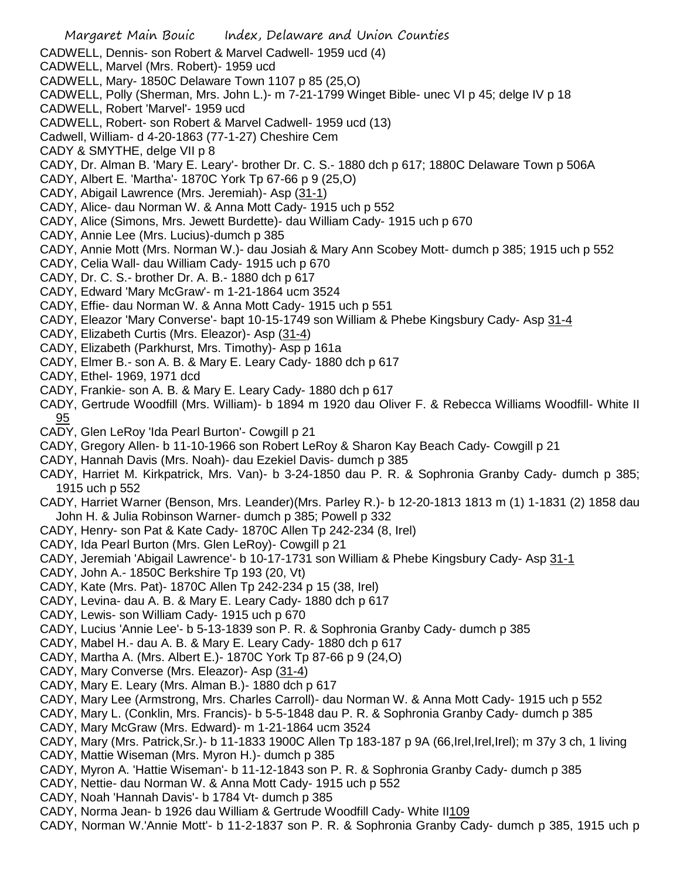CADWELL, Dennis- son Robert & Marvel Cadwell- 1959 ucd (4)
CADWELL, Marvel (Mrs. Robert)- 1959 ucd
CADWELL, Mary- 1850C Delaware Town 1107 p 85 (25,O)
CADWELL, Polly (Sherman, Mrs. John L.)- m 7-21-1799 Winget Bible- unec VI p 45; delge IV p 18
CADWELL, Robert 'Marvel'- 1959 ucd
CADWELL, Robert- son Robert & Marvel Cadwell- 1959 ucd (13)
Cadwell, William- d 4-20-1863 (77-1-27) Cheshire Cem
CADY & SMYTHE, delge VII p 8
CADY, Dr. Alman B. 'Mary E. Leary'- brother Dr. C. S.- 1880 dch p 617; 1880C Delaware Town p 506A
CADY, Albert E. 'Martha'- 1870C York Tp 67-66 p 9 (25,O)
CADY, Abigail Lawrence (Mrs. Jeremiah)- Asp (31-1)
CADY, Alice- dau Norman W. & Anna Mott Cady- 1915 uch p 552
CADY, Alice (Simons, Mrs. Jewett Burdette)- dau William Cady- 1915 uch p 670
CADY, Annie Lee (Mrs. Lucius)-dumch p 385
CADY, Annie Mott (Mrs. Norman W.)- dau Josiah & Mary Ann Scobey Mott- dumch p 385; 1915 uch p 552
CADY, Celia Wall- dau William Cady- 1915 uch p 670
CADY, Dr. C. S.- brother Dr. A. B.- 1880 dch p 617
CADY, Edward 'Mary McGraw'- m 1-21-1864 ucm 3524
CADY, Effie- dau Norman W. & Anna Mott Cady- 1915 uch p 551
CADY, Eleazor 'Mary Converse'- bapt 10-15-1749 son William & Phebe Kingsbury Cady- Asp 31-4
CADY, Elizabeth Curtis (Mrs. Eleazor)- Asp (31-4)
CADY, Elizabeth (Parkhurst, Mrs. Timothy)- Asp p 161a
CADY, Elmer B.- son A. B. & Mary E. Leary Cady- 1880 dch p 617
CADY, Ethel- 1969, 1971 dcd
CADY, Frankie- son A. B. & Mary E. Leary Cady- 1880 dch p 617
CADY, Gertrude Woodfill (Mrs. William)- b 1894 m 1920 dau Oliver F. & Rebecca Williams Woodfill- White II 95
CADY, Glen LeRoy 'Ida Pearl Burton'- Cowgill p 21
CADY, Gregory Allen- b 11-10-1966 son Robert LeRoy & Sharon Kay Beach Cady- Cowgill p 21
CADY, Hannah Davis (Mrs. Noah)- dau Ezekiel Davis- dumch p 385
CADY, Harriet M. Kirkpatrick, Mrs. Van)- b 3-24-1850 dau P. R. & Sophronia Granby Cady- dumch p 385; 1915 uch p 552
CADY, Harriet Warner (Benson, Mrs. Leander)(Mrs. Parley R.)- b 12-20-1813 1813 m (1) 1-1831 (2) 1858 dau John H. & Julia Robinson Warner- dumch p 385; Powell p 332
CADY, Henry- son Pat & Kate Cady- 1870C Allen Tp 242-234 (8, Irel)
CADY, Ida Pearl Burton (Mrs. Glen LeRoy)- Cowgill p 21
CADY, Jeremiah 'Abigail Lawrence'- b 10-17-1731 son William & Phebe Kingsbury Cady- Asp 31-1
CADY, John A.- 1850C Berkshire Tp 193 (20, Vt)
CADY, Kate (Mrs. Pat)- 1870C Allen Tp 242-234 p 15 (38, Irel)
CADY, Levina- dau A. B. & Mary E. Leary Cady- 1880 dch p 617
CADY, Lewis- son William Cady- 1915 uch p 670
CADY, Lucius 'Annie Lee'- b 5-13-1839 son P. R. & Sophronia Granby Cady- dumch p 385
CADY, Mabel H.- dau A. B. & Mary E. Leary Cady- 1880 dch p 617
CADY, Martha A. (Mrs. Albert E.)- 1870C York Tp 87-66 p 9 (24,O)
CADY, Mary Converse (Mrs. Eleazor)- Asp (31-4)
CADY, Mary E. Leary (Mrs. Alman B.)- 1880 dch p 617
CADY, Mary Lee (Armstrong, Mrs. Charles Carroll)- dau Norman W. & Anna Mott Cady- 1915 uch p 552
CADY, Mary L. (Conklin, Mrs. Francis)- b 5-5-1848 dau P. R. & Sophronia Granby Cady- dumch p 385
CADY, Mary McGraw (Mrs. Edward)- m 1-21-1864 ucm 3524
CADY, Mary (Mrs. Patrick,Sr.)- b 11-1833 1900C Allen Tp 183-187 p 9A (66,Irel,Irel,Irel); m 37y 3 ch, 1 living
CADY, Mattie Wiseman (Mrs. Myron H.)- dumch p 385
CADY, Myron A. 'Hattie Wiseman'- b 11-12-1843 son P. R. & Sophronia Granby Cady- dumch p 385
CADY, Nettie- dau Norman W. & Anna Mott Cady- 1915 uch p 552
CADY, Noah 'Hannah Davis'- b 1784 Vt- dumch p 385
CADY, Norma Jean- b 1926 dau William & Gertrude Woodfill Cady- White II109
CADY, Norman W.'Annie Mott'- b 11-2-1837 son P. R. & Sophronia Granby Cady- dumch p 385, 1915 uch p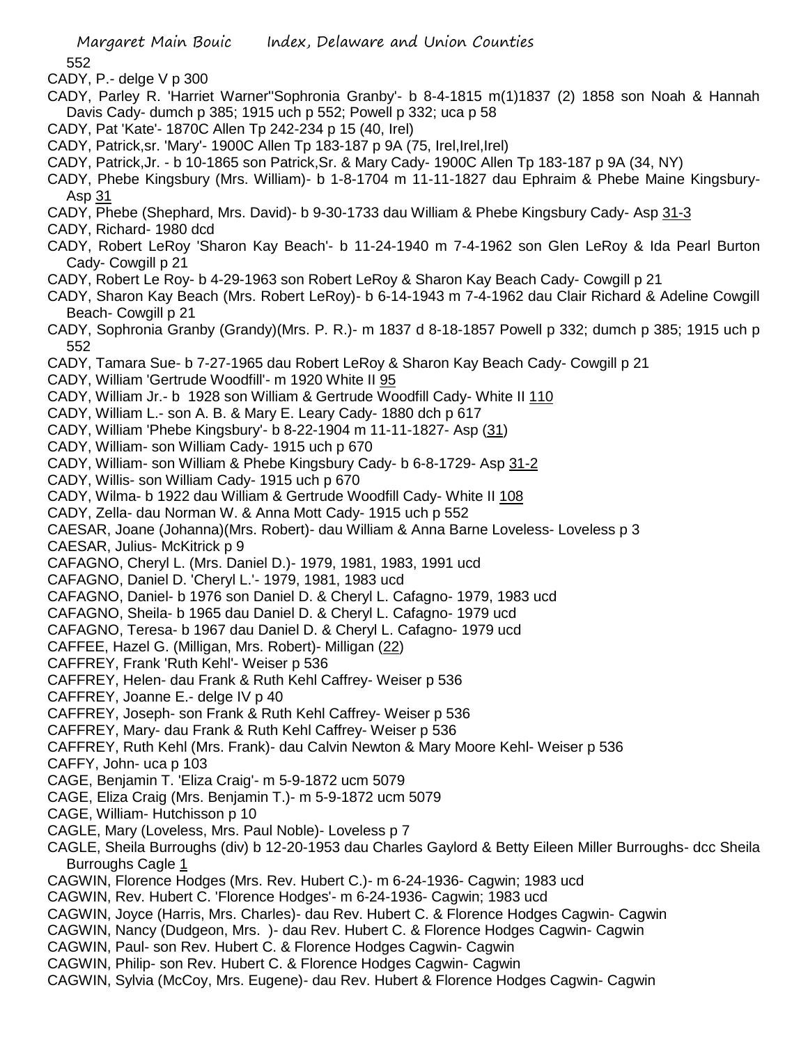552

CADY, P.- delge V p 300

CADY, Parley R. 'Harriet Warner''Sophronia Granby'- b 8-4-1815 m(1)1837 (2) 1858 son Noah & Hannah Davis Cady- dumch p 385; 1915 uch p 552; Powell p 332; uca p 58

CADY, Pat 'Kate'- 1870C Allen Tp 242-234 p 15 (40, Irel)

CADY, Patrick,sr. 'Mary'- 1900C Allen Tp 183-187 p 9A (75, Irel,Irel,Irel)

CADY, Patrick,Jr. - b 10-1865 son Patrick,Sr. & Mary Cady- 1900C Allen Tp 183-187 p 9A (34, NY)

CADY, Phebe Kingsbury (Mrs. William)- b 1-8-1704 m 11-11-1827 dau Ephraim & Phebe Maine Kingsbury- Asp 31

CADY, Phebe (Shephard, Mrs. David)- b 9-30-1733 dau William & Phebe Kingsbury Cady- Asp 31-3

CADY, Richard- 1980 dcd

CADY, Robert LeRoy 'Sharon Kay Beach'- b 11-24-1940 m 7-4-1962 son Glen LeRoy & Ida Pearl Burton Cady- Cowgill p 21

CADY, Robert Le Roy- b 4-29-1963 son Robert LeRoy & Sharon Kay Beach Cady- Cowgill p 21

CADY, Sharon Kay Beach (Mrs. Robert LeRoy)- b 6-14-1943 m 7-4-1962 dau Clair Richard & Adeline Cowgill Beach- Cowgill p 21

CADY, Sophronia Granby (Grandy)(Mrs. P. R.)- m 1837 d 8-18-1857 Powell p 332; dumch p 385; 1915 uch p 552

CADY, Tamara Sue- b 7-27-1965 dau Robert LeRoy & Sharon Kay Beach Cady- Cowgill p 21

CADY, William 'Gertrude Woodfill'- m 1920 White II 95

CADY, William Jr.- b 1928 son William & Gertrude Woodfill Cady- White II 110

CADY, William L.- son A. B. & Mary E. Leary Cady- 1880 dch p 617

CADY, William 'Phebe Kingsbury'- b 8-22-1904 m 11-11-1827- Asp (31)

CADY, William- son William Cady- 1915 uch p 670

CADY, William- son William & Phebe Kingsbury Cady- b 6-8-1729- Asp 31-2

CADY, Willis- son William Cady- 1915 uch p 670

CADY, Wilma- b 1922 dau William & Gertrude Woodfill Cady- White II 108

CADY, Zella- dau Norman W. & Anna Mott Cady- 1915 uch p 552

CAESAR, Joane (Johanna)(Mrs. Robert)- dau William & Anna Barne Loveless- Loveless p 3

CAESAR, Julius- McKitrick p 9

CAFAGNO, Cheryl L. (Mrs. Daniel D.)- 1979, 1981, 1983, 1991 ucd

CAFAGNO, Daniel D. 'Cheryl L.'- 1979, 1981, 1983 ucd

CAFAGNO, Daniel- b 1976 son Daniel D. & Cheryl L. Cafagno- 1979, 1983 ucd

CAFAGNO, Sheila- b 1965 dau Daniel D. & Cheryl L. Cafagno- 1979 ucd

CAFAGNO, Teresa- b 1967 dau Daniel D. & Cheryl L. Cafagno- 1979 ucd

CAFFEE, Hazel G. (Milligan, Mrs. Robert)- Milligan (22)

CAFFREY, Frank 'Ruth Kehl'- Weiser p 536

CAFFREY, Helen- dau Frank & Ruth Kehl Caffrey- Weiser p 536

CAFFREY, Joanne E.- delge IV p 40

CAFFREY, Joseph- son Frank & Ruth Kehl Caffrey- Weiser p 536

CAFFREY, Mary- dau Frank & Ruth Kehl Caffrey- Weiser p 536

CAFFREY, Ruth Kehl (Mrs. Frank)- dau Calvin Newton & Mary Moore Kehl- Weiser p 536

CAFFY, John- uca p 103

CAGE, Benjamin T. 'Eliza Craig'- m 5-9-1872 ucm 5079

CAGE, Eliza Craig (Mrs. Benjamin T.)- m 5-9-1872 ucm 5079

CAGE, William- Hutchisson p 10

CAGLE, Mary (Loveless, Mrs. Paul Noble)- Loveless p 7

CAGLE, Sheila Burroughs (div) b 12-20-1953 dau Charles Gaylord & Betty Eileen Miller Burroughs- dcc Sheila Burroughs Cagle 1

CAGWIN, Florence Hodges (Mrs. Rev. Hubert C.)- m 6-24-1936- Cagwin; 1983 ucd

CAGWIN, Rev. Hubert C. 'Florence Hodges'- m 6-24-1936- Cagwin; 1983 ucd

CAGWIN, Joyce (Harris, Mrs. Charles)- dau Rev. Hubert C. & Florence Hodges Cagwin- Cagwin

CAGWIN, Nancy (Dudgeon, Mrs. )- dau Rev. Hubert C. & Florence Hodges Cagwin- Cagwin

CAGWIN, Paul- son Rev. Hubert C. & Florence Hodges Cagwin- Cagwin

CAGWIN, Philip- son Rev. Hubert C. & Florence Hodges Cagwin- Cagwin

CAGWIN, Sylvia (McCoy, Mrs. Eugene)- dau Rev. Hubert & Florence Hodges Cagwin- Cagwin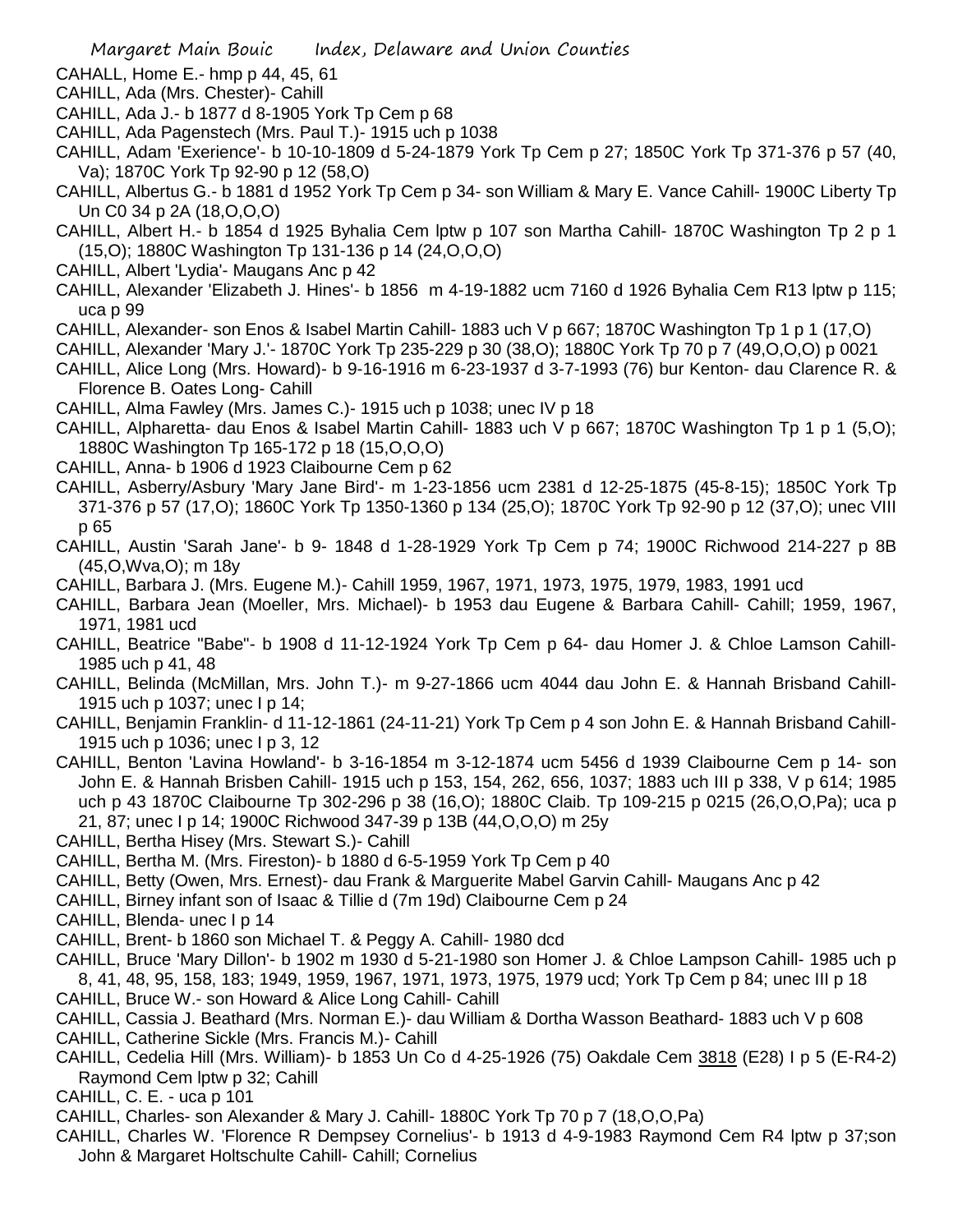CAHALL, Home E.- hmp p 44, 45, 61

CAHILL, Ada (Mrs. Chester)- Cahill

CAHILL, Ada J.- b 1877 d 8-1905 York Tp Cem p 68

CAHILL, Ada Pagenstech (Mrs. Paul T.)- 1915 uch p 1038

CAHILL, Adam 'Exerience'- b 10-10-1809 d 5-24-1879 York Tp Cem p 27; 1850C York Tp 371-376 p 57 (40, Va); 1870C York Tp 92-90 p 12 (58,O)

CAHILL, Albertus G.- b 1881 d 1952 York Tp Cem p 34- son William & Mary E. Vance Cahill- 1900C Liberty Tp Un C0 34 p 2A (18,O,O,O)

CAHILL, Albert H.- b 1854 d 1925 Byhalia Cem lptw p 107 son Martha Cahill- 1870C Washington Tp 2 p 1 (15,O); 1880C Washington Tp 131-136 p 14 (24,O,O,O)

CAHILL, Albert 'Lydia'- Maugans Anc p 42

CAHILL, Alexander 'Elizabeth J. Hines'- b 1856 m 4-19-1882 ucm 7160 d 1926 Byhalia Cem R13 lptw p 115; uca p 99

CAHILL, Alexander- son Enos & Isabel Martin Cahill- 1883 uch V p 667; 1870C Washington Tp 1 p 1 (17,O)

CAHILL, Alexander 'Mary J.'- 1870C York Tp 235-229 p 30 (38,O); 1880C York Tp 70 p 7 (49,O,O,O) p 0021

CAHILL, Alice Long (Mrs. Howard)- b 9-16-1916 m 6-23-1937 d 3-7-1993 (76) bur Kenton- dau Clarence R. & Florence B. Oates Long- Cahill

CAHILL, Alma Fawley (Mrs. James C.)- 1915 uch p 1038; unec IV p 18

CAHILL, Alpharetta- dau Enos & Isabel Martin Cahill- 1883 uch V p 667; 1870C Washington Tp 1 p 1 (5,O); 1880C Washington Tp 165-172 p 18 (15,O,O,O)

CAHILL, Anna- b 1906 d 1923 Claibourne Cem p 62

CAHILL, Asberry/Asbury 'Mary Jane Bird'- m 1-23-1856 ucm 2381 d 12-25-1875 (45-8-15); 1850C York Tp 371-376 p 57 (17,O); 1860C York Tp 1350-1360 p 134 (25,O); 1870C York Tp 92-90 p 12 (37,O); unec VIII p 65

CAHILL, Austin 'Sarah Jane'- b 9- 1848 d 1-28-1929 York Tp Cem p 74; 1900C Richwood 214-227 p 8B (45,O,Wva,O); m 18y

CAHILL, Barbara J. (Mrs. Eugene M.)- Cahill 1959, 1967, 1971, 1973, 1975, 1979, 1983, 1991 ucd

CAHILL, Barbara Jean (Moeller, Mrs. Michael)- b 1953 dau Eugene & Barbara Cahill- Cahill; 1959, 1967, 1971, 1981 ucd

CAHILL, Beatrice "Babe"- b 1908 d 11-12-1924 York Tp Cem p 64- dau Homer J. & Chloe Lamson Cahill- 1985 uch p 41, 48

CAHILL, Belinda (McMillan, Mrs. John T.)- m 9-27-1866 ucm 4044 dau John E. & Hannah Brisband Cahill- 1915 uch p 1037; unec I p 14;

CAHILL, Benjamin Franklin- d 11-12-1861 (24-11-21) York Tp Cem p 4 son John E. & Hannah Brisband Cahill- 1915 uch p 1036; unec I p 3, 12

CAHILL, Benton 'Lavina Howland'- b 3-16-1854 m 3-12-1874 ucm 5456 d 1939 Claibourne Cem p 14- son John E. & Hannah Brisben Cahill- 1915 uch p 153, 154, 262, 656, 1037; 1883 uch III p 338, V p 614; 1985 uch p 43 1870C Claibourne Tp 302-296 p 38 (16,O); 1880C Claib. Tp 109-215 p 0215 (26,O,O,Pa); uca p 21, 87; unec I p 14; 1900C Richwood 347-39 p 13B (44,O,O,O) m 25y

CAHILL, Bertha Hisey (Mrs. Stewart S.)- Cahill

CAHILL, Bertha M. (Mrs. Fireston)- b 1880 d 6-5-1959 York Tp Cem p 40

CAHILL, Betty (Owen, Mrs. Ernest)- dau Frank & Marguerite Mabel Garvin Cahill- Maugans Anc p 42

CAHILL, Birney infant son of Isaac & Tillie d (7m 19d) Claibourne Cem p 24

CAHILL, Blenda- unec I p 14

CAHILL, Brent- b 1860 son Michael T. & Peggy A. Cahill- 1980 dcd

CAHILL, Bruce 'Mary Dillon'- b 1902 m 1930 d 5-21-1980 son Homer J. & Chloe Lampson Cahill- 1985 uch p 8, 41, 48, 95, 158, 183; 1949, 1959, 1967, 1971, 1973, 1975, 1979 ucd; York Tp Cem p 84; unec III p 18

CAHILL, Bruce W.- son Howard & Alice Long Cahill- Cahill

CAHILL, Cassia J. Beathard (Mrs. Norman E.)- dau William & Dortha Wasson Beathard- 1883 uch V p 608

CAHILL, Catherine Sickle (Mrs. Francis M.)- Cahill

CAHILL, Cedelia Hill (Mrs. William)- b 1853 Un Co d 4-25-1926 (75) Oakdale Cem 3818 (E28) I p 5 (E-R4-2) Raymond Cem lptw p 32; Cahill

CAHILL, C. E. - uca p 101

CAHILL, Charles- son Alexander & Mary J. Cahill- 1880C York Tp 70 p 7 (18,O,O,Pa)

CAHILL, Charles W. 'Florence R Dempsey Cornelius'- b 1913 d 4-9-1983 Raymond Cem R4 lptw p 37;son John & Margaret Holtschulte Cahill- Cahill; Cornelius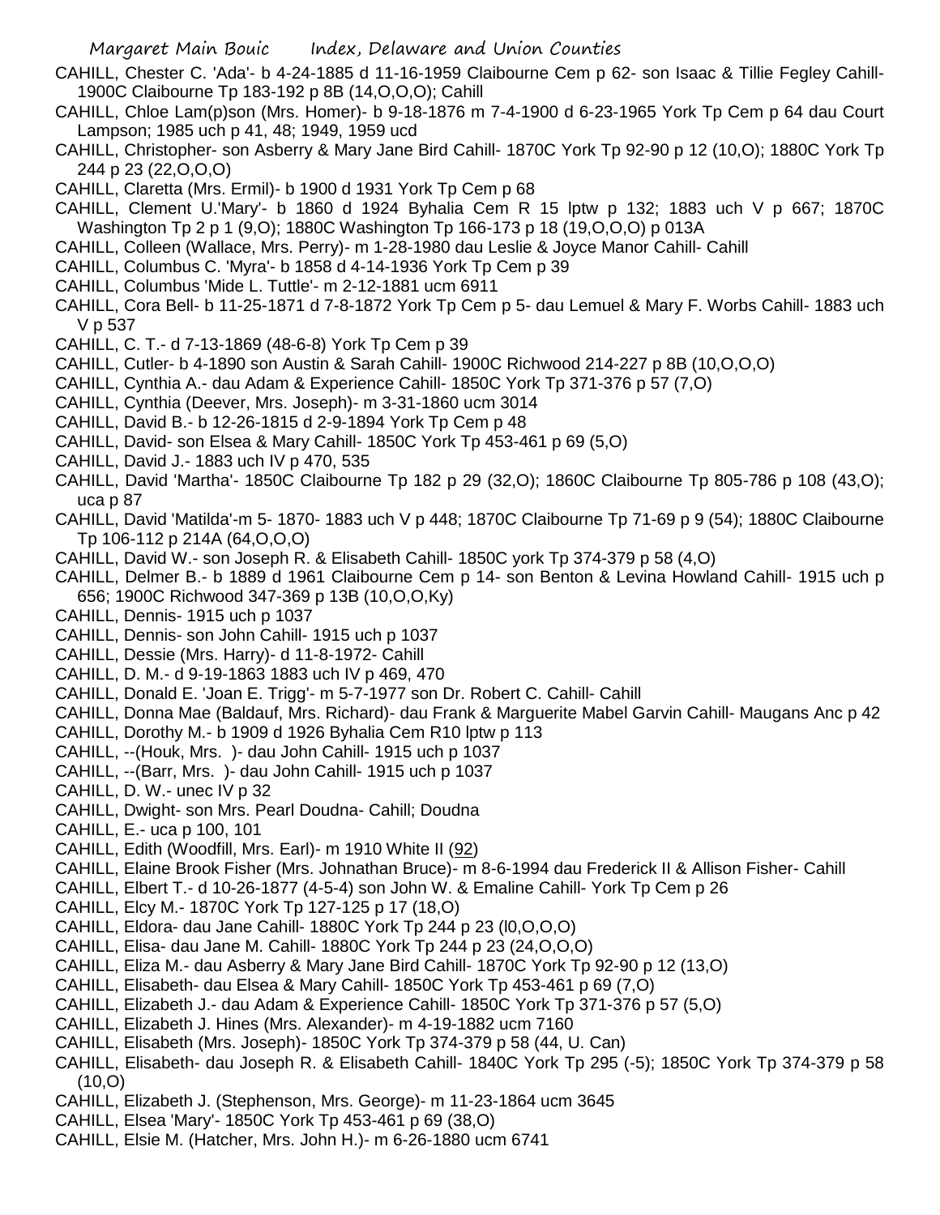CAHILL, Chester C. 'Ada'- b 4-24-1885 d 11-16-1959 Claibourne Cem p 62- son Isaac & Tillie Fegley Cahill- 1900C Claibourne Tp 183-192 p 8B (14,O,O,O); Cahill

CAHILL, Chloe Lam(p)son (Mrs. Homer)- b 9-18-1876 m 7-4-1900 d 6-23-1965 York Tp Cem p 64 dau Court Lampson; 1985 uch p 41, 48; 1949, 1959 ucd

CAHILL, Christopher- son Asberry & Mary Jane Bird Cahill- 1870C York Tp 92-90 p 12 (10,O); 1880C York Tp 244 p 23 (22,O,O,O)

CAHILL, Claretta (Mrs. Ermil)- b 1900 d 1931 York Tp Cem p 68

CAHILL, Clement U.'Mary'- b 1860 d 1924 Byhalia Cem R 15 lptw p 132; 1883 uch V p 667; 1870C Washington Tp 2 p 1 (9,O); 1880C Washington Tp 166-173 p 18 (19,O,O,O) p 013A

CAHILL, Colleen (Wallace, Mrs. Perry)- m 1-28-1980 dau Leslie & Joyce Manor Cahill- Cahill

CAHILL, Columbus C. 'Myra'- b 1858 d 4-14-1936 York Tp Cem p 39

CAHILL, Columbus 'Mide L. Tuttle'- m 2-12-1881 ucm 6911

CAHILL, Cora Bell- b 11-25-1871 d 7-8-1872 York Tp Cem p 5- dau Lemuel & Mary F. Worbs Cahill- 1883 uch V p 537

CAHILL, C. T.- d 7-13-1869 (48-6-8) York Tp Cem p 39

CAHILL, Cutler- b 4-1890 son Austin & Sarah Cahill- 1900C Richwood 214-227 p 8B (10,O,O,O)

CAHILL, Cynthia A.- dau Adam & Experience Cahill- 1850C York Tp 371-376 p 57 (7,O)

CAHILL, Cynthia (Deever, Mrs. Joseph)- m 3-31-1860 ucm 3014

CAHILL, David B.- b 12-26-1815 d 2-9-1894 York Tp Cem p 48

CAHILL, David- son Elsea & Mary Cahill- 1850C York Tp 453-461 p 69 (5,O)

CAHILL, David J.- 1883 uch IV p 470, 535

CAHILL, David 'Martha'- 1850C Claibourne Tp 182 p 29 (32,O); 1860C Claibourne Tp 805-786 p 108 (43,O); uca p 87

CAHILL, David 'Matilda'-m 5- 1870- 1883 uch V p 448; 1870C Claibourne Tp 71-69 p 9 (54); 1880C Claibourne Tp 106-112 p 214A (64,O,O,O)

CAHILL, David W.- son Joseph R. & Elisabeth Cahill- 1850C york Tp 374-379 p 58 (4,O)

CAHILL, Delmer B.- b 1889 d 1961 Claibourne Cem p 14- son Benton & Levina Howland Cahill- 1915 uch p 656; 1900C Richwood 347-369 p 13B (10,O,O,Ky)

CAHILL, Dennis- 1915 uch p 1037

CAHILL, Dennis- son John Cahill- 1915 uch p 1037

CAHILL, Dessie (Mrs. Harry)- d 11-8-1972- Cahill

CAHILL, D. M.- d 9-19-1863 1883 uch IV p 469, 470

CAHILL, Donald E. 'Joan E. Trigg'- m 5-7-1977 son Dr. Robert C. Cahill- Cahill

CAHILL, Donna Mae (Baldauf, Mrs. Richard)- dau Frank & Marguerite Mabel Garvin Cahill- Maugans Anc p 42

CAHILL, Dorothy M.- b 1909 d 1926 Byhalia Cem R10 lptw p 113

CAHILL, --(Houk, Mrs. )- dau John Cahill- 1915 uch p 1037

CAHILL, --(Barr, Mrs. )- dau John Cahill- 1915 uch p 1037

CAHILL, D. W.- unec IV p 32

CAHILL, Dwight- son Mrs. Pearl Doudna- Cahill; Doudna

CAHILL, E.- uca p 100, 101

CAHILL, Edith (Woodfill, Mrs. Earl)- m 1910 White II (92)

CAHILL, Elaine Brook Fisher (Mrs. Johnathan Bruce)- m 8-6-1994 dau Frederick II & Allison Fisher- Cahill

CAHILL, Elbert T.- d 10-26-1877 (4-5-4) son John W. & Emaline Cahill- York Tp Cem p 26

CAHILL, Elcy M.- 1870C York Tp 127-125 p 17 (18,O)

CAHILL, Eldora- dau Jane Cahill- 1880C York Tp 244 p 23 (l0,O,O,O)

CAHILL, Elisa- dau Jane M. Cahill- 1880C York Tp 244 p 23 (24,O,O,O)

CAHILL, Eliza M.- dau Asberry & Mary Jane Bird Cahill- 1870C York Tp 92-90 p 12 (13,O)

CAHILL, Elisabeth- dau Elsea & Mary Cahill- 1850C York Tp 453-461 p 69 (7,O)

CAHILL, Elizabeth J.- dau Adam & Experience Cahill- 1850C York Tp 371-376 p 57 (5,O)

CAHILL, Elizabeth J. Hines (Mrs. Alexander)- m 4-19-1882 ucm 7160

CAHILL, Elisabeth (Mrs. Joseph)- 1850C York Tp 374-379 p 58 (44, U. Can)

CAHILL, Elisabeth- dau Joseph R. & Elisabeth Cahill- 1840C York Tp 295 (-5); 1850C York Tp 374-379 p 58 (10,O)

CAHILL, Elizabeth J. (Stephenson, Mrs. George)- m 11-23-1864 ucm 3645

CAHILL, Elsea 'Mary'- 1850C York Tp 453-461 p 69 (38,O)

CAHILL, Elsie M. (Hatcher, Mrs. John H.)- m 6-26-1880 ucm 6741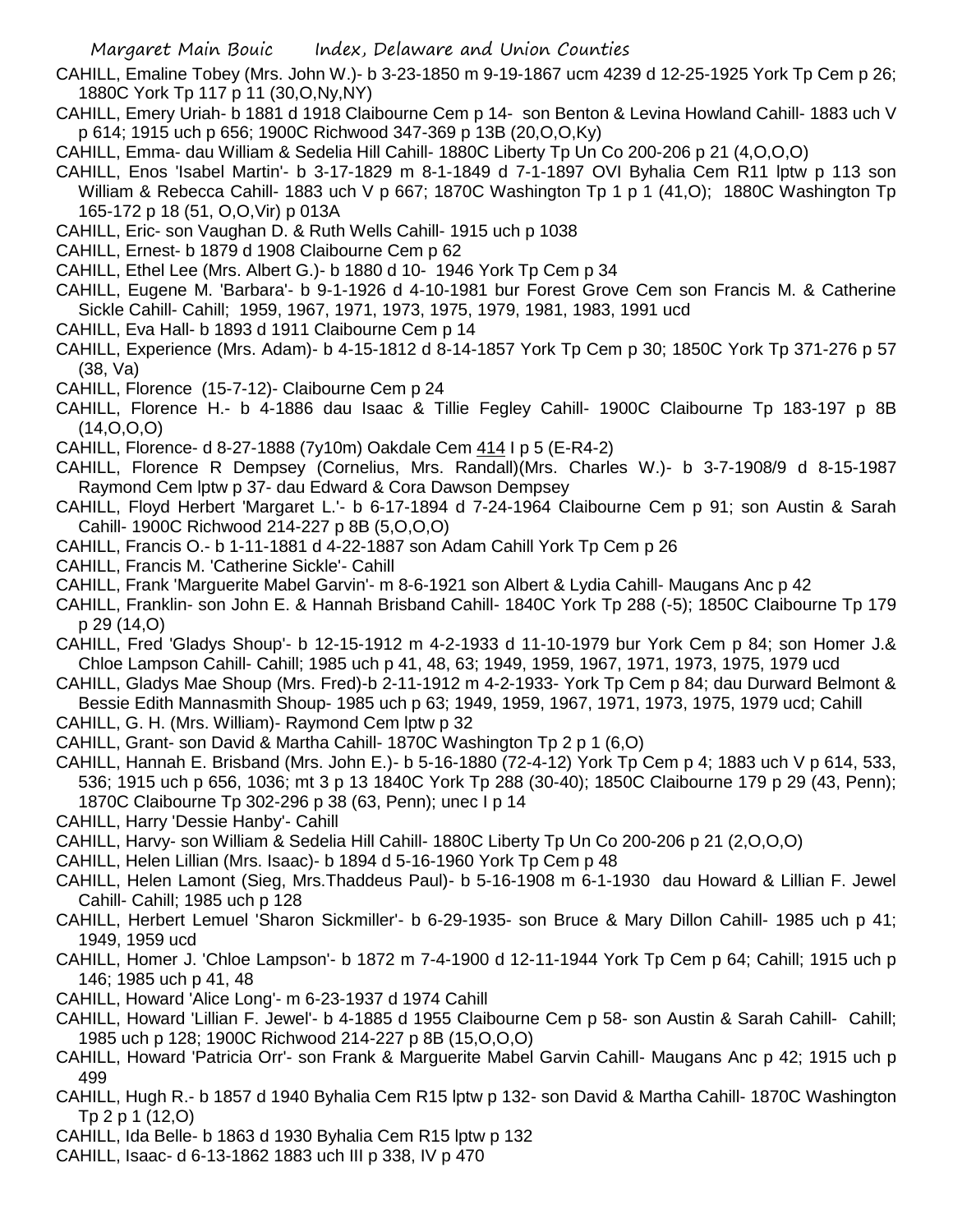CAHILL, Emaline Tobey (Mrs. John W.)- b 3-23-1850 m 9-19-1867 ucm 4239 d 12-25-1925 York Tp Cem p 26; 1880C York Tp 117 p 11 (30,O,Ny,NY)

CAHILL, Emery Uriah- b 1881 d 1918 Claibourne Cem p 14- son Benton & Levina Howland Cahill- 1883 uch V p 614; 1915 uch p 656; 1900C Richwood 347-369 p 13B (20,O,O,Ky)

CAHILL, Emma- dau William & Sedelia Hill Cahill- 1880C Liberty Tp Un Co 200-206 p 21 (4,O,O,O)

CAHILL, Enos 'Isabel Martin'- b 3-17-1829 m 8-1-1849 d 7-1-1897 OVI Byhalia Cem R11 lptw p 113 son William & Rebecca Cahill- 1883 uch V p 667; 1870C Washington Tp 1 p 1 (41,O); 1880C Washington Tp 165-172 p 18 (51, O,O,Vir) p 013A

CAHILL, Eric- son Vaughan D. & Ruth Wells Cahill- 1915 uch p 1038

CAHILL, Ernest- b 1879 d 1908 Claibourne Cem p 62

CAHILL, Ethel Lee (Mrs. Albert G.)- b 1880 d 10- 1946 York Tp Cem p 34

CAHILL, Eugene M. 'Barbara'- b 9-1-1926 d 4-10-1981 bur Forest Grove Cem son Francis M. & Catherine Sickle Cahill- Cahill; 1959, 1967, 1971, 1973, 1975, 1979, 1981, 1983, 1991 ucd

CAHILL, Eva Hall- b 1893 d 1911 Claibourne Cem p 14

CAHILL, Experience (Mrs. Adam)- b 4-15-1812 d 8-14-1857 York Tp Cem p 30; 1850C York Tp 371-276 p 57 (38, Va)

CAHILL, Florence (15-7-12)- Claibourne Cem p 24

CAHILL, Florence H.- b 4-1886 dau Isaac & Tillie Fegley Cahill- 1900C Claibourne Tp 183-197 p 8B (14,O,O,O)

CAHILL, Florence- d 8-27-1888 (7y10m) Oakdale Cem 414 I p 5 (E-R4-2)

CAHILL, Florence R Dempsey (Cornelius, Mrs. Randall)(Mrs. Charles W.)- b 3-7-1908/9 d 8-15-1987 Raymond Cem lptw p 37- dau Edward & Cora Dawson Dempsey

CAHILL, Floyd Herbert 'Margaret L.'- b 6-17-1894 d 7-24-1964 Claibourne Cem p 91; son Austin & Sarah Cahill- 1900C Richwood 214-227 p 8B (5,O,O,O)

CAHILL, Francis O.- b 1-11-1881 d 4-22-1887 son Adam Cahill York Tp Cem p 26

CAHILL, Francis M. 'Catherine Sickle'- Cahill

CAHILL, Frank 'Marguerite Mabel Garvin'- m 8-6-1921 son Albert & Lydia Cahill- Maugans Anc p 42

CAHILL, Franklin- son John E. & Hannah Brisband Cahill- 1840C York Tp 288 (-5); 1850C Claibourne Tp 179 p 29 (14,O)

CAHILL, Fred 'Gladys Shoup'- b 12-15-1912 m 4-2-1933 d 11-10-1979 bur York Cem p 84; son Homer J.& Chloe Lampson Cahill- Cahill; 1985 uch p 41, 48, 63; 1949, 1959, 1967, 1971, 1973, 1975, 1979 ucd

CAHILL, Gladys Mae Shoup (Mrs. Fred)-b 2-11-1912 m 4-2-1933- York Tp Cem p 84; dau Durward Belmont & Bessie Edith Mannasmith Shoup- 1985 uch p 63; 1949, 1959, 1967, 1971, 1973, 1975, 1979 ucd; Cahill

CAHILL, G. H. (Mrs. William)- Raymond Cem lptw p 32

CAHILL, Grant- son David & Martha Cahill- 1870C Washington Tp 2 p 1 (6,O)

CAHILL, Hannah E. Brisband (Mrs. John E.)- b 5-16-1880 (72-4-12) York Tp Cem p 4; 1883 uch V p 614, 533, 536; 1915 uch p 656, 1036; mt 3 p 13 1840C York Tp 288 (30-40); 1850C Claibourne 179 p 29 (43, Penn); 1870C Claibourne Tp 302-296 p 38 (63, Penn); unec I p 14

CAHILL, Harry 'Dessie Hanby'- Cahill

CAHILL, Harvy- son William & Sedelia Hill Cahill- 1880C Liberty Tp Un Co 200-206 p 21 (2,O,O,O)

CAHILL, Helen Lillian (Mrs. Isaac)- b 1894 d 5-16-1960 York Tp Cem p 48

CAHILL, Helen Lamont (Sieg, Mrs.Thaddeus Paul)- b 5-16-1908 m 6-1-1930 dau Howard & Lillian F. Jewel Cahill- Cahill; 1985 uch p 128

CAHILL, Herbert Lemuel 'Sharon Sickmiller'- b 6-29-1935- son Bruce & Mary Dillon Cahill- 1985 uch p 41; 1949, 1959 ucd

CAHILL, Homer J. 'Chloe Lampson'- b 1872 m 7-4-1900 d 12-11-1944 York Tp Cem p 64; Cahill; 1915 uch p 146; 1985 uch p 41, 48

CAHILL, Howard 'Alice Long'- m 6-23-1937 d 1974 Cahill

CAHILL, Howard 'Lillian F. Jewel'- b 4-1885 d 1955 Claibourne Cem p 58- son Austin & Sarah Cahill- Cahill; 1985 uch p 128; 1900C Richwood 214-227 p 8B (15,O,O,O)

CAHILL, Howard 'Patricia Orr'- son Frank & Marguerite Mabel Garvin Cahill- Maugans Anc p 42; 1915 uch p 499

CAHILL, Hugh R.- b 1857 d 1940 Byhalia Cem R15 lptw p 132- son David & Martha Cahill- 1870C Washington Tp 2 p 1 (12,O)

CAHILL, Ida Belle- b 1863 d 1930 Byhalia Cem R15 lptw p 132

CAHILL, Isaac- d 6-13-1862 1883 uch III p 338, IV p 470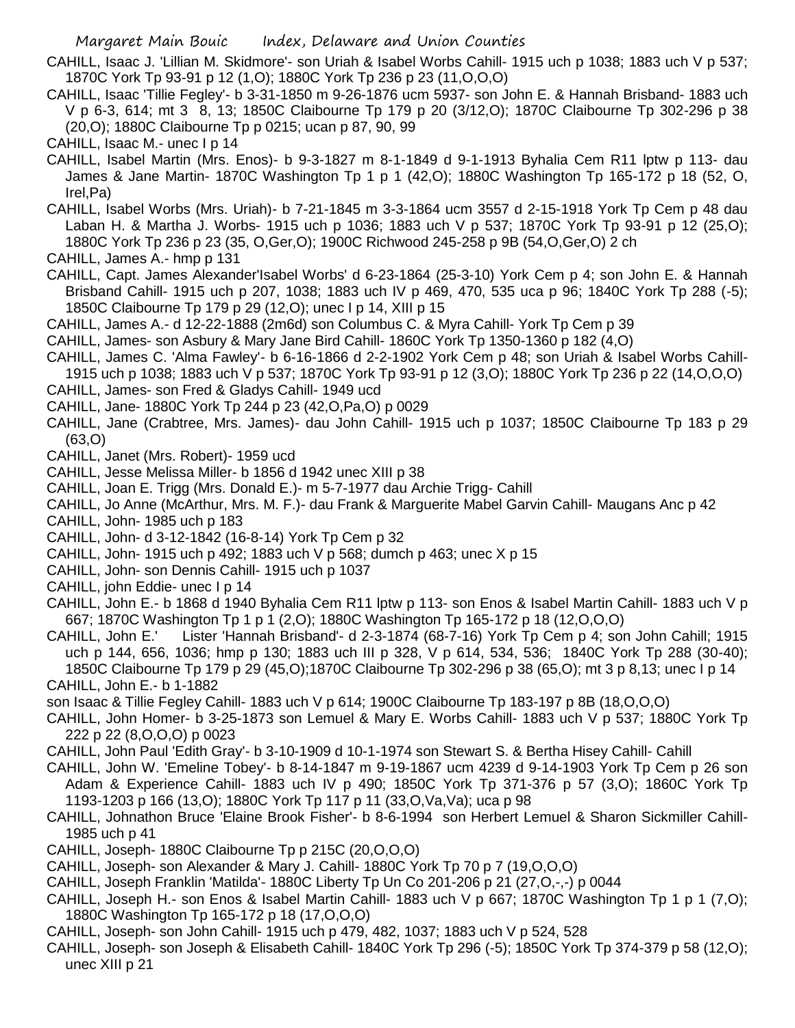CAHILL, Isaac J. 'Lillian M. Skidmore'- son Uriah & Isabel Worbs Cahill- 1915 uch p 1038; 1883 uch V p 537; 1870C York Tp 93-91 p 12 (1,O); 1880C York Tp 236 p 23 (11,O,O,O)

CAHILL, Isaac 'Tillie Fegley'- b 3-31-1850 m 9-26-1876 ucm 5937- son John E. & Hannah Brisband- 1883 uch V p 6-3, 614; mt 3 8, 13; 1850C Claibourne Tp 179 p 20 (3/12,O); 1870C Claibourne Tp 302-296 p 38 (20,O); 1880C Claibourne Tp p 0215; ucan p 87, 90, 99

CAHILL, Isaac M.- unec I p 14

CAHILL, Isabel Martin (Mrs. Enos)- b 9-3-1827 m 8-1-1849 d 9-1-1913 Byhalia Cem R11 lptw p 113- dau James & Jane Martin- 1870C Washington Tp 1 p 1 (42,O); 1880C Washington Tp 165-172 p 18 (52, O, Irel,Pa)

CAHILL, Isabel Worbs (Mrs. Uriah)- b 7-21-1845 m 3-3-1864 ucm 3557 d 2-15-1918 York Tp Cem p 48 dau Laban H. & Martha J. Worbs- 1915 uch p 1036; 1883 uch V p 537; 1870C York Tp 93-91 p 12 (25,O); 1880C York Tp 236 p 23 (35, O,Ger,O); 1900C Richwood 245-258 p 9B (54,O,Ger,O) 2 ch

CAHILL, James A.- hmp p 131

CAHILL, Capt. James Alexander'Isabel Worbs' d 6-23-1864 (25-3-10) York Cem p 4; son John E. & Hannah Brisband Cahill- 1915 uch p 207, 1038; 1883 uch IV p 469, 470, 535 uca p 96; 1840C York Tp 288 (-5); 1850C Claibourne Tp 179 p 29 (12,O); unec I p 14, XIII p 15

CAHILL, James A.- d 12-22-1888 (2m6d) son Columbus C. & Myra Cahill- York Tp Cem p 39

CAHILL, James- son Asbury & Mary Jane Bird Cahill- 1860C York Tp 1350-1360 p 182 (4,O)

CAHILL, James C. 'Alma Fawley'- b 6-16-1866 d 2-2-1902 York Cem p 48; son Uriah & Isabel Worbs Cahill- 1915 uch p 1038; 1883 uch V p 537; 1870C York Tp 93-91 p 12 (3,O); 1880C York Tp 236 p 22 (14,O,O,O)

CAHILL, James- son Fred & Gladys Cahill- 1949 ucd

CAHILL, Jane- 1880C York Tp 244 p 23 (42,O,Pa,O) p 0029

CAHILL, Jane (Crabtree, Mrs. James)- dau John Cahill- 1915 uch p 1037; 1850C Claibourne Tp 183 p 29 (63,O)

CAHILL, Janet (Mrs. Robert)- 1959 ucd

CAHILL, Jesse Melissa Miller- b 1856 d 1942 unec XIII p 38

CAHILL, Joan E. Trigg (Mrs. Donald E.)- m 5-7-1977 dau Archie Trigg- Cahill

CAHILL, Jo Anne (McArthur, Mrs. M. F.)- dau Frank & Marguerite Mabel Garvin Cahill- Maugans Anc p 42

CAHILL, John- 1985 uch p 183

CAHILL, John- d 3-12-1842 (16-8-14) York Tp Cem p 32

CAHILL, John- 1915 uch p 492; 1883 uch V p 568; dumch p 463; unec X p 15

CAHILL, John- son Dennis Cahill- 1915 uch p 1037

CAHILL, john Eddie- unec I p 14

CAHILL, John E.- b 1868 d 1940 Byhalia Cem R11 lptw p 113- son Enos & Isabel Martin Cahill- 1883 uch V p 667; 1870C Washington Tp 1 p 1 (2,O); 1880C Washington Tp 165-172 p 18 (12,O,O,O)

CAHILL, John E.' Lister 'Hannah Brisband'- d 2-3-1874 (68-7-16) York Tp Cem p 4; son John Cahill; 1915 uch p 144, 656, 1036; hmp p 130; 1883 uch III p 328, V p 614, 534, 536; 1840C York Tp 288 (30-40); 1850C Claibourne Tp 179 p 29 (45,O);1870C Claibourne Tp 302-296 p 38 (65,O); mt 3 p 8,13; unec I p 14

CAHILL, John E.- b 1-1882
son Isaac & Tillie Fegley Cahill- 1883 uch V p 614; 1900C Claibourne Tp 183-197 p 8B (18,O,O,O)

CAHILL, John Homer- b 3-25-1873 son Lemuel & Mary E. Worbs Cahill- 1883 uch V p 537; 1880C York Tp 222 p 22 (8,O,O,O) p 0023

CAHILL, John Paul 'Edith Gray'- b 3-10-1909 d 10-1-1974 son Stewart S. & Bertha Hisey Cahill- Cahill

CAHILL, John W. 'Emeline Tobey'- b 8-14-1847 m 9-19-1867 ucm 4239 d 9-14-1903 York Tp Cem p 26 son Adam & Experience Cahill- 1883 uch IV p 490; 1850C York Tp 371-376 p 57 (3,O); 1860C York Tp 1193-1203 p 166 (13,O); 1880C York Tp 117 p 11 (33,O,Va,Va); uca p 98

CAHILL, Johnathon Bruce 'Elaine Brook Fisher'- b 8-6-1994 son Herbert Lemuel & Sharon Sickmiller Cahill- 1985 uch p 41

CAHILL, Joseph- 1880C Claibourne Tp p 215C (20,O,O,O)

CAHILL, Joseph- son Alexander & Mary J. Cahill- 1880C York Tp 70 p 7 (19,O,O,O)

CAHILL, Joseph Franklin 'Matilda'- 1880C Liberty Tp Un Co 201-206 p 21 (27,O,-,-) p 0044

CAHILL, Joseph H.- son Enos & Isabel Martin Cahill- 1883 uch V p 667; 1870C Washington Tp 1 p 1 (7,O); 1880C Washington Tp 165-172 p 18 (17,O,O,O)

CAHILL, Joseph- son John Cahill- 1915 uch p 479, 482, 1037; 1883 uch V p 524, 528

CAHILL, Joseph- son Joseph & Elisabeth Cahill- 1840C York Tp 296 (-5); 1850C York Tp 374-379 p 58 (12,O); unec XIII p 21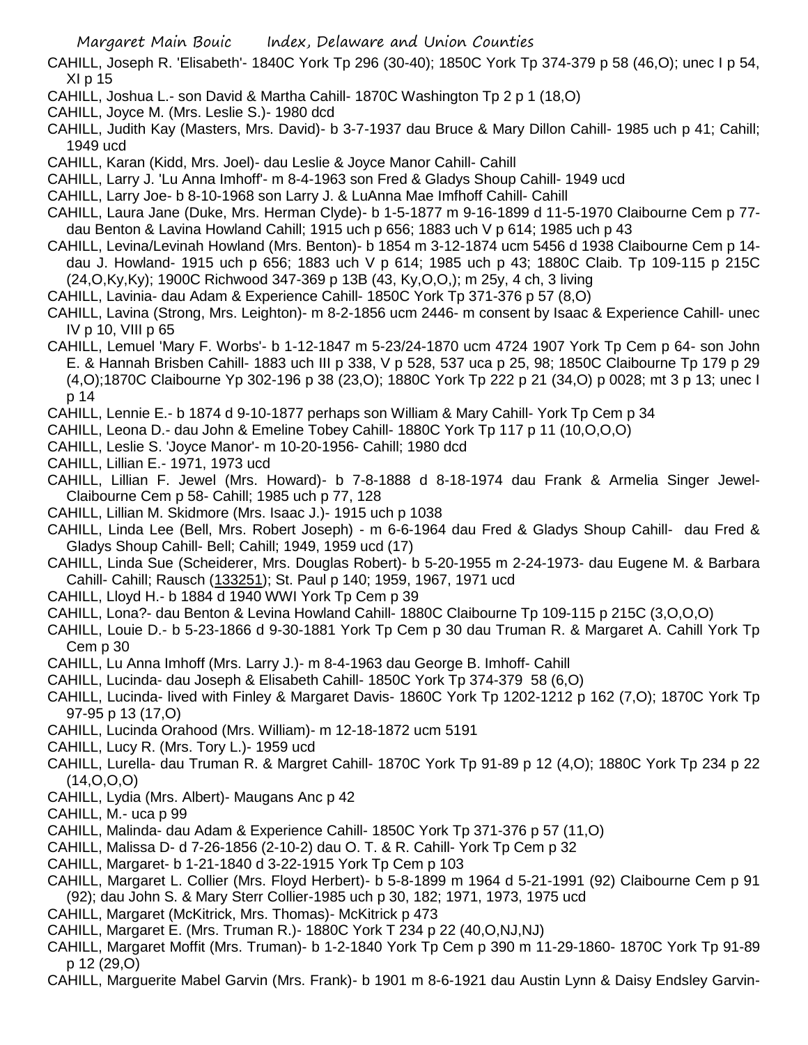CAHILL, Joseph R. 'Elisabeth'- 1840C York Tp 296 (30-40); 1850C York Tp 374-379 p 58 (46,O); unec I p 54, XI p 15

CAHILL, Joshua L.- son David & Martha Cahill- 1870C Washington Tp 2 p 1 (18,O)

CAHILL, Joyce M. (Mrs. Leslie S.)- 1980 dcd

CAHILL, Judith Kay (Masters, Mrs. David)- b 3-7-1937 dau Bruce & Mary Dillon Cahill- 1985 uch p 41; Cahill; 1949 ucd

CAHILL, Karan (Kidd, Mrs. Joel)- dau Leslie & Joyce Manor Cahill- Cahill

CAHILL, Larry J. 'Lu Anna Imhoff'- m 8-4-1963 son Fred & Gladys Shoup Cahill- 1949 ucd

CAHILL, Larry Joe- b 8-10-1968 son Larry J. & LuAnna Mae Imfhoff Cahill- Cahill

CAHILL, Laura Jane (Duke, Mrs. Herman Clyde)- b 1-5-1877 m 9-16-1899 d 11-5-1970 Claibourne Cem p 77- dau Benton & Lavina Howland Cahill; 1915 uch p 656; 1883 uch V p 614; 1985 uch p 43

CAHILL, Levina/Levinah Howland (Mrs. Benton)- b 1854 m 3-12-1874 ucm 5456 d 1938 Claibourne Cem p 14- dau J. Howland- 1915 uch p 656; 1883 uch V p 614; 1985 uch p 43; 1880C Claib. Tp 109-115 p 215C (24,O,Ky,Ky); 1900C Richwood 347-369 p 13B (43, Ky,O,O,); m 25y, 4 ch, 3 living

CAHILL, Lavinia- dau Adam & Experience Cahill- 1850C York Tp 371-376 p 57 (8,O)

CAHILL, Lavina (Strong, Mrs. Leighton)- m 8-2-1856 ucm 2446- m consent by Isaac & Experience Cahill- unec IV p 10, VIII p 65

CAHILL, Lemuel 'Mary F. Worbs'- b 1-12-1847 m 5-23/24-1870 ucm 4724 1907 York Tp Cem p 64- son John E. & Hannah Brisben Cahill- 1883 uch III p 338, V p 528, 537 uca p 25, 98; 1850C Claibourne Tp 179 p 29 (4,O);1870C Claibourne Yp 302-196 p 38 (23,O); 1880C York Tp 222 p 21 (34,O) p 0028; mt 3 p 13; unec I p 14

CAHILL, Lennie E.- b 1874 d 9-10-1877 perhaps son William & Mary Cahill- York Tp Cem p 34

CAHILL, Leona D.- dau John & Emeline Tobey Cahill- 1880C York Tp 117 p 11 (10,O,O,O)

CAHILL, Leslie S. 'Joyce Manor'- m 10-20-1956- Cahill; 1980 dcd

CAHILL, Lillian E.- 1971, 1973 ucd

CAHILL, Lillian F. Jewel (Mrs. Howard)- b 7-8-1888 d 8-18-1974 dau Frank & Armelia Singer Jewel- Claibourne Cem p 58- Cahill; 1985 uch p 77, 128

CAHILL, Lillian M. Skidmore (Mrs. Isaac J.)- 1915 uch p 1038

CAHILL, Linda Lee (Bell, Mrs. Robert Joseph) - m 6-6-1964 dau Fred & Gladys Shoup Cahill- dau Fred & Gladys Shoup Cahill- Bell; Cahill; 1949, 1959 ucd (17)

CAHILL, Linda Sue (Scheiderer, Mrs. Douglas Robert)- b 5-20-1955 m 2-24-1973- dau Eugene M. & Barbara Cahill- Cahill; Rausch (133251); St. Paul p 140; 1959, 1967, 1971 ucd

CAHILL, Lloyd H.- b 1884 d 1940 WWI York Tp Cem p 39

CAHILL, Lona?- dau Benton & Levina Howland Cahill- 1880C Claibourne Tp 109-115 p 215C (3,O,O,O)

CAHILL, Louie D.- b 5-23-1866 d 9-30-1881 York Tp Cem p 30 dau Truman R. & Margaret A. Cahill York Tp Cem p 30

CAHILL, Lu Anna Imhoff (Mrs. Larry J.)- m 8-4-1963 dau George B. Imhoff- Cahill

CAHILL, Lucinda- dau Joseph & Elisabeth Cahill- 1850C York Tp 374-379 58 (6,O)

CAHILL, Lucinda- lived with Finley & Margaret Davis- 1860C York Tp 1202-1212 p 162 (7,O); 1870C York Tp 97-95 p 13 (17,O)

CAHILL, Lucinda Orahood (Mrs. William)- m 12-18-1872 ucm 5191

CAHILL, Lucy R. (Mrs. Tory L.)- 1959 ucd

CAHILL, Lurella- dau Truman R. & Margret Cahill- 1870C York Tp 91-89 p 12 (4,O); 1880C York Tp 234 p 22 (14,O,O,O)

CAHILL, Lydia (Mrs. Albert)- Maugans Anc p 42

CAHILL, M.- uca p 99

CAHILL, Malinda- dau Adam & Experience Cahill- 1850C York Tp 371-376 p 57 (11,O)

CAHILL, Malissa D- d 7-26-1856 (2-10-2) dau O. T. & R. Cahill- York Tp Cem p 32

CAHILL, Margaret- b 1-21-1840 d 3-22-1915 York Tp Cem p 103

CAHILL, Margaret L. Collier (Mrs. Floyd Herbert)- b 5-8-1899 m 1964 d 5-21-1991 (92) Claibourne Cem p 91 (92); dau John S. & Mary Sterr Collier-1985 uch p 30, 182; 1971, 1973, 1975 ucd

CAHILL, Margaret (McKitrick, Mrs. Thomas)- McKitrick p 473

CAHILL, Margaret E. (Mrs. Truman R.)- 1880C York T 234 p 22 (40,O,NJ,NJ)

CAHILL, Margaret Moffit (Mrs. Truman)- b 1-2-1840 York Tp Cem p 390 m 11-29-1860- 1870C York Tp 91-89 p 12 (29,O)

CAHILL, Marguerite Mabel Garvin (Mrs. Frank)- b 1901 m 8-6-1921 dau Austin Lynn & Daisy Endsley Garvin-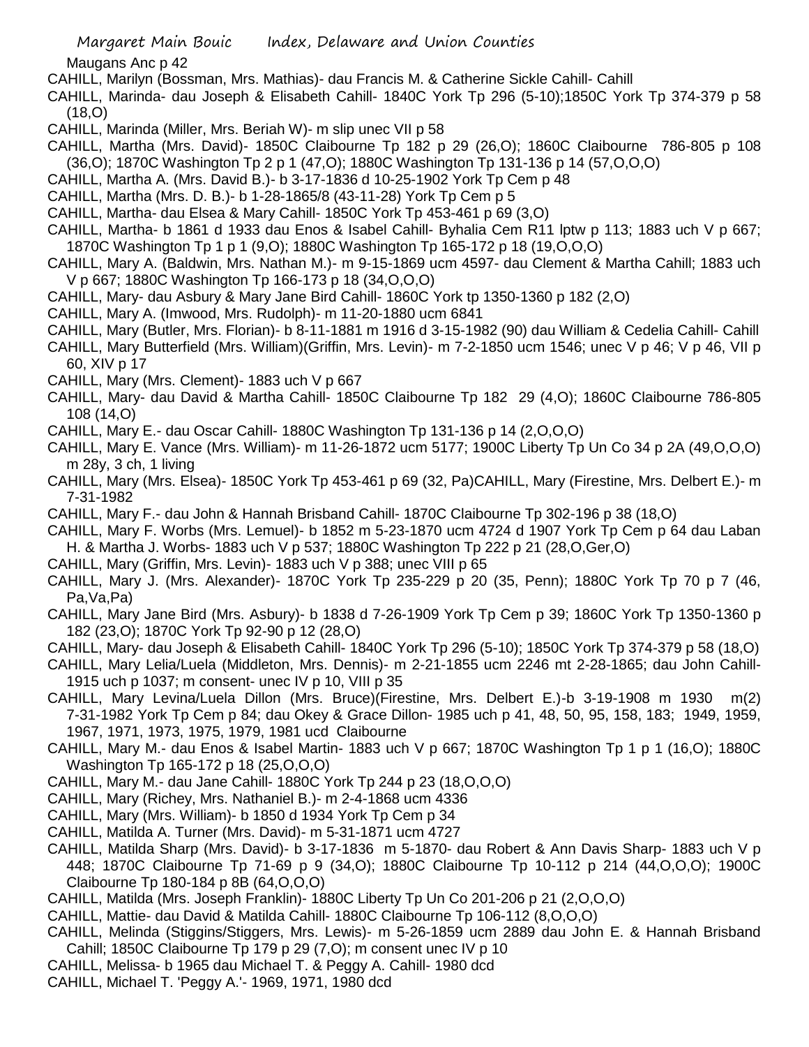Maugans Anc p 42

CAHILL, Marilyn (Bossman, Mrs. Mathias)- dau Francis M. & Catherine Sickle Cahill- Cahill

CAHILL, Marinda- dau Joseph & Elisabeth Cahill- 1840C York Tp 296 (5-10);1850C York Tp 374-379 p 58 (18,O)

CAHILL, Marinda (Miller, Mrs. Beriah W)- m slip unec VII p 58

CAHILL, Martha (Mrs. David)- 1850C Claibourne Tp 182 p 29 (26,O); 1860C Claibourne 786-805 p 108 (36,O); 1870C Washington Tp 2 p 1 (47,O); 1880C Washington Tp 131-136 p 14 (57,O,O,O)

CAHILL, Martha A. (Mrs. David B.)- b 3-17-1836 d 10-25-1902 York Tp Cem p 48

CAHILL, Martha (Mrs. D. B.)- b 1-28-1865/8 (43-11-28) York Tp Cem p 5

CAHILL, Martha- dau Elsea & Mary Cahill- 1850C York Tp 453-461 p 69 (3,O)

CAHILL, Martha- b 1861 d 1933 dau Enos & Isabel Cahill- Byhalia Cem R11 lptw p 113; 1883 uch V p 667; 1870C Washington Tp 1 p 1 (9,O); 1880C Washington Tp 165-172 p 18 (19,O,O,O)

CAHILL, Mary A. (Baldwin, Mrs. Nathan M.)- m 9-15-1869 ucm 4597- dau Clement & Martha Cahill; 1883 uch V p 667; 1880C Washington Tp 166-173 p 18 (34,O,O,O)

CAHILL, Mary- dau Asbury & Mary Jane Bird Cahill- 1860C York tp 1350-1360 p 182 (2,O)

CAHILL, Mary A. (Imwood, Mrs. Rudolph)- m 11-20-1880 ucm 6841

CAHILL, Mary (Butler, Mrs. Florian)- b 8-11-1881 m 1916 d 3-15-1982 (90) dau William & Cedelia Cahill- Cahill

CAHILL, Mary Butterfield (Mrs. William)(Griffin, Mrs. Levin)- m 7-2-1850 ucm 1546; unec V p 46; V p 46, VII p 60, XIV p 17

CAHILL, Mary (Mrs. Clement)- 1883 uch V p 667

CAHILL, Mary- dau David & Martha Cahill- 1850C Claibourne Tp 182 29 (4,O); 1860C Claibourne 786-805 108 (14,O)

CAHILL, Mary E.- dau Oscar Cahill- 1880C Washington Tp 131-136 p 14 (2,O,O,O)

CAHILL, Mary E. Vance (Mrs. William)- m 11-26-1872 ucm 5177; 1900C Liberty Tp Un Co 34 p 2A (49,O,O,O) m 28y, 3 ch, 1 living

CAHILL, Mary (Mrs. Elsea)- 1850C York Tp 453-461 p 69 (32, Pa)CAHILL, Mary (Firestine, Mrs. Delbert E.)- m 7-31-1982

CAHILL, Mary F.- dau John & Hannah Brisband Cahill- 1870C Claibourne Tp 302-196 p 38 (18,O)

CAHILL, Mary F. Worbs (Mrs. Lemuel)- b 1852 m 5-23-1870 ucm 4724 d 1907 York Tp Cem p 64 dau Laban H. & Martha J. Worbs- 1883 uch V p 537; 1880C Washington Tp 222 p 21 (28,O,Ger,O)

CAHILL, Mary (Griffin, Mrs. Levin)- 1883 uch V p 388; unec VIII p 65

CAHILL, Mary J. (Mrs. Alexander)- 1870C York Tp 235-229 p 20 (35, Penn); 1880C York Tp 70 p 7 (46, Pa,Va,Pa)

CAHILL, Mary Jane Bird (Mrs. Asbury)- b 1838 d 7-26-1909 York Tp Cem p 39; 1860C York Tp 1350-1360 p 182 (23,O); 1870C York Tp 92-90 p 12 (28,O)

CAHILL, Mary- dau Joseph & Elisabeth Cahill- 1840C York Tp 296 (5-10); 1850C York Tp 374-379 p 58 (18,O)

CAHILL, Mary Lelia/Luela (Middleton, Mrs. Dennis)- m 2-21-1855 ucm 2246 mt 2-28-1865; dau John Cahill- 1915 uch p 1037; m consent- unec IV p 10, VIII p 35

CAHILL, Mary Levina/Luela Dillon (Mrs. Bruce)(Firestine, Mrs. Delbert E.)-b 3-19-1908 m 1930 m(2) 7-31-1982 York Tp Cem p 84; dau Okey & Grace Dillon- 1985 uch p 41, 48, 50, 95, 158, 183; 1949, 1959, 1967, 1971, 1973, 1975, 1979, 1981 ucd Claibourne

CAHILL, Mary M.- dau Enos & Isabel Martin- 1883 uch V p 667; 1870C Washington Tp 1 p 1 (16,O); 1880C Washington Tp 165-172 p 18 (25,O,O,O)

CAHILL, Mary M.- dau Jane Cahill- 1880C York Tp 244 p 23 (18,O,O,O)

CAHILL, Mary (Richey, Mrs. Nathaniel B.)- m 2-4-1868 ucm 4336

CAHILL, Mary (Mrs. William)- b 1850 d 1934 York Tp Cem p 34

CAHILL, Matilda A. Turner (Mrs. David)- m 5-31-1871 ucm 4727

CAHILL, Matilda Sharp (Mrs. David)- b 3-17-1836 m 5-1870- dau Robert & Ann Davis Sharp- 1883 uch V p 448; 1870C Claibourne Tp 71-69 p 9 (34,O); 1880C Claibourne Tp 10-112 p 214 (44,O,O,O); 1900C Claibourne Tp 180-184 p 8B (64,O,O,O)

CAHILL, Matilda (Mrs. Joseph Franklin)- 1880C Liberty Tp Un Co 201-206 p 21 (2,O,O,O)

CAHILL, Mattie- dau David & Matilda Cahill- 1880C Claibourne Tp 106-112 (8,O,O,O)

CAHILL, Melinda (Stiggins/Stiggers, Mrs. Lewis)- m 5-26-1859 ucm 2889 dau John E. & Hannah Brisband Cahill; 1850C Claibourne Tp 179 p 29 (7,O); m consent unec IV p 10

CAHILL, Melissa- b 1965 dau Michael T. & Peggy A. Cahill- 1980 dcd

CAHILL, Michael T. 'Peggy A.'- 1969, 1971, 1980 dcd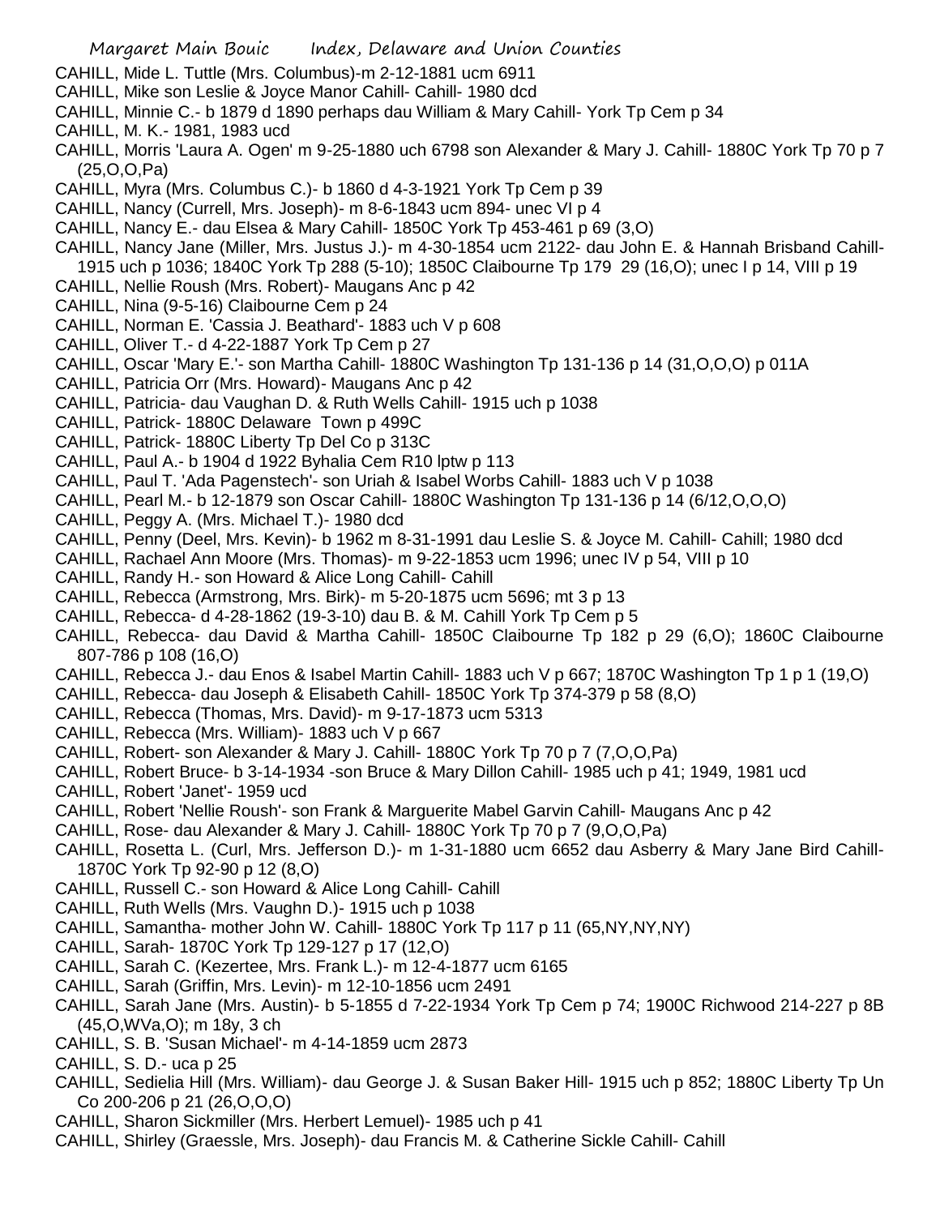CAHILL, Mide L. Tuttle (Mrs. Columbus)-m 2-12-1881 ucm 6911

CAHILL, Mike son Leslie & Joyce Manor Cahill- Cahill- 1980 dcd

CAHILL, Minnie C.- b 1879 d 1890 perhaps dau William & Mary Cahill- York Tp Cem p 34

CAHILL, M. K.- 1981, 1983 ucd

CAHILL, Morris 'Laura A. Ogen' m 9-25-1880 uch 6798 son Alexander & Mary J. Cahill- 1880C York Tp 70 p 7 (25,O,O,Pa)

CAHILL, Myra (Mrs. Columbus C.)- b 1860 d 4-3-1921 York Tp Cem p 39

CAHILL, Nancy (Currell, Mrs. Joseph)- m 8-6-1843 ucm 894- unec VI p 4

CAHILL, Nancy E.- dau Elsea & Mary Cahill- 1850C York Tp 453-461 p 69 (3,O)

CAHILL, Nancy Jane (Miller, Mrs. Justus J.)- m 4-30-1854 ucm 2122- dau John E. & Hannah Brisband Cahill- 1915 uch p 1036; 1840C York Tp 288 (5-10); 1850C Claibourne Tp 179 29 (16,O); unec I p 14, VIII p 19

CAHILL, Nellie Roush (Mrs. Robert)- Maugans Anc p 42

CAHILL, Nina (9-5-16) Claibourne Cem p 24

CAHILL, Norman E. 'Cassia J. Beathard'- 1883 uch V p 608

CAHILL, Oliver T.- d 4-22-1887 York Tp Cem p 27

CAHILL, Oscar 'Mary E.'- son Martha Cahill- 1880C Washington Tp 131-136 p 14 (31,O,O,O) p 011A

CAHILL, Patricia Orr (Mrs. Howard)- Maugans Anc p 42

CAHILL, Patricia- dau Vaughan D. & Ruth Wells Cahill- 1915 uch p 1038

CAHILL, Patrick- 1880C Delaware Town p 499C

CAHILL, Patrick- 1880C Liberty Tp Del Co p 313C

CAHILL, Paul A.- b 1904 d 1922 Byhalia Cem R10 lptw p 113

CAHILL, Paul T. 'Ada Pagenstech'- son Uriah & Isabel Worbs Cahill- 1883 uch V p 1038

CAHILL, Pearl M.- b 12-1879 son Oscar Cahill- 1880C Washington Tp 131-136 p 14 (6/12,O,O,O)

CAHILL, Peggy A. (Mrs. Michael T.)- 1980 dcd

CAHILL, Penny (Deel, Mrs. Kevin)- b 1962 m 8-31-1991 dau Leslie S. & Joyce M. Cahill- Cahill; 1980 dcd

CAHILL, Rachael Ann Moore (Mrs. Thomas)- m 9-22-1853 ucm 1996; unec IV p 54, VIII p 10

CAHILL, Randy H.- son Howard & Alice Long Cahill- Cahill

CAHILL, Rebecca (Armstrong, Mrs. Birk)- m 5-20-1875 ucm 5696; mt 3 p 13

CAHILL, Rebecca- d 4-28-1862 (19-3-10) dau B. & M. Cahill York Tp Cem p 5

CAHILL, Rebecca- dau David & Martha Cahill- 1850C Claibourne Tp 182 p 29 (6,O); 1860C Claibourne 807-786 p 108 (16,O)

CAHILL, Rebecca J.- dau Enos & Isabel Martin Cahill- 1883 uch V p 667; 1870C Washington Tp 1 p 1 (19,O)

CAHILL, Rebecca- dau Joseph & Elisabeth Cahill- 1850C York Tp 374-379 p 58 (8,O)

CAHILL, Rebecca (Thomas, Mrs. David)- m 9-17-1873 ucm 5313

CAHILL, Rebecca (Mrs. William)- 1883 uch V p 667

CAHILL, Robert- son Alexander & Mary J. Cahill- 1880C York Tp 70 p 7 (7,O,O,Pa)

CAHILL, Robert Bruce- b 3-14-1934 -son Bruce & Mary Dillon Cahill- 1985 uch p 41; 1949, 1981 ucd

CAHILL, Robert 'Janet'- 1959 ucd

CAHILL, Robert 'Nellie Roush'- son Frank & Marguerite Mabel Garvin Cahill- Maugans Anc p 42

CAHILL, Rose- dau Alexander & Mary J. Cahill- 1880C York Tp 70 p 7 (9,O,O,Pa)

CAHILL, Rosetta L. (Curl, Mrs. Jefferson D.)- m 1-31-1880 ucm 6652 dau Asberry & Mary Jane Bird Cahill- 1870C York Tp 92-90 p 12 (8,O)

CAHILL, Russell C.- son Howard & Alice Long Cahill- Cahill

CAHILL, Ruth Wells (Mrs. Vaughn D.)- 1915 uch p 1038

CAHILL, Samantha- mother John W. Cahill- 1880C York Tp 117 p 11 (65,NY,NY,NY)

CAHILL, Sarah- 1870C York Tp 129-127 p 17 (12,O)

CAHILL, Sarah C. (Kezertee, Mrs. Frank L.)- m 12-4-1877 ucm 6165

CAHILL, Sarah (Griffin, Mrs. Levin)- m 12-10-1856 ucm 2491

CAHILL, Sarah Jane (Mrs. Austin)- b 5-1855 d 7-22-1934 York Tp Cem p 74; 1900C Richwood 214-227 p 8B (45,O,WVa,O); m 18y, 3 ch

CAHILL, S. B. 'Susan Michael'- m 4-14-1859 ucm 2873

CAHILL, S. D.- uca p 25

CAHILL, Sedielia Hill (Mrs. William)- dau George J. & Susan Baker Hill- 1915 uch p 852; 1880C Liberty Tp Un Co 200-206 p 21 (26,O,O,O)

CAHILL, Sharon Sickmiller (Mrs. Herbert Lemuel)- 1985 uch p 41

CAHILL, Shirley (Graessle, Mrs. Joseph)- dau Francis M. & Catherine Sickle Cahill- Cahill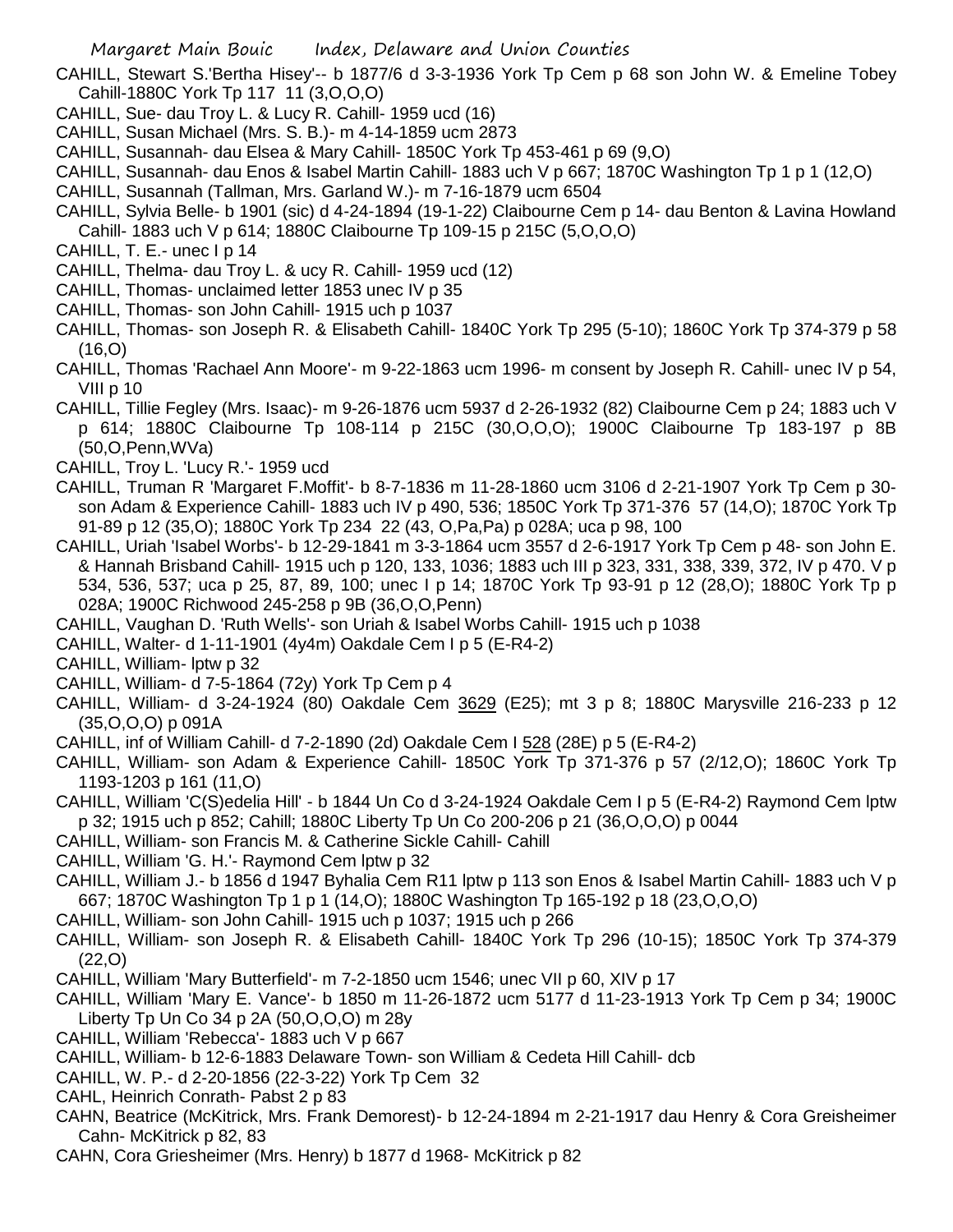CAHILL, Stewart S.'Bertha Hisey'-- b 1877/6 d 3-3-1936 York Tp Cem p 68 son John W. & Emeline Tobey Cahill-1880C York Tp 117 11 (3,O,O,O)

CAHILL, Sue- dau Troy L. & Lucy R. Cahill- 1959 ucd (16)

CAHILL, Susan Michael (Mrs. S. B.)- m 4-14-1859 ucm 2873

CAHILL, Susannah- dau Elsea & Mary Cahill- 1850C York Tp 453-461 p 69 (9,O)

CAHILL, Susannah- dau Enos & Isabel Martin Cahill- 1883 uch V p 667; 1870C Washington Tp 1 p 1 (12,O)

CAHILL, Susannah (Tallman, Mrs. Garland W.)- m 7-16-1879 ucm 6504

CAHILL, Sylvia Belle- b 1901 (sic) d 4-24-1894 (19-1-22) Claibourne Cem p 14- dau Benton & Lavina Howland Cahill- 1883 uch V p 614; 1880C Claibourne Tp 109-15 p 215C (5,O,O,O)

CAHILL, T. E.- unec I p 14

CAHILL, Thelma- dau Troy L. & ucy R. Cahill- 1959 ucd (12)

CAHILL, Thomas- unclaimed letter 1853 unec IV p 35

CAHILL, Thomas- son John Cahill- 1915 uch p 1037

CAHILL, Thomas- son Joseph R. & Elisabeth Cahill- 1840C York Tp 295 (5-10); 1860C York Tp 374-379 p 58 (16,O)

CAHILL, Thomas 'Rachael Ann Moore'- m 9-22-1863 ucm 1996- m consent by Joseph R. Cahill- unec IV p 54, VIII p 10

CAHILL, Tillie Fegley (Mrs. Isaac)- m 9-26-1876 ucm 5937 d 2-26-1932 (82) Claibourne Cem p 24; 1883 uch V p 614; 1880C Claibourne Tp 108-114 p 215C (30,O,O,O); 1900C Claibourne Tp 183-197 p 8B (50,O,Penn,WVa)

CAHILL, Troy L. 'Lucy R.'- 1959 ucd

CAHILL, Truman R 'Margaret F.Moffit'- b 8-7-1836 m 11-28-1860 ucm 3106 d 2-21-1907 York Tp Cem p 30- son Adam & Experience Cahill- 1883 uch IV p 490, 536; 1850C York Tp 371-376 57 (14,O); 1870C York Tp 91-89 p 12 (35,O); 1880C York Tp 234 22 (43, O,Pa,Pa) p 028A; uca p 98, 100

CAHILL, Uriah 'Isabel Worbs'- b 12-29-1841 m 3-3-1864 ucm 3557 d 2-6-1917 York Tp Cem p 48- son John E. & Hannah Brisband Cahill- 1915 uch p 120, 133, 1036; 1883 uch III p 323, 331, 338, 339, 372, IV p 470. V p 534, 536, 537; uca p 25, 87, 89, 100; unec I p 14; 1870C York Tp 93-91 p 12 (28,O); 1880C York Tp p 028A; 1900C Richwood 245-258 p 9B (36,O,O,Penn)

CAHILL, Vaughan D. 'Ruth Wells'- son Uriah & Isabel Worbs Cahill- 1915 uch p 1038

CAHILL, Walter- d 1-11-1901 (4y4m) Oakdale Cem I p 5 (E-R4-2)

CAHILL, William- lptw p 32

CAHILL, William- d 7-5-1864 (72y) York Tp Cem p 4

CAHILL, William- d 3-24-1924 (80) Oakdale Cem 3629 (E25); mt 3 p 8; 1880C Marysville 216-233 p 12 (35,O,O,O) p 091A

CAHILL, inf of William Cahill- d 7-2-1890 (2d) Oakdale Cem I 528 (28E) p 5 (E-R4-2)

CAHILL, William- son Adam & Experience Cahill- 1850C York Tp 371-376 p 57 (2/12,O); 1860C York Tp 1193-1203 p 161 (11,O)

CAHILL, William 'C(S)edelia Hill' - b 1844 Un Co d 3-24-1924 Oakdale Cem I p 5 (E-R4-2) Raymond Cem lptw p 32; 1915 uch p 852; Cahill; 1880C Liberty Tp Un Co 200-206 p 21 (36,O,O,O) p 0044

CAHILL, William- son Francis M. & Catherine Sickle Cahill- Cahill

CAHILL, William 'G. H.'- Raymond Cem lptw p 32

CAHILL, William J.- b 1856 d 1947 Byhalia Cem R11 lptw p 113 son Enos & Isabel Martin Cahill- 1883 uch V p 667; 1870C Washington Tp 1 p 1 (14,O); 1880C Washington Tp 165-192 p 18 (23,O,O,O)

CAHILL, William- son John Cahill- 1915 uch p 1037; 1915 uch p 266

CAHILL, William- son Joseph R. & Elisabeth Cahill- 1840C York Tp 296 (10-15); 1850C York Tp 374-379 (22,O)

CAHILL, William 'Mary Butterfield'- m 7-2-1850 ucm 1546; unec VII p 60, XIV p 17

CAHILL, William 'Mary E. Vance'- b 1850 m 11-26-1872 ucm 5177 d 11-23-1913 York Tp Cem p 34; 1900C Liberty Tp Un Co 34 p 2A (50,O,O,O) m 28y

CAHILL, William 'Rebecca'- 1883 uch V p 667

CAHILL, William- b 12-6-1883 Delaware Town- son William & Cedeta Hill Cahill- dcb

CAHILL, W. P.- d 2-20-1856 (22-3-22) York Tp Cem 32

CAHL, Heinrich Conrath- Pabst 2 p 83

CAHN, Beatrice (McKitrick, Mrs. Frank Demorest)- b 12-24-1894 m 2-21-1917 dau Henry & Cora Greisheimer Cahn- McKitrick p 82, 83

CAHN, Cora Griesheimer (Mrs. Henry) b 1877 d 1968- McKitrick p 82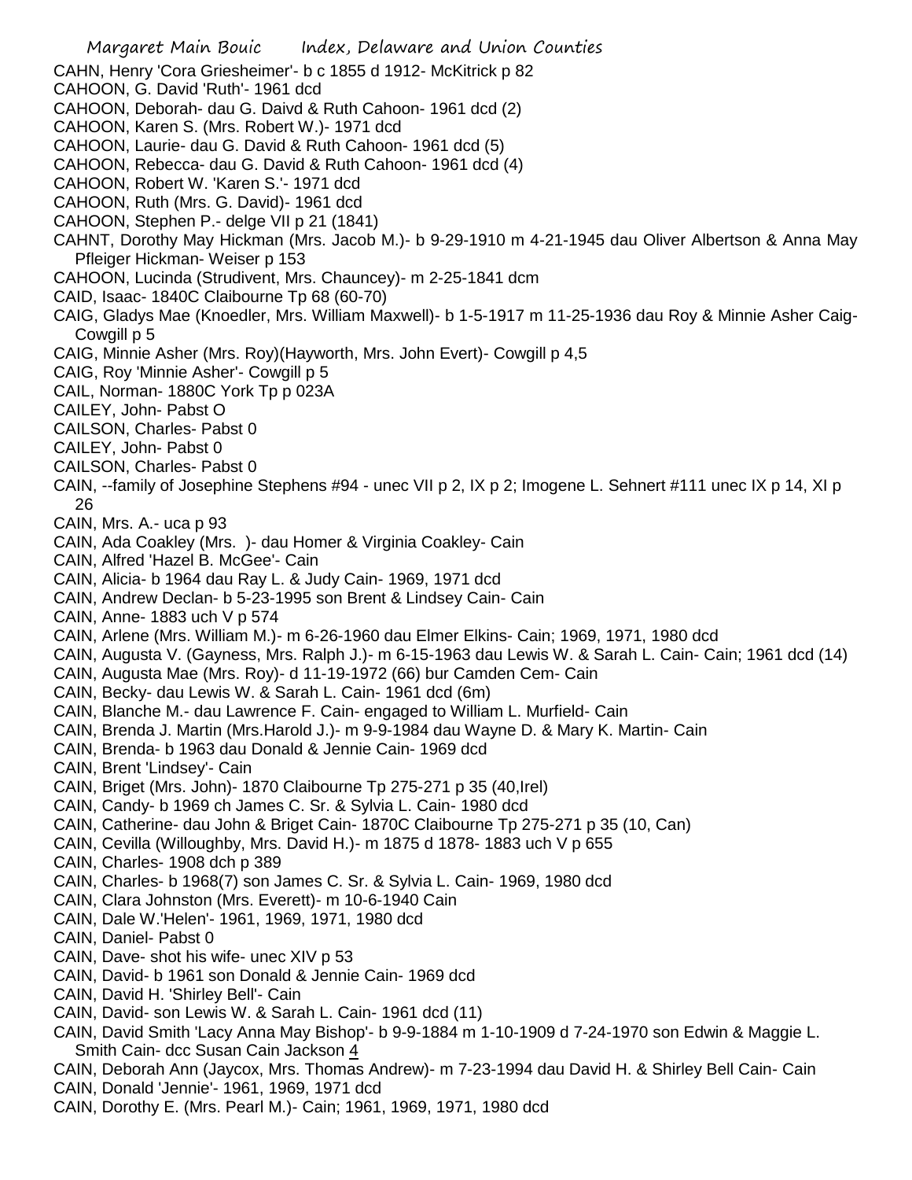CAHN, Henry 'Cora Griesheimer'- b c 1855 d 1912- McKitrick p 82
CAHOON, G. David 'Ruth'- 1961 dcd
CAHOON, Deborah- dau G. Daivd & Ruth Cahoon- 1961 dcd (2)
CAHOON, Karen S. (Mrs. Robert W.)- 1971 dcd
CAHOON, Laurie- dau G. David & Ruth Cahoon- 1961 dcd (5)
CAHOON, Rebecca- dau G. David & Ruth Cahoon- 1961 dcd (4)
CAHOON, Robert W. 'Karen S.'- 1971 dcd
CAHOON, Ruth (Mrs. G. David)- 1961 dcd
CAHOON, Stephen P.- delge VII p 21 (1841)
CAHNT, Dorothy May Hickman (Mrs. Jacob M.)- b 9-29-1910 m 4-21-1945 dau Oliver Albertson & Anna May Pfleiger Hickman- Weiser p 153
CAHOON, Lucinda (Strudivent, Mrs. Chauncey)- m 2-25-1841 dcm
CAID, Isaac- 1840C Claibourne Tp 68 (60-70)
CAIG, Gladys Mae (Knoedler, Mrs. William Maxwell)- b 1-5-1917 m 11-25-1936 dau Roy & Minnie Asher Caig- Cowgill p 5
CAIG, Minnie Asher (Mrs. Roy)(Hayworth, Mrs. John Evert)- Cowgill p 4,5
CAIG, Roy 'Minnie Asher'- Cowgill p 5
CAIL, Norman- 1880C York Tp p 023A
CAILEY, John- Pabst O
CAILSON, Charles- Pabst 0
CAILEY, John- Pabst 0
CAILSON, Charles- Pabst 0
CAIN, --family of Josephine Stephens #94 - unec VII p 2, IX p 2; Imogene L. Sehnert #111 unec IX p 14, XI p 26
CAIN, Mrs. A.- uca p 93
CAIN, Ada Coakley (Mrs. )- dau Homer & Virginia Coakley- Cain
CAIN, Alfred 'Hazel B. McGee'- Cain
CAIN, Alicia- b 1964 dau Ray L. & Judy Cain- 1969, 1971 dcd
CAIN, Andrew Declan- b 5-23-1995 son Brent & Lindsey Cain- Cain
CAIN, Anne- 1883 uch V p 574
CAIN, Arlene (Mrs. William M.)- m 6-26-1960 dau Elmer Elkins- Cain; 1969, 1971, 1980 dcd
CAIN, Augusta V. (Gayness, Mrs. Ralph J.)- m 6-15-1963 dau Lewis W. & Sarah L. Cain- Cain; 1961 dcd (14)
CAIN, Augusta Mae (Mrs. Roy)- d 11-19-1972 (66) bur Camden Cem- Cain
CAIN, Becky- dau Lewis W. & Sarah L. Cain- 1961 dcd (6m)
CAIN, Blanche M.- dau Lawrence F. Cain- engaged to William L. Murfield- Cain
CAIN, Brenda J. Martin (Mrs.Harold J.)- m 9-9-1984 dau Wayne D. & Mary K. Martin- Cain
CAIN, Brenda- b 1963 dau Donald & Jennie Cain- 1969 dcd
CAIN, Brent 'Lindsey'- Cain
CAIN, Briget (Mrs. John)- 1870 Claibourne Tp 275-271 p 35 (40,Irel)
CAIN, Candy- b 1969 ch James C. Sr. & Sylvia L. Cain- 1980 dcd
CAIN, Catherine- dau John & Briget Cain- 1870C Claibourne Tp 275-271 p 35 (10, Can)
CAIN, Cevilla (Willoughby, Mrs. David H.)- m 1875 d 1878- 1883 uch V p 655
CAIN, Charles- 1908 dch p 389
CAIN, Charles- b 1968(7) son James C. Sr. & Sylvia L. Cain- 1969, 1980 dcd
CAIN, Clara Johnston (Mrs. Everett)- m 10-6-1940 Cain
CAIN, Dale W.'Helen'- 1961, 1969, 1971, 1980 dcd
CAIN, Daniel- Pabst 0
CAIN, Dave- shot his wife- unec XIV p 53
CAIN, David- b 1961 son Donald & Jennie Cain- 1969 dcd
CAIN, David H. 'Shirley Bell'- Cain
CAIN, David- son Lewis W. & Sarah L. Cain- 1961 dcd (11)
CAIN, David Smith 'Lacy Anna May Bishop'- b 9-9-1884 m 1-10-1909 d 7-24-1970 son Edwin & Maggie L. Smith Cain- dcc Susan Cain Jackson 4
CAIN, Deborah Ann (Jaycox, Mrs. Thomas Andrew)- m 7-23-1994 dau David H. & Shirley Bell Cain- Cain
CAIN, Donald 'Jennie'- 1961, 1969, 1971 dcd
CAIN, Dorothy E. (Mrs. Pearl M.)- Cain; 1961, 1969, 1971, 1980 dcd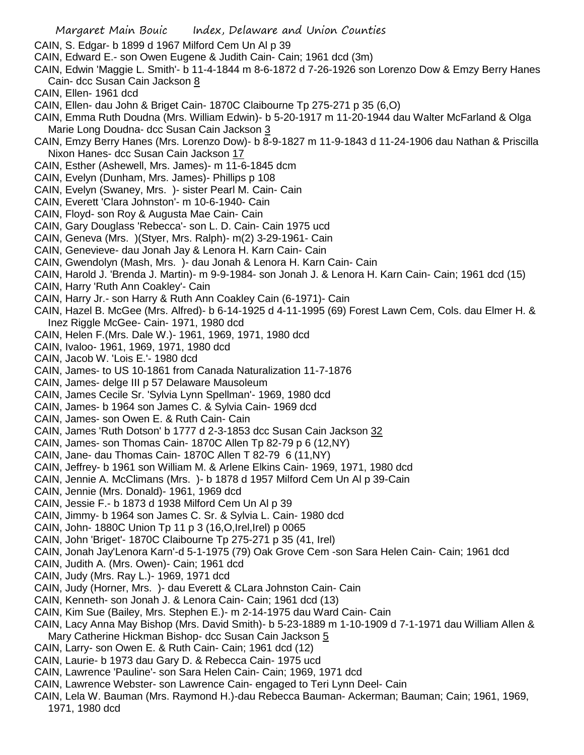CAIN, S. Edgar- b 1899 d 1967 Milford Cem Un Al p 39

CAIN, Edward E.- son Owen Eugene & Judith Cain- Cain; 1961 dcd (3m)

CAIN, Edwin 'Maggie L. Smith'- b 11-4-1844 m 8-6-1872 d 7-26-1926 son Lorenzo Dow & Emzy Berry Hanes Cain- dcc Susan Cain Jackson 8

CAIN, Ellen- 1961 dcd

CAIN, Ellen- dau John & Briget Cain- 1870C Claibourne Tp 275-271 p 35 (6,O)

CAIN, Emma Ruth Doudna (Mrs. William Edwin)- b 5-20-1917 m 11-20-1944 dau Walter McFarland & Olga Marie Long Doudna- dcc Susan Cain Jackson 3

CAIN, Emzy Berry Hanes (Mrs. Lorenzo Dow)- b 8-9-1827 m 11-9-1843 d 11-24-1906 dau Nathan & Priscilla Nixon Hanes- dcc Susan Cain Jackson 17

CAIN, Esther (Ashewell, Mrs. James)- m 11-6-1845 dcm

CAIN, Evelyn (Dunham, Mrs. James)- Phillips p 108

CAIN, Evelyn (Swaney, Mrs. )- sister Pearl M. Cain- Cain

CAIN, Everett 'Clara Johnston'- m 10-6-1940- Cain

CAIN, Floyd- son Roy & Augusta Mae Cain- Cain

CAIN, Gary Douglass 'Rebecca'- son L. D. Cain- Cain 1975 ucd

CAIN, Geneva (Mrs. )(Styer, Mrs. Ralph)- m(2) 3-29-1961- Cain

CAIN, Genevieve- dau Jonah Jay & Lenora H. Karn Cain- Cain

CAIN, Gwendolyn (Mash, Mrs. )- dau Jonah & Lenora H. Karn Cain- Cain

CAIN, Harold J. 'Brenda J. Martin)- m 9-9-1984- son Jonah J. & Lenora H. Karn Cain- Cain; 1961 dcd (15)

CAIN, Harry 'Ruth Ann Coakley'- Cain

CAIN, Harry Jr.- son Harry & Ruth Ann Coakley Cain (6-1971)- Cain

CAIN, Hazel B. McGee (Mrs. Alfred)- b 6-14-1925 d 4-11-1995 (69) Forest Lawn Cem, Cols. dau Elmer H. & Inez Riggle McGee- Cain- 1971, 1980 dcd

CAIN, Helen F.(Mrs. Dale W.)- 1961, 1969, 1971, 1980 dcd

CAIN, Ivaloo- 1961, 1969, 1971, 1980 dcd

CAIN, Jacob W. 'Lois E.'- 1980 dcd

CAIN, James- to US 10-1861 from Canada Naturalization 11-7-1876

CAIN, James- delge III p 57 Delaware Mausoleum

CAIN, James Cecile Sr. 'Sylvia Lynn Spellman'- 1969, 1980 dcd

CAIN, James- b 1964 son James C. & Sylvia Cain- 1969 dcd

CAIN, James- son Owen E. & Ruth Cain- Cain

CAIN, James 'Ruth Dotson' b 1777 d 2-3-1853 dcc Susan Cain Jackson 32

CAIN, James- son Thomas Cain- 1870C Allen Tp 82-79 p 6 (12,NY)

CAIN, Jane- dau Thomas Cain- 1870C Allen T 82-79 6 (11,NY)

CAIN, Jeffrey- b 1961 son William M. & Arlene Elkins Cain- 1969, 1971, 1980 dcd

CAIN, Jennie A. McClimans (Mrs. )- b 1878 d 1957 Milford Cem Un Al p 39-Cain

CAIN, Jennie (Mrs. Donald)- 1961, 1969 dcd

CAIN, Jessie F.- b 1873 d 1938 Milford Cem Un Al p 39

CAIN, Jimmy- b 1964 son James C. Sr. & Sylvia L. Cain- 1980 dcd

CAIN, John- 1880C Union Tp 11 p 3 (16,O,Irel,Irel) p 0065

CAIN, John 'Briget'- 1870C Claibourne Tp 275-271 p 35 (41, Irel)

CAIN, Jonah Jay'Lenora Karn'-d 5-1-1975 (79) Oak Grove Cem -son Sara Helen Cain- Cain; 1961 dcd

CAIN, Judith A. (Mrs. Owen)- Cain; 1961 dcd

CAIN, Judy (Mrs. Ray L.)- 1969, 1971 dcd

CAIN, Judy (Horner, Mrs. )- dau Everett & CLara Johnston Cain- Cain

CAIN, Kenneth- son Jonah J. & Lenora Cain- Cain; 1961 dcd (13)

CAIN, Kim Sue (Bailey, Mrs. Stephen E.)- m 2-14-1975 dau Ward Cain- Cain

CAIN, Lacy Anna May Bishop (Mrs. David Smith)- b 5-23-1889 m 1-10-1909 d 7-1-1971 dau William Allen & Mary Catherine Hickman Bishop- dcc Susan Cain Jackson 5

CAIN, Larry- son Owen E. & Ruth Cain- Cain; 1961 dcd (12)

CAIN, Laurie- b 1973 dau Gary D. & Rebecca Cain- 1975 ucd

CAIN, Lawrence 'Pauline'- son Sara Helen Cain- Cain; 1969, 1971 dcd

CAIN, Lawrence Webster- son Lawrence Cain- engaged to Teri Lynn Deel- Cain

CAIN, Lela W. Bauman (Mrs. Raymond H.)-dau Rebecca Bauman- Ackerman; Bauman; Cain; 1961, 1969, 1971, 1980 dcd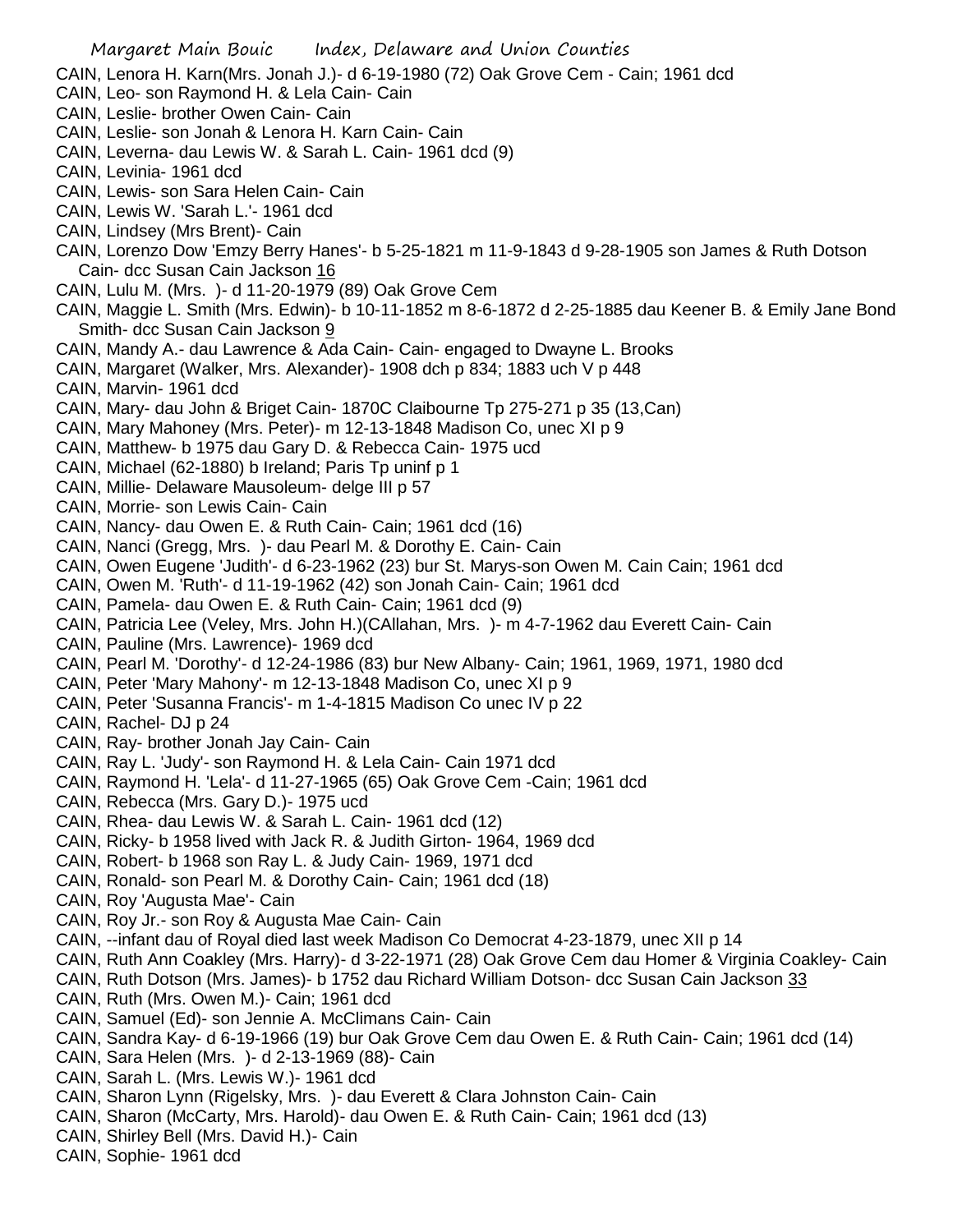CAIN, Lenora H. Karn(Mrs. Jonah J.)- d 6-19-1980 (72) Oak Grove Cem - Cain; 1961 dcd
CAIN, Leo- son Raymond H. & Lela Cain- Cain
CAIN, Leslie- brother Owen Cain- Cain
CAIN, Leslie- son Jonah & Lenora H. Karn Cain- Cain
CAIN, Leverna- dau Lewis W. & Sarah L. Cain- 1961 dcd (9)
CAIN, Levinia- 1961 dcd
CAIN, Lewis- son Sara Helen Cain- Cain
CAIN, Lewis W. 'Sarah L.'- 1961 dcd
CAIN, Lindsey (Mrs Brent)- Cain
CAIN, Lorenzo Dow 'Emzy Berry Hanes'- b 5-25-1821 m 11-9-1843 d 9-28-1905 son James & Ruth Dotson Cain- dcc Susan Cain Jackson 16
CAIN, Lulu M. (Mrs. )- d 11-20-1979 (89) Oak Grove Cem
CAIN, Maggie L. Smith (Mrs. Edwin)- b 10-11-1852 m 8-6-1872 d 2-25-1885 dau Keener B. & Emily Jane Bond Smith- dcc Susan Cain Jackson 9
CAIN, Mandy A.- dau Lawrence & Ada Cain- Cain- engaged to Dwayne L. Brooks
CAIN, Margaret (Walker, Mrs. Alexander)- 1908 dch p 834; 1883 uch V p 448
CAIN, Marvin- 1961 dcd
CAIN, Mary- dau John & Briget Cain- 1870C Claibourne Tp 275-271 p 35 (13,Can)
CAIN, Mary Mahoney (Mrs. Peter)- m 12-13-1848 Madison Co, unec XI p 9
CAIN, Matthew- b 1975 dau Gary D. & Rebecca Cain- 1975 ucd
CAIN, Michael (62-1880) b Ireland; Paris Tp uninf p 1
CAIN, Millie- Delaware Mausoleum- delge III p 57
CAIN, Morrie- son Lewis Cain- Cain
CAIN, Nancy- dau Owen E. & Ruth Cain- Cain; 1961 dcd (16)
CAIN, Nanci (Gregg, Mrs. )- dau Pearl M. & Dorothy E. Cain- Cain
CAIN, Owen Eugene 'Judith'- d 6-23-1962 (23) bur St. Marys-son Owen M. Cain Cain; 1961 dcd
CAIN, Owen M. 'Ruth'- d 11-19-1962 (42) son Jonah Cain- Cain; 1961 dcd
CAIN, Pamela- dau Owen E. & Ruth Cain- Cain; 1961 dcd (9)
CAIN, Patricia Lee (Veley, Mrs. John H.)(CAllahan, Mrs. )- m 4-7-1962 dau Everett Cain- Cain
CAIN, Pauline (Mrs. Lawrence)- 1969 dcd
CAIN, Pearl M. 'Dorothy'- d 12-24-1986 (83) bur New Albany- Cain; 1961, 1969, 1971, 1980 dcd
CAIN, Peter 'Mary Mahony'- m 12-13-1848 Madison Co, unec XI p 9
CAIN, Peter 'Susanna Francis'- m 1-4-1815 Madison Co unec IV p 22
CAIN, Rachel- DJ p 24
CAIN, Ray- brother Jonah Jay Cain- Cain
CAIN, Ray L. 'Judy'- son Raymond H. & Lela Cain- Cain 1971 dcd
CAIN, Raymond H. 'Lela'- d 11-27-1965 (65) Oak Grove Cem -Cain; 1961 dcd
CAIN, Rebecca (Mrs. Gary D.)- 1975 ucd
CAIN, Rhea- dau Lewis W. & Sarah L. Cain- 1961 dcd (12)
CAIN, Ricky- b 1958 lived with Jack R. & Judith Girton- 1964, 1969 dcd
CAIN, Robert- b 1968 son Ray L. & Judy Cain- 1969, 1971 dcd
CAIN, Ronald- son Pearl M. & Dorothy Cain- Cain; 1961 dcd (18)
CAIN, Roy 'Augusta Mae'- Cain
CAIN, Roy Jr.- son Roy & Augusta Mae Cain- Cain
CAIN, --infant dau of Royal died last week Madison Co Democrat 4-23-1879, unec XII p 14
CAIN, Ruth Ann Coakley (Mrs. Harry)- d 3-22-1971 (28) Oak Grove Cem dau Homer & Virginia Coakley- Cain
CAIN, Ruth Dotson (Mrs. James)- b 1752 dau Richard William Dotson- dcc Susan Cain Jackson 33
CAIN, Ruth (Mrs. Owen M.)- Cain; 1961 dcd
CAIN, Samuel (Ed)- son Jennie A. McClimans Cain- Cain
CAIN, Sandra Kay- d 6-19-1966 (19) bur Oak Grove Cem dau Owen E. & Ruth Cain- Cain; 1961 dcd (14)
CAIN, Sara Helen (Mrs. )- d 2-13-1969 (88)- Cain
CAIN, Sarah L. (Mrs. Lewis W.)- 1961 dcd
CAIN, Sharon Lynn (Rigelsky, Mrs. )- dau Everett & Clara Johnston Cain- Cain
CAIN, Sharon (McCarty, Mrs. Harold)- dau Owen E. & Ruth Cain- Cain; 1961 dcd (13)
CAIN, Shirley Bell (Mrs. David H.)- Cain
CAIN, Sophie- 1961 dcd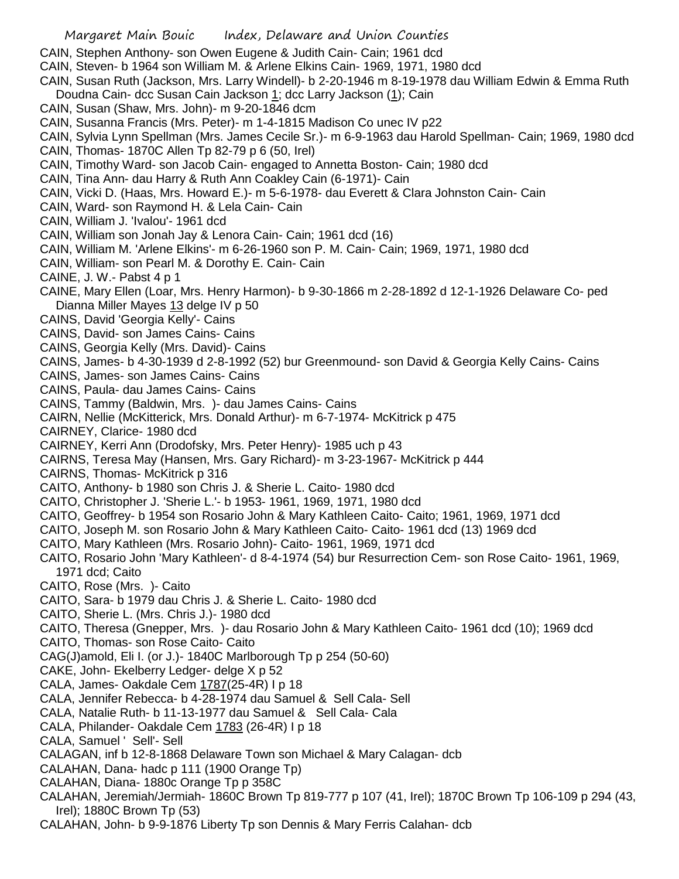CAIN, Stephen Anthony- son Owen Eugene & Judith Cain- Cain; 1961 dcd

CAIN, Steven- b 1964 son William M. & Arlene Elkins Cain- 1969, 1971, 1980 dcd

CAIN, Susan Ruth (Jackson, Mrs. Larry Windell)- b 2-20-1946 m 8-19-1978 dau William Edwin & Emma Ruth Doudna Cain- dcc Susan Cain Jackson 1; dcc Larry Jackson (1); Cain

CAIN, Susan (Shaw, Mrs. John)- m 9-20-1846 dcm

CAIN, Susanna Francis (Mrs. Peter)- m 1-4-1815 Madison Co unec IV p22

CAIN, Sylvia Lynn Spellman (Mrs. James Cecile Sr.)- m 6-9-1963 dau Harold Spellman- Cain; 1969, 1980 dcd

CAIN, Thomas- 1870C Allen Tp 82-79 p 6 (50, Irel)

CAIN, Timothy Ward- son Jacob Cain- engaged to Annetta Boston- Cain; 1980 dcd

CAIN, Tina Ann- dau Harry & Ruth Ann Coakley Cain (6-1971)- Cain

CAIN, Vicki D. (Haas, Mrs. Howard E.)- m 5-6-1978- dau Everett & Clara Johnston Cain- Cain

CAIN, Ward- son Raymond H. & Lela Cain- Cain

CAIN, William J. 'Ivalou'- 1961 dcd

CAIN, William son Jonah Jay & Lenora Cain- Cain; 1961 dcd (16)

CAIN, William M. 'Arlene Elkins'- m 6-26-1960 son P. M. Cain- Cain; 1969, 1971, 1980 dcd

CAIN, William- son Pearl M. & Dorothy E. Cain- Cain

CAINE, J. W.- Pabst 4 p 1

CAINE, Mary Ellen (Loar, Mrs. Henry Harmon)- b 9-30-1866 m 2-28-1892 d 12-1-1926 Delaware Co- ped Dianna Miller Mayes 13 delge IV p 50

CAINS, David 'Georgia Kelly'- Cains

CAINS, David- son James Cains- Cains

CAINS, Georgia Kelly (Mrs. David)- Cains

CAINS, James- b 4-30-1939 d 2-8-1992 (52) bur Greenmound- son David & Georgia Kelly Cains- Cains

CAINS, James- son James Cains- Cains

CAINS, Paula- dau James Cains- Cains

CAINS, Tammy (Baldwin, Mrs. )- dau James Cains- Cains

CAIRN, Nellie (McKitterick, Mrs. Donald Arthur)- m 6-7-1974- McKitrick p 475

CAIRNEY, Clarice- 1980 dcd

CAIRNEY, Kerri Ann (Drodofsky, Mrs. Peter Henry)- 1985 uch p 43

CAIRNS, Teresa May (Hansen, Mrs. Gary Richard)- m 3-23-1967- McKitrick p 444

CAIRNS, Thomas- McKitrick p 316

CAITO, Anthony- b 1980 son Chris J. & Sherie L. Caito- 1980 dcd

CAITO, Christopher J. 'Sherie L.'- b 1953- 1961, 1969, 1971, 1980 dcd

CAITO, Geoffrey- b 1954 son Rosario John & Mary Kathleen Caito- Caito; 1961, 1969, 1971 dcd

CAITO, Joseph M. son Rosario John & Mary Kathleen Caito- Caito- 1961 dcd (13) 1969 dcd

CAITO, Mary Kathleen (Mrs. Rosario John)- Caito- 1961, 1969, 1971 dcd

CAITO, Rosario John 'Mary Kathleen'- d 8-4-1974 (54) bur Resurrection Cem- son Rose Caito- 1961, 1969, 1971 dcd; Caito

CAITO, Rose (Mrs. )- Caito

CAITO, Sara- b 1979 dau Chris J. & Sherie L. Caito- 1980 dcd

CAITO, Sherie L. (Mrs. Chris J.)- 1980 dcd

CAITO, Theresa (Gnepper, Mrs. )- dau Rosario John & Mary Kathleen Caito- 1961 dcd (10); 1969 dcd

CAITO, Thomas- son Rose Caito- Caito

CAG(J)amold, Eli I. (or J.)- 1840C Marlborough Tp p 254 (50-60)

CAKE, John- Ekelberry Ledger- delge X p 52

CALA, James- Oakdale Cem 1787(25-4R) I p 18

CALA, Jennifer Rebecca- b 4-28-1974 dau Samuel & Sell Cala- Sell

CALA, Natalie Ruth- b 11-13-1977 dau Samuel & Sell Cala- Cala

CALA, Philander- Oakdale Cem 1783 (26-4R) I p 18

CALA, Samuel ' Sell'- Sell

CALAGAN, inf b 12-8-1868 Delaware Town son Michael & Mary Calagan- dcb

CALAHAN, Dana- hadc p 111 (1900 Orange Tp)

CALAHAN, Diana- 1880c Orange Tp p 358C

CALAHAN, Jeremiah/Jermiah- 1860C Brown Tp 819-777 p 107 (41, Irel); 1870C Brown Tp 106-109 p 294 (43, Irel); 1880C Brown Tp (53)

CALAHAN, John- b 9-9-1876 Liberty Tp son Dennis & Mary Ferris Calahan- dcb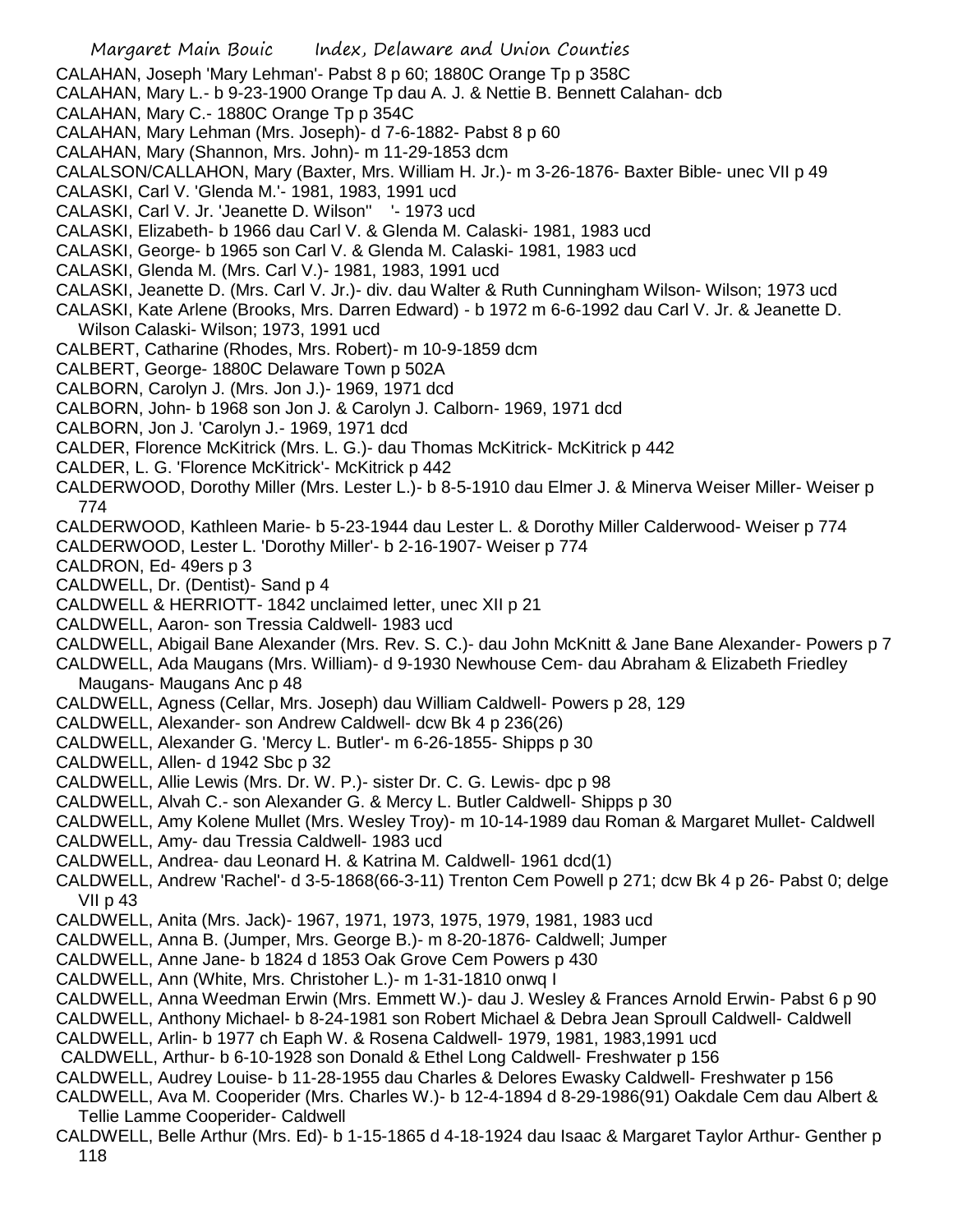CALAHAN, Joseph 'Mary Lehman'- Pabst 8 p 60; 1880C Orange Tp p 358C
CALAHAN, Mary L.- b 9-23-1900 Orange Tp dau A. J. & Nettie B. Bennett Calahan- dcb
CALAHAN, Mary C.- 1880C Orange Tp p 354C
CALAHAN, Mary Lehman (Mrs. Joseph)- d 7-6-1882- Pabst 8 p 60
CALAHAN, Mary (Shannon, Mrs. John)- m 11-29-1853 dcm
CALALSON/CALLAHON, Mary (Baxter, Mrs. William H. Jr.)- m 3-26-1876- Baxter Bible- unec VII p 49
CALASKI, Carl V. 'Glenda M.'- 1981, 1983, 1991 ucd
CALASKI, Carl V. Jr. 'Jeanette D. Wilson" '- 1973 ucd
CALASKI, Elizabeth- b 1966 dau Carl V. & Glenda M. Calaski- 1981, 1983 ucd
CALASKI, George- b 1965 son Carl V. & Glenda M. Calaski- 1981, 1983 ucd
CALASKI, Glenda M. (Mrs. Carl V.)- 1981, 1983, 1991 ucd
CALASKI, Jeanette D. (Mrs. Carl V. Jr.)- div. dau Walter & Ruth Cunningham Wilson- Wilson; 1973 ucd
CALASKI, Kate Arlene (Brooks, Mrs. Darren Edward) - b 1972 m 6-6-1992 dau Carl V. Jr. & Jeanette D. Wilson Calaski- Wilson; 1973, 1991 ucd
CALBERT, Catharine (Rhodes, Mrs. Robert)- m 10-9-1859 dcm
CALBERT, George- 1880C Delaware Town p 502A
CALBORN, Carolyn J. (Mrs. Jon J.)- 1969, 1971 dcd
CALBORN, John- b 1968 son Jon J. & Carolyn J. Calborn- 1969, 1971 dcd
CALBORN, Jon J. 'Carolyn J.- 1969, 1971 dcd
CALDER, Florence McKitrick (Mrs. L. G.)- dau Thomas McKitrick- McKitrick p 442
CALDER, L. G. 'Florence McKitrick'- McKitrick p 442
CALDERWOOD, Dorothy Miller (Mrs. Lester L.)- b 8-5-1910 dau Elmer J. & Minerva Weiser Miller- Weiser p 774
CALDERWOOD, Kathleen Marie- b 5-23-1944 dau Lester L. & Dorothy Miller Calderwood- Weiser p 774
CALDERWOOD, Lester L. 'Dorothy Miller'- b 2-16-1907- Weiser p 774
CALDRON, Ed- 49ers p 3
CALDWELL, Dr. (Dentist)- Sand p 4
CALDWELL & HERRIOTT- 1842 unclaimed letter, unec XII p 21
CALDWELL, Aaron- son Tressia Caldwell- 1983 ucd
CALDWELL, Abigail Bane Alexander (Mrs. Rev. S. C.)- dau John McKnitt & Jane Bane Alexander- Powers p 7
CALDWELL, Ada Maugans (Mrs. William)- d 9-1930 Newhouse Cem- dau Abraham & Elizabeth Friedley Maugans- Maugans Anc p 48
CALDWELL, Agness (Cellar, Mrs. Joseph) dau William Caldwell- Powers p 28, 129
CALDWELL, Alexander- son Andrew Caldwell- dcw Bk 4 p 236(26)
CALDWELL, Alexander G. 'Mercy L. Butler'- m 6-26-1855- Shipps p 30
CALDWELL, Allen- d 1942 Sbc p 32
CALDWELL, Allie Lewis (Mrs. Dr. W. P.)- sister Dr. C. G. Lewis- dpc p 98
CALDWELL, Alvah C.- son Alexander G. & Mercy L. Butler Caldwell- Shipps p 30
CALDWELL, Amy Kolene Mullet (Mrs. Wesley Troy)- m 10-14-1989 dau Roman & Margaret Mullet- Caldwell
CALDWELL, Amy- dau Tressia Caldwell- 1983 ucd
CALDWELL, Andrea- dau Leonard H. & Katrina M. Caldwell- 1961 dcd(1)
CALDWELL, Andrew 'Rachel'- d 3-5-1868(66-3-11) Trenton Cem Powell p 271; dcw Bk 4 p 26- Pabst 0; delge VII p 43
CALDWELL, Anita (Mrs. Jack)- 1967, 1971, 1973, 1975, 1979, 1981, 1983 ucd
CALDWELL, Anna B. (Jumper, Mrs. George B.)- m 8-20-1876- Caldwell; Jumper
CALDWELL, Anne Jane- b 1824 d 1853 Oak Grove Cem Powers p 430
CALDWELL, Ann (White, Mrs. Christoher L.)- m 1-31-1810 onwq I
CALDWELL, Anna Weedman Erwin (Mrs. Emmett W.)- dau J. Wesley & Frances Arnold Erwin- Pabst 6 p 90
CALDWELL, Anthony Michael- b 8-24-1981 son Robert Michael & Debra Jean Sproull Caldwell- Caldwell
CALDWELL, Arlin- b 1977 ch Eaph W. & Rosena Caldwell- 1979, 1981, 1983,1991 ucd
CALDWELL, Arthur- b 6-10-1928 son Donald & Ethel Long Caldwell- Freshwater p 156
CALDWELL, Audrey Louise- b 11-28-1955 dau Charles & Delores Ewasky Caldwell- Freshwater p 156
CALDWELL, Ava M. Cooperider (Mrs. Charles W.)- b 12-4-1894 d 8-29-1986(91) Oakdale Cem dau Albert & Tellie Lamme Cooperider- Caldwell
CALDWELL, Belle Arthur (Mrs. Ed)- b 1-15-1865 d 4-18-1924 dau Isaac & Margaret Taylor Arthur- Genther p 118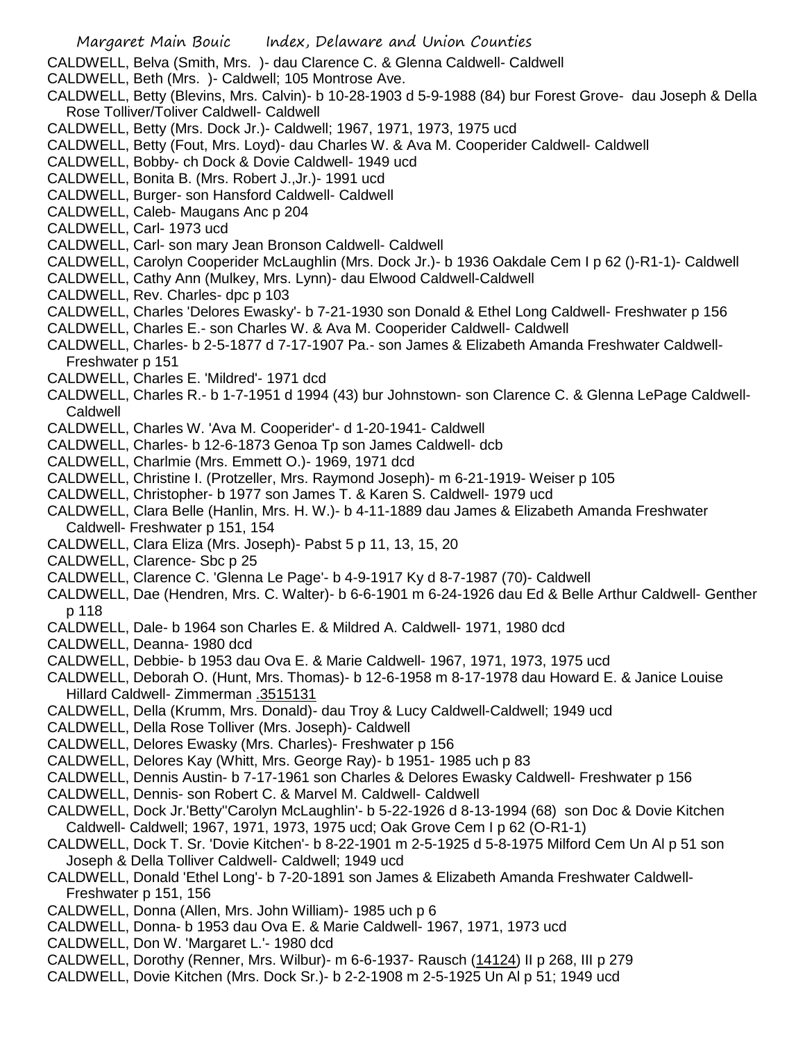CALDWELL, Belva (Smith, Mrs. )- dau Clarence C. & Glenna Caldwell- Caldwell
CALDWELL, Beth (Mrs. )- Caldwell; 105 Montrose Ave.
CALDWELL, Betty (Blevins, Mrs. Calvin)- b 10-28-1903 d 5-9-1988 (84) bur Forest Grove- dau Joseph & Della Rose Tolliver/Toliver Caldwell- Caldwell
CALDWELL, Betty (Mrs. Dock Jr.)- Caldwell; 1967, 1971, 1973, 1975 ucd
CALDWELL, Betty (Fout, Mrs. Loyd)- dau Charles W. & Ava M. Cooperider Caldwell- Caldwell
CALDWELL, Bobby- ch Dock & Dovie Caldwell- 1949 ucd
CALDWELL, Bonita B. (Mrs. Robert J.,Jr.)- 1991 ucd
CALDWELL, Burger- son Hansford Caldwell- Caldwell
CALDWELL, Caleb- Maugans Anc p 204
CALDWELL, Carl- 1973 ucd
CALDWELL, Carl- son mary Jean Bronson Caldwell- Caldwell
CALDWELL, Carolyn Cooperider McLaughlin (Mrs. Dock Jr.)- b 1936 Oakdale Cem I p 62 ()-R1-1)- Caldwell
CALDWELL, Cathy Ann (Mulkey, Mrs. Lynn)- dau Elwood Caldwell-Caldwell
CALDWELL, Rev. Charles- dpc p 103
CALDWELL, Charles 'Delores Ewasky'- b 7-21-1930 son Donald & Ethel Long Caldwell- Freshwater p 156
CALDWELL, Charles E.- son Charles W. & Ava M. Cooperider Caldwell- Caldwell
CALDWELL, Charles- b 2-5-1877 d 7-17-1907 Pa.- son James & Elizabeth Amanda Freshwater Caldwell- Freshwater p 151
CALDWELL, Charles E. 'Mildred'- 1971 dcd
CALDWELL, Charles R.- b 1-7-1951 d 1994 (43) bur Johnstown- son Clarence C. & Glenna LePage Caldwell- Caldwell
CALDWELL, Charles W. 'Ava M. Cooperider'- d 1-20-1941- Caldwell
CALDWELL, Charles- b 12-6-1873 Genoa Tp son James Caldwell- dcb
CALDWELL, Charlmie (Mrs. Emmett O.)- 1969, 1971 dcd
CALDWELL, Christine I. (Protzeller, Mrs. Raymond Joseph)- m 6-21-1919- Weiser p 105
CALDWELL, Christopher- b 1977 son James T. & Karen S. Caldwell- 1979 ucd
CALDWELL, Clara Belle (Hanlin, Mrs. H. W.)- b 4-11-1889 dau James & Elizabeth Amanda Freshwater Caldwell- Freshwater p 151, 154
CALDWELL, Clara Eliza (Mrs. Joseph)- Pabst 5 p 11, 13, 15, 20
CALDWELL, Clarence- Sbc p 25
CALDWELL, Clarence C. 'Glenna Le Page'- b 4-9-1917 Ky d 8-7-1987 (70)- Caldwell
CALDWELL, Dae (Hendren, Mrs. C. Walter)- b 6-6-1901 m 6-24-1926 dau Ed & Belle Arthur Caldwell- Genther p 118
CALDWELL, Dale- b 1964 son Charles E. & Mildred A. Caldwell- 1971, 1980 dcd
CALDWELL, Deanna- 1980 dcd
CALDWELL, Debbie- b 1953 dau Ova E. & Marie Caldwell- 1967, 1971, 1973, 1975 ucd
CALDWELL, Deborah O. (Hunt, Mrs. Thomas)- b 12-6-1958 m 8-17-1978 dau Howard E. & Janice Louise Hillard Caldwell- Zimmerman .3515131
CALDWELL, Della (Krumm, Mrs. Donald)- dau Troy & Lucy Caldwell-Caldwell; 1949 ucd
CALDWELL, Della Rose Tolliver (Mrs. Joseph)- Caldwell
CALDWELL, Delores Ewasky (Mrs. Charles)- Freshwater p 156
CALDWELL, Delores Kay (Whitt, Mrs. George Ray)- b 1951- 1985 uch p 83
CALDWELL, Dennis Austin- b 7-17-1961 son Charles & Delores Ewasky Caldwell- Freshwater p 156
CALDWELL, Dennis- son Robert C. & Marvel M. Caldwell- Caldwell
CALDWELL, Dock Jr.'Betty''Carolyn McLaughlin'- b 5-22-1926 d 8-13-1994 (68) son Doc & Dovie Kitchen Caldwell- Caldwell; 1967, 1971, 1973, 1975 ucd; Oak Grove Cem I p 62 (O-R1-1)
CALDWELL, Dock T. Sr. 'Dovie Kitchen'- b 8-22-1901 m 2-5-1925 d 5-8-1975 Milford Cem Un Al p 51 son Joseph & Della Tolliver Caldwell- Caldwell; 1949 ucd
CALDWELL, Donald 'Ethel Long'- b 7-20-1891 son James & Elizabeth Amanda Freshwater Caldwell- Freshwater p 151, 156
CALDWELL, Donna (Allen, Mrs. John William)- 1985 uch p 6
CALDWELL, Donna- b 1953 dau Ova E. & Marie Caldwell- 1967, 1971, 1973 ucd
CALDWELL, Don W. 'Margaret L.'- 1980 dcd
CALDWELL, Dorothy (Renner, Mrs. Wilbur)- m 6-6-1937- Rausch (14124) II p 268, III p 279
CALDWELL, Dovie Kitchen (Mrs. Dock Sr.)- b 2-2-1908 m 2-5-1925 Un Al p 51; 1949 ucd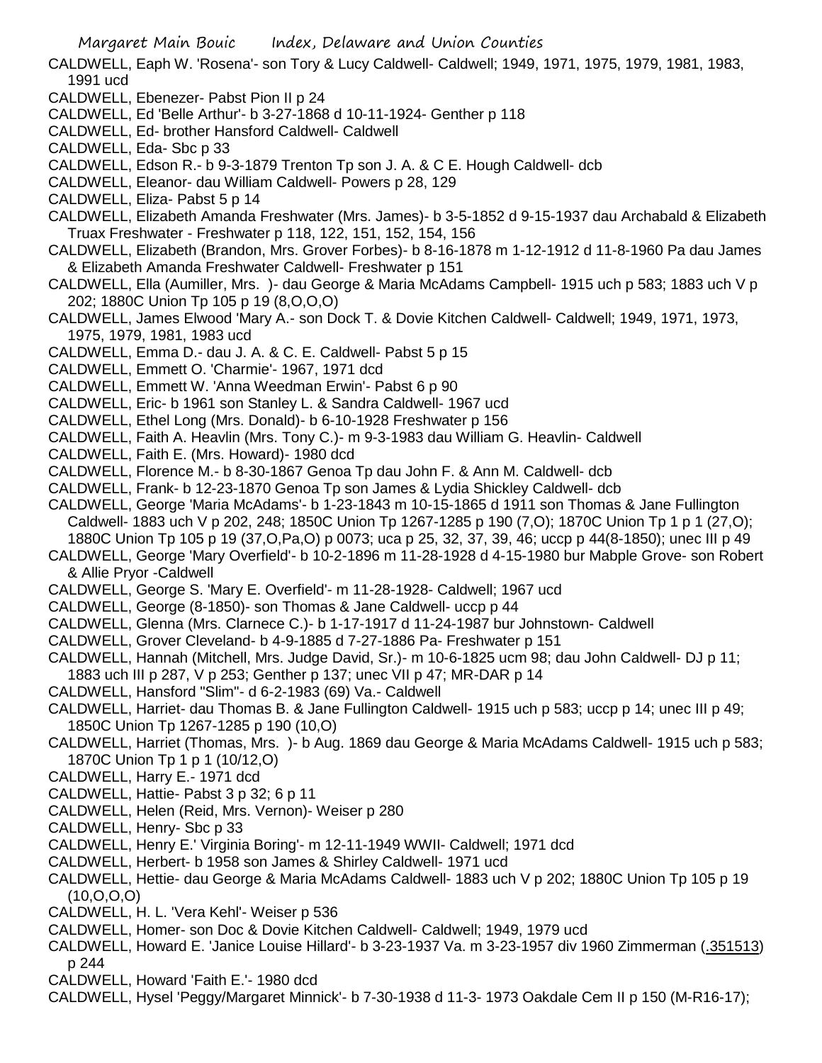CALDWELL, Eaph W. 'Rosena'- son Tory & Lucy Caldwell- Caldwell; 1949, 1971, 1975, 1979, 1981, 1983, 1991 ucd

CALDWELL, Ebenezer- Pabst Pion II p 24

CALDWELL, Ed 'Belle Arthur'- b 3-27-1868 d 10-11-1924- Genther p 118

CALDWELL, Ed- brother Hansford Caldwell- Caldwell

CALDWELL, Eda- Sbc p 33

CALDWELL, Edson R.- b 9-3-1879 Trenton Tp son J. A. & C E. Hough Caldwell- dcb

CALDWELL, Eleanor- dau William Caldwell- Powers p 28, 129

CALDWELL, Eliza- Pabst 5 p 14

CALDWELL, Elizabeth Amanda Freshwater (Mrs. James)- b 3-5-1852 d 9-15-1937 dau Archabald & Elizabeth Truax Freshwater - Freshwater p 118, 122, 151, 152, 154, 156

CALDWELL, Elizabeth (Brandon, Mrs. Grover Forbes)- b 8-16-1878 m 1-12-1912 d 11-8-1960 Pa dau James & Elizabeth Amanda Freshwater Caldwell- Freshwater p 151

CALDWELL, Ella (Aumiller, Mrs. )- dau George & Maria McAdams Campbell- 1915 uch p 583; 1883 uch V p 202; 1880C Union Tp 105 p 19 (8,O,O,O)

CALDWELL, James Elwood 'Mary A.- son Dock T. & Dovie Kitchen Caldwell- Caldwell; 1949, 1971, 1973, 1975, 1979, 1981, 1983 ucd

CALDWELL, Emma D.- dau J. A. & C. E. Caldwell- Pabst 5 p 15

CALDWELL, Emmett O. 'Charmie'- 1967, 1971 dcd

CALDWELL, Emmett W. 'Anna Weedman Erwin'- Pabst 6 p 90

CALDWELL, Eric- b 1961 son Stanley L. & Sandra Caldwell- 1967 ucd

CALDWELL, Ethel Long (Mrs. Donald)- b 6-10-1928 Freshwater p 156

CALDWELL, Faith A. Heavlin (Mrs. Tony C.)- m 9-3-1983 dau William G. Heavlin- Caldwell

CALDWELL, Faith E. (Mrs. Howard)- 1980 dcd

CALDWELL, Florence M.- b 8-30-1867 Genoa Tp dau John F. & Ann M. Caldwell- dcb

CALDWELL, Frank- b 12-23-1870 Genoa Tp son James & Lydia Shickley Caldwell- dcb

CALDWELL, George 'Maria McAdams'- b 1-23-1843 m 10-15-1865 d 1911 son Thomas & Jane Fullington Caldwell- 1883 uch V p 202, 248; 1850C Union Tp 1267-1285 p 190 (7,O); 1870C Union Tp 1 p 1 (27,O); 1880C Union Tp 105 p 19 (37,O,Pa,O) p 0073; uca p 25, 32, 37, 39, 46; uccp p 44(8-1850); unec III p 49

CALDWELL, George 'Mary Overfield'- b 10-2-1896 m 11-28-1928 d 4-15-1980 bur Mabple Grove- son Robert & Allie Pryor -Caldwell

CALDWELL, George S. 'Mary E. Overfield'- m 11-28-1928- Caldwell; 1967 ucd

CALDWELL, George (8-1850)- son Thomas & Jane Caldwell- uccp p 44

CALDWELL, Glenna (Mrs. Clarnece C.)- b 1-17-1917 d 11-24-1987 bur Johnstown- Caldwell

CALDWELL, Grover Cleveland- b 4-9-1885 d 7-27-1886 Pa- Freshwater p 151

CALDWELL, Hannah (Mitchell, Mrs. Judge David, Sr.)- m 10-6-1825 ucm 98; dau John Caldwell- DJ p 11; 1883 uch III p 287, V p 253; Genther p 137; unec VII p 47; MR-DAR p 14

CALDWELL, Hansford "Slim"- d 6-2-1983 (69) Va.- Caldwell

CALDWELL, Harriet- dau Thomas B. & Jane Fullington Caldwell- 1915 uch p 583; uccp p 14; unec III p 49; 1850C Union Tp 1267-1285 p 190 (10,O)

CALDWELL, Harriet (Thomas, Mrs. )- b Aug. 1869 dau George & Maria McAdams Caldwell- 1915 uch p 583; 1870C Union Tp 1 p 1 (10/12,O)

CALDWELL, Harry E.- 1971 dcd

CALDWELL, Hattie- Pabst 3 p 32; 6 p 11

CALDWELL, Helen (Reid, Mrs. Vernon)- Weiser p 280

CALDWELL, Henry- Sbc p 33

CALDWELL, Henry E.' Virginia Boring'- m 12-11-1949 WWII- Caldwell; 1971 dcd

CALDWELL, Herbert- b 1958 son James & Shirley Caldwell- 1971 ucd

CALDWELL, Hettie- dau George & Maria McAdams Caldwell- 1883 uch V p 202; 1880C Union Tp 105 p 19 (10,O,O,O)

CALDWELL, H. L. 'Vera Kehl'- Weiser p 536

CALDWELL, Homer- son Doc & Dovie Kitchen Caldwell- Caldwell; 1949, 1979 ucd

CALDWELL, Howard E. 'Janice Louise Hillard'- b 3-23-1937 Va. m 3-23-1957 div 1960 Zimmerman (.351513) p 244

CALDWELL, Howard 'Faith E.'- 1980 dcd

CALDWELL, Hysel 'Peggy/Margaret Minnick'- b 7-30-1938 d 11-3- 1973 Oakdale Cem II p 150 (M-R16-17);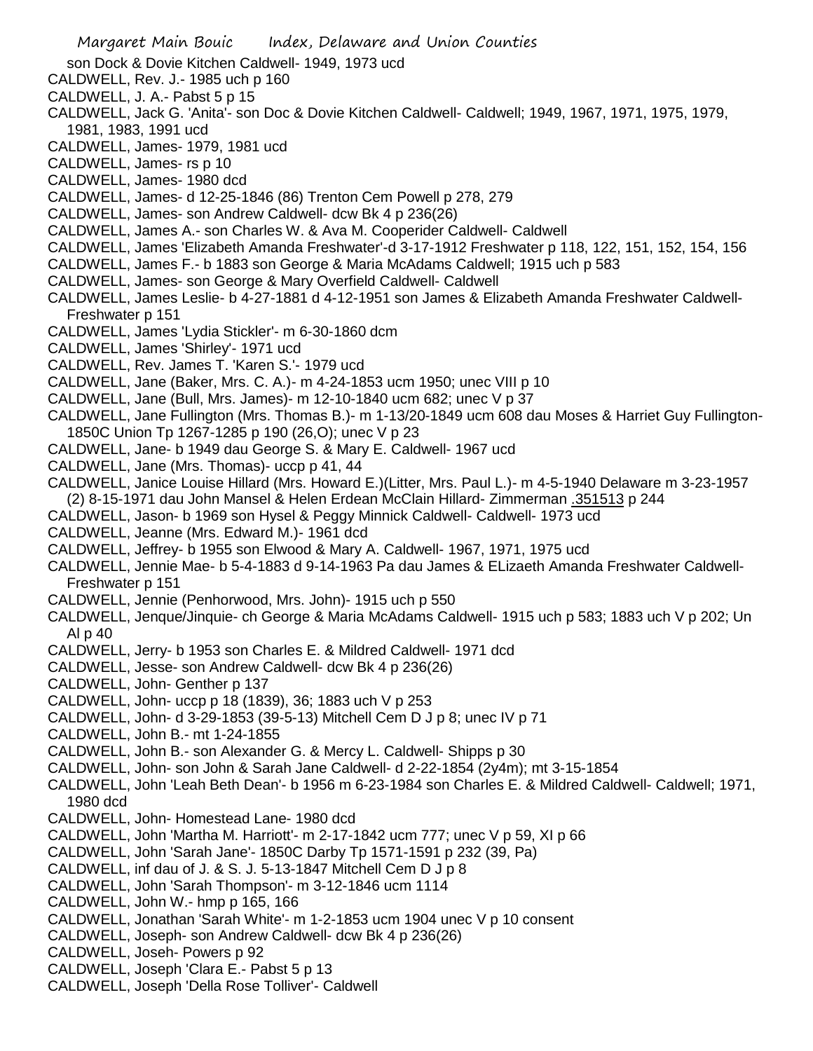son Dock & Dovie Kitchen Caldwell- 1949, 1973 ucd
CALDWELL, Rev. J.- 1985 uch p 160
CALDWELL, J. A.- Pabst 5 p 15
CALDWELL, Jack G. 'Anita'- son Doc & Dovie Kitchen Caldwell- Caldwell; 1949, 1967, 1971, 1975, 1979, 1981, 1983, 1991 ucd
CALDWELL, James- 1979, 1981 ucd
CALDWELL, James- rs p 10
CALDWELL, James- 1980 dcd
CALDWELL, James- d 12-25-1846 (86) Trenton Cem Powell p 278, 279
CALDWELL, James- son Andrew Caldwell- dcw Bk 4 p 236(26)
CALDWELL, James A.- son Charles W. & Ava M. Cooperider Caldwell- Caldwell
CALDWELL, James 'Elizabeth Amanda Freshwater'-d 3-17-1912 Freshwater p 118, 122, 151, 152, 154, 156
CALDWELL, James F.- b 1883 son George & Maria McAdams Caldwell; 1915 uch p 583
CALDWELL, James- son George & Mary Overfield Caldwell- Caldwell
CALDWELL, James Leslie- b 4-27-1881 d 4-12-1951 son James & Elizabeth Amanda Freshwater Caldwell- Freshwater p 151
CALDWELL, James 'Lydia Stickler'- m 6-30-1860 dcm
CALDWELL, James 'Shirley'- 1971 ucd
CALDWELL, Rev. James T. 'Karen S.'- 1979 ucd
CALDWELL, Jane (Baker, Mrs. C. A.)- m 4-24-1853 ucm 1950; unec VIII p 10
CALDWELL, Jane (Bull, Mrs. James)- m 12-10-1840 ucm 682; unec V p 37
CALDWELL, Jane Fullington (Mrs. Thomas B.)- m 1-13/20-1849 ucm 608 dau Moses & Harriet Guy Fullington- 1850C Union Tp 1267-1285 p 190 (26,O); unec V p 23
CALDWELL, Jane- b 1949 dau George S. & Mary E. Caldwell- 1967 ucd
CALDWELL, Jane (Mrs. Thomas)- uccp p 41, 44
CALDWELL, Janice Louise Hillard (Mrs. Howard E.)(Litter, Mrs. Paul L.)- m 4-5-1940 Delaware m 3-23-1957 (2) 8-15-1971 dau John Mansel & Helen Erdean McClain Hillard- Zimmerman .351513 p 244
CALDWELL, Jason- b 1969 son Hysel & Peggy Minnick Caldwell- Caldwell- 1973 ucd
CALDWELL, Jeanne (Mrs. Edward M.)- 1961 dcd
CALDWELL, Jeffrey- b 1955 son Elwood & Mary A. Caldwell- 1967, 1971, 1975 ucd
CALDWELL, Jennie Mae- b 5-4-1883 d 9-14-1963 Pa dau James & ELizaeth Amanda Freshwater Caldwell- Freshwater p 151
CALDWELL, Jennie (Penhorwood, Mrs. John)- 1915 uch p 550
CALDWELL, Jenque/Jinquie- ch George & Maria McAdams Caldwell- 1915 uch p 583; 1883 uch V p 202; Un Al p 40
CALDWELL, Jerry- b 1953 son Charles E. & Mildred Caldwell- 1971 dcd
CALDWELL, Jesse- son Andrew Caldwell- dcw Bk 4 p 236(26)
CALDWELL, John- Genther p 137
CALDWELL, John- uccp p 18 (1839), 36; 1883 uch V p 253
CALDWELL, John- d 3-29-1853 (39-5-13) Mitchell Cem D J p 8; unec IV p 71
CALDWELL, John B.- mt 1-24-1855
CALDWELL, John B.- son Alexander G. & Mercy L. Caldwell- Shipps p 30
CALDWELL, John- son John & Sarah Jane Caldwell- d 2-22-1854 (2y4m); mt 3-15-1854
CALDWELL, John 'Leah Beth Dean'- b 1956 m 6-23-1984 son Charles E. & Mildred Caldwell- Caldwell; 1971, 1980 dcd
CALDWELL, John- Homestead Lane- 1980 dcd
CALDWELL, John 'Martha M. Harriott'- m 2-17-1842 ucm 777; unec V p 59, XI p 66
CALDWELL, John 'Sarah Jane'- 1850C Darby Tp 1571-1591 p 232 (39, Pa)
CALDWELL, inf dau of J. & S. J. 5-13-1847 Mitchell Cem D J p 8
CALDWELL, John 'Sarah Thompson'- m 3-12-1846 ucm 1114
CALDWELL, John W.- hmp p 165, 166
CALDWELL, Jonathan 'Sarah White'- m 1-2-1853 ucm 1904 unec V p 10 consent
CALDWELL, Joseph- son Andrew Caldwell- dcw Bk 4 p 236(26)
CALDWELL, Joseh- Powers p 92
CALDWELL, Joseph 'Clara E.- Pabst 5 p 13
CALDWELL, Joseph 'Della Rose Tolliver'- Caldwell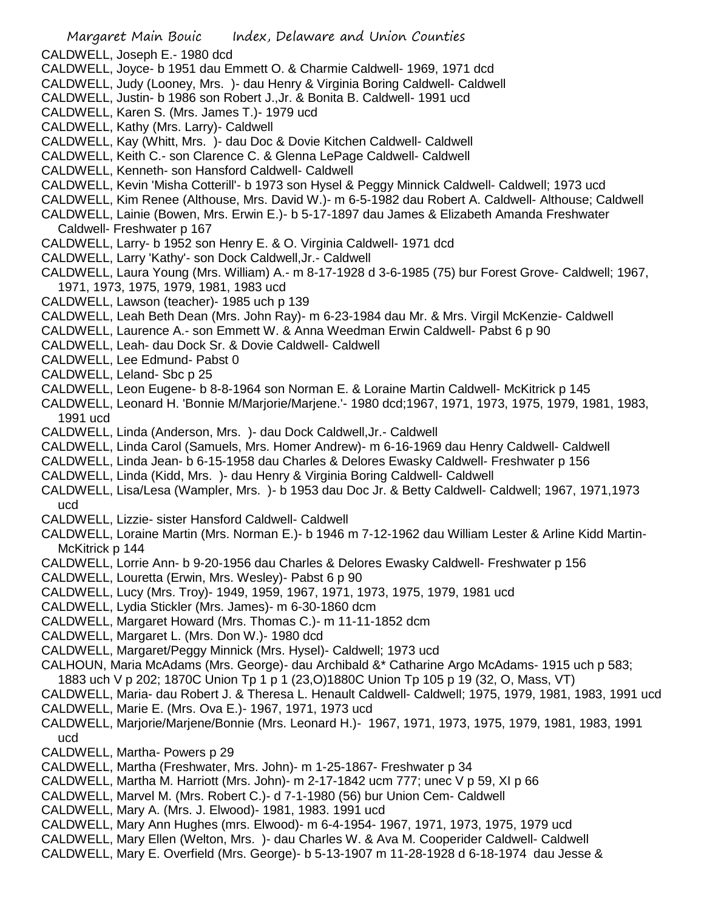CALDWELL, Joseph E.- 1980 dcd

CALDWELL, Joyce- b 1951 dau Emmett O. & Charmie Caldwell- 1969, 1971 dcd

CALDWELL, Judy (Looney, Mrs. )- dau Henry & Virginia Boring Caldwell- Caldwell

CALDWELL, Justin- b 1986 son Robert J.,Jr. & Bonita B. Caldwell- 1991 ucd

CALDWELL, Karen S. (Mrs. James T.)- 1979 ucd

CALDWELL, Kathy (Mrs. Larry)- Caldwell

CALDWELL, Kay (Whitt, Mrs. )- dau Doc & Dovie Kitchen Caldwell- Caldwell

CALDWELL, Keith C.- son Clarence C. & Glenna LePage Caldwell- Caldwell

CALDWELL, Kenneth- son Hansford Caldwell- Caldwell

CALDWELL, Kevin 'Misha Cotterill'- b 1973 son Hysel & Peggy Minnick Caldwell- Caldwell; 1973 ucd

CALDWELL, Kim Renee (Althouse, Mrs. David W.)- m 6-5-1982 dau Robert A. Caldwell- Althouse; Caldwell

CALDWELL, Lainie (Bowen, Mrs. Erwin E.)- b 5-17-1897 dau James & Elizabeth Amanda Freshwater Caldwell- Freshwater p 167

CALDWELL, Larry- b 1952 son Henry E. & O. Virginia Caldwell- 1971 dcd

CALDWELL, Larry 'Kathy'- son Dock Caldwell,Jr.- Caldwell

CALDWELL, Laura Young (Mrs. William) A.- m 8-17-1928 d 3-6-1985 (75) bur Forest Grove- Caldwell; 1967, 1971, 1973, 1975, 1979, 1981, 1983 ucd

CALDWELL, Lawson (teacher)- 1985 uch p 139

CALDWELL, Leah Beth Dean (Mrs. John Ray)- m 6-23-1984 dau Mr. & Mrs. Virgil McKenzie- Caldwell

CALDWELL, Laurence A.- son Emmett W. & Anna Weedman Erwin Caldwell- Pabst 6 p 90

CALDWELL, Leah- dau Dock Sr. & Dovie Caldwell- Caldwell

CALDWELL, Lee Edmund- Pabst 0

CALDWELL, Leland- Sbc p 25

CALDWELL, Leon Eugene- b 8-8-1964 son Norman E. & Loraine Martin Caldwell- McKitrick p 145

CALDWELL, Leonard H. 'Bonnie M/Marjorie/Marjene.'- 1980 dcd;1967, 1971, 1973, 1975, 1979, 1981, 1983, 1991 ucd

CALDWELL, Linda (Anderson, Mrs. )- dau Dock Caldwell,Jr.- Caldwell

CALDWELL, Linda Carol (Samuels, Mrs. Homer Andrew)- m 6-16-1969 dau Henry Caldwell- Caldwell

CALDWELL, Linda Jean- b 6-15-1958 dau Charles & Delores Ewasky Caldwell- Freshwater p 156

CALDWELL, Linda (Kidd, Mrs. )- dau Henry & Virginia Boring Caldwell- Caldwell

CALDWELL, Lisa/Lesa (Wampler, Mrs. )- b 1953 dau Doc Jr. & Betty Caldwell- Caldwell; 1967, 1971,1973 ucd

CALDWELL, Lizzie- sister Hansford Caldwell- Caldwell

CALDWELL, Loraine Martin (Mrs. Norman E.)- b 1946 m 7-12-1962 dau William Lester & Arline Kidd Martin- McKitrick p 144

CALDWELL, Lorrie Ann- b 9-20-1956 dau Charles & Delores Ewasky Caldwell- Freshwater p 156

CALDWELL, Louretta (Erwin, Mrs. Wesley)- Pabst 6 p 90

CALDWELL, Lucy (Mrs. Troy)- 1949, 1959, 1967, 1971, 1973, 1975, 1979, 1981 ucd

CALDWELL, Lydia Stickler (Mrs. James)- m 6-30-1860 dcm

CALDWELL, Margaret Howard (Mrs. Thomas C.)- m 11-11-1852 dcm

CALDWELL, Margaret L. (Mrs. Don W.)- 1980 dcd

CALDWELL, Margaret/Peggy Minnick (Mrs. Hysel)- Caldwell; 1973 ucd

CALHOUN, Maria McAdams (Mrs. George)- dau Archibald &* Catharine Argo McAdams- 1915 uch p 583; 1883 uch V p 202; 1870C Union Tp 1 p 1 (23,O)1880C Union Tp 105 p 19 (32, O, Mass, VT)

CALDWELL, Maria- dau Robert J. & Theresa L. Henault Caldwell- Caldwell; 1975, 1979, 1981, 1983, 1991 ucd

CALDWELL, Marie E. (Mrs. Ova E.)- 1967, 1971, 1973 ucd

CALDWELL, Marjorie/Marjene/Bonnie (Mrs. Leonard H.)- 1967, 1971, 1973, 1975, 1979, 1981, 1983, 1991 ucd

CALDWELL, Martha- Powers p 29

CALDWELL, Martha (Freshwater, Mrs. John)- m 1-25-1867- Freshwater p 34

CALDWELL, Martha M. Harriott (Mrs. John)- m 2-17-1842 ucm 777; unec V p 59, XI p 66

CALDWELL, Marvel M. (Mrs. Robert C.)- d 7-1-1980 (56) bur Union Cem- Caldwell

CALDWELL, Mary A. (Mrs. J. Elwood)- 1981, 1983. 1991 ucd

CALDWELL, Mary Ann Hughes (mrs. Elwood)- m 6-4-1954- 1967, 1971, 1973, 1975, 1979 ucd

CALDWELL, Mary Ellen (Welton, Mrs. )- dau Charles W. & Ava M. Cooperider Caldwell- Caldwell

CALDWELL, Mary E. Overfield (Mrs. George)- b 5-13-1907 m 11-28-1928 d 6-18-1974 dau Jesse &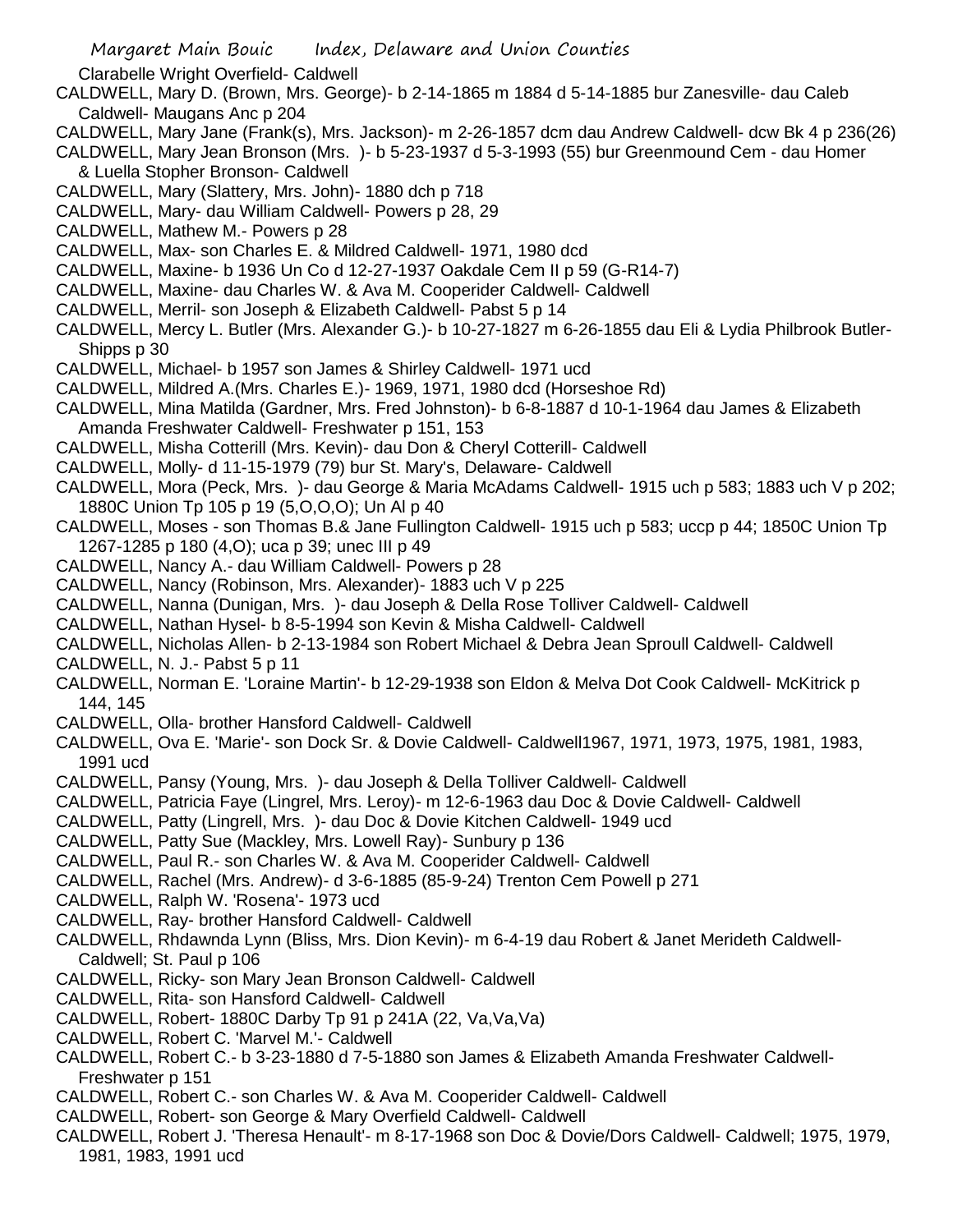Clarabelle Wright Overfield- Caldwell

CALDWELL, Mary D. (Brown, Mrs. George)- b 2-14-1865 m 1884 d 5-14-1885 bur Zanesville- dau Caleb Caldwell- Maugans Anc p 204

CALDWELL, Mary Jane (Frank(s), Mrs. Jackson)- m 2-26-1857 dcm dau Andrew Caldwell- dcw Bk 4 p 236(26)

CALDWELL, Mary Jean Bronson (Mrs. )- b 5-23-1937 d 5-3-1993 (55) bur Greenmound Cem - dau Homer & Luella Stopher Bronson- Caldwell

CALDWELL, Mary (Slattery, Mrs. John)- 1880 dch p 718

CALDWELL, Mary- dau William Caldwell- Powers p 28, 29

CALDWELL, Mathew M.- Powers p 28

CALDWELL, Max- son Charles E. & Mildred Caldwell- 1971, 1980 dcd

CALDWELL, Maxine- b 1936 Un Co d 12-27-1937 Oakdale Cem II p 59 (G-R14-7)

CALDWELL, Maxine- dau Charles W. & Ava M. Cooperider Caldwell- Caldwell

CALDWELL, Merril- son Joseph & Elizabeth Caldwell- Pabst 5 p 14

CALDWELL, Mercy L. Butler (Mrs. Alexander G.)- b 10-27-1827 m 6-26-1855 dau Eli & Lydia Philbrook Butler- Shipps p 30

CALDWELL, Michael- b 1957 son James & Shirley Caldwell- 1971 ucd

CALDWELL, Mildred A.(Mrs. Charles E.)- 1969, 1971, 1980 dcd (Horseshoe Rd)

CALDWELL, Mina Matilda (Gardner, Mrs. Fred Johnston)- b 6-8-1887 d 10-1-1964 dau James & Elizabeth Amanda Freshwater Caldwell- Freshwater p 151, 153

CALDWELL, Misha Cotterill (Mrs. Kevin)- dau Don & Cheryl Cotterill- Caldwell

CALDWELL, Molly- d 11-15-1979 (79) bur St. Mary's, Delaware- Caldwell

CALDWELL, Mora (Peck, Mrs. )- dau George & Maria McAdams Caldwell- 1915 uch p 583; 1883 uch V p 202; 1880C Union Tp 105 p 19 (5,O,O,O); Un Al p 40

CALDWELL, Moses - son Thomas B.& Jane Fullington Caldwell- 1915 uch p 583; uccp p 44; 1850C Union Tp 1267-1285 p 180 (4,O); uca p 39; unec III p 49

CALDWELL, Nancy A.- dau William Caldwell- Powers p 28

CALDWELL, Nancy (Robinson, Mrs. Alexander)- 1883 uch V p 225

CALDWELL, Nanna (Dunigan, Mrs. )- dau Joseph & Della Rose Tolliver Caldwell- Caldwell

CALDWELL, Nathan Hysel- b 8-5-1994 son Kevin & Misha Caldwell- Caldwell

CALDWELL, Nicholas Allen- b 2-13-1984 son Robert Michael & Debra Jean Sproull Caldwell- Caldwell

CALDWELL, N. J.- Pabst 5 p 11

CALDWELL, Norman E. 'Loraine Martin'- b 12-29-1938 son Eldon & Melva Dot Cook Caldwell- McKitrick p 144, 145

CALDWELL, Olla- brother Hansford Caldwell- Caldwell

CALDWELL, Ova E. 'Marie'- son Dock Sr. & Dovie Caldwell- Caldwell1967, 1971, 1973, 1975, 1981, 1983, 1991 ucd

CALDWELL, Pansy (Young, Mrs. )- dau Joseph & Della Tolliver Caldwell- Caldwell

CALDWELL, Patricia Faye (Lingrel, Mrs. Leroy)- m 12-6-1963 dau Doc & Dovie Caldwell- Caldwell

CALDWELL, Patty (Lingrell, Mrs. )- dau Doc & Dovie Kitchen Caldwell- 1949 ucd

CALDWELL, Patty Sue (Mackley, Mrs. Lowell Ray)- Sunbury p 136

CALDWELL, Paul R.- son Charles W. & Ava M. Cooperider Caldwell- Caldwell

CALDWELL, Rachel (Mrs. Andrew)- d 3-6-1885 (85-9-24) Trenton Cem Powell p 271

CALDWELL, Ralph W. 'Rosena'- 1973 ucd

CALDWELL, Ray- brother Hansford Caldwell- Caldwell

CALDWELL, Rhdawnda Lynn (Bliss, Mrs. Dion Kevin)- m 6-4-19 dau Robert & Janet Merideth Caldwell- Caldwell; St. Paul p 106

CALDWELL, Ricky- son Mary Jean Bronson Caldwell- Caldwell

CALDWELL, Rita- son Hansford Caldwell- Caldwell

CALDWELL, Robert- 1880C Darby Tp 91 p 241A (22, Va,Va,Va)

CALDWELL, Robert C. 'Marvel M.'- Caldwell

CALDWELL, Robert C.- b 3-23-1880 d 7-5-1880 son James & Elizabeth Amanda Freshwater Caldwell- Freshwater p 151

CALDWELL, Robert C.- son Charles W. & Ava M. Cooperider Caldwell- Caldwell

CALDWELL, Robert- son George & Mary Overfield Caldwell- Caldwell

CALDWELL, Robert J. 'Theresa Henault'- m 8-17-1968 son Doc & Dovie/Dors Caldwell- Caldwell; 1975, 1979, 1981, 1983, 1991 ucd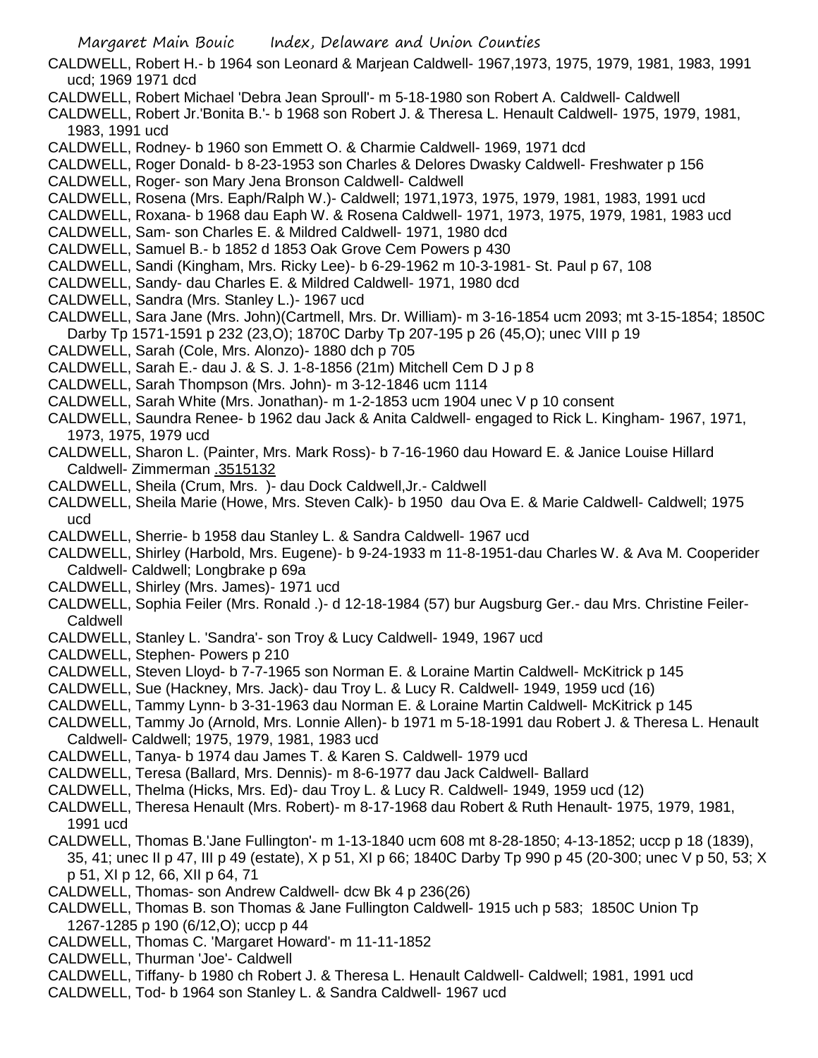CALDWELL, Robert H.- b 1964 son Leonard & Marjean Caldwell- 1967,1973, 1975, 1979, 1981, 1983, 1991 ucd; 1969 1971 dcd

CALDWELL, Robert Michael 'Debra Jean Sproull'- m 5-18-1980 son Robert A. Caldwell- Caldwell

CALDWELL, Robert Jr.'Bonita B.'- b 1968 son Robert J. & Theresa L. Henault Caldwell- 1975, 1979, 1981, 1983, 1991 ucd

CALDWELL, Rodney- b 1960 son Emmett O. & Charmie Caldwell- 1969, 1971 dcd

CALDWELL, Roger Donald- b 8-23-1953 son Charles & Delores Dwasky Caldwell- Freshwater p 156

CALDWELL, Roger- son Mary Jena Bronson Caldwell- Caldwell

CALDWELL, Rosena (Mrs. Eaph/Ralph W.)- Caldwell; 1971,1973, 1975, 1979, 1981, 1983, 1991 ucd

CALDWELL, Roxana- b 1968 dau Eaph W. & Rosena Caldwell- 1971, 1973, 1975, 1979, 1981, 1983 ucd

CALDWELL, Sam- son Charles E. & Mildred Caldwell- 1971, 1980 dcd

CALDWELL, Samuel B.- b 1852 d 1853 Oak Grove Cem Powers p 430

CALDWELL, Sandi (Kingham, Mrs. Ricky Lee)- b 6-29-1962 m 10-3-1981- St. Paul p 67, 108

CALDWELL, Sandy- dau Charles E. & Mildred Caldwell- 1971, 1980 dcd

CALDWELL, Sandra (Mrs. Stanley L.)- 1967 ucd

CALDWELL, Sara Jane (Mrs. John)(Cartmell, Mrs. Dr. William)- m 3-16-1854 ucm 2093; mt 3-15-1854; 1850C Darby Tp 1571-1591 p 232 (23,O); 1870C Darby Tp 207-195 p 26 (45,O); unec VIII p 19

CALDWELL, Sarah (Cole, Mrs. Alonzo)- 1880 dch p 705

CALDWELL, Sarah E.- dau J. & S. J. 1-8-1856 (21m) Mitchell Cem D J p 8

CALDWELL, Sarah Thompson (Mrs. John)- m 3-12-1846 ucm 1114

CALDWELL, Sarah White (Mrs. Jonathan)- m 1-2-1853 ucm 1904 unec V p 10 consent

CALDWELL, Saundra Renee- b 1962 dau Jack & Anita Caldwell- engaged to Rick L. Kingham- 1967, 1971, 1973, 1975, 1979 ucd

CALDWELL, Sharon L. (Painter, Mrs. Mark Ross)- b 7-16-1960 dau Howard E. & Janice Louise Hillard Caldwell- Zimmerman .3515132

CALDWELL, Sheila (Crum, Mrs. )- dau Dock Caldwell,Jr.- Caldwell

CALDWELL, Sheila Marie (Howe, Mrs. Steven Calk)- b 1950 dau Ova E. & Marie Caldwell- Caldwell; 1975 ucd

CALDWELL, Sherrie- b 1958 dau Stanley L. & Sandra Caldwell- 1967 ucd

CALDWELL, Shirley (Harbold, Mrs. Eugene)- b 9-24-1933 m 11-8-1951-dau Charles W. & Ava M. Cooperider Caldwell- Caldwell; Longbrake p 69a

CALDWELL, Shirley (Mrs. James)- 1971 ucd

CALDWELL, Sophia Feiler (Mrs. Ronald .)- d 12-18-1984 (57) bur Augsburg Ger.- dau Mrs. Christine Feiler- Caldwell

CALDWELL, Stanley L. 'Sandra'- son Troy & Lucy Caldwell- 1949, 1967 ucd

CALDWELL, Stephen- Powers p 210

CALDWELL, Steven Lloyd- b 7-7-1965 son Norman E. & Loraine Martin Caldwell- McKitrick p 145

CALDWELL, Sue (Hackney, Mrs. Jack)- dau Troy L. & Lucy R. Caldwell- 1949, 1959 ucd (16)

CALDWELL, Tammy Lynn- b 3-31-1963 dau Norman E. & Loraine Martin Caldwell- McKitrick p 145

CALDWELL, Tammy Jo (Arnold, Mrs. Lonnie Allen)- b 1971 m 5-18-1991 dau Robert J. & Theresa L. Henault Caldwell- Caldwell; 1975, 1979, 1981, 1983 ucd

CALDWELL, Tanya- b 1974 dau James T. & Karen S. Caldwell- 1979 ucd

CALDWELL, Teresa (Ballard, Mrs. Dennis)- m 8-6-1977 dau Jack Caldwell- Ballard

CALDWELL, Thelma (Hicks, Mrs. Ed)- dau Troy L. & Lucy R. Caldwell- 1949, 1959 ucd (12)

CALDWELL, Theresa Henault (Mrs. Robert)- m 8-17-1968 dau Robert & Ruth Henault- 1975, 1979, 1981, 1991 ucd

CALDWELL, Thomas B.'Jane Fullington'- m 1-13-1840 ucm 608 mt 8-28-1850; 4-13-1852; uccp p 18 (1839), 35, 41; unec II p 47, III p 49 (estate), X p 51, XI p 66; 1840C Darby Tp 990 p 45 (20-300; unec V p 50, 53; X p 51, XI p 12, 66, XII p 64, 71

CALDWELL, Thomas- son Andrew Caldwell- dcw Bk 4 p 236(26)

CALDWELL, Thomas B. son Thomas & Jane Fullington Caldwell- 1915 uch p 583; 1850C Union Tp 1267-1285 p 190 (6/12,O); uccp p 44

CALDWELL, Thomas C. 'Margaret Howard'- m 11-11-1852

CALDWELL, Thurman 'Joe'- Caldwell

CALDWELL, Tiffany- b 1980 ch Robert J. & Theresa L. Henault Caldwell- Caldwell; 1981, 1991 ucd

CALDWELL, Tod- b 1964 son Stanley L. & Sandra Caldwell- 1967 ucd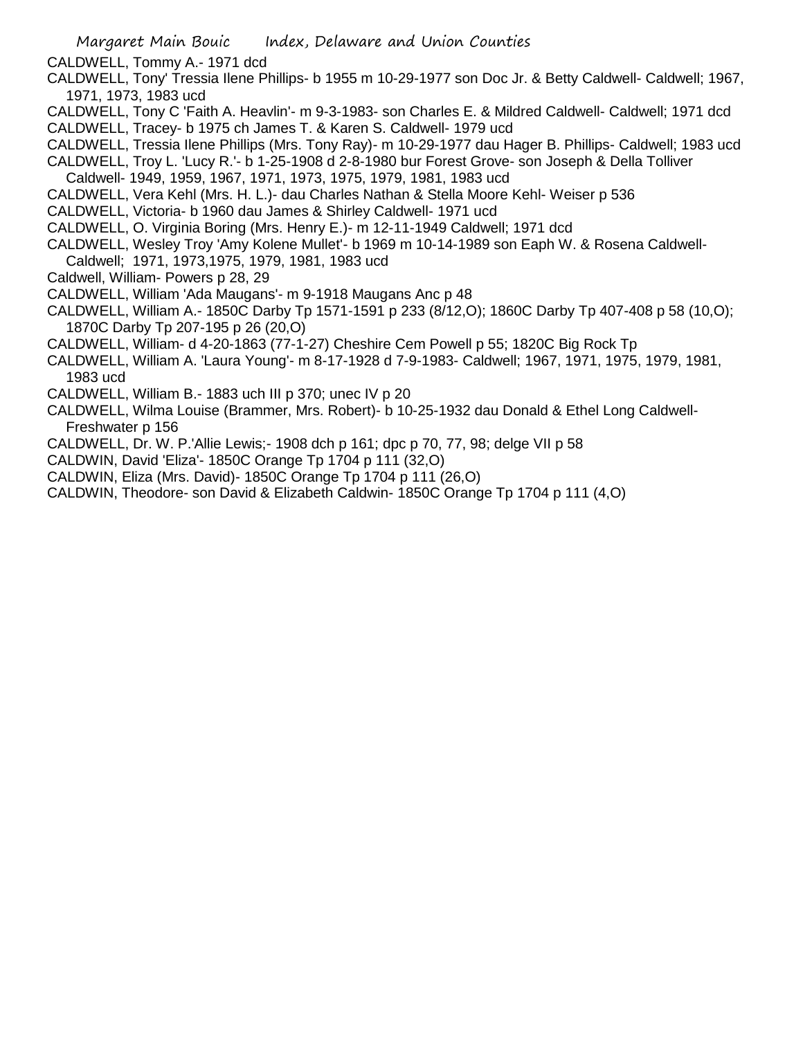CALDWELL, Tommy A.- 1971 dcd

CALDWELL, Tony' Tressia Ilene Phillips- b 1955 m 10-29-1977 son Doc Jr. & Betty Caldwell- Caldwell; 1967, 1971, 1973, 1983 ucd

CALDWELL, Tony C 'Faith A. Heavlin'- m 9-3-1983- son Charles E. & Mildred Caldwell- Caldwell; 1971 dcd

CALDWELL, Tracey- b 1975 ch James T. & Karen S. Caldwell- 1979 ucd

CALDWELL, Tressia Ilene Phillips (Mrs. Tony Ray)- m 10-29-1977 dau Hager B. Phillips- Caldwell; 1983 ucd

CALDWELL, Troy L. 'Lucy R.'- b 1-25-1908 d 2-8-1980 bur Forest Grove- son Joseph & Della Tolliver Caldwell- 1949, 1959, 1967, 1971, 1973, 1975, 1979, 1981, 1983 ucd

CALDWELL, Vera Kehl (Mrs. H. L.)- dau Charles Nathan & Stella Moore Kehl- Weiser p 536

CALDWELL, Victoria- b 1960 dau James & Shirley Caldwell- 1971 ucd

CALDWELL, O. Virginia Boring (Mrs. Henry E.)- m 12-11-1949 Caldwell; 1971 dcd

CALDWELL, Wesley Troy 'Amy Kolene Mullet'- b 1969 m 10-14-1989 son Eaph W. & Rosena Caldwell- Caldwell; 1971, 1973,1975, 1979, 1981, 1983 ucd

Caldwell, William- Powers p 28, 29

CALDWELL, William 'Ada Maugans'- m 9-1918 Maugans Anc p 48

CALDWELL, William A.- 1850C Darby Tp 1571-1591 p 233 (8/12,O); 1860C Darby Tp 407-408 p 58 (10,O); 1870C Darby Tp 207-195 p 26 (20,O)

CALDWELL, William- d 4-20-1863 (77-1-27) Cheshire Cem Powell p 55; 1820C Big Rock Tp

CALDWELL, William A. 'Laura Young'- m 8-17-1928 d 7-9-1983- Caldwell; 1967, 1971, 1975, 1979, 1981, 1983 ucd

CALDWELL, William B.- 1883 uch III p 370; unec IV p 20

CALDWELL, Wilma Louise (Brammer, Mrs. Robert)- b 10-25-1932 dau Donald & Ethel Long Caldwell- Freshwater p 156

CALDWELL, Dr. W. P.'Allie Lewis;- 1908 dch p 161; dpc p 70, 77, 98; delge VII p 58

CALDWIN, David 'Eliza'- 1850C Orange Tp 1704 p 111 (32,O)

CALDWIN, Eliza (Mrs. David)- 1850C Orange Tp 1704 p 111 (26,O)

CALDWIN, Theodore- son David & Elizabeth Caldwin- 1850C Orange Tp 1704 p 111 (4,O)